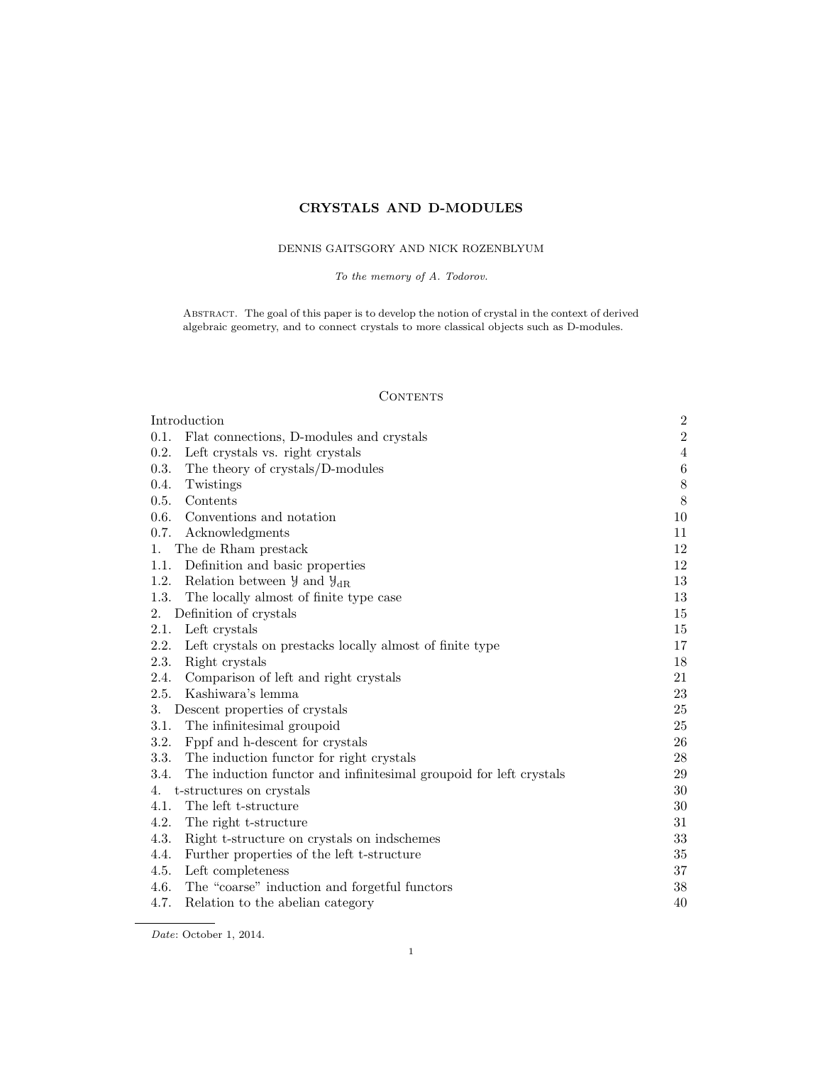# CRYSTALS AND D-MODULES

DENNIS GAITSGORY AND NICK ROZENBLYUM

*To the memory of A. Todorov.*

Abstract. The goal of this paper is to develop the notion of crystal in the context of derived algebraic geometry, and to connect crystals to more classical objects such as D-modules.

## Contents

| | |
|---|---|
| Introduction | 2 |
| 0.1. Flat connections, D-modules and crystals | 2 |
| 0.2. Left crystals vs. right crystals | 4 |
| 0.3. The theory of crystals/D-modules | 6 |
| 0.4. Twistings | 8 |
| 0.5. Contents | 8 |
| 0.6. Conventions and notation | 10 |
| 0.7. Acknowledgments | 11 |
| 1. The de Rham prestack | 12 |
| 1.1. Definition and basic properties | 12 |
| 1.2. Relation between $\mathcal{Y}$ and $\mathcal{Y}_{\mathrm{dR}}$ | 13 |
| 1.3. The locally almost of finite type case | 13 |
| 2. Definition of crystals | 15 |
| 2.1. Left crystals | 15 |
| 2.2. Left crystals on prestacks locally almost of finite type | 17 |
| 2.3. Right crystals | 18 |
| 2.4. Comparison of left and right crystals | 21 |
| 2.5. Kashiwara's lemma | 23 |
| 3. Descent properties of crystals | 25 |
| 3.1. The infinitesimal groupoid | 25 |
| 3.2. Fppf and h-descent for crystals | 26 |
| 3.3. The induction functor for right crystals | 28 |
| 3.4. The induction functor and infinitesimal groupoid for left crystals | 29 |
| 4. t-structures on crystals | 30 |
| 4.1. The left t-structure | 30 |
| 4.2. The right t-structure | 31 |
| 4.3. Right t-structure on crystals on indschemes | 33 |
| 4.4. Further properties of the left t-structure | 35 |
| 4.5. Left completeness | 37 |
| 4.6. The "coarse" induction and forgetful functors | 38 |
| 4.7. Relation to the abelian category | 40 |

*Date*: October 1, 2014.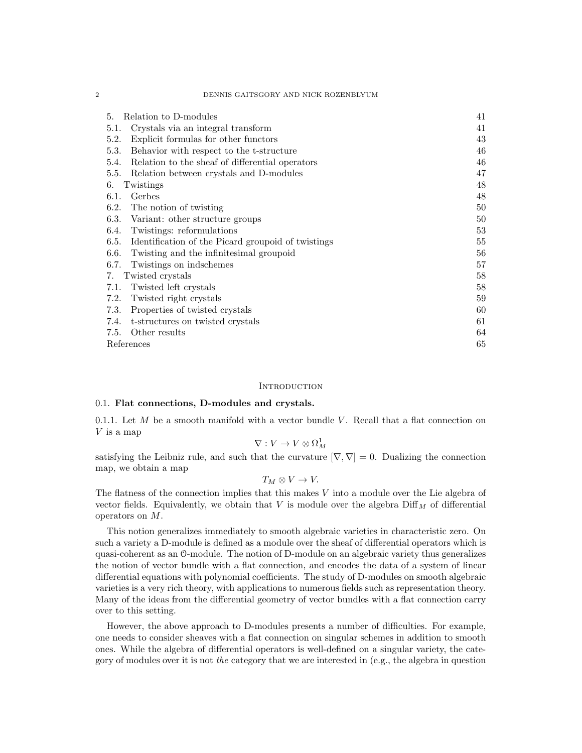| | |
|---|---|
| 5. Relation to D-modules | 41 |
| 5.1. Crystals via an integral transform | 41 |
| 5.2. Explicit formulas for other functors | 43 |
| 5.3. Behavior with respect to the t-structure | 46 |
| 5.4. Relation to the sheaf of differential operators | 46 |
| 5.5. Relation between crystals and D-modules | 47 |
| 6. Twistings | 48 |
| 6.1. Gerbes | 48 |
| 6.2. The notion of twisting | 50 |
| 6.3. Variant: other structure groups | 50 |
| 6.4. Twistings: reformulations | 53 |
| 6.5. Identification of the Picard groupoid of twistings | 55 |
| 6.6. Twisting and the infinitesimal groupoid | 56 |
| 6.7. Twistings on indschemes | 57 |
| 7. Twisted crystals | 58 |
| 7.1. Twisted left crystals | 58 |
| 7.2. Twisted right crystals | 59 |
| 7.3. Properties of twisted crystals | 60 |
| 7.4. t-structures on twisted crystals | 61 |
| 7.5. Other results | 64 |
| References | 65 |

# Introduction

## 0.1. **Flat connections, D-modules and crystals.**

0.1.1. Let $M$ be a smooth manifold with a vector bundle $V$. Recall that a flat connection on $V$ is a map

$$\nabla : V \to V \otimes \Omega^1_M$$

satisfying the Leibniz rule, and such that the curvature $[\nabla, \nabla] = 0$. Dualizing the connection map, we obtain a map

$$T_M \otimes V \to V.$$

The flatness of the connection implies that this makes $V$ into a module over the Lie algebra of vector fields. Equivalently, we obtain that $V$ is module over the algebra $\mathrm{Diff}_M$ of differential operators on $M$.

This notion generalizes immediately to smooth algebraic varieties in characteristic zero. On such a variety a D-module is defined as a module over the sheaf of differential operators which is quasi-coherent as an $\mathcal{O}$-module. The notion of D-module on an algebraic variety thus generalizes the notion of vector bundle with a flat connection, and encodes the data of a system of linear differential equations with polynomial coefficients. The study of D-modules on smooth algebraic varieties is a very rich theory, with applications to numerous fields such as representation theory. Many of the ideas from the differential geometry of vector bundles with a flat connection carry over to this setting.

However, the above approach to D-modules presents a number of difficulties. For example, one needs to consider sheaves with a flat connection on singular schemes in addition to smooth ones. While the algebra of differential operators is well-defined on a singular variety, the category of modules over it is not *the* category that we are interested in (e.g., the algebra in question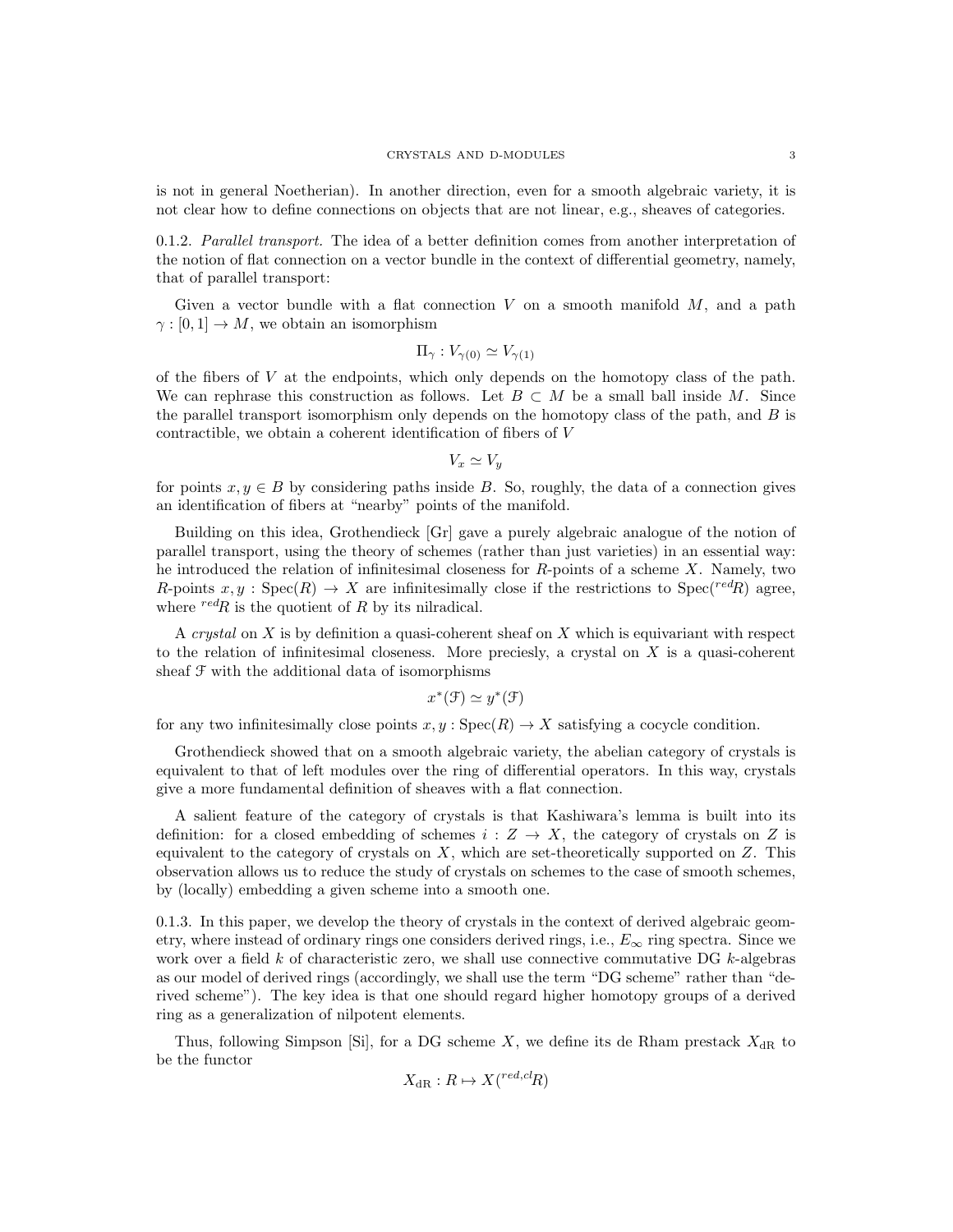is not in general Noetherian). In another direction, even for a smooth algebraic variety, it is not clear how to define connections on objects that are not linear, e.g., sheaves of categories.

0.1.2. *Parallel transport.* The idea of a better definition comes from another interpretation of the notion of flat connection on a vector bundle in the context of differential geometry, namely, that of parallel transport:

Given a vector bundle with a flat connection $V$ on a smooth manifold $M$, and a path $\gamma : [0, 1] \to M$, we obtain an isomorphism

$$\Pi_\gamma : V_{\gamma(0)} \simeq V_{\gamma(1)}$$

of the fibers of $V$ at the endpoints, which only depends on the homotopy class of the path. We can rephrase this construction as follows. Let $B \subset M$ be a small ball inside $M$. Since the parallel transport isomorphism only depends on the homotopy class of the path, and $B$ is contractible, we obtain a coherent identification of fibers of $V$

$$V_x \simeq V_y$$

for points $x, y \in B$ by considering paths inside $B$. So, roughly, the data of a connection gives an identification of fibers at "nearby" points of the manifold.

Building on this idea, Grothendieck [Gr] gave a purely algebraic analogue of the notion of parallel transport, using the theory of schemes (rather than just varieties) in an essential way: he introduced the relation of infinitesimal closeness for $R$-points of a scheme $X$. Namely, two $R$-points $x, y : \operatorname{Spec}(R) \to X$ are infinitesimally close if the restrictions to $\operatorname{Spec}({}^{red}R)$ agree, where ${}^{red}R$ is the quotient of $R$ by its nilradical.

A *crystal* on $X$ is by definition a quasi-coherent sheaf on $X$ which is equivariant with respect to the relation of infinitesimal closeness. More preciesly, a crystal on $X$ is a quasi-coherent sheaf $\mathcal{F}$ with the additional data of isomorphisms

$$x^*(\mathcal{F}) \simeq y^*(\mathcal{F})$$

for any two infinitesimally close points $x, y : \operatorname{Spec}(R) \to X$ satisfying a cocycle condition.

Grothendieck showed that on a smooth algebraic variety, the abelian category of crystals is equivalent to that of left modules over the ring of differential operators. In this way, crystals give a more fundamental definition of sheaves with a flat connection.

A salient feature of the category of crystals is that Kashiwara's lemma is built into its definition: for a closed embedding of schemes $i : Z \to X$, the category of crystals on $Z$ is equivalent to the category of crystals on $X$, which are set-theoretically supported on $Z$. This observation allows us to reduce the study of crystals on schemes to the case of smooth schemes, by (locally) embedding a given scheme into a smooth one.

0.1.3. In this paper, we develop the theory of crystals in the context of derived algebraic geometry, where instead of ordinary rings one considers derived rings, i.e., $E_\infty$ ring spectra. Since we work over a field $k$ of characteristic zero, we shall use connective commutative DG $k$-algebras as our model of derived rings (accordingly, we shall use the term "DG scheme" rather than "derived scheme"). The key idea is that one should regard higher homotopy groups of a derived ring as a generalization of nilpotent elements.

Thus, following Simpson [Si], for a DG scheme $X$, we define its de Rham prestack $X_{\mathrm{dR}}$ to be the functor

$$X_{\mathrm{dR}} : R \mapsto X({}^{red,cl}R)$$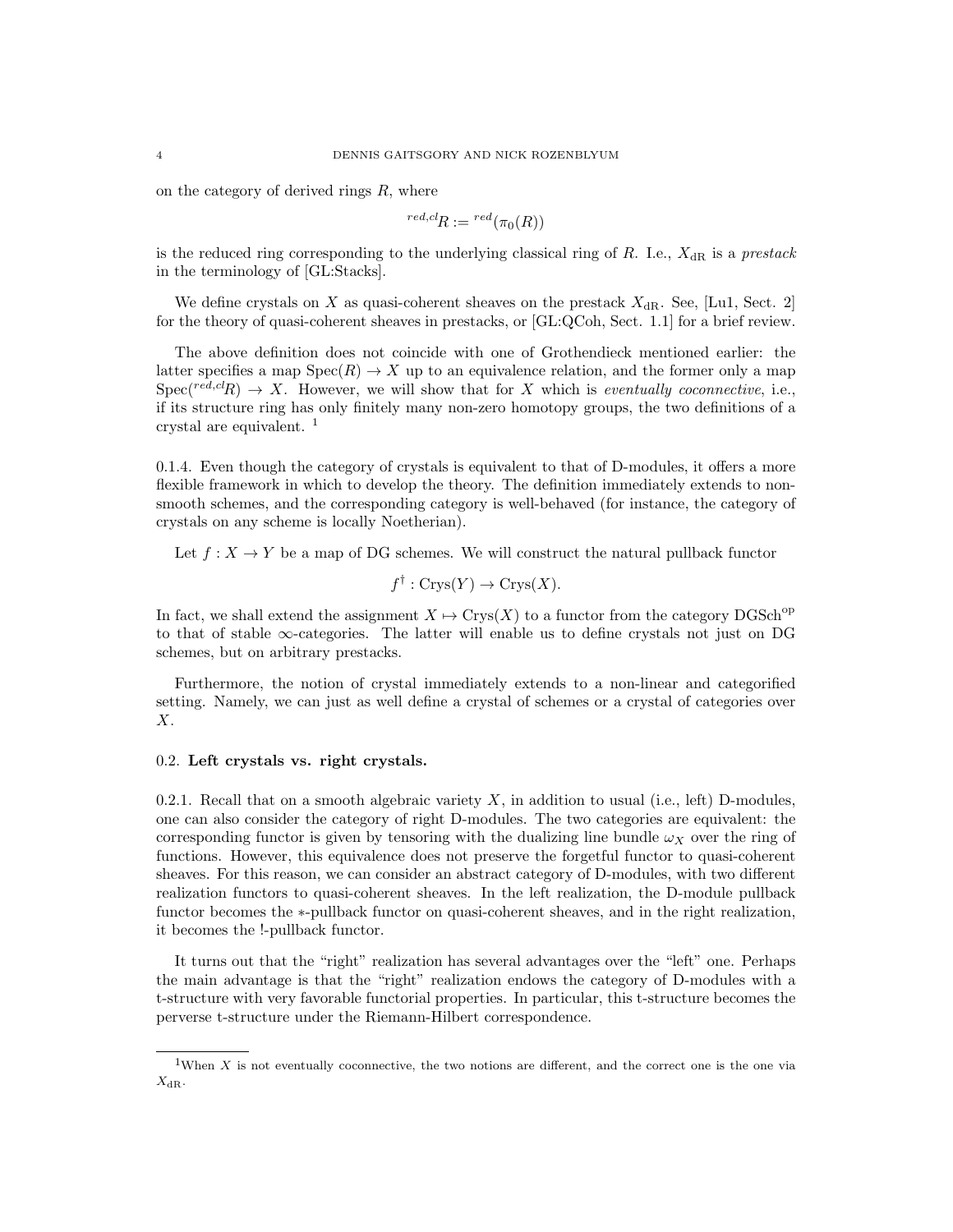on the category of derived rings $R$, where

$$^{red,cl}R := {}^{red}(\pi_0(R))$$

is the reduced ring corresponding to the underlying classical ring of $R$. I.e., $X_{\mathrm{dR}}$ is a *prestack* in the terminology of [GL:Stacks].

We define crystals on $X$ as quasi-coherent sheaves on the prestack $X_{\mathrm{dR}}$. See, [Lu1, Sect. 2] for the theory of quasi-coherent sheaves in prestacks, or [GL:QCoh, Sect. 1.1] for a brief review.

The above definition does not coincide with one of Grothendieck mentioned earlier: the latter specifies a map $\mathrm{Spec}(R) \to X$ up to an equivalence relation, and the former only a map $\mathrm{Spec}({}^{red,cl}R) \to X$. However, we will show that for $X$ which is *eventually coconnective*, i.e., if its structure ring has only finitely many non-zero homotopy groups, the two definitions of a crystal are equivalent. [1]

0.1.4. Even though the category of crystals is equivalent to that of D-modules, it offers a more flexible framework in which to develop the theory. The definition immediately extends to non-smooth schemes, and the corresponding category is well-behaved (for instance, the category of crystals on any scheme is locally Noetherian).

Let $f : X \to Y$ be a map of DG schemes. We will construct the natural pullback functor

$$f^\dagger : \mathrm{Crys}(Y) \to \mathrm{Crys}(X).$$

In fact, we shall extend the assignment $X \mapsto \mathrm{Crys}(X)$ to a functor from the category $\mathrm{DGSch}^{\mathrm{op}}$ to that of stable $\infty$-categories. The latter will enable us to define crystals not just on DG schemes, but on arbitrary prestacks.

Furthermore, the notion of crystal immediately extends to a non-linear and categorified setting. Namely, we can just as well define a crystal of schemes or a crystal of categories over $X$.

## 0.2. Left crystals vs. right crystals.

0.2.1. Recall that on a smooth algebraic variety $X$, in addition to usual (i.e., left) D-modules, one can also consider the category of right D-modules. The two categories are equivalent: the corresponding functor is given by tensoring with the dualizing line bundle $\omega_X$ over the ring of functions. However, this equivalence does not preserve the forgetful functor to quasi-coherent sheaves. For this reason, we can consider an abstract category of D-modules, with two different realization functors to quasi-coherent sheaves. In the left realization, the D-module pullback functor becomes the $*$-pullback functor on quasi-coherent sheaves, and in the right realization, it becomes the !-pullback functor.

It turns out that the "right" realization has several advantages over the "left" one. Perhaps the main advantage is that the "right" realization endows the category of D-modules with a t-structure with very favorable functorial properties. In particular, this t-structure becomes the perverse t-structure under the Riemann-Hilbert correspondence.

[1] When $X$ is not eventually coconnective, the two notions are different, and the correct one is the one via $X_{\mathrm{dR}}$.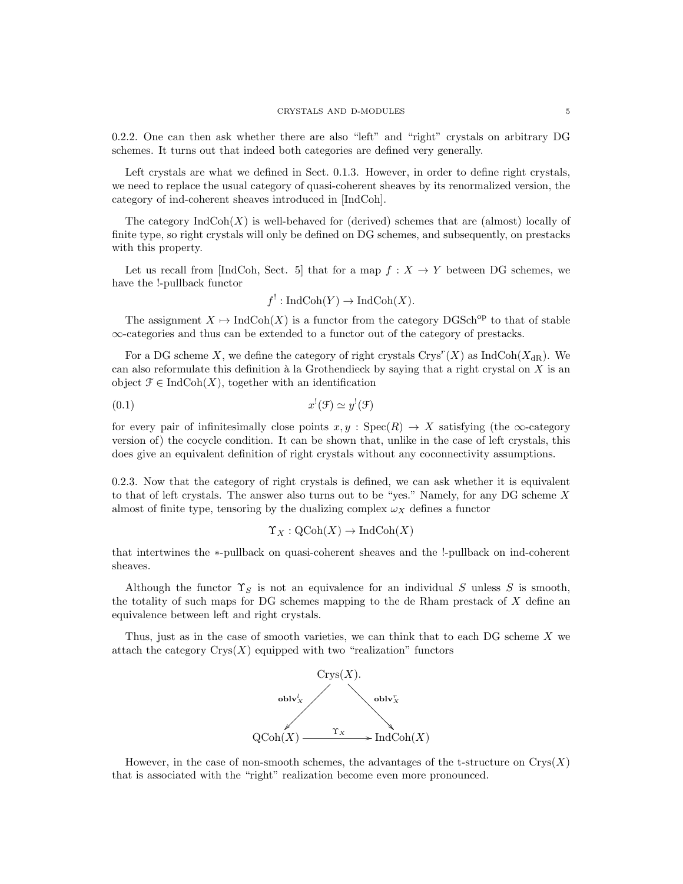0.2.2. One can then ask whether there are also "left" and "right" crystals on arbitrary DG schemes. It turns out that indeed both categories are defined very generally.

Left crystals are what we defined in Sect. 0.1.3. However, in order to define right crystals, we need to replace the usual category of quasi-coherent sheaves by its renormalized version, the category of ind-coherent sheaves introduced in [IndCoh].

The category $\mathrm{IndCoh}(X)$ is well-behaved for (derived) schemes that are (almost) locally of finite type, so right crystals will only be defined on DG schemes, and subsequently, on prestacks with this property.

Let us recall from [IndCoh, Sect. 5] that for a map $f : X \to Y$ between DG schemes, we have the !-pullback functor

$$f^! : \mathrm{IndCoh}(Y) \to \mathrm{IndCoh}(X).$$

The assignment $X \mapsto \mathrm{IndCoh}(X)$ is a functor from the category $\mathrm{DGSch}^{\mathrm{op}}$ to that of stable $\infty$-categories and thus can be extended to a functor out of the category of prestacks.

For a DG scheme $X$, we define the category of right crystals $\mathrm{Crys}^r(X)$ as $\mathrm{IndCoh}(X_{\mathrm{dR}})$. We can also reformulate this definition à la Grothendieck by saying that a right crystal on $X$ is an object $\mathcal{F} \in \mathrm{IndCoh}(X)$, together with an identification

$$x^!(\mathcal{F}) \simeq y^!(\mathcal{F}) \tag{0.1}$$

for every pair of infinitesimally close points $x, y : \mathrm{Spec}(R) \to X$ satisfying (the $\infty$-category version of) the cocycle condition. It can be shown that, unlike in the case of left crystals, this does give an equivalent definition of right crystals without any coconnectivity assumptions.

0.2.3. Now that the category of right crystals is defined, we can ask whether it is equivalent to that of left crystals. The answer also turns out to be "yes." Namely, for any DG scheme $X$ almost of finite type, tensoring by the dualizing complex $\omega_X$ defines a functor

$$\Upsilon_X : \mathrm{QCoh}(X) \to \mathrm{IndCoh}(X)$$

that intertwines the $*$-pullback on quasi-coherent sheaves and the !-pullback on ind-coherent sheaves.

Although the functor $\Upsilon_S$ is not an equivalence for an individual $S$ unless $S$ is smooth, the totality of such maps for DG schemes mapping to the de Rham prestack of $X$ define an equivalence between left and right crystals.

Thus, just as in the case of smooth varieties, we can think that to each DG scheme $X$ we attach the category $\mathrm{Crys}(X)$ equipped with two "realization" functors

$$\begin{array}{ccc} & \mathrm{Crys}(X). & \\ {\scriptstyle \mathbf{oblv}^l_X} \swarrow & & \searrow {\scriptstyle \mathbf{oblv}^r_X} \\ \mathrm{QCoh}(X) & \xrightarrow{\Upsilon_X} & \mathrm{IndCoh}(X) \end{array}$$

However, in the case of non-smooth schemes, the advantages of the t-structure on $\mathrm{Crys}(X)$ that is associated with the "right" realization become even more pronounced.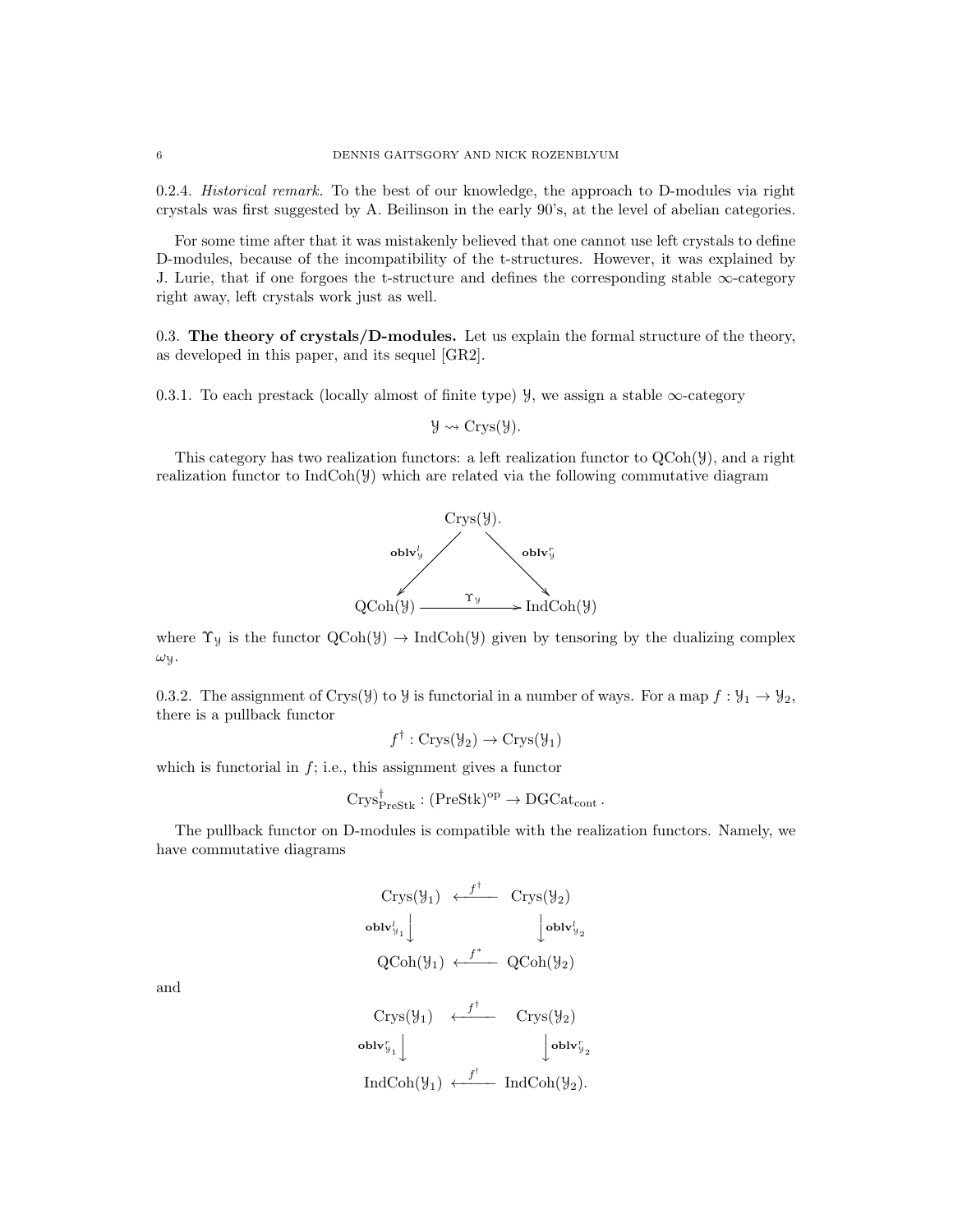0.2.4. *Historical remark.* To the best of our knowledge, the approach to D-modules via right crystals was first suggested by A. Beilinson in the early 90's, at the level of abelian categories.

For some time after that it was mistakenly believed that one cannot use left crystals to define D-modules, because of the incompatibility of the t-structures. However, it was explained by J. Lurie, that if one forgoes the t-structure and defines the corresponding stable $\infty$-category right away, left crystals work just as well.

**0.3. The theory of crystals/D-modules.** Let us explain the formal structure of the theory, as developed in this paper, and its sequel [GR2].

0.3.1. To each prestack (locally almost of finite type) $\mathcal{Y}$, we assign a stable $\infty$-category

$$\mathcal{Y} \rightsquigarrow \mathrm{Crys}(\mathcal{Y}).$$

This category has two realization functors: a left realization functor to $\mathrm{QCoh}(\mathcal{Y})$, and a right realization functor to $\mathrm{IndCoh}(\mathcal{Y})$ which are related via the following commutative diagram

$$\begin{array}{ccc} & \mathrm{Crys}(\mathcal{Y}). & \\ \swarrow^{\mathbf{oblv}^l_{\mathcal{Y}}} & & \searrow^{\mathbf{oblv}^r_{\mathcal{Y}}} \\ \mathrm{QCoh}(\mathcal{Y}) & \xrightarrow{\Upsilon_{\mathcal{Y}}} & \mathrm{IndCoh}(\mathcal{Y}) \end{array}$$

where $\Upsilon_{\mathcal{Y}}$ is the functor $\mathrm{QCoh}(\mathcal{Y}) \to \mathrm{IndCoh}(\mathcal{Y})$ given by tensoring by the dualizing complex $\omega_{\mathcal{Y}}$.

0.3.2. The assignment of $\mathrm{Crys}(\mathcal{Y})$ to $\mathcal{Y}$ is functorial in a number of ways. For a map $f : \mathcal{Y}_1 \to \mathcal{Y}_2$, there is a pullback functor

$$f^\dagger : \mathrm{Crys}(\mathcal{Y}_2) \to \mathrm{Crys}(\mathcal{Y}_1)$$

which is functorial in $f$; i.e., this assignment gives a functor

$$\mathrm{Crys}^\dagger_{\mathrm{PreStk}} : (\mathrm{PreStk})^{\mathrm{op}} \to \mathrm{DGCat}_{\mathrm{cont}}.$$

The pullback functor on D-modules is compatible with the realization functors. Namely, we have commutative diagrams

$$\begin{array}{ccc} \mathrm{Crys}(\mathcal{Y}_1) & \xleftarrow{f^\dagger} & \mathrm{Crys}(\mathcal{Y}_2) \\ \Big\downarrow{\scriptstyle \mathbf{oblv}^l_{\mathcal{Y}_1}} & & \Big\downarrow{\scriptstyle \mathbf{oblv}^l_{\mathcal{Y}_2}} \\ \mathrm{QCoh}(\mathcal{Y}_1) & \xleftarrow{f^*} & \mathrm{QCoh}(\mathcal{Y}_2) \end{array}$$

and

$$\begin{array}{ccc} \mathrm{Crys}(\mathcal{Y}_1) & \xleftarrow{f^\dagger} & \mathrm{Crys}(\mathcal{Y}_2) \\ \Big\downarrow{\scriptstyle \mathbf{oblv}^r_{\mathcal{Y}_1}} & & \Big\downarrow{\scriptstyle \mathbf{oblv}^r_{\mathcal{Y}_2}} \\ \mathrm{IndCoh}(\mathcal{Y}_1) & \xleftarrow{f^!} & \mathrm{IndCoh}(\mathcal{Y}_2). \end{array}$$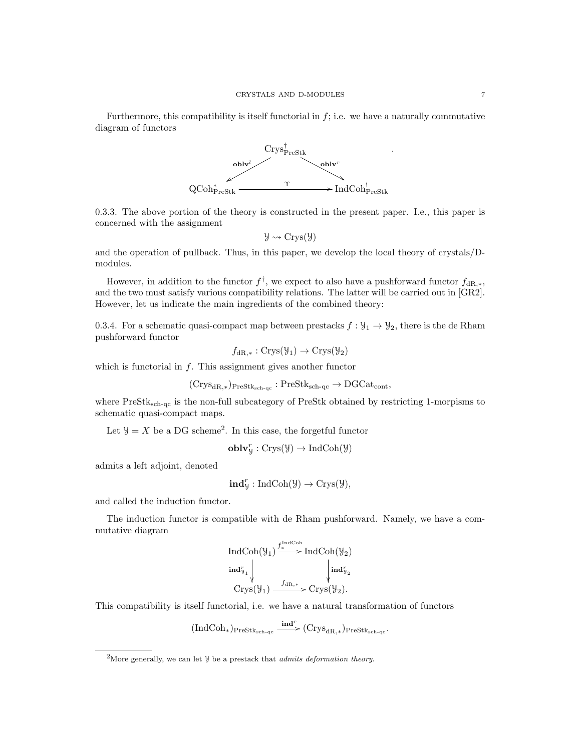Furthermore, this compatibility is itself functorial in $f$; i.e. we have a naturally commutative diagram of functors

$$
\begin{array}{ccc}
 & \mathrm{Crys}^{\dagger}_{\mathrm{PreStk}} & \\
\swarrow^{\mathbf{oblv}^l} & & \searrow^{\mathbf{oblv}^r} \\
\mathrm{QCoh}^*_{\mathrm{PreStk}} & \xrightarrow{\quad \Upsilon \quad} & \mathrm{IndCoh}^!_{\mathrm{PreStk}}
\end{array}.
$$

0.3.3. The above portion of the theory is constructed in the present paper. I.e., this paper is concerned with the assignment

$$\mathcal{Y} \rightsquigarrow \mathrm{Crys}(\mathcal{Y})$$

and the operation of pullback. Thus, in this paper, we develop the local theory of crystals/D-modules.

However, in addition to the functor $f^\dagger$, we expect to also have a pushforward functor $f_{\mathrm{dR},*}$, and the two must satisfy various compatibility relations. The latter will be carried out in [GR2]. However, let us indicate the main ingredients of the combined theory:

0.3.4. For a schematic quasi-compact map between prestacks $f : \mathcal{Y}_1 \to \mathcal{Y}_2$, there is the de Rham pushforward functor

$$f_{\mathrm{dR},*} : \mathrm{Crys}(\mathcal{Y}_1) \to \mathrm{Crys}(\mathcal{Y}_2)$$

which is functorial in $f$. This assignment gives another functor

$$(\mathrm{Crys}_{\mathrm{dR},*})_{\mathrm{PreStk}_{\text{sch-qc}}} : \mathrm{PreStk}_{\text{sch-qc}} \to \mathrm{DGCat}_{\mathrm{cont}},$$

where $\mathrm{PreStk}_{\text{sch-qc}}$ is the non-full subcategory of PreStk obtained by restricting 1-morpisms to schematic quasi-compact maps.

Let $\mathcal{Y} = X$ be a DG scheme[2]. In this case, the forgetful functor

$$\mathbf{oblv}^r_{\mathcal{Y}} : \mathrm{Crys}(\mathcal{Y}) \to \mathrm{IndCoh}(\mathcal{Y})$$

admits a left adjoint, denoted

$$\mathbf{ind}^r_{\mathcal{Y}} : \mathrm{IndCoh}(\mathcal{Y}) \to \mathrm{Crys}(\mathcal{Y}),$$

and called the induction functor.

The induction functor is compatible with de Rham pushforward. Namely, we have a commutative diagram

$$
\begin{array}{ccc}
\mathrm{IndCoh}(\mathcal{Y}_1) & \xrightarrow{f^{\mathrm{IndCoh}}_*} & \mathrm{IndCoh}(\mathcal{Y}_2) \\
\downarrow{\scriptstyle \mathbf{ind}^r_{\mathcal{Y}_1}} & & \downarrow{\scriptstyle \mathbf{ind}^r_{\mathcal{Y}_2}} \\
\mathrm{Crys}(\mathcal{Y}_1) & \xrightarrow{f_{\mathrm{dR},*}} & \mathrm{Crys}(\mathcal{Y}_2).
\end{array}
$$

This compatibility is itself functorial, i.e. we have a natural transformation of functors

$$(\mathrm{IndCoh}_*)_{\mathrm{PreStk}_{\text{sch-qc}}} \xrightarrow{\mathbf{ind}^r} (\mathrm{Crys}_{\mathrm{dR},*})_{\mathrm{PreStk}_{\text{sch-qc}}}.$$

---

[2] More generally, we can let $\mathcal{Y}$ be a prestack that *admits deformation theory*.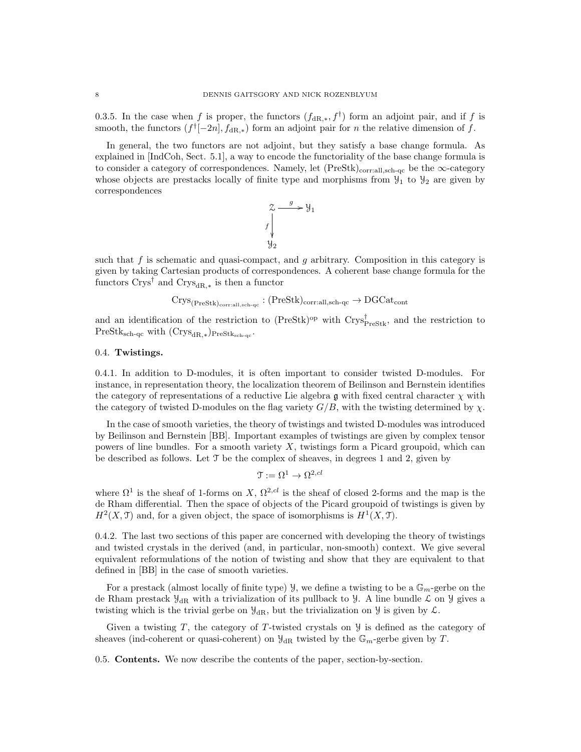0.3.5. In the case when $f$ is proper, the functors $(f_{\mathrm{dR},*}, f^\dagger)$ form an adjoint pair, and if $f$ is smooth, the functors $(f^\dagger[-2n], f_{\mathrm{dR},*})$ form an adjoint pair for $n$ the relative dimension of $f$.

In general, the two functors are not adjoint, but they satisfy a base change formula. As explained in [IndCoh, Sect. 5.1], a way to encode the functoriality of the base change formula is to consider a category of correspondences. Namely, let $(\mathrm{PreStk})_{\mathrm{corr:all,sch\text{-}qc}}$ be the $\infty$-category whose objects are prestacks locally of finite type and morphisms from $\mathcal{Y}_1$ to $\mathcal{Y}_2$ are given by correspondences

$$\begin{array}{ccc} \mathcal{Z} & \xrightarrow{g} & \mathcal{Y}_1 \\ {\scriptstyle f}\downarrow & & \\ \mathcal{Y}_2 & & \end{array}$$

such that $f$ is schematic and quasi-compact, and $g$ arbitrary. Composition in this category is given by taking Cartesian products of correspondences. A coherent base change formula for the functors $\mathrm{Crys}^\dagger$ and $\mathrm{Crys}_{\mathrm{dR},*}$ is then a functor

$$\mathrm{Crys}_{(\mathrm{PreStk})_{\mathrm{corr:all,sch\text{-}qc}}} : (\mathrm{PreStk})_{\mathrm{corr:all,sch\text{-}qc}} \to \mathrm{DGCat}_{\mathrm{cont}}$$

and an identification of the restriction to $(\mathrm{PreStk})^{\mathrm{op}}$ with $\mathrm{Crys}^\dagger_{\mathrm{PreStk}}$, and the restriction to $\mathrm{PreStk}_{\mathrm{sch\text{-}qc}}$ with $(\mathrm{Crys}_{\mathrm{dR},*})_{\mathrm{PreStk}_{\mathrm{sch\text{-}qc}}}$.

## 0.4. **Twistings.**

0.4.1. In addition to D-modules, it is often important to consider twisted D-modules. For instance, in representation theory, the localization theorem of Beilinson and Bernstein identifies the category of representations of a reductive Lie algebra $\mathfrak{g}$ with fixed central character $\chi$ with the category of twisted D-modules on the flag variety $G/B$, with the twisting determined by $\chi$.

In the case of smooth varieties, the theory of twistings and twisted D-modules was introduced by Beilinson and Bernstein [BB]. Important examples of twistings are given by complex tensor powers of line bundles. For a smooth variety $X$, twistings form a Picard groupoid, which can be described as follows. Let $\mathcal{T}$ be the complex of sheaves, in degrees 1 and 2, given by

$$\mathcal{T} := \Omega^1 \to \Omega^{2,cl}$$

where $\Omega^1$ is the sheaf of 1-forms on $X$, $\Omega^{2,cl}$ is the sheaf of closed 2-forms and the map is the de Rham differential. Then the space of objects of the Picard groupoid of twistings is given by $H^2(X, \mathcal{T})$ and, for a given object, the space of isomorphisms is $H^1(X, \mathcal{T})$.

0.4.2. The last two sections of this paper are concerned with developing the theory of twistings and twisted crystals in the derived (and, in particular, non-smooth) context. We give several equivalent reformulations of the notion of twisting and show that they are equivalent to that defined in [BB] in the case of smooth varieties.

For a prestack (almost locally of finite type) $\mathcal{Y}$, we define a twisting to be a $\mathbb{G}_m$-gerbe on the de Rham prestack $\mathcal{Y}_{\mathrm{dR}}$ with a trivialization of its pullback to $\mathcal{Y}$. A line bundle $\mathcal{L}$ on $\mathcal{Y}$ gives a twisting which is the trivial gerbe on $\mathcal{Y}_{\mathrm{dR}}$, but the trivialization on $\mathcal{Y}$ is given by $\mathcal{L}$.

Given a twisting $T$, the category of $T$-twisted crystals on $\mathcal{Y}$ is defined as the category of sheaves (ind-coherent or quasi-coherent) on $\mathcal{Y}_{\mathrm{dR}}$ twisted by the $\mathbb{G}_m$-gerbe given by $T$.

## 0.5. **Contents.** 

We now describe the contents of the paper, section-by-section.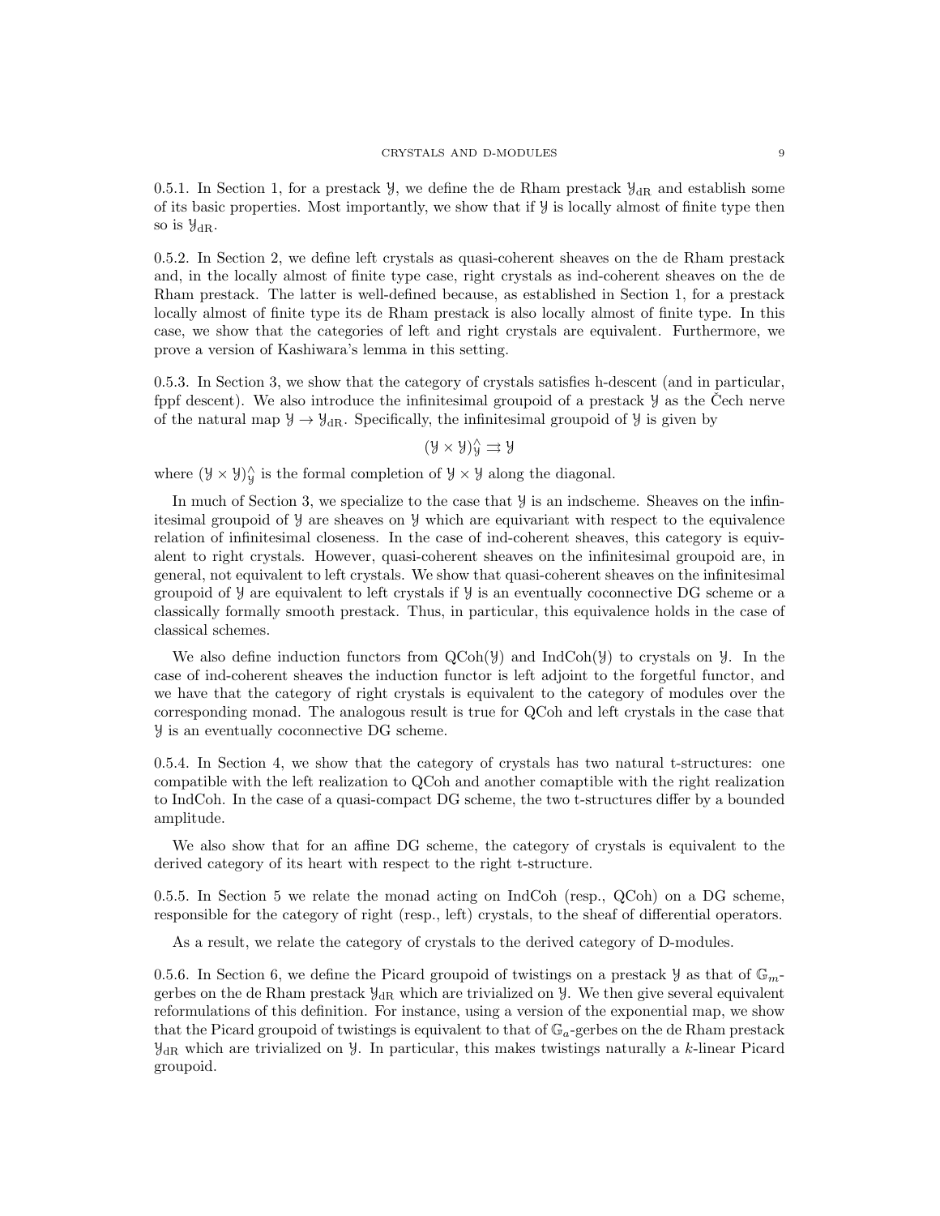0.5.1. In Section 1, for a prestack $\mathcal{Y}$, we define the de Rham prestack $\mathcal{Y}_{\mathrm{dR}}$ and establish some of its basic properties. Most importantly, we show that if $\mathcal{Y}$ is locally almost of finite type then so is $\mathcal{Y}_{\mathrm{dR}}$.

0.5.2. In Section 2, we define left crystals as quasi-coherent sheaves on the de Rham prestack and, in the locally almost of finite type case, right crystals as ind-coherent sheaves on the de Rham prestack. The latter is well-defined because, as established in Section 1, for a prestack locally almost of finite type its de Rham prestack is also locally almost of finite type. In this case, we show that the categories of left and right crystals are equivalent. Furthermore, we prove a version of Kashiwara's lemma in this setting.

0.5.3. In Section 3, we show that the category of crystals satisfies h-descent (and in particular, fppf descent). We also introduce the infinitesimal groupoid of a prestack $\mathcal{Y}$ as the Čech nerve of the natural map $\mathcal{Y} \to \mathcal{Y}_{\mathrm{dR}}$. Specifically, the infinitesimal groupoid of $\mathcal{Y}$ is given by

$$(\mathcal{Y} \times \mathcal{Y})^{\wedge}_{\mathcal{Y}} \rightrightarrows \mathcal{Y}$$

where $(\mathcal{Y} \times \mathcal{Y})^{\wedge}_{\mathcal{Y}}$ is the formal completion of $\mathcal{Y} \times \mathcal{Y}$ along the diagonal.

In much of Section 3, we specialize to the case that $\mathcal{Y}$ is an indscheme. Sheaves on the infinitesimal groupoid of $\mathcal{Y}$ are sheaves on $\mathcal{Y}$ which are equivariant with respect to the equivalence relation of infinitesimal closeness. In the case of ind-coherent sheaves, this category is equivalent to right crystals. However, quasi-coherent sheaves on the infinitesimal groupoid are, in general, not equivalent to left crystals. We show that quasi-coherent sheaves on the infinitesimal groupoid of $\mathcal{Y}$ are equivalent to left crystals if $\mathcal{Y}$ is an eventually coconnective DG scheme or a classically formally smooth prestack. Thus, in particular, this equivalence holds in the case of classical schemes.

We also define induction functors from $\mathrm{QCoh}(\mathcal{Y})$ and $\mathrm{IndCoh}(\mathcal{Y})$ to crystals on $\mathcal{Y}$. In the case of ind-coherent sheaves the induction functor is left adjoint to the forgetful functor, and we have that the category of right crystals is equivalent to the category of modules over the corresponding monad. The analogous result is true for QCoh and left crystals in the case that $\mathcal{Y}$ is an eventually coconnective DG scheme.

0.5.4. In Section 4, we show that the category of crystals has two natural t-structures: one compatible with the left realization to QCoh and another comaptible with the right realization to IndCoh. In the case of a quasi-compact DG scheme, the two t-structures differ by a bounded amplitude.

We also show that for an affine DG scheme, the category of crystals is equivalent to the derived category of its heart with respect to the right t-structure.

0.5.5. In Section 5 we relate the monad acting on IndCoh (resp., QCoh) on a DG scheme, responsible for the category of right (resp., left) crystals, to the sheaf of differential operators.

As a result, we relate the category of crystals to the derived category of D-modules.

0.5.6. In Section 6, we define the Picard groupoid of twistings on a prestack $\mathcal{Y}$ as that of $\mathbb{G}_m$-gerbes on the de Rham prestack $\mathcal{Y}_{\mathrm{dR}}$ which are trivialized on $\mathcal{Y}$. We then give several equivalent reformulations of this definition. For instance, using a version of the exponential map, we show that the Picard groupoid of twistings is equivalent to that of $\mathbb{G}_a$-gerbes on the de Rham prestack $\mathcal{Y}_{\mathrm{dR}}$ which are trivialized on $\mathcal{Y}$. In particular, this makes twistings naturally a $k$-linear Picard groupoid.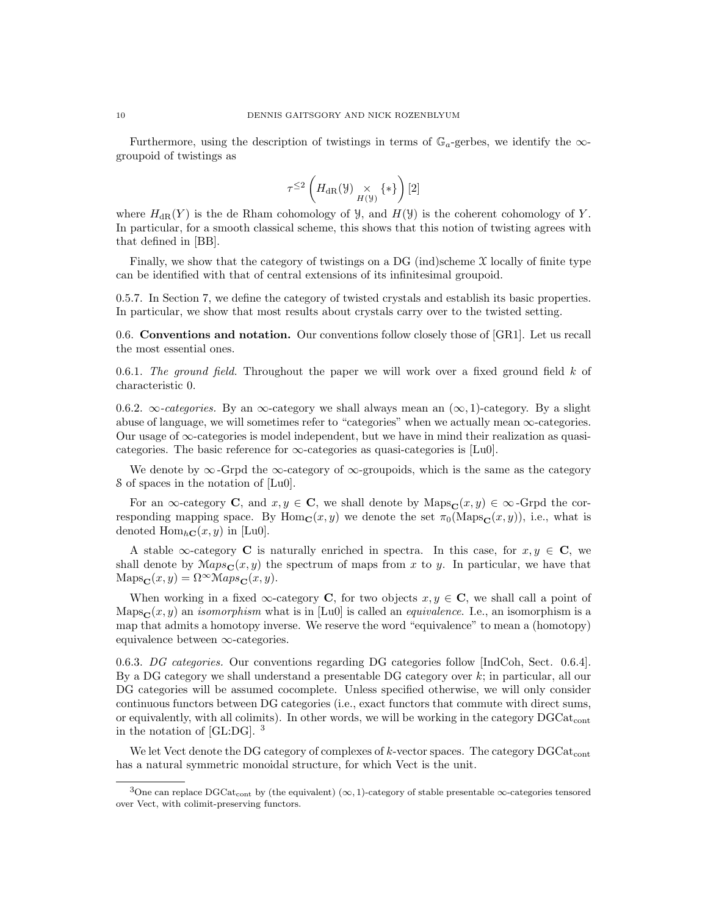Furthermore, using the description of twistings in terms of $\mathbb{G}_a$-gerbes, we identify the $\infty$-groupoid of twistings as

$$\tau^{\leq 2}\left(H_{\mathrm{dR}}(\mathcal{Y}) \underset{H(\mathcal{Y})}{\times} \{*\}\right)[2]$$

where $H_{\mathrm{dR}}(Y)$ is the de Rham cohomology of $\mathcal{Y}$, and $H(\mathcal{Y})$ is the coherent cohomology of $Y$. In particular, for a smooth classical scheme, this shows that this notion of twisting agrees with that defined in [BB].

Finally, we show that the category of twistings on a DG (ind)scheme $\mathcal{X}$ locally of finite type can be identified with that of central extensions of its infinitesimal groupoid.

0.5.7. In Section 7, we define the category of twisted crystals and establish its basic properties. In particular, we show that most results about crystals carry over to the twisted setting.

## 0.6. Conventions and notation.

Our conventions follow closely those of [GR1]. Let us recall the most essential ones.

0.6.1. *The ground field.* Throughout the paper we will work over a fixed ground field $k$ of characteristic 0.

0.6.2. *$\infty$-categories.* By an $\infty$-category we shall always mean an $(\infty, 1)$-category. By a slight abuse of language, we will sometimes refer to "categories" when we actually mean $\infty$-categories. Our usage of $\infty$-categories is model independent, but we have in mind their realization as quasi-categories. The basic reference for $\infty$-categories as quasi-categories is [Lu0].

We denote by $\infty$-Grpd the $\infty$-category of $\infty$-groupoids, which is the same as the category $\mathcal{S}$ of spaces in the notation of [Lu0].

For an $\infty$-category $\mathbf{C}$, and $x, y \in \mathbf{C}$, we shall denote by $\mathrm{Maps}_{\mathbf{C}}(x, y) \in \infty$-Grpd the corresponding mapping space. By $\mathrm{Hom}_{\mathbf{C}}(x, y)$ we denote the set $\pi_0(\mathrm{Maps}_{\mathbf{C}}(x, y))$, i.e., what is denoted $\mathrm{Hom}_{h\mathbf{C}}(x, y)$ in [Lu0].

A stable $\infty$-category $\mathbf{C}$ is naturally enriched in spectra. In this case, for $x, y \in \mathbf{C}$, we shall denote by $\mathcal{M}aps_{\mathbf{C}}(x, y)$ the spectrum of maps from $x$ to $y$. In particular, we have that $\mathrm{Maps}_{\mathbf{C}}(x, y) = \Omega^\infty \mathcal{M}aps_{\mathbf{C}}(x, y)$.

When working in a fixed $\infty$-category $\mathbf{C}$, for two objects $x, y \in \mathbf{C}$, we shall call a point of $\mathrm{Maps}_{\mathbf{C}}(x, y)$ an *isomorphism* what is in [Lu0] is called an *equivalence*. I.e., an isomorphism is a map that admits a homotopy inverse. We reserve the word "equivalence" to mean a (homotopy) equivalence between $\infty$-categories.

0.6.3. *DG categories.* Our conventions regarding DG categories follow [IndCoh, Sect. 0.6.4]. By a DG category we shall understand a presentable DG category over $k$; in particular, all our DG categories will be assumed cocomplete. Unless specified otherwise, we will only consider continuous functors between DG categories (i.e., exact functors that commute with direct sums, or equivalently, with all colimits). In other words, we will be working in the category $\mathrm{DGCat}_{\mathrm{cont}}$ in the notation of [GL:DG]. [3]

We let Vect denote the DG category of complexes of $k$-vector spaces. The category $\mathrm{DGCat}_{\mathrm{cont}}$ has a natural symmetric monoidal structure, for which Vect is the unit.

[3] One can replace $\mathrm{DGCat}_{\mathrm{cont}}$ by (the equivalent) $(\infty, 1)$-category of stable presentable $\infty$-categories tensored over Vect, with colimit-preserving functors.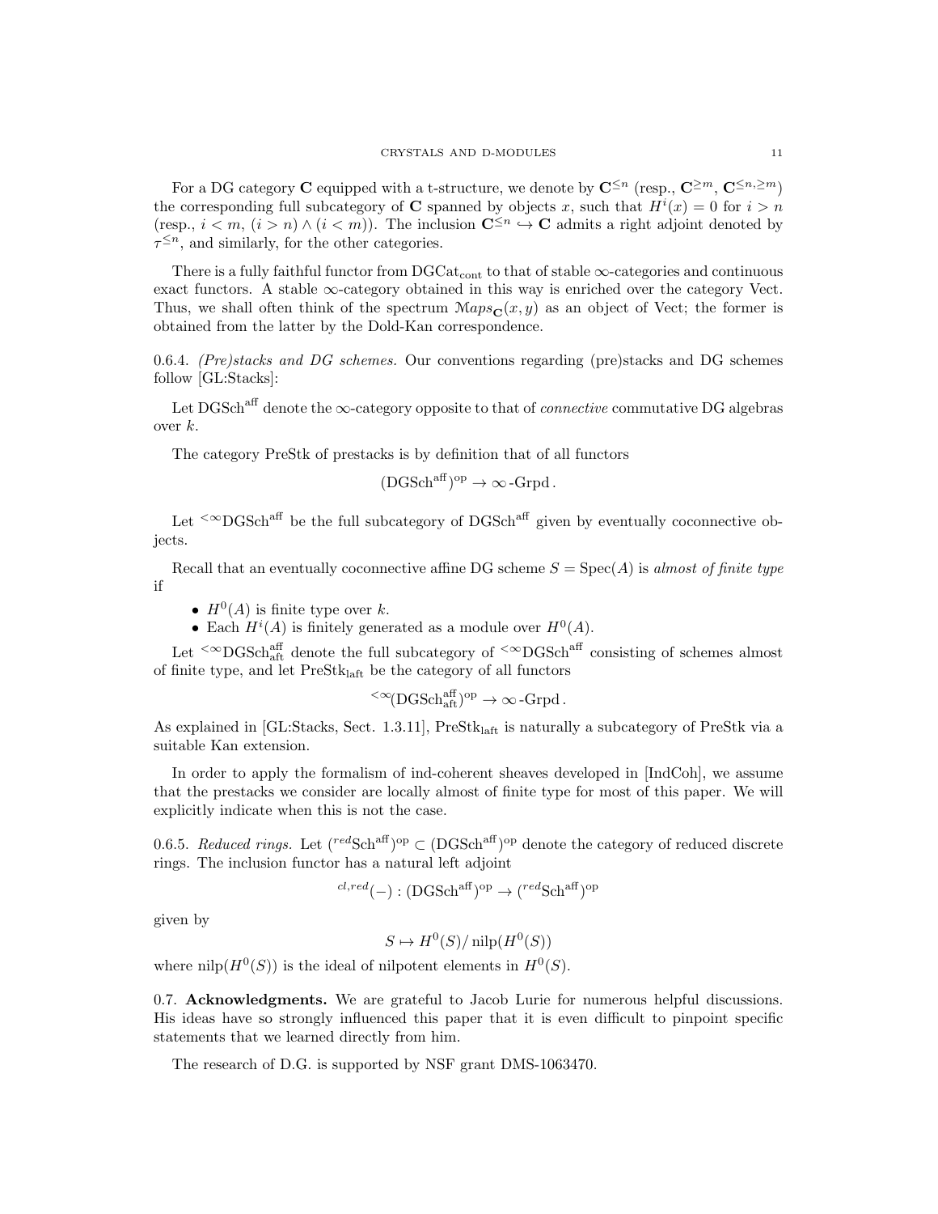For a DG category $\mathbf{C}$ equipped with a t-structure, we denote by $\mathbf{C}^{\leq n}$ (resp., $\mathbf{C}^{\geq m}$, $\mathbf{C}^{\leq n, \geq m}$) the corresponding full subcategory of $\mathbf{C}$ spanned by objects $x$, such that $H^i(x) = 0$ for $i > n$ (resp., $i < m$, $(i > n) \wedge (i < m)$). The inclusion $\mathbf{C}^{\leq n} \hookrightarrow \mathbf{C}$ admits a right adjoint denoted by $\tau^{\leq n}$, and similarly, for the other categories.

There is a fully faithful functor from $\mathrm{DGCat}_{\mathrm{cont}}$ to that of stable $\infty$-categories and continuous exact functors. A stable $\infty$-category obtained in this way is enriched over the category Vect. Thus, we shall often think of the spectrum $\mathcal{M}aps_{\mathbf{C}}(x, y)$ as an object of Vect; the former is obtained from the latter by the Dold-Kan correspondence.

0.6.4. *(Pre)stacks and DG schemes.* Our conventions regarding (pre)stacks and DG schemes follow [GL:Stacks]:

Let $\mathrm{DGSch}^{\mathrm{aff}}$ denote the $\infty$-category opposite to that of *connective* commutative DG algebras over $k$.

The category PreStk of prestacks is by definition that of all functors

$$(\mathrm{DGSch}^{\mathrm{aff}})^{\mathrm{op}} \to \infty\text{-Grpd}.$$

Let ${}^{<\infty}\mathrm{DGSch}^{\mathrm{aff}}$ be the full subcategory of $\mathrm{DGSch}^{\mathrm{aff}}$ given by eventually coconnective objects.

Recall that an eventually coconnective affine DG scheme $S = \mathrm{Spec}(A)$ is *almost of finite type* if

- $H^0(A)$ is finite type over $k$.
- Each $H^i(A)$ is finitely generated as a module over $H^0(A)$.

Let ${}^{<\infty}\mathrm{DGSch}^{\mathrm{aff}}_{\mathrm{aft}}$ denote the full subcategory of ${}^{<\infty}\mathrm{DGSch}^{\mathrm{aff}}$ consisting of schemes almost of finite type, and let $\mathrm{PreStk}_{\mathrm{laft}}$ be the category of all functors

$${}^{<\infty}(\mathrm{DGSch}^{\mathrm{aff}}_{\mathrm{aft}})^{\mathrm{op}} \to \infty\text{-Grpd}.$$

As explained in [GL:Stacks, Sect. 1.3.11], $\mathrm{PreStk}_{\mathrm{laft}}$ is naturally a subcategory of PreStk via a suitable Kan extension.

In order to apply the formalism of ind-coherent sheaves developed in [IndCoh], we assume that the prestacks we consider are locally almost of finite type for most of this paper. We will explicitly indicate when this is not the case.

0.6.5. *Reduced rings.* Let $({}^{red}\mathrm{Sch}^{\mathrm{aff}})^{\mathrm{op}} \subset (\mathrm{DGSch}^{\mathrm{aff}})^{\mathrm{op}}$ denote the category of reduced discrete rings. The inclusion functor has a natural left adjoint

$${}^{cl,red}(-) : (\mathrm{DGSch}^{\mathrm{aff}})^{\mathrm{op}} \to ({}^{red}\mathrm{Sch}^{\mathrm{aff}})^{\mathrm{op}}$$

given by

$$S \mapsto H^0(S)/\operatorname{nilp}(H^0(S))$$

where $\operatorname{nilp}(H^0(S))$ is the ideal of nilpotent elements in $H^0(S)$.

0.7. **Acknowledgments.** We are grateful to Jacob Lurie for numerous helpful discussions. His ideas have so strongly influenced this paper that it is even difficult to pinpoint specific statements that we learned directly from him.

The research of D.G. is supported by NSF grant DMS-1063470.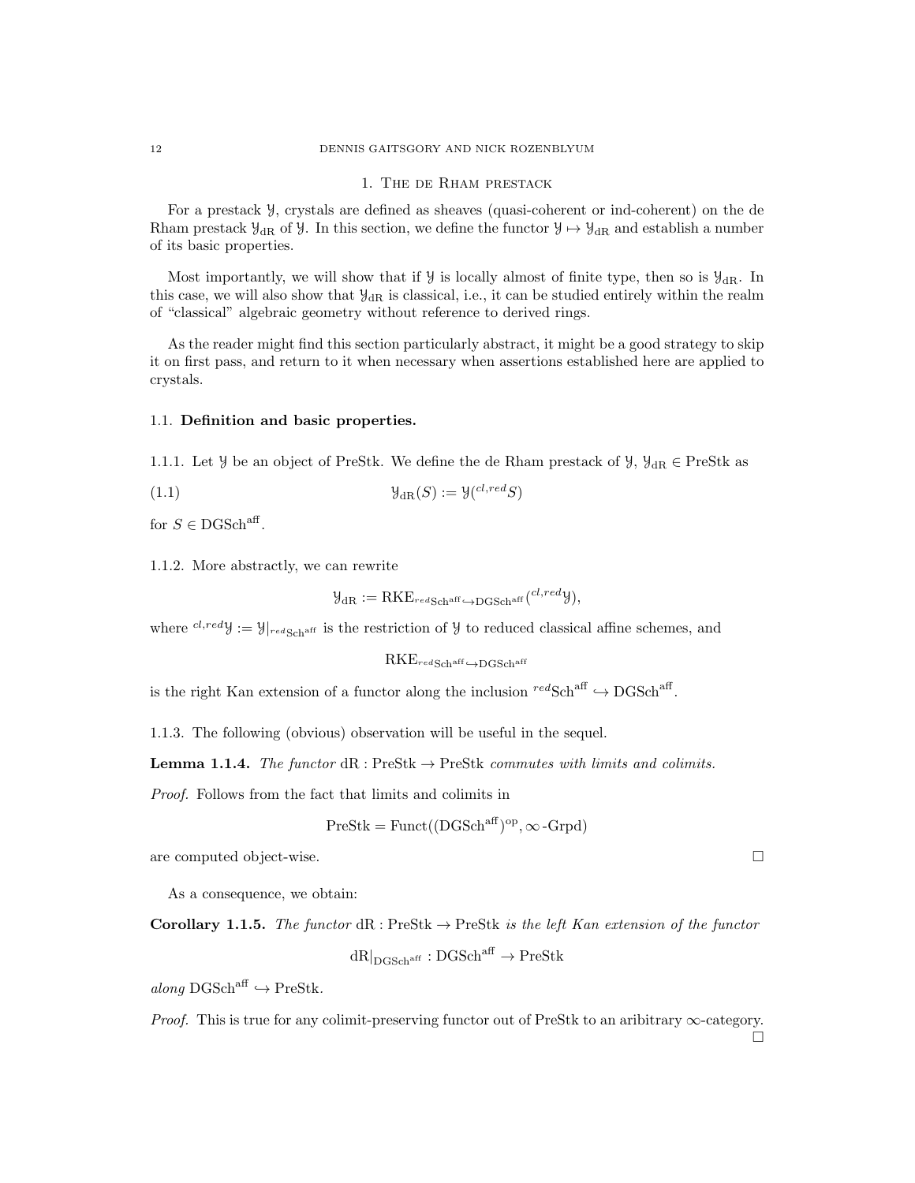# 1. The de Rham prestack

For a prestack $\mathcal{Y}$, crystals are defined as sheaves (quasi-coherent or ind-coherent) on the de Rham prestack $\mathcal{Y}_{\mathrm{dR}}$ of $\mathcal{Y}$. In this section, we define the functor $\mathcal{Y} \mapsto \mathcal{Y}_{\mathrm{dR}}$ and establish a number of its basic properties.

Most importantly, we will show that if $\mathcal{Y}$ is locally almost of finite type, then so is $\mathcal{Y}_{\mathrm{dR}}$. In this case, we will also show that $\mathcal{Y}_{\mathrm{dR}}$ is classical, i.e., it can be studied entirely within the realm of "classical" algebraic geometry without reference to derived rings.

As the reader might find this section particularly abstract, it might be a good strategy to skip it on first pass, and return to it when necessary when assertions established here are applied to crystals.

## 1.1. Definition and basic properties.

1.1.1. Let $\mathcal{Y}$ be an object of PreStk. We define the de Rham prestack of $\mathcal{Y}$, $\mathcal{Y}_{\mathrm{dR}} \in \mathrm{PreStk}$ as

$$\mathcal{Y}_{\mathrm{dR}}(S) := \mathcal{Y}({}^{cl,red}S) \tag{1.1}$$

for $S \in \mathrm{DGSch}^{\mathrm{aff}}$.

1.1.2. More abstractly, we can rewrite

$$\mathcal{Y}_{\mathrm{dR}} := \mathrm{RKE}_{{}^{red}\mathrm{Sch}^{\mathrm{aff}} \hookrightarrow \mathrm{DGSch}^{\mathrm{aff}}}({}^{cl,red}\mathcal{Y}),$$

where ${}^{cl,red}\mathcal{Y} := \mathcal{Y}|_{{}^{red}\mathrm{Sch}^{\mathrm{aff}}}$ is the restriction of $\mathcal{Y}$ to reduced classical affine schemes, and

$$\mathrm{RKE}_{{}^{red}\mathrm{Sch}^{\mathrm{aff}} \hookrightarrow \mathrm{DGSch}^{\mathrm{aff}}}$$

is the right Kan extension of a functor along the inclusion ${}^{red}\mathrm{Sch}^{\mathrm{aff}} \hookrightarrow \mathrm{DGSch}^{\mathrm{aff}}$.

1.1.3. The following (obvious) observation will be useful in the sequel.

**Lemma 1.1.4.** *The functor* $\mathrm{dR} : \mathrm{PreStk} \to \mathrm{PreStk}$ *commutes with limits and colimits.*

*Proof.* Follows from the fact that limits and colimits in

$$\mathrm{PreStk} = \mathrm{Funct}((\mathrm{DGSch}^{\mathrm{aff}})^{\mathrm{op}}, \infty\text{-Grpd})$$

are computed object-wise. □

As a consequence, we obtain:

**Corollary 1.1.5.** *The functor* $\mathrm{dR} : \mathrm{PreStk} \to \mathrm{PreStk}$ *is the left Kan extension of the functor*

$$\mathrm{dR}|_{\mathrm{DGSch}^{\mathrm{aff}}} : \mathrm{DGSch}^{\mathrm{aff}} \to \mathrm{PreStk}$$

*along* $\mathrm{DGSch}^{\mathrm{aff}} \hookrightarrow \mathrm{PreStk}$.

*Proof.* This is true for any colimit-preserving functor out of PreStk to an aribitrary $\infty$-category. □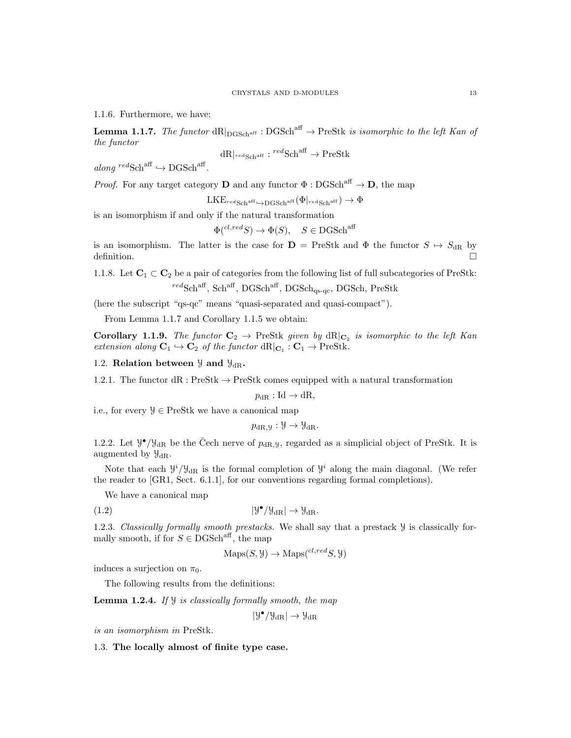1.1.6. Furthermore, we have:

**Lemma 1.1.7.** *The functor* $\mathrm{dR}|_{\mathrm{DGSch}^{\mathrm{aff}}} : \mathrm{DGSch}^{\mathrm{aff}} \to \mathrm{PreStk}$ *is isomorphic to the left Kan of the functor*

$$\mathrm{dR}|_{{}^{red}\mathrm{Sch}^{\mathrm{aff}}} : {}^{red}\mathrm{Sch}^{\mathrm{aff}} \to \mathrm{PreStk}$$

*along* ${}^{red}\mathrm{Sch}^{\mathrm{aff}} \hookrightarrow \mathrm{DGSch}^{\mathrm{aff}}$.

*Proof.* For any target category $\mathbf{D}$ and any functor $\Phi : \mathrm{DGSch}^{\mathrm{aff}} \to \mathbf{D}$, the map

$$\mathrm{LKE}_{{}^{red}\mathrm{Sch}^{\mathrm{aff}} \hookrightarrow \mathrm{DGSch}^{\mathrm{aff}}}(\Phi|_{{}^{red}\mathrm{Sch}^{\mathrm{aff}}}) \to \Phi$$

is an isomorphism if and only if the natural transformation

$$\Phi({}^{cl,red}S) \to \Phi(S), \quad S \in \mathrm{DGSch}^{\mathrm{aff}}$$

is an isomorphism. The latter is the case for $\mathbf{D} = \mathrm{PreStk}$ and $\Phi$ the functor $S \mapsto S_{\mathrm{dR}}$ by definition. $\square$

1.1.8. Let $\mathbf{C}_1 \subset \mathbf{C}_2$ be a pair of categories from the following list of full subcategories of PreStk:

$${}^{red}\mathrm{Sch}^{\mathrm{aff}},\ \mathrm{Sch}^{\mathrm{aff}},\ \mathrm{DGSch}^{\mathrm{aff}},\ \mathrm{DGSch}_{\text{qs-qc}},\ \mathrm{DGSch},\ \mathrm{PreStk}$$

(here the subscript "qs-qc" means "quasi-separated and quasi-compact").

From Lemma 1.1.7 and Corollary 1.1.5 we obtain:

**Corollary 1.1.9.** *The functor* $\mathbf{C}_2 \to \mathrm{PreStk}$ *given by* $\mathrm{dR}|_{\mathbf{C}_2}$ *is isomorphic to the left Kan extension along* $\mathbf{C}_1 \hookrightarrow \mathbf{C}_2$ *of the functor* $\mathrm{dR}|_{\mathbf{C}_1} : \mathbf{C}_1 \to \mathrm{PreStk}$.

## 1.2. Relation between $\mathcal{Y}$ and $\mathcal{Y}_{\mathrm{dR}}$.

1.2.1. The functor $\mathrm{dR} : \mathrm{PreStk} \to \mathrm{PreStk}$ comes equipped with a natural transformation

$$p_{\mathrm{dR}} : \mathrm{Id} \to \mathrm{dR},$$

i.e., for every $\mathcal{Y} \in \mathrm{PreStk}$ we have a canonical map

$$p_{\mathrm{dR},\mathcal{Y}} : \mathcal{Y} \to \mathcal{Y}_{\mathrm{dR}}.$$

1.2.2. Let $\mathcal{Y}^\bullet/\mathcal{Y}_{\mathrm{dR}}$ be the Čech nerve of $p_{\mathrm{dR},\mathcal{Y}}$, regarded as a simplicial object of PreStk. It is augmented by $\mathcal{Y}_{\mathrm{dR}}$.

Note that each $\mathcal{Y}^i/\mathcal{Y}_{\mathrm{dR}}$ is the formal completion of $\mathcal{Y}^i$ along the main diagonal. (We refer the reader to [GR1, Sect. 6.1.1], for our conventions regarding formal completions).

We have a canonical map

$$|\mathcal{Y}^\bullet/\mathcal{Y}_{\mathrm{dR}}| \to \mathcal{Y}_{\mathrm{dR}}. \tag{1.2}$$

1.2.3. *Classically formally smooth prestacks.* We shall say that a prestack $\mathcal{Y}$ is classically formally smooth, if for $S \in \mathrm{DGSch}^{\mathrm{aff}}$, the map

$$\mathrm{Maps}(S, \mathcal{Y}) \to \mathrm{Maps}({}^{cl,red}S, \mathcal{Y})$$

induces a surjection on $\pi_0$.

The following results from the definitions:

**Lemma 1.2.4.** *If* $\mathcal{Y}$ *is classically formally smooth, the map*

$$|\mathcal{Y}^\bullet/\mathcal{Y}_{\mathrm{dR}}| \to \mathcal{Y}_{\mathrm{dR}}$$

*is an isomorphism in* PreStk.

## 1.3. The locally almost of finite type case.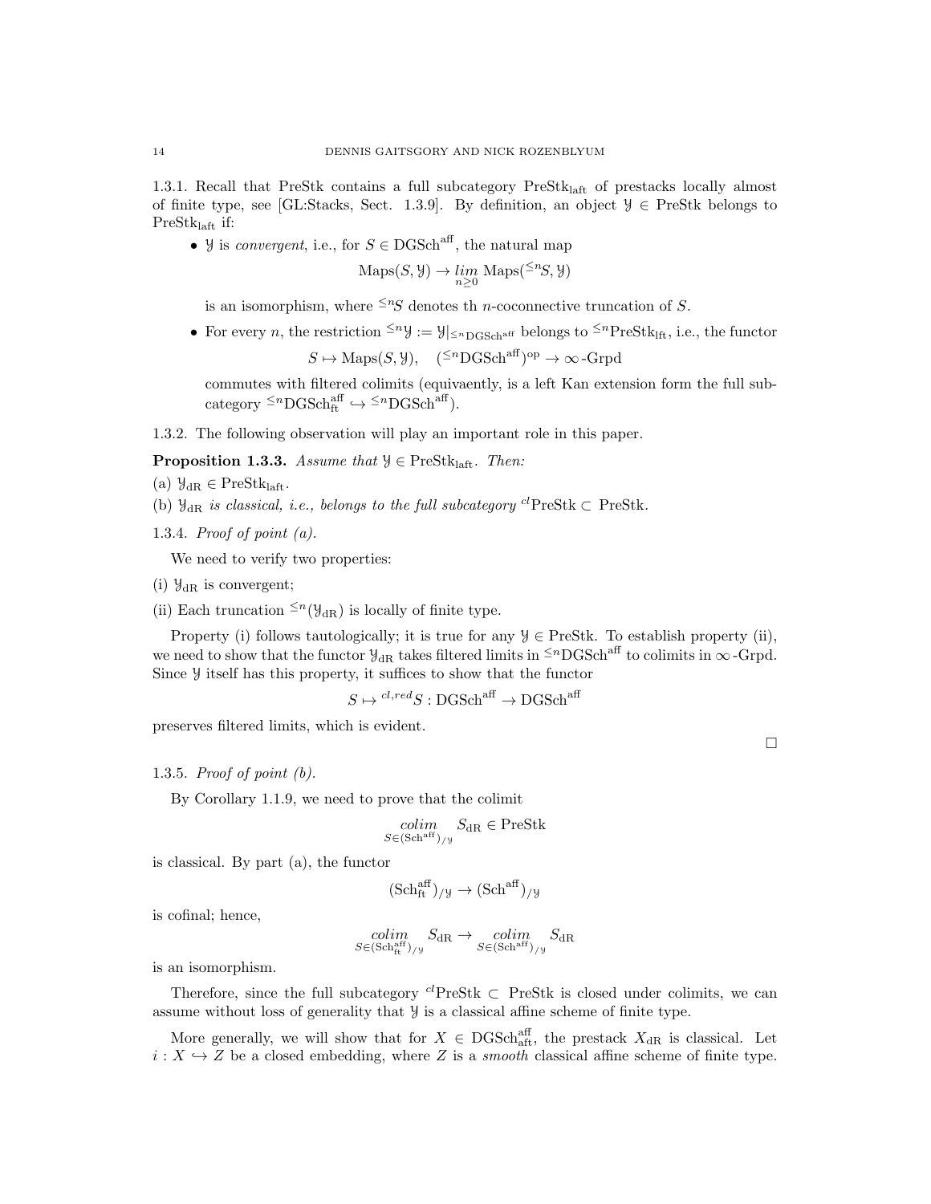1.3.1. Recall that PreStk contains a full subcategory $\text{PreStk}_{\text{laft}}$ of prestacks locally almost of finite type, see [GL:Stacks, Sect. 1.3.9]. By definition, an object $\mathcal{Y} \in \text{PreStk}$ belongs to $\text{PreStk}_{\text{laft}}$ if:

- $\mathcal{Y}$ is *convergent*, i.e., for $S \in \text{DGSch}^{\text{aff}}$, the natural map

$$\text{Maps}(S, \mathcal{Y}) \to \underset{n \geq 0}{lim} \text{Maps}(^{\leq n}S, \mathcal{Y})$$

is an isomorphism, where $^{\leq n}S$ denotes th $n$-coconnective truncation of $S$.

- For every $n$, the restriction $^{\leq n}\mathcal{Y} := \mathcal{Y}|_{^{\leq n}\text{DGSch}^{\text{aff}}}$ belongs to $^{\leq n}\text{PreStk}_{\text{lft}}$, i.e., the functor

$$S \mapsto \text{Maps}(S, \mathcal{Y}), \quad (^{\leq n}\text{DGSch}^{\text{aff}})^{\text{op}} \to \infty\text{-Grpd}$$

commutes with filtered colimits (equivaently, is a left Kan extension form the full subcategory $^{\leq n}\text{DGSch}^{\text{aff}}_{\text{ft}} \hookrightarrow {}^{\leq n}\text{DGSch}^{\text{aff}}$).

1.3.2. The following observation will play an important role in this paper.

**Proposition 1.3.3.** *Assume that* $\mathcal{Y} \in \text{PreStk}_{\text{laft}}$. *Then:*

(a) $\mathcal{Y}_{\text{dR}} \in \text{PreStk}_{\text{laft}}$.

(b) $\mathcal{Y}_{\text{dR}}$ *is classical, i.e., belongs to the full subcategory* $^{cl}\text{PreStk} \subset \text{PreStk}$.

1.3.4. *Proof of point (a).*

We need to verify two properties:

(i) $\mathcal{Y}_{\text{dR}}$ is convergent;

(ii) Each truncation $^{\leq n}(\mathcal{Y}_{\text{dR}})$ is locally of finite type.

Property (i) follows tautologically; it is true for any $\mathcal{Y} \in \text{PreStk}$. To establish property (ii), we need to show that the functor $\mathcal{Y}_{\text{dR}}$ takes filtered limits in $^{\leq n}\text{DGSch}^{\text{aff}}$ to colimits in $\infty\text{-Grpd}$. Since $\mathcal{Y}$ itself has this property, it suffices to show that the functor

$$S \mapsto {}^{cl,red}S : \text{DGSch}^{\text{aff}} \to \text{DGSch}^{\text{aff}}$$

preserves filtered limits, which is evident.

□

1.3.5. *Proof of point (b).*

By Corollary 1.1.9, we need to prove that the colimit

$$\underset{S \in (\text{Sch}^{\text{aff}})_{/\mathcal{Y}}}{colim} S_{\text{dR}} \in \text{PreStk}$$

is classical. By part (a), the functor

$$(\text{Sch}^{\text{aff}}_{\text{ft}})_{/\mathcal{Y}} \to (\text{Sch}^{\text{aff}})_{/\mathcal{Y}}$$

is cofinal; hence,

$$\underset{S \in (\text{Sch}^{\text{aff}}_{\text{ft}})_{/\mathcal{Y}}}{colim} S_{\text{dR}} \to \underset{S \in (\text{Sch}^{\text{aff}})_{/\mathcal{Y}}}{colim} S_{\text{dR}}$$

is an isomorphism.

Therefore, since the full subcategory $^{cl}\text{PreStk} \subset \text{PreStk}$ is closed under colimits, we can assume without loss of generality that $\mathcal{Y}$ is a classical affine scheme of finite type.

More generally, we will show that for $X \in \text{DGSch}^{\text{aff}}_{\text{aft}}$, the prestack $X_{\text{dR}}$ is classical. Let $i : X \hookrightarrow Z$ be a closed embedding, where $Z$ is a *smooth* classical affine scheme of finite type.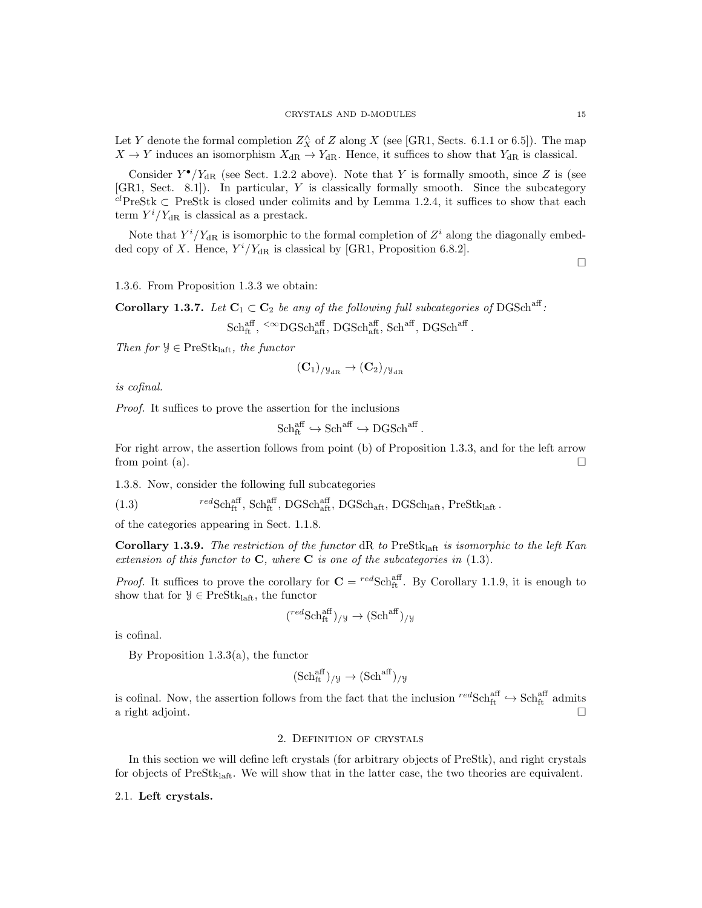Let $Y$ denote the formal completion $Z^{\wedge}_X$ of $Z$ along $X$ (see [GR1, Sects. 6.1.1 or 6.5]). The map $X \to Y$ induces an isomorphism $X_{\mathrm{dR}} \to Y_{\mathrm{dR}}$. Hence, it suffices to show that $Y_{\mathrm{dR}}$ is classical.

Consider $Y^\bullet/Y_{\mathrm{dR}}$ (see Sect. 1.2.2 above). Note that $Y$ is formally smooth, since $Z$ is (see [GR1, Sect. 8.1]). In particular, $Y$ is classically formally smooth. Since the subcategory ${}^{cl}\mathrm{PreStk} \subset \mathrm{PreStk}$ is closed under colimits and by Lemma 1.2.4, it suffices to show that each term $Y^i/Y_{\mathrm{dR}}$ is classical as a prestack.

Note that $Y^i/Y_{\mathrm{dR}}$ is isomorphic to the formal completion of $Z^i$ along the diagonally embedded copy of $X$. Hence, $Y^i/Y_{\mathrm{dR}}$ is classical by [GR1, Proposition 6.8.2].

□

1.3.6. From Proposition 1.3.3 we obtain:

**Corollary 1.3.7.** *Let $\mathbf{C}_1 \subset \mathbf{C}_2$ be any of the following full subcategories of $\mathrm{DGSch}^{\mathrm{aff}}$:*

$$\mathrm{Sch}^{\mathrm{aff}}_{\mathrm{ft}},\ {}^{<\infty}\mathrm{DGSch}^{\mathrm{aff}}_{\mathrm{aft}},\ \mathrm{DGSch}^{\mathrm{aff}}_{\mathrm{aft}},\ \mathrm{Sch}^{\mathrm{aff}},\ \mathrm{DGSch}^{\mathrm{aff}}.$$

*Then for $\mathcal{Y} \in \mathrm{PreStk}_{\mathrm{laft}}$, the functor*

$$(\mathbf{C}_1)_{/\mathcal{Y}_{\mathrm{dR}}} \to (\mathbf{C}_2)_{/\mathcal{Y}_{\mathrm{dR}}}$$

*is cofinal.*

*Proof.* It suffices to prove the assertion for the inclusions

$$\mathrm{Sch}^{\mathrm{aff}}_{\mathrm{ft}} \hookrightarrow \mathrm{Sch}^{\mathrm{aff}} \hookrightarrow \mathrm{DGSch}^{\mathrm{aff}}.$$

For right arrow, the assertion follows from point (b) of Proposition 1.3.3, and for the left arrow from point (a). □

1.3.8. Now, consider the following full subcategories

$$({1.3}) \qquad {}^{red}\mathrm{Sch}^{\mathrm{aff}}_{\mathrm{ft}},\ \mathrm{Sch}^{\mathrm{aff}}_{\mathrm{ft}},\ \mathrm{DGSch}^{\mathrm{aff}}_{\mathrm{aft}},\ \mathrm{DGSch}_{\mathrm{aft}},\ \mathrm{DGSch}_{\mathrm{laft}},\ \mathrm{PreStk}_{\mathrm{laft}}.$$

of the categories appearing in Sect. 1.1.8.

**Corollary 1.3.9.** *The restriction of the functor $\mathrm{dR}$ to $\mathrm{PreStk}_{\mathrm{laft}}$ is isomorphic to the left Kan extension of this functor to $\mathbf{C}$, where $\mathbf{C}$ is one of the subcategories in (1.3).*

*Proof.* It suffices to prove the corollary for $\mathbf{C} = {}^{red}\mathrm{Sch}^{\mathrm{aff}}_{\mathrm{ft}}$. By Corollary 1.1.9, it is enough to show that for $\mathcal{Y} \in \mathrm{PreStk}_{\mathrm{laft}}$, the functor

$$({}^{red}\mathrm{Sch}^{\mathrm{aff}}_{\mathrm{ft}})_{/\mathcal{Y}} \to (\mathrm{Sch}^{\mathrm{aff}})_{/\mathcal{Y}}$$

is cofinal.

By Proposition 1.3.3(a), the functor

$$(\mathrm{Sch}^{\mathrm{aff}}_{\mathrm{ft}})_{/\mathcal{Y}} \to (\mathrm{Sch}^{\mathrm{aff}})_{/\mathcal{Y}}$$

is cofinal. Now, the assertion follows from the fact that the inclusion ${}^{red}\mathrm{Sch}^{\mathrm{aff}}_{\mathrm{ft}} \hookrightarrow \mathrm{Sch}^{\mathrm{aff}}_{\mathrm{ft}}$ admits a right adjoint. □

## 2. Definition of crystals

In this section we will define left crystals (for arbitrary objects of PreStk), and right crystals for objects of $\mathrm{PreStk}_{\mathrm{laft}}$. We will show that in the latter case, the two theories are equivalent.

### 2.1. Left crystals.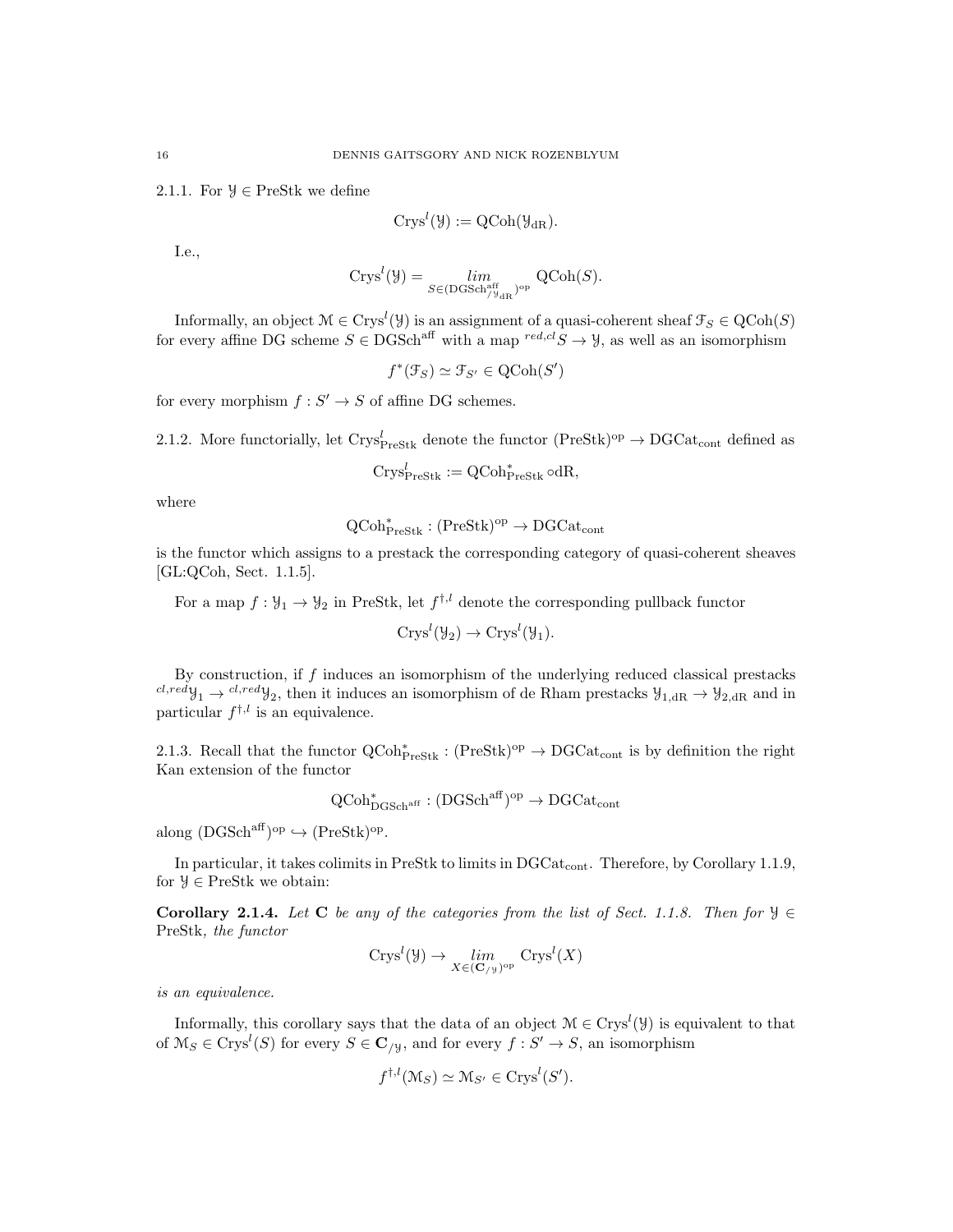2.1.1. For $\mathcal{Y} \in \text{PreStk}$ we define

$$\text{Crys}^l(\mathcal{Y}) := \text{QCoh}(\mathcal{Y}_{\text{dR}}).$$

I.e.,

$$\text{Crys}^l(\mathcal{Y}) = \underset{S \in (\text{DGSch}^{\text{aff}}_{/\mathcal{Y}_{\text{dR}}})^{\text{op}}}{lim} \text{QCoh}(S).$$

Informally, an object $\mathcal{M} \in \text{Crys}^l(\mathcal{Y})$ is an assignment of a quasi-coherent sheaf $\mathcal{F}_S \in \text{QCoh}(S)$ for every affine DG scheme $S \in \text{DGSch}^{\text{aff}}$ with a map ${}^{red,cl}S \to \mathcal{Y}$, as well as an isomorphism

$$f^*(\mathcal{F}_S) \simeq \mathcal{F}_{S'} \in \text{QCoh}(S')$$

for every morphism $f : S' \to S$ of affine DG schemes.

2.1.2. More functorially, let $\text{Crys}^l_{\text{PreStk}}$ denote the functor $(\text{PreStk})^{\text{op}} \to \text{DGCat}_{\text{cont}}$ defined as

$$\text{Crys}^l_{\text{PreStk}} := \text{QCoh}^*_{\text{PreStk}} \circ \text{dR},$$

where

$$\text{QCoh}^*_{\text{PreStk}} : (\text{PreStk})^{\text{op}} \to \text{DGCat}_{\text{cont}}$$

is the functor which assigns to a prestack the corresponding category of quasi-coherent sheaves [GL:QCoh, Sect. 1.1.5].

For a map $f : \mathcal{Y}_1 \to \mathcal{Y}_2$ in PreStk, let $f^{\dagger,l}$ denote the corresponding pullback functor

$$\text{Crys}^l(\mathcal{Y}_2) \to \text{Crys}^l(\mathcal{Y}_1).$$

By construction, if $f$ induces an isomorphism of the underlying reduced classical prestacks ${}^{cl,red}\mathcal{Y}_1 \to {}^{cl,red}\mathcal{Y}_2$, then it induces an isomorphism of de Rham prestacks $\mathcal{Y}_{1,\text{dR}} \to \mathcal{Y}_{2,\text{dR}}$ and in particular $f^{\dagger,l}$ is an equivalence.

2.1.3. Recall that the functor $\text{QCoh}^*_{\text{PreStk}} : (\text{PreStk})^{\text{op}} \to \text{DGCat}_{\text{cont}}$ is by definition the right Kan extension of the functor

$$\text{QCoh}^*_{\text{DGSch}^{\text{aff}}} : (\text{DGSch}^{\text{aff}})^{\text{op}} \to \text{DGCat}_{\text{cont}}$$

along $(\text{DGSch}^{\text{aff}})^{\text{op}} \hookrightarrow (\text{PreStk})^{\text{op}}$.

In particular, it takes colimits in PreStk to limits in $\text{DGCat}_{\text{cont}}$. Therefore, by Corollary 1.1.9, for $\mathcal{Y} \in \text{PreStk}$ we obtain:

**Corollary 2.1.4.** *Let* $\mathbf{C}$ *be any of the categories from the list of Sect. 1.1.8. Then for* $\mathcal{Y} \in \text{PreStk}$*, the functor*

$$\text{Crys}^l(\mathcal{Y}) \to \underset{X \in (\mathbf{C}_{/\mathcal{Y}})^{\text{op}}}{lim} \text{Crys}^l(X)$$

*is an equivalence.*

Informally, this corollary says that the data of an object $\mathcal{M} \in \text{Crys}^l(\mathcal{Y})$ is equivalent to that of $\mathcal{M}_S \in \text{Crys}^l(S)$ for every $S \in \mathbf{C}_{/\mathcal{Y}}$, and for every $f : S' \to S$, an isomorphism

$$f^{\dagger,l}(\mathcal{M}_S) \simeq \mathcal{M}_{S'} \in \text{Crys}^l(S').$$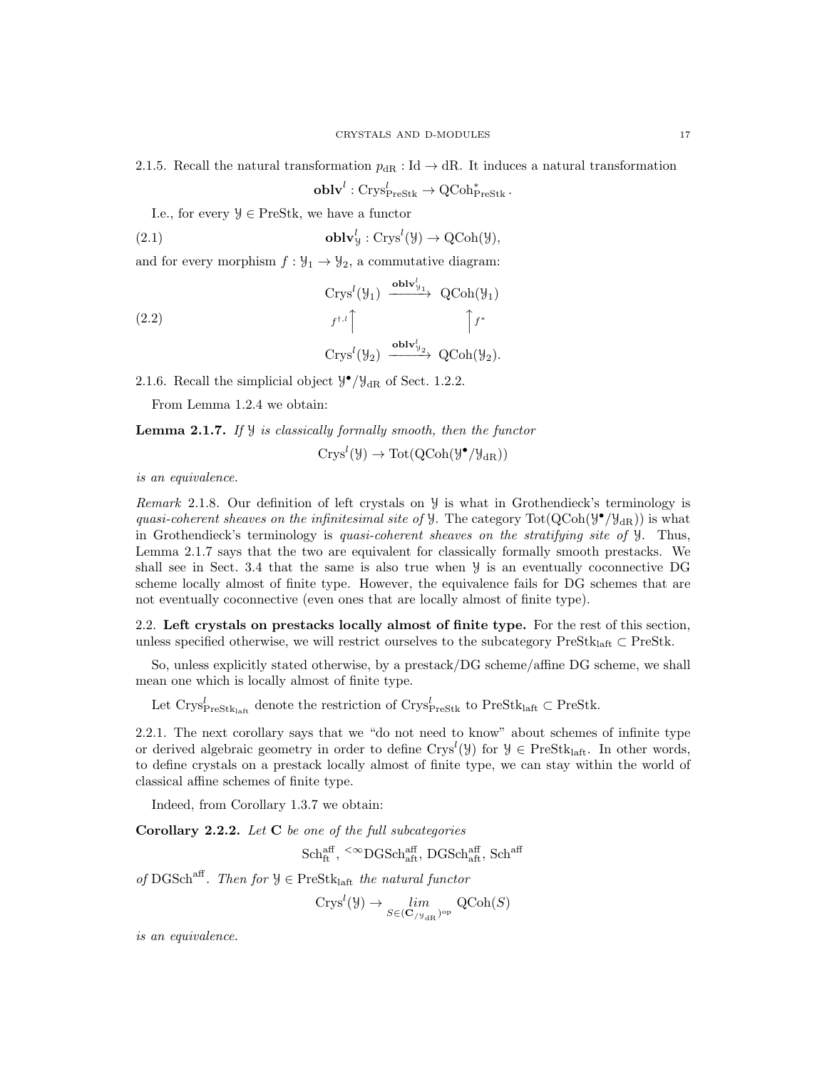2.1.5. Recall the natural transformation $p_{\mathrm{dR}} : \mathrm{Id} \to \mathrm{dR}$. It induces a natural transformation

$$\mathbf{oblv}^l : \mathrm{Crys}^l_{\mathrm{PreStk}} \to \mathrm{QCoh}^*_{\mathrm{PreStk}}.$$

I.e., for every $\mathcal{Y} \in \mathrm{PreStk}$, we have a functor

$$\mathbf{oblv}^l_{\mathcal{Y}} : \mathrm{Crys}^l(\mathcal{Y}) \to \mathrm{QCoh}(\mathcal{Y}), \tag{2.1}$$

and for every morphism $f : \mathcal{Y}_1 \to \mathcal{Y}_2$, a commutative diagram:

$$\begin{array}{ccc} \mathrm{Crys}^l(\mathcal{Y}_1) & \xrightarrow{\mathbf{oblv}^l_{\mathcal{Y}_1}} & \mathrm{QCoh}(\mathcal{Y}_1) \\ {\scriptstyle f^{\dagger,l}}\uparrow & & \uparrow{\scriptstyle f^*} \\ \mathrm{Crys}^l(\mathcal{Y}_2) & \xrightarrow{\mathbf{oblv}^l_{\mathcal{Y}_2}} & \mathrm{QCoh}(\mathcal{Y}_2). \end{array} \tag{2.2}$$

2.1.6. Recall the simplicial object $\mathcal{Y}^\bullet/\mathcal{Y}_{\mathrm{dR}}$ of Sect. 1.2.2.

From Lemma 1.2.4 we obtain:

**Lemma 2.1.7.** *If $\mathcal{Y}$ is classically formally smooth, then the functor*

$$\mathrm{Crys}^l(\mathcal{Y}) \to \mathrm{Tot}(\mathrm{QCoh}(\mathcal{Y}^\bullet/\mathcal{Y}_{\mathrm{dR}}))$$

*is an equivalence.*

*Remark* 2.1.8. Our definition of left crystals on $\mathcal{Y}$ is what in Grothendieck's terminology is *quasi-coherent sheaves on the infinitesimal site of* $\mathcal{Y}$. The category $\mathrm{Tot}(\mathrm{QCoh}(\mathcal{Y}^\bullet/\mathcal{Y}_{\mathrm{dR}}))$ is what in Grothendieck's terminology is *quasi-coherent sheaves on the stratifying site of* $\mathcal{Y}$. Thus, Lemma 2.1.7 says that the two are equivalent for classically formally smooth prestacks. We shall see in Sect. 3.4 that the same is also true when $\mathcal{Y}$ is an eventually coconnective DG scheme locally almost of finite type. However, the equivalence fails for DG schemes that are not eventually coconnective (even ones that are locally almost of finite type).

## 2.2. Left crystals on prestacks locally almost of finite type.

For the rest of this section, unless specified otherwise, we will restrict ourselves to the subcategory $\mathrm{PreStk}_{\mathrm{laft}} \subset \mathrm{PreStk}$.

So, unless explicitly stated otherwise, by a prestack/DG scheme/affine DG scheme, we shall mean one which is locally almost of finite type.

Let $\mathrm{Crys}^l_{\mathrm{PreStk}_{\mathrm{laft}}}$ denote the restriction of $\mathrm{Crys}^l_{\mathrm{PreStk}}$ to $\mathrm{PreStk}_{\mathrm{laft}} \subset \mathrm{PreStk}$.

2.2.1. The next corollary says that we "do not need to know" about schemes of infinite type or derived algebraic geometry in order to define $\mathrm{Crys}^l(\mathcal{Y})$ for $\mathcal{Y} \in \mathrm{PreStk}_{\mathrm{laft}}$. In other words, to define crystals on a prestack locally almost of finite type, we can stay within the world of classical affine schemes of finite type.

Indeed, from Corollary 1.3.7 we obtain:

**Corollary 2.2.2.** *Let $\mathbf{C}$ be one of the full subcategories*

$$\mathrm{Sch}^{\mathrm{aff}}_{\mathrm{ft}},\ {}^{<\infty}\mathrm{DGSch}^{\mathrm{aff}}_{\mathrm{aft}},\ \mathrm{DGSch}^{\mathrm{aff}}_{\mathrm{aft}},\ \mathrm{Sch}^{\mathrm{aff}}$$

*of* $\mathrm{DGSch}^{\mathrm{aff}}$. *Then for $\mathcal{Y} \in \mathrm{PreStk}_{\mathrm{laft}}$ the natural functor*

$$\mathrm{Crys}^l(\mathcal{Y}) \to \underset{S \in (\mathbf{C}_{/\mathcal{Y}_{\mathrm{dR}}})^{\mathrm{op}}}{\mathit{lim}} \mathrm{QCoh}(S)$$

*is an equivalence.*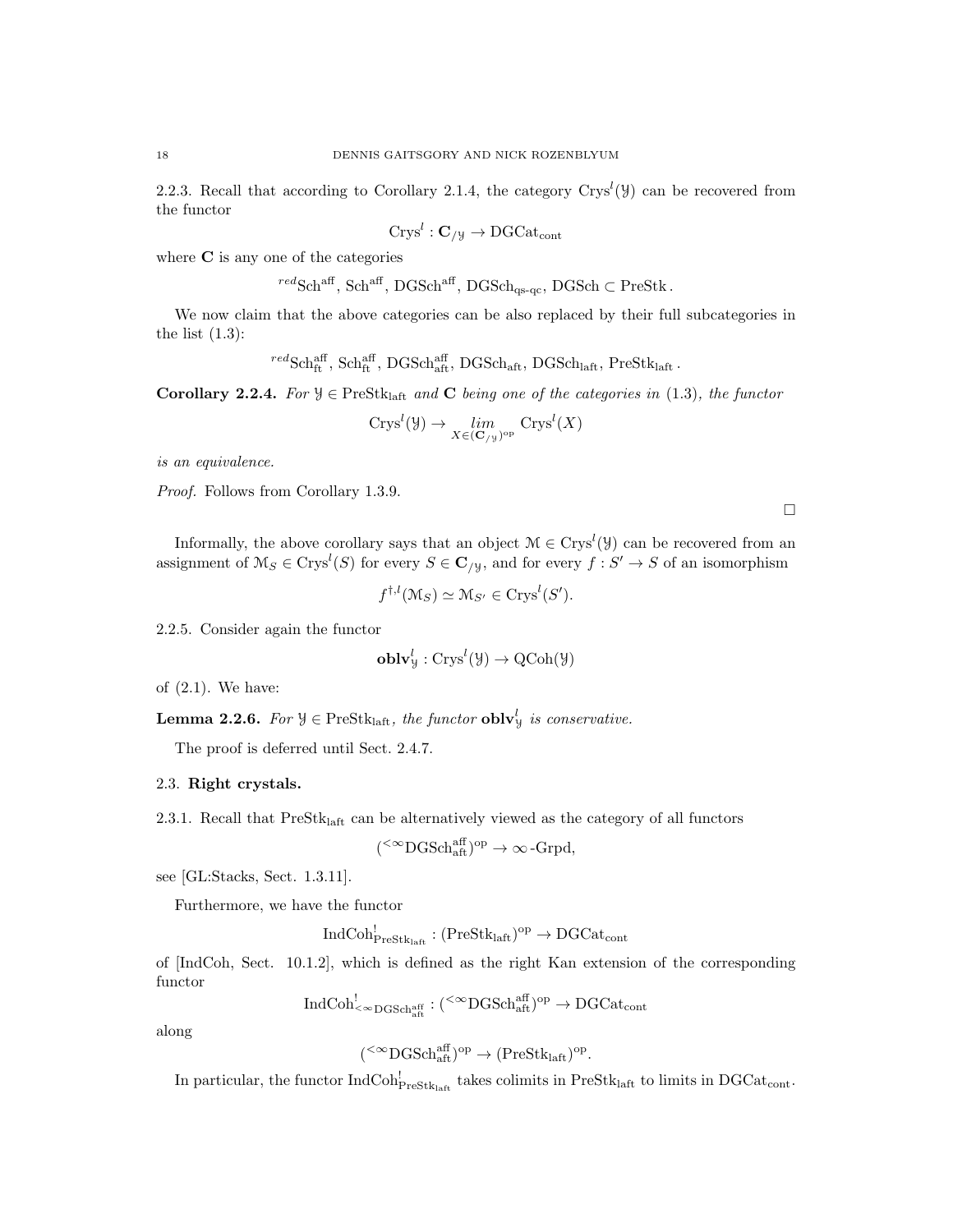2.2.3. Recall that according to Corollary 2.1.4, the category $\mathrm{Crys}^l(\mathcal{Y})$ can be recovered from the functor

$$\mathrm{Crys}^l : \mathbf{C}_{/\mathcal{Y}} \to \mathrm{DGCat}_{\mathrm{cont}}$$

where $\mathbf{C}$ is any one of the categories

$$^{red}\mathrm{Sch}^{\mathrm{aff}},\ \mathrm{Sch}^{\mathrm{aff}},\ \mathrm{DGSch}^{\mathrm{aff}},\ \mathrm{DGSch}_{\mathrm{qs\text{-}qc}},\ \mathrm{DGSch} \subset \mathrm{PreStk}\,.$$

We now claim that the above categories can be also replaced by their full subcategories in the list (1.3):

$$^{red}\mathrm{Sch}^{\mathrm{aff}}_{\mathrm{ft}},\ \mathrm{Sch}^{\mathrm{aff}}_{\mathrm{ft}},\ \mathrm{DGSch}^{\mathrm{aff}}_{\mathrm{aft}},\ \mathrm{DGSch}_{\mathrm{aft}},\ \mathrm{DGSch}_{\mathrm{laft}},\ \mathrm{PreStk}_{\mathrm{laft}}\,.$$

**Corollary 2.2.4.** *For $\mathcal{Y} \in \mathrm{PreStk}_{\mathrm{laft}}$ and $\mathbf{C}$ being one of the categories in* (1.3)*, the functor*

$$\mathrm{Crys}^l(\mathcal{Y}) \to \underset{X \in (\mathbf{C}_{/\mathcal{Y}})^{\mathrm{op}}}{lim} \mathrm{Crys}^l(X)$$

*is an equivalence.*

*Proof.* Follows from Corollary 1.3.9.

□

Informally, the above corollary says that an object $\mathcal{M} \in \mathrm{Crys}^l(\mathcal{Y})$ can be recovered from an assignment of $\mathcal{M}_S \in \mathrm{Crys}^l(S)$ for every $S \in \mathbf{C}_{/\mathcal{Y}}$, and for every $f : S' \to S$ of an isomorphism

$$f^{\dagger,l}(\mathcal{M}_S) \simeq \mathcal{M}_{S'} \in \mathrm{Crys}^l(S').$$

2.2.5. Consider again the functor

$$\mathbf{oblv}^l_{\mathcal{Y}} : \mathrm{Crys}^l(\mathcal{Y}) \to \mathrm{QCoh}(\mathcal{Y})$$

of (2.1). We have:

**Lemma 2.2.6.** *For $\mathcal{Y} \in \mathrm{PreStk}_{\mathrm{laft}}$, the functor $\mathbf{oblv}^l_{\mathcal{Y}}$ is conservative.*

The proof is deferred until Sect. 2.4.7.

## 2.3. Right crystals.

2.3.1. Recall that $\mathrm{PreStk}_{\mathrm{laft}}$ can be alternatively viewed as the category of all functors

$$({}^{<\infty}\mathrm{DGSch}^{\mathrm{aff}}_{\mathrm{aft}})^{\mathrm{op}} \to \infty\text{-}\mathrm{Grpd},$$

see [GL:Stacks, Sect. 1.3.11].

Furthermore, we have the functor

$$\mathrm{IndCoh}^!_{\mathrm{PreStk}_{\mathrm{laft}}} : (\mathrm{PreStk}_{\mathrm{laft}})^{\mathrm{op}} \to \mathrm{DGCat}_{\mathrm{cont}}$$

of [IndCoh, Sect. 10.1.2], which is defined as the right Kan extension of the corresponding functor

$$\mathrm{IndCoh}^!_{{}^{<\infty}\mathrm{DGSch}^{\mathrm{aff}}_{\mathrm{aft}}} : ({}^{<\infty}\mathrm{DGSch}^{\mathrm{aff}}_{\mathrm{aft}})^{\mathrm{op}} \to \mathrm{DGCat}_{\mathrm{cont}}$$

along

$$({}^{<\infty}\mathrm{DGSch}^{\mathrm{aff}}_{\mathrm{aft}})^{\mathrm{op}} \to (\mathrm{PreStk}_{\mathrm{laft}})^{\mathrm{op}}.$$

In particular, the functor $\mathrm{IndCoh}^!_{\mathrm{PreStk}_{\mathrm{laft}}}$ takes colimits in $\mathrm{PreStk}_{\mathrm{laft}}$ to limits in $\mathrm{DGCat}_{\mathrm{cont}}$.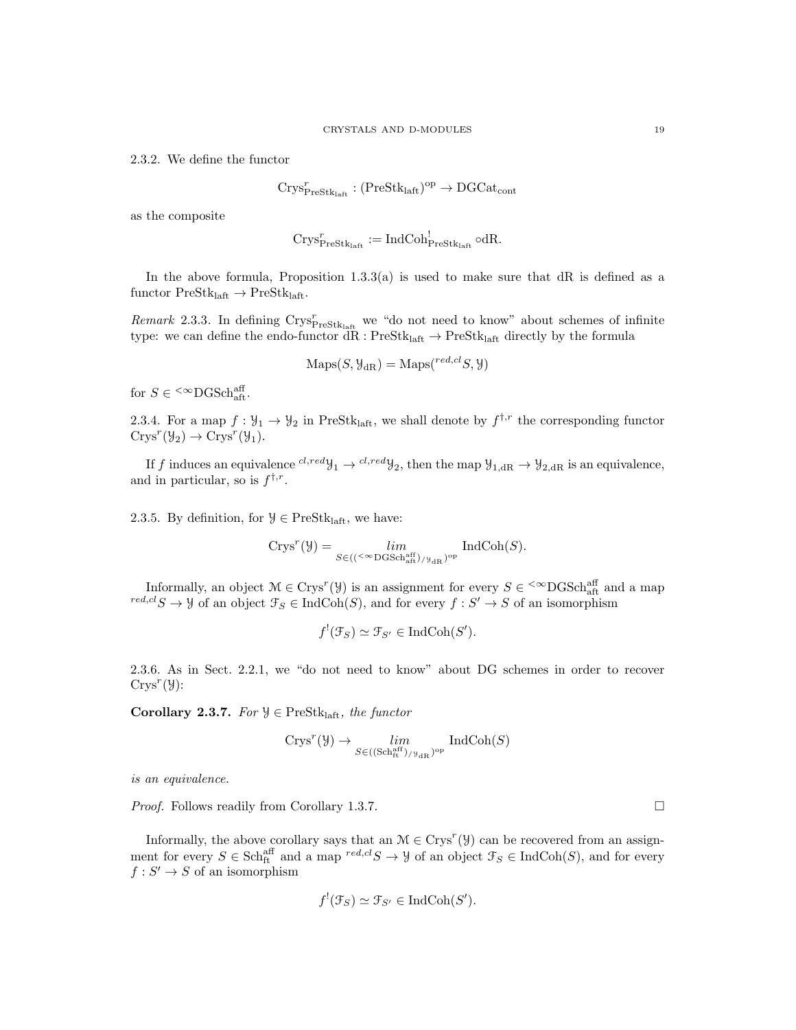2.3.2. We define the functor

$$\mathrm{Crys}^r_{\mathrm{PreStk}_{\mathrm{laft}}} : (\mathrm{PreStk}_{\mathrm{laft}})^{\mathrm{op}} \to \mathrm{DGCat}_{\mathrm{cont}}$$

as the composite

$$\mathrm{Crys}^r_{\mathrm{PreStk}_{\mathrm{laft}}} := \mathrm{IndCoh}^!_{\mathrm{PreStk}_{\mathrm{laft}}} \circ \mathrm{dR}.$$

In the above formula, Proposition 1.3.3(a) is used to make sure that dR is defined as a functor $\mathrm{PreStk}_{\mathrm{laft}} \to \mathrm{PreStk}_{\mathrm{laft}}$.

*Remark* 2.3.3. In defining $\mathrm{Crys}^r_{\mathrm{PreStk}_{\mathrm{laft}}}$ we "do not need to know" about schemes of infinite type: we can define the endo-functor $\mathrm{dR} : \mathrm{PreStk}_{\mathrm{laft}} \to \mathrm{PreStk}_{\mathrm{laft}}$ directly by the formula

$$\mathrm{Maps}(S, \mathcal{Y}_{\mathrm{dR}}) = \mathrm{Maps}({}^{red,cl}S, \mathcal{Y})$$

for $S \in {}^{<\infty}\mathrm{DGSch}^{\mathrm{aff}}_{\mathrm{aft}}$.

2.3.4. For a map $f : \mathcal{Y}_1 \to \mathcal{Y}_2$ in $\mathrm{PreStk}_{\mathrm{laft}}$, we shall denote by $f^{\dagger,r}$ the corresponding functor $\mathrm{Crys}^r(\mathcal{Y}_2) \to \mathrm{Crys}^r(\mathcal{Y}_1)$.

If $f$ induces an equivalence ${}^{cl,red}\mathcal{Y}_1 \to {}^{cl,red}\mathcal{Y}_2$, then the map $\mathcal{Y}_{1,\mathrm{dR}} \to \mathcal{Y}_{2,\mathrm{dR}}$ is an equivalence, and in particular, so is $f^{\dagger,r}$.

2.3.5. By definition, for $\mathcal{Y} \in \mathrm{PreStk}_{\mathrm{laft}}$, we have:

$$\mathrm{Crys}^r(\mathcal{Y}) = \underset{S \in (({}^{<\infty}\mathrm{DGSch}^{\mathrm{aff}}_{\mathrm{aft}})_{/\mathcal{Y}_{\mathrm{dR}}})^{\mathrm{op}}}{lim} \mathrm{IndCoh}(S).$$

Informally, an object $\mathcal{M} \in \mathrm{Crys}^r(\mathcal{Y})$ is an assignment for every $S \in {}^{<\infty}\mathrm{DGSch}^{\mathrm{aff}}_{\mathrm{aft}}$ and a map ${}^{red,cl}S \to \mathcal{Y}$ of an object $\mathcal{F}_S \in \mathrm{IndCoh}(S)$, and for every $f : S' \to S$ of an isomorphism

$$f^!(\mathcal{F}_S) \simeq \mathcal{F}_{S'} \in \mathrm{IndCoh}(S').$$

2.3.6. As in Sect. 2.2.1, we "do not need to know" about DG schemes in order to recover $\mathrm{Crys}^r(\mathcal{Y})$:

**Corollary 2.3.7.** *For $\mathcal{Y} \in \mathrm{PreStk}_{\mathrm{laft}}$, the functor*

$$\mathrm{Crys}^r(\mathcal{Y}) \to \underset{S \in ((\mathrm{Sch}^{\mathrm{aff}}_{\mathrm{ft}})_{/\mathcal{Y}_{\mathrm{dR}}})^{\mathrm{op}}}{lim} \mathrm{IndCoh}(S)$$

*is an equivalence.*

*Proof.* Follows readily from Corollary 1.3.7. □

Informally, the above corollary says that an $\mathcal{M} \in \mathrm{Crys}^r(\mathcal{Y})$ can be recovered from an assignment for every $S \in \mathrm{Sch}^{\mathrm{aff}}_{\mathrm{ft}}$ and a map ${}^{red,cl}S \to \mathcal{Y}$ of an object $\mathcal{F}_S \in \mathrm{IndCoh}(S)$, and for every $f : S' \to S$ of an isomorphism

$$f^!(\mathcal{F}_S) \simeq \mathcal{F}_{S'} \in \mathrm{IndCoh}(S').$$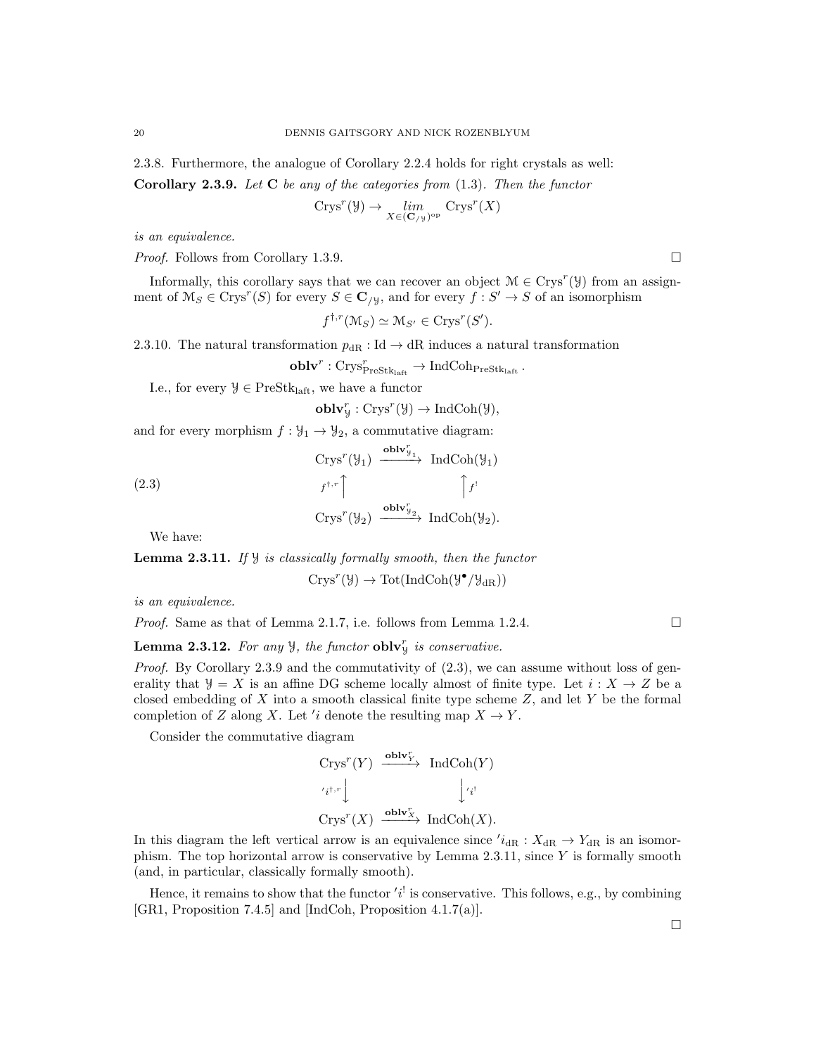2.3.8. Furthermore, the analogue of Corollary 2.2.4 holds for right crystals as well:

**Corollary 2.3.9.** *Let* $\mathbf{C}$ *be any of the categories from* (1.3). *Then the functor*

$$\mathrm{Crys}^r(\mathcal{Y}) \to \underset{X \in (\mathbf{C}_{/\mathcal{Y}})^{\mathrm{op}}}{lim} \mathrm{Crys}^r(X)$$

*is an equivalence.*

*Proof.* Follows from Corollary 1.3.9. □

Informally, this corollary says that we can recover an object $\mathcal{M} \in \mathrm{Crys}^r(\mathcal{Y})$ from an assignment of $\mathcal{M}_S \in \mathrm{Crys}^r(S)$ for every $S \in \mathbf{C}_{/\mathcal{Y}}$, and for every $f : S' \to S$ of an isomorphism

$$f^{\dagger,r}(\mathcal{M}_S) \simeq \mathcal{M}_{S'} \in \mathrm{Crys}^r(S').$$

2.3.10. The natural transformation $p_{\mathrm{dR}} : \mathrm{Id} \to \mathrm{dR}$ induces a natural transformation

$$\mathbf{oblv}^r : \mathrm{Crys}^r_{\mathrm{PreStk}_{\mathrm{laft}}} \to \mathrm{IndCoh}_{\mathrm{PreStk}_{\mathrm{laft}}}.$$

I.e., for every $\mathcal{Y} \in \mathrm{PreStk}_{\mathrm{laft}}$, we have a functor

$$\mathbf{oblv}^r_{\mathcal{Y}} : \mathrm{Crys}^r(\mathcal{Y}) \to \mathrm{IndCoh}(\mathcal{Y}),$$

and for every morphism $f : \mathcal{Y}_1 \to \mathcal{Y}_2$, a commutative diagram:

$$\begin{array}{ccc} \mathrm{Crys}^r(\mathcal{Y}_1) & \xrightarrow{\mathbf{oblv}^r_{\mathcal{Y}_1}} & \mathrm{IndCoh}(\mathcal{Y}_1) \\ {\scriptstyle f^{\dagger,r}}\uparrow & & \uparrow{\scriptstyle f^!} \\ \mathrm{Crys}^r(\mathcal{Y}_2) & \xrightarrow{\mathbf{oblv}^r_{\mathcal{Y}_2}} & \mathrm{IndCoh}(\mathcal{Y}_2). \end{array} \tag{2.3}$$

We have:

**Lemma 2.3.11.** *If* $\mathcal{Y}$ *is classically formally smooth, then the functor*

$$\mathrm{Crys}^r(\mathcal{Y}) \to \mathrm{Tot}(\mathrm{IndCoh}(\mathcal{Y}^\bullet/\mathcal{Y}_{\mathrm{dR}}))$$

*is an equivalence.*

*Proof.* Same as that of Lemma 2.1.7, i.e. follows from Lemma 1.2.4. □

**Lemma 2.3.12.** *For any* $\mathcal{Y}$*, the functor* $\mathbf{oblv}^r_{\mathcal{Y}}$ *is conservative.*

*Proof.* By Corollary 2.3.9 and the commutativity of (2.3), we can assume without loss of generality that $\mathcal{Y} = X$ is an affine DG scheme locally almost of finite type. Let $i : X \to Z$ be a closed embedding of $X$ into a smooth classical finite type scheme $Z$, and let $Y$ be the formal completion of $Z$ along $X$. Let $'i$ denote the resulting map $X \to Y$.

Consider the commutative diagram

$$\begin{array}{ccc} \mathrm{Crys}^r(Y) & \xrightarrow{\mathbf{oblv}^r_{Y}} & \mathrm{IndCoh}(Y) \\ {\scriptstyle 'i^{\dagger,r}}\downarrow & & \downarrow{\scriptstyle 'i^!} \\ \mathrm{Crys}^r(X) & \xrightarrow{\mathbf{oblv}^r_{X}} & \mathrm{IndCoh}(X). \end{array}$$

In this diagram the left vertical arrow is an equivalence since $'i_{\mathrm{dR}} : X_{\mathrm{dR}} \to Y_{\mathrm{dR}}$ is an isomorphism. The top horizontal arrow is conservative by Lemma 2.3.11, since $Y$ is formally smooth (and, in particular, classically formally smooth).

Hence, it remains to show that the functor $'i^!$ is conservative. This follows, e.g., by combining [GR1, Proposition 7.4.5] and [IndCoh, Proposition 4.1.7(a)].

□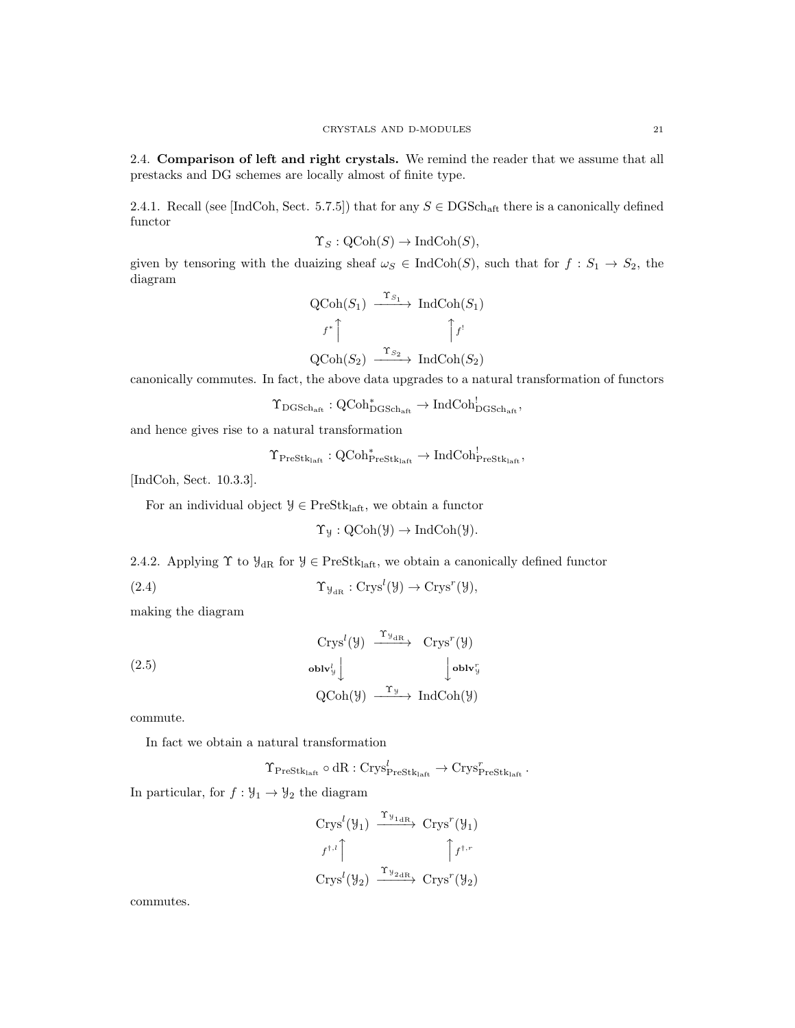## 2.4. **Comparison of left and right crystals.**

We remind the reader that we assume that all prestacks and DG schemes are locally almost of finite type.

2.4.1. Recall (see [IndCoh, Sect. 5.7.5]) that for any $S \in \mathrm{DGSch}_{\mathrm{aft}}$ there is a canonically defined functor

$$\Upsilon_S : \mathrm{QCoh}(S) \to \mathrm{IndCoh}(S),$$

given by tensoring with the duaizing sheaf $\omega_S \in \mathrm{IndCoh}(S)$, such that for $f : S_1 \to S_2$, the diagram

$$\begin{array}{ccc} \mathrm{QCoh}(S_1) & \xrightarrow{\Upsilon_{S_1}} & \mathrm{IndCoh}(S_1) \\ {\scriptstyle f^*}\uparrow & & \uparrow{\scriptstyle f^!} \\ \mathrm{QCoh}(S_2) & \xrightarrow{\Upsilon_{S_2}} & \mathrm{IndCoh}(S_2) \end{array}$$

canonically commutes. In fact, the above data upgrades to a natural transformation of functors

$$\Upsilon_{\mathrm{DGSch}_{\mathrm{aft}}} : \mathrm{QCoh}^*_{\mathrm{DGSch}_{\mathrm{aft}}} \to \mathrm{IndCoh}^!_{\mathrm{DGSch}_{\mathrm{aft}}},$$

and hence gives rise to a natural transformation

$$\Upsilon_{\mathrm{PreStk}_{\mathrm{laft}}} : \mathrm{QCoh}^*_{\mathrm{PreStk}_{\mathrm{laft}}} \to \mathrm{IndCoh}^!_{\mathrm{PreStk}_{\mathrm{laft}}},$$

[IndCoh, Sect. 10.3.3].

For an individual object $\mathcal{Y} \in \mathrm{PreStk}_{\mathrm{laft}}$, we obtain a functor

$$\Upsilon_{\mathcal{Y}} : \mathrm{QCoh}(\mathcal{Y}) \to \mathrm{IndCoh}(\mathcal{Y}).$$

2.4.2. Applying $\Upsilon$ to $\mathcal{Y}_{\mathrm{dR}}$ for $\mathcal{Y} \in \mathrm{PreStk}_{\mathrm{laft}}$, we obtain a canonically defined functor

$$\Upsilon_{\mathcal{Y}_{\mathrm{dR}}} : \mathrm{Crys}^l(\mathcal{Y}) \to \mathrm{Crys}^r(\mathcal{Y}), \tag{2.4}$$

making the diagram

$$\begin{array}{ccc} \mathrm{Crys}^l(\mathcal{Y}) & \xrightarrow{\Upsilon_{\mathcal{Y}_{\mathrm{dR}}}} & \mathrm{Crys}^r(\mathcal{Y}) \\ {\scriptstyle \mathbf{oblv}^l_{\mathcal{Y}}}\downarrow & & \downarrow{\scriptstyle \mathbf{oblv}^r_{\mathcal{Y}}} \\ \mathrm{QCoh}(\mathcal{Y}) & \xrightarrow{\Upsilon_{\mathcal{Y}}} & \mathrm{IndCoh}(\mathcal{Y}) \end{array} \tag{2.5}$$

commute.

In fact we obtain a natural transformation

$$\Upsilon_{\mathrm{PreStk}_{\mathrm{laft}}} \circ \mathrm{dR} : \mathrm{Crys}^l_{\mathrm{PreStk}_{\mathrm{laft}}} \to \mathrm{Crys}^r_{\mathrm{PreStk}_{\mathrm{laft}}}.$$

In particular, for $f : \mathcal{Y}_1 \to \mathcal{Y}_2$ the diagram

$$\begin{array}{ccc} \mathrm{Crys}^l(\mathcal{Y}_1) & \xrightarrow{\Upsilon_{\mathcal{Y}_{1\mathrm{dR}}}} & \mathrm{Crys}^r(\mathcal{Y}_1) \\ {\scriptstyle f^{\dagger,l}}\uparrow & & \uparrow{\scriptstyle f^{\dagger,r}} \\ \mathrm{Crys}^l(\mathcal{Y}_2) & \xrightarrow{\Upsilon_{\mathcal{Y}_{2\mathrm{dR}}}} & \mathrm{Crys}^r(\mathcal{Y}_2) \end{array}$$

commutes.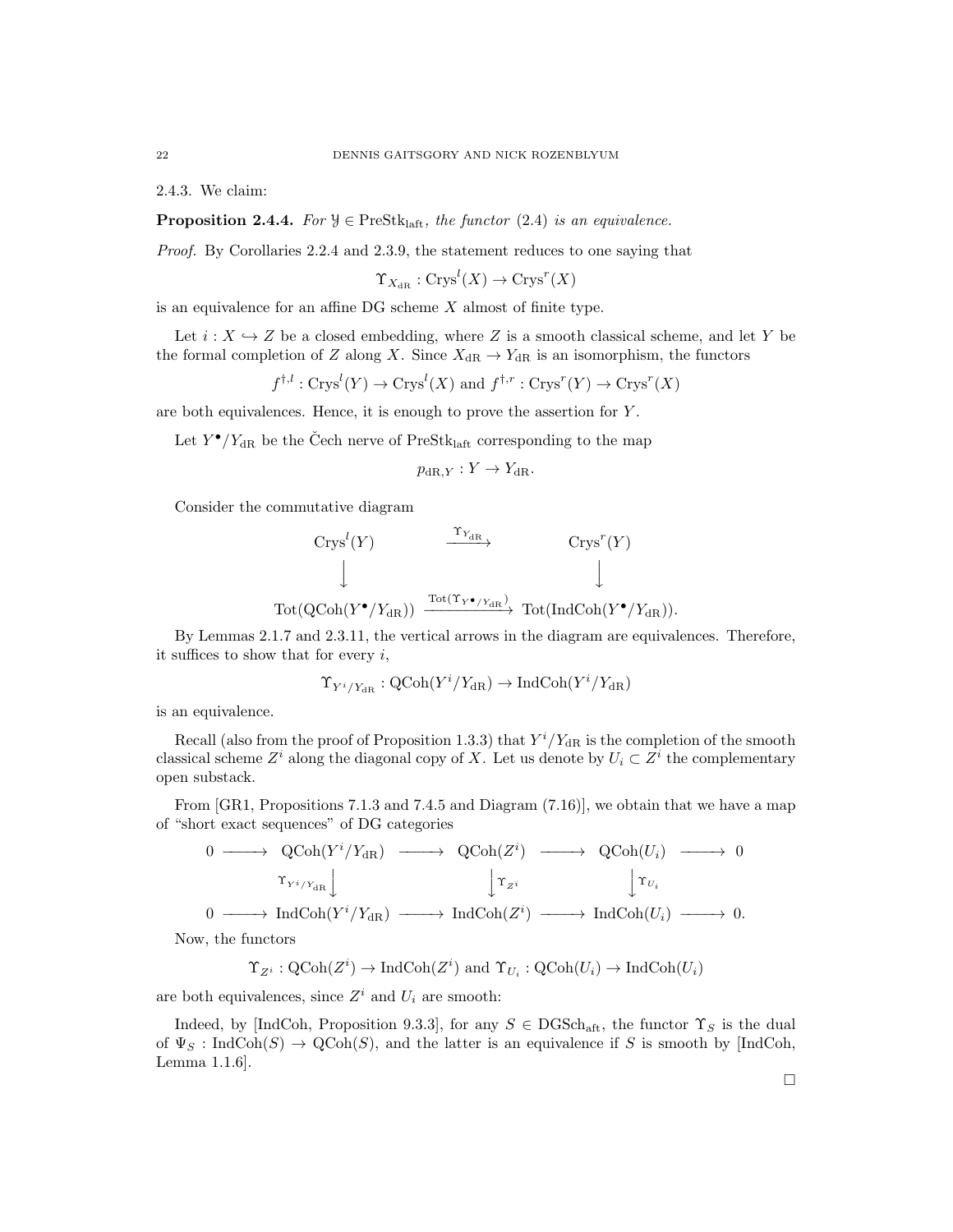2.4.3. We claim:

**Proposition 2.4.4.** *For $\mathcal{Y} \in \mathrm{PreStk}_{\mathrm{laft}}$, the functor (2.4) is an equivalence.*

*Proof.* By Corollaries 2.2.4 and 2.3.9, the statement reduces to one saying that

$$\Upsilon_{X_{\mathrm{dR}}} : \mathrm{Crys}^l(X) \to \mathrm{Crys}^r(X)$$

is an equivalence for an affine DG scheme $X$ almost of finite type.

Let $i : X \hookrightarrow Z$ be a closed embedding, where $Z$ is a smooth classical scheme, and let $Y$ be the formal completion of $Z$ along $X$. Since $X_{\mathrm{dR}} \to Y_{\mathrm{dR}}$ is an isomorphism, the functors

$$f^{\dagger,l} : \mathrm{Crys}^l(Y) \to \mathrm{Crys}^l(X) \text{ and } f^{\dagger,r} : \mathrm{Crys}^r(Y) \to \mathrm{Crys}^r(X)$$

are both equivalences. Hence, it is enough to prove the assertion for $Y$.

Let $Y^\bullet/Y_{\mathrm{dR}}$ be the Čech nerve of $\mathrm{PreStk}_{\mathrm{laft}}$ corresponding to the map

$$p_{\mathrm{dR},Y} : Y \to Y_{\mathrm{dR}}.$$

Consider the commutative diagram

$$\begin{array}{ccc}
\mathrm{Crys}^l(Y) & \xrightarrow{\Upsilon_{Y_{\mathrm{dR}}}} & \mathrm{Crys}^r(Y) \\
\downarrow & & \downarrow \\
\mathrm{Tot}(\mathrm{QCoh}(Y^\bullet/Y_{\mathrm{dR}})) & \xrightarrow{\mathrm{Tot}(\Upsilon_{Y^\bullet/Y_{\mathrm{dR}}})} & \mathrm{Tot}(\mathrm{IndCoh}(Y^\bullet/Y_{\mathrm{dR}})).
\end{array}$$

By Lemmas 2.1.7 and 2.3.11, the vertical arrows in the diagram are equivalences. Therefore, it suffices to show that for every $i$,

$$\Upsilon_{Y^i/Y_{\mathrm{dR}}} : \mathrm{QCoh}(Y^i/Y_{\mathrm{dR}}) \to \mathrm{IndCoh}(Y^i/Y_{\mathrm{dR}})$$

is an equivalence.

Recall (also from the proof of Proposition 1.3.3) that $Y^i/Y_{\mathrm{dR}}$ is the completion of the smooth classical scheme $Z^i$ along the diagonal copy of $X$. Let us denote by $U_i \subset Z^i$ the complementary open substack.

From [GR1, Propositions 7.1.3 and 7.4.5 and Diagram (7.16)], we obtain that we have a map of "short exact sequences" of DG categories

$$\begin{array}{ccccccccc}
0 & \longrightarrow & \mathrm{QCoh}(Y^i/Y_{\mathrm{dR}}) & \longrightarrow & \mathrm{QCoh}(Z^i) & \longrightarrow & \mathrm{QCoh}(U_i) & \longrightarrow & 0 \\
& & \Big\downarrow{\scriptstyle \Upsilon_{Y^i/Y_{\mathrm{dR}}}} & & \Big\downarrow{\scriptstyle \Upsilon_{Z^i}} & & \Big\downarrow{\scriptstyle \Upsilon_{U_i}} & & \\
0 & \longrightarrow & \mathrm{IndCoh}(Y^i/Y_{\mathrm{dR}}) & \longrightarrow & \mathrm{IndCoh}(Z^i) & \longrightarrow & \mathrm{IndCoh}(U_i) & \longrightarrow & 0.
\end{array}$$

Now, the functors

$$\Upsilon_{Z^i} : \mathrm{QCoh}(Z^i) \to \mathrm{IndCoh}(Z^i) \text{ and } \Upsilon_{U_i} : \mathrm{QCoh}(U_i) \to \mathrm{IndCoh}(U_i)$$

are both equivalences, since $Z^i$ and $U_i$ are smooth:

Indeed, by [IndCoh, Proposition 9.3.3], for any $S \in \mathrm{DGSch}_{\mathrm{aft}}$, the functor $\Upsilon_S$ is the dual of $\Psi_S : \mathrm{IndCoh}(S) \to \mathrm{QCoh}(S)$, and the latter is an equivalence if $S$ is smooth by [IndCoh, Lemma 1.1.6].

□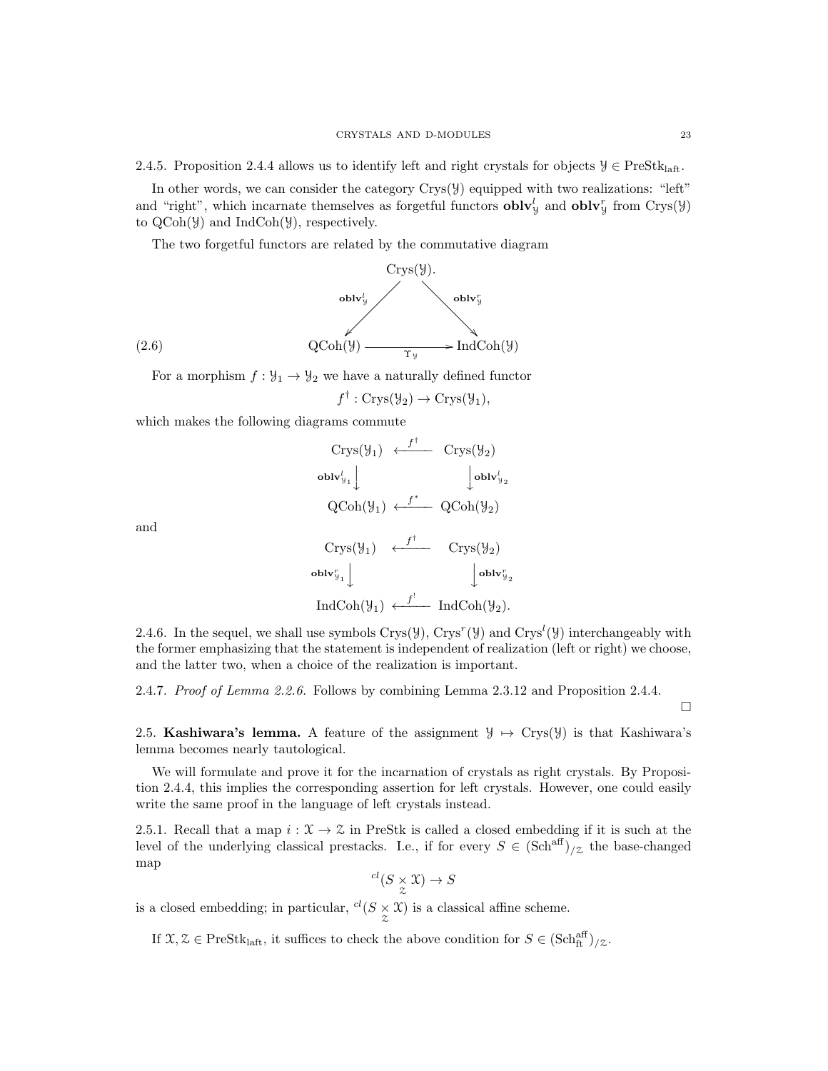2.4.5. Proposition 2.4.4 allows us to identify left and right crystals for objects $\mathcal{Y} \in \mathrm{PreStk}_{\mathrm{laft}}$.

In other words, we can consider the category $\mathrm{Crys}(\mathcal{Y})$ equipped with two realizations: "left" and "right", which incarnate themselves as forgetful functors $\mathbf{oblv}^l_{\mathcal{Y}}$ and $\mathbf{oblv}^r_{\mathcal{Y}}$ from $\mathrm{Crys}(\mathcal{Y})$ to $\mathrm{QCoh}(\mathcal{Y})$ and $\mathrm{IndCoh}(\mathcal{Y})$, respectively.

The two forgetful functors are related by the commutative diagram

$$
\begin{array}{ccc}
 & \mathrm{Crys}(\mathcal{Y}). & \\
 \swarrow^{\mathbf{oblv}^l_{\mathcal{Y}}} & & \searrow^{\mathbf{oblv}^r_{\mathcal{Y}}} \\
\mathrm{QCoh}(\mathcal{Y}) & \xrightarrow[\Upsilon_{\mathcal{Y}}]{} & \mathrm{IndCoh}(\mathcal{Y})
\end{array}
\tag{2.6}
$$

For a morphism $f : \mathcal{Y}_1 \to \mathcal{Y}_2$ we have a naturally defined functor

$$f^\dagger : \mathrm{Crys}(\mathcal{Y}_2) \to \mathrm{Crys}(\mathcal{Y}_1),$$

which makes the following diagrams commute

$$
\begin{array}{ccc}
\mathrm{Crys}(\mathcal{Y}_1) & \xleftarrow{f^\dagger} & \mathrm{Crys}(\mathcal{Y}_2) \\
\downarrow{\scriptstyle \mathbf{oblv}^l_{\mathcal{Y}_1}} & & \downarrow{\scriptstyle \mathbf{oblv}^l_{\mathcal{Y}_2}} \\
\mathrm{QCoh}(\mathcal{Y}_1) & \xleftarrow{f^*} & \mathrm{QCoh}(\mathcal{Y}_2)
\end{array}
$$

and

$$
\begin{array}{ccc}
\mathrm{Crys}(\mathcal{Y}_1) & \xleftarrow{f^\dagger} & \mathrm{Crys}(\mathcal{Y}_2) \\
\downarrow{\scriptstyle \mathbf{oblv}^r_{\mathcal{Y}_1}} & & \downarrow{\scriptstyle \mathbf{oblv}^r_{\mathcal{Y}_2}} \\
\mathrm{IndCoh}(\mathcal{Y}_1) & \xleftarrow{f^!} & \mathrm{IndCoh}(\mathcal{Y}_2).
\end{array}
$$

2.4.6. In the sequel, we shall use symbols $\mathrm{Crys}(\mathcal{Y})$, $\mathrm{Crys}^r(\mathcal{Y})$ and $\mathrm{Crys}^l(\mathcal{Y})$ interchangeably with the former emphasizing that the statement is independent of realization (left or right) we choose, and the latter two, when a choice of the realization is important.

2.4.7. *Proof of Lemma 2.2.6.* Follows by combining Lemma 2.3.12 and Proposition 2.4.4.

□

2.5. **Kashiwara's lemma.** A feature of the assignment $\mathcal{Y} \mapsto \mathrm{Crys}(\mathcal{Y})$ is that Kashiwara's lemma becomes nearly tautological.

We will formulate and prove it for the incarnation of crystals as right crystals. By Proposition 2.4.4, this implies the corresponding assertion for left crystals. However, one could easily write the same proof in the language of left crystals instead.

2.5.1. Recall that a map $i : \mathcal{X} \to \mathcal{Z}$ in PreStk is called a closed embedding if it is such at the level of the underlying classical prestacks. I.e., if for every $S \in (\mathrm{Sch}^{\mathrm{aff}})_{/\mathcal{Z}}$ the base-changed map

$${}^{cl}(S \underset{\mathcal{Z}}{\times} \mathcal{X}) \to S$$

is a closed embedding; in particular, ${}^{cl}(S \underset{\mathcal{Z}}{\times} \mathcal{X})$ is a classical affine scheme.

If $\mathcal{X}, \mathcal{Z} \in \mathrm{PreStk}_{\mathrm{laft}}$, it suffices to check the above condition for $S \in (\mathrm{Sch}^{\mathrm{aff}}_{\mathrm{ft}})_{/\mathcal{Z}}$.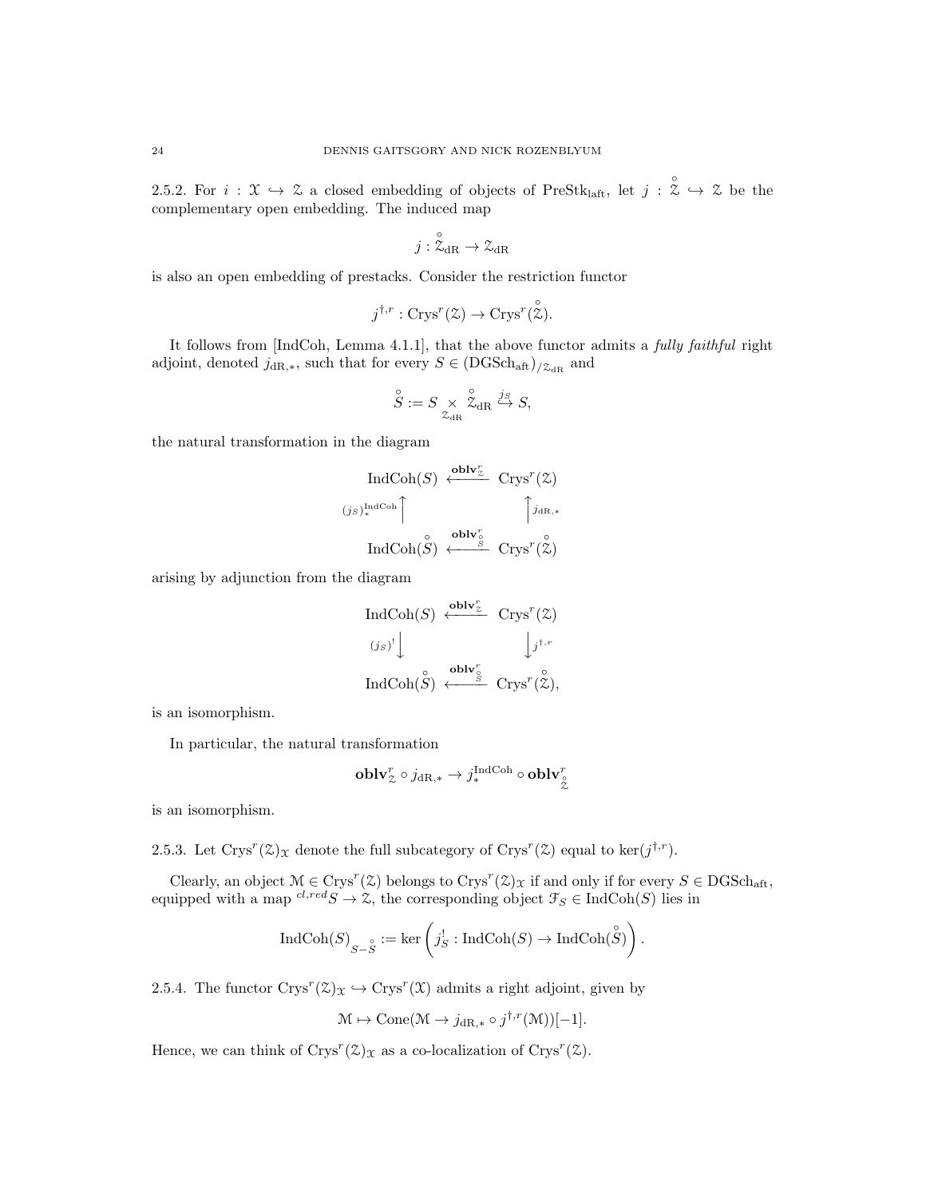2.5.2. For $i : \mathcal{X} \hookrightarrow \mathcal{Z}$ a closed embedding of objects of $\mathrm{PreStk}_{\mathrm{laft}}$, let $j : \overset{\circ}{\mathcal{Z}} \hookrightarrow \mathcal{Z}$ be the complementary open embedding. The induced map

$$j : \overset{\circ}{\mathcal{Z}}_{\mathrm{dR}} \to \mathcal{Z}_{\mathrm{dR}}$$

is also an open embedding of prestacks. Consider the restriction functor

$$j^{\dagger,r} : \mathrm{Crys}^r(\mathcal{Z}) \to \mathrm{Crys}^r(\overset{\circ}{\mathcal{Z}}).$$

It follows from [IndCoh, Lemma 4.1.1], that the above functor admits a *fully faithful* right adjoint, denoted $j_{\mathrm{dR},*}$, such that for every $S \in (\mathrm{DGSch}_{\mathrm{aft}})_{/\mathcal{Z}_{\mathrm{dR}}}$ and

$$\overset{\circ}{S} := S \underset{\mathcal{Z}_{\mathrm{dR}}}{\times} \overset{\circ}{\mathcal{Z}}_{\mathrm{dR}} \overset{j_S}{\hookrightarrow} S,$$

the natural transformation in the diagram

$$\begin{array}{ccc}
\mathrm{IndCoh}(S) & \xleftarrow{\mathbf{oblv}^r_{\mathcal{Z}}} & \mathrm{Crys}^r(\mathcal{Z}) \\
{\scriptstyle (j_S)^{\mathrm{IndCoh}}_*}\uparrow & & \uparrow{\scriptstyle j_{\mathrm{dR},*}} \\
\mathrm{IndCoh}(\overset{\circ}{S}) & \xleftarrow{\mathbf{oblv}^r_{\overset{\circ}{S}}} & \mathrm{Crys}^r(\overset{\circ}{\mathcal{Z}})
\end{array}$$

arising by adjunction from the diagram

$$\begin{array}{ccc}
\mathrm{IndCoh}(S) & \xleftarrow{\mathbf{oblv}^r_{\mathcal{Z}}} & \mathrm{Crys}^r(\mathcal{Z}) \\
{\scriptstyle (j_S)^!}\downarrow & & \downarrow{\scriptstyle j^{\dagger,r}} \\
\mathrm{IndCoh}(\overset{\circ}{S}) & \xleftarrow{\mathbf{oblv}^r_{\overset{\circ}{S}}} & \mathrm{Crys}^r(\overset{\circ}{\mathcal{Z}}),
\end{array}$$

is an isomorphism.

In particular, the natural transformation

$$\mathbf{oblv}^r_{\mathcal{Z}} \circ j_{\mathrm{dR},*} \to j^{\mathrm{IndCoh}}_* \circ \mathbf{oblv}^r_{\overset{\circ}{\mathcal{Z}}}$$

is an isomorphism.

2.5.3. Let $\mathrm{Crys}^r(\mathcal{Z})_{\mathcal{X}}$ denote the full subcategory of $\mathrm{Crys}^r(\mathcal{Z})$ equal to $\ker(j^{\dagger,r})$.

Clearly, an object $\mathcal{M} \in \mathrm{Crys}^r(\mathcal{Z})$ belongs to $\mathrm{Crys}^r(\mathcal{Z})_{\mathcal{X}}$ if and only if for every $S \in \mathrm{DGSch}_{\mathrm{aft}}$, equipped with a map ${}^{cl,red}S \to \mathcal{Z}$, the corresponding object $\mathcal{F}_S \in \mathrm{IndCoh}(S)$ lies in

$$\mathrm{IndCoh}(S)_{S-\overset{\circ}{S}} := \ker\left(j^!_S : \mathrm{IndCoh}(S) \to \mathrm{IndCoh}(\overset{\circ}{S})\right).$$

2.5.4. The functor $\mathrm{Crys}^r(\mathcal{Z})_{\mathcal{X}} \hookrightarrow \mathrm{Crys}^r(\mathcal{X})$ admits a right adjoint, given by

$$\mathcal{M} \mapsto \mathrm{Cone}(\mathcal{M} \to j_{\mathrm{dR},*} \circ j^{\dagger,r}(\mathcal{M}))[-1].$$

Hence, we can think of $\mathrm{Crys}^r(\mathcal{Z})_{\mathcal{X}}$ as a co-localization of $\mathrm{Crys}^r(\mathcal{Z})$.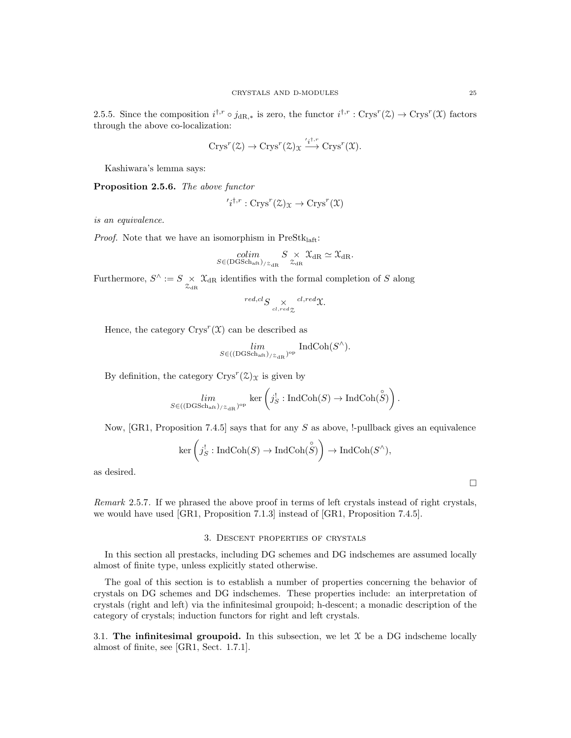2.5.5. Since the composition $i^{\dagger,r} \circ j_{\mathrm{dR},*}$ is zero, the functor $i^{\dagger,r} : \mathrm{Crys}^r(\mathcal{Z}) \to \mathrm{Crys}^r(\mathcal{X})$ factors through the above co-localization:

$$\mathrm{Crys}^r(\mathcal{Z}) \to \mathrm{Crys}^r(\mathcal{Z})_{\mathcal{X}} \xrightarrow{'i^{\dagger,r}} \mathrm{Crys}^r(\mathcal{X}).$$

Kashiwara's lemma says:

**Proposition 2.5.6.** *The above functor*

$$'i^{\dagger,r} : \mathrm{Crys}^r(\mathcal{Z})_{\mathcal{X}} \to \mathrm{Crys}^r(\mathcal{X})$$

*is an equivalence.*

*Proof.* Note that we have an isomorphism in $\mathrm{PreStk}_{\mathrm{laft}}$:

$$\underset{S \in (\mathrm{DGSch}_{\mathrm{aft}})_{/\mathcal{Z}_{\mathrm{dR}}}}{colim} S \underset{\mathcal{Z}_{\mathrm{dR}}}{\times} \mathcal{X}_{\mathrm{dR}} \simeq \mathcal{X}_{\mathrm{dR}}.$$

Furthermore, $S^{\wedge} := S \underset{\mathcal{Z}_{\mathrm{dR}}}{\times} \mathcal{X}_{\mathrm{dR}}$ identifies with the formal completion of $S$ along

$$^{red,cl}S \underset{^{cl,red}\mathcal{Z}}{\times} {}^{cl,red}\mathcal{X}.$$

Hence, the category $\mathrm{Crys}^r(\mathcal{X})$ can be described as

$$\underset{S \in ((\mathrm{DGSch}_{\mathrm{aft}})_{/\mathcal{Z}_{\mathrm{dR}}})^{\mathrm{op}}}{lim} \mathrm{IndCoh}(S^{\wedge}).$$

By definition, the category $\mathrm{Crys}^r(\mathcal{Z})_{\mathcal{X}}$ is given by

$$\underset{S \in ((\mathrm{DGSch}_{\mathrm{aft}})_{/\mathcal{Z}_{\mathrm{dR}}})^{\mathrm{op}}}{lim} \ker\left(j^!_S : \mathrm{IndCoh}(S) \to \mathrm{IndCoh}(\overset{\circ}{S})\right).$$

Now, [GR1, Proposition 7.4.5] says that for any $S$ as above, !-pullback gives an equivalence

$$\ker\left(j^!_S : \mathrm{IndCoh}(S) \to \mathrm{IndCoh}(\overset{\circ}{S})\right) \to \mathrm{IndCoh}(S^{\wedge}),$$

as desired.

$\square$

*Remark* 2.5.7. If we phrased the above proof in terms of left crystals instead of right crystals, we would have used [GR1, Proposition 7.1.3] instead of [GR1, Proposition 7.4.5].

## 3. Descent properties of crystals

In this section all prestacks, including DG schemes and DG indschemes are assumed locally almost of finite type, unless explicitly stated otherwise.

The goal of this section is to establish a number of properties concerning the behavior of crystals on DG schemes and DG indschemes. These properties include: an interpretation of crystals (right and left) via the infinitesimal groupoid; h-descent; a monadic description of the category of crystals; induction functors for right and left crystals.

3.1. **The infinitesimal groupoid.** In this subsection, we let $\mathcal{X}$ be a DG indscheme locally almost of finite, see [GR1, Sect. 1.7.1].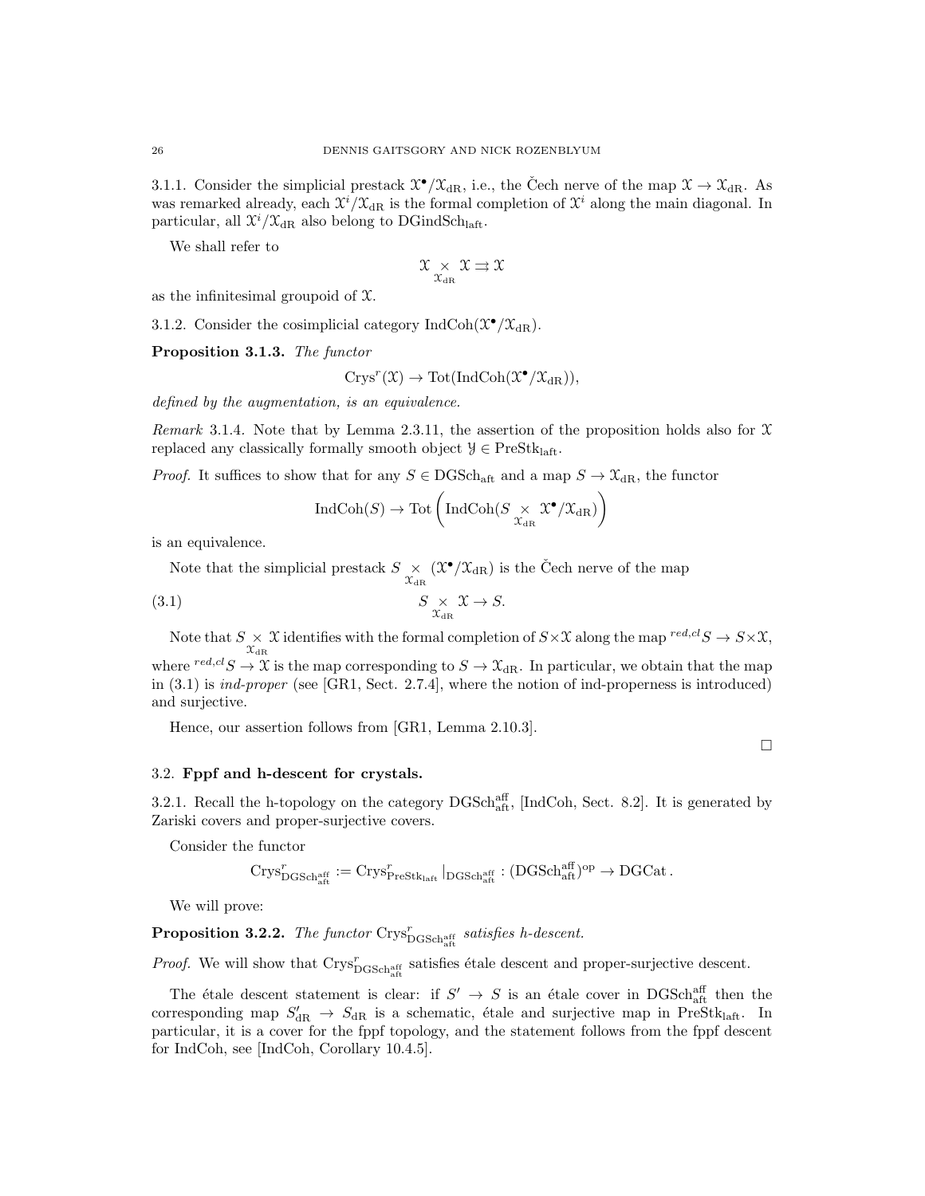3.1.1. Consider the simplicial prestack $\mathcal{X}^\bullet/\mathcal{X}_{\mathrm{dR}}$, i.e., the Čech nerve of the map $\mathcal{X} \to \mathcal{X}_{\mathrm{dR}}$. As was remarked already, each $\mathcal{X}^i/\mathcal{X}_{\mathrm{dR}}$ is the formal completion of $\mathcal{X}^i$ along the main diagonal. In particular, all $\mathcal{X}^i/\mathcal{X}_{\mathrm{dR}}$ also belong to $\mathrm{DGindSch}_{\mathrm{laft}}$.

We shall refer to

$$\mathcal{X} \underset{\mathcal{X}_{\mathrm{dR}}}{\times} \mathcal{X} \rightrightarrows \mathcal{X}$$

as the infinitesimal groupoid of $\mathcal{X}$.

3.1.2. Consider the cosimplicial category $\mathrm{IndCoh}(\mathcal{X}^\bullet/\mathcal{X}_{\mathrm{dR}})$.

**Proposition 3.1.3.** *The functor*

$$\mathrm{Crys}^r(\mathcal{X}) \to \mathrm{Tot}(\mathrm{IndCoh}(\mathcal{X}^\bullet/\mathcal{X}_{\mathrm{dR}})),$$

*defined by the augmentation, is an equivalence.*

*Remark* 3.1.4. Note that by Lemma 2.3.11, the assertion of the proposition holds also for $\mathcal{X}$ replaced any classically formally smooth object $\mathcal{Y} \in \mathrm{PreStk}_{\mathrm{laft}}$.

*Proof.* It suffices to show that for any $S \in \mathrm{DGSch}_{\mathrm{aft}}$ and a map $S \to \mathcal{X}_{\mathrm{dR}}$, the functor

$$\mathrm{IndCoh}(S) \to \mathrm{Tot}\left(\mathrm{IndCoh}(S \underset{\mathcal{X}_{\mathrm{dR}}}{\times} \mathcal{X}^\bullet/\mathcal{X}_{\mathrm{dR}})\right)$$

is an equivalence.

Note that the simplicial prestack $S \underset{\mathcal{X}_{\mathrm{dR}}}{\times} (\mathcal{X}^\bullet/\mathcal{X}_{\mathrm{dR}})$ is the Čech nerve of the map

$$S \underset{\mathcal{X}_{\mathrm{dR}}}{\times} \mathcal{X} \to S. \tag{3.1}$$

Note that $S \underset{\mathcal{X}_{\mathrm{dR}}}{\times} \mathcal{X}$ identifies with the formal completion of $S \times \mathcal{X}$ along the map ${}^{red,cl}S \to S \times \mathcal{X}$, where ${}^{red,cl}S \to \mathcal{X}$ is the map corresponding to $S \to \mathcal{X}_{\mathrm{dR}}$. In particular, we obtain that the map in (3.1) is *ind-proper* (see [GR1, Sect. 2.7.4], where the notion of ind-properness is introduced) and surjective.

Hence, our assertion follows from [GR1, Lemma 2.10.3]. □

## 3.2. Fppf and h-descent for crystals.

3.2.1. Recall the h-topology on the category $\mathrm{DGSch}^{\mathrm{aff}}_{\mathrm{aft}}$, [IndCoh, Sect. 8.2]. It is generated by Zariski covers and proper-surjective covers.

Consider the functor

$$\mathrm{Crys}^r_{\mathrm{DGSch}^{\mathrm{aff}}_{\mathrm{aft}}} := \mathrm{Crys}^r_{\mathrm{PreStk}_{\mathrm{laft}}}|_{\mathrm{DGSch}^{\mathrm{aff}}_{\mathrm{aft}}} : (\mathrm{DGSch}^{\mathrm{aff}}_{\mathrm{aft}})^{\mathrm{op}} \to \mathrm{DGCat}.$$

We will prove:

**Proposition 3.2.2.** *The functor* $\mathrm{Crys}^r_{\mathrm{DGSch}^{\mathrm{aff}}_{\mathrm{aft}}}$ *satisfies h-descent.*

*Proof.* We will show that $\mathrm{Crys}^r_{\mathrm{DGSch}^{\mathrm{aff}}_{\mathrm{aft}}}$ satisfies étale descent and proper-surjective descent.

The étale descent statement is clear: if $S' \to S$ is an étale cover in $\mathrm{DGSch}^{\mathrm{aff}}_{\mathrm{aft}}$ then the corresponding map $S'_{\mathrm{dR}} \to S_{\mathrm{dR}}$ is a schematic, étale and surjective map in $\mathrm{PreStk}_{\mathrm{laft}}$. In particular, it is a cover for the fppf topology, and the statement follows from the fppf descent for IndCoh, see [IndCoh, Corollary 10.4.5].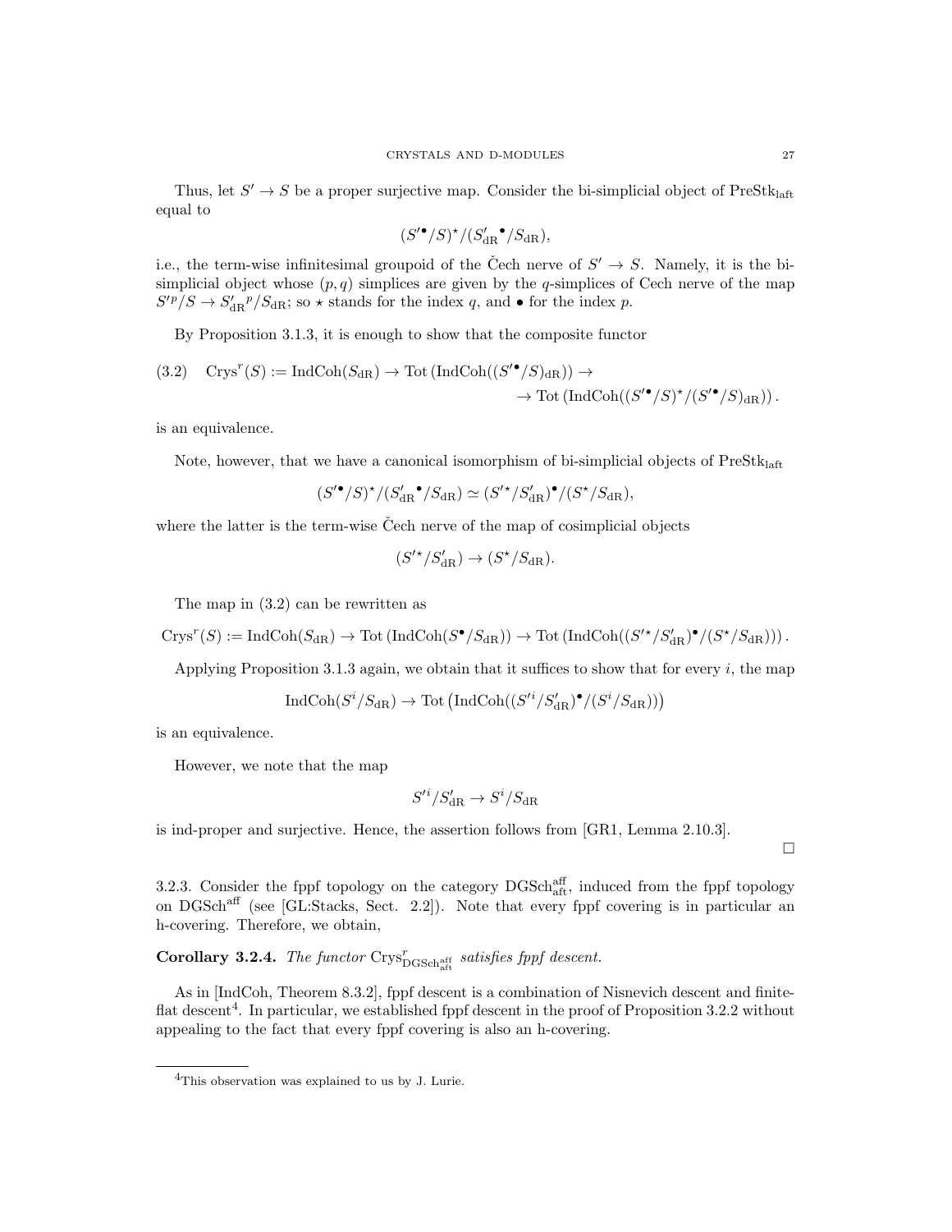Thus, let $S' \to S$ be a proper surjective map. Consider the bi-simplicial object of $\mathrm{PreStk}_{\mathrm{laft}}$ equal to

$$(S'^{\bullet}/S)^{\star}/(S'_{\mathrm{dR}}{}^{\bullet}/S_{\mathrm{dR}}),$$

i.e., the term-wise infinitesimal groupoid of the Čech nerve of $S' \to S$. Namely, it is the bi-simplicial object whose $(p,q)$ simplices are given by the $q$-simplices of Cech nerve of the map $S'^p/S \to S'_{\mathrm{dR}}{}^p/S_{\mathrm{dR}}$; so $\star$ stands for the index $q$, and $\bullet$ for the index $p$.

By Proposition 3.1.3, it is enough to show that the composite functor

$$\begin{aligned}(3.2)\quad \mathrm{Crys}^r(S) := \mathrm{IndCoh}(S_{\mathrm{dR}}) \to \mathrm{Tot}\left(\mathrm{IndCoh}((S'^{\bullet}/S)_{\mathrm{dR}})\right) \to \\ \to \mathrm{Tot}\left(\mathrm{IndCoh}((S'^{\bullet}/S)^{\star}/(S'^{\bullet}/S)_{\mathrm{dR}})\right).\end{aligned}$$

is an equivalence.

Note, however, that we have a canonical isomorphism of bi-simplicial objects of $\mathrm{PreStk}_{\mathrm{laft}}$

$$(S'^{\bullet}/S)^{\star}/(S'_{\mathrm{dR}}{}^{\bullet}/S_{\mathrm{dR}}) \simeq (S'^{\star}/S'_{\mathrm{dR}})^{\bullet}/(S^{\star}/S_{\mathrm{dR}}),$$

where the latter is the term-wise Čech nerve of the map of cosimplicial objects

$$(S'^{\star}/S'_{\mathrm{dR}}) \to (S^{\star}/S_{\mathrm{dR}}).$$

The map in (3.2) can be rewritten as

$$\mathrm{Crys}^r(S) := \mathrm{IndCoh}(S_{\mathrm{dR}}) \to \mathrm{Tot}\left(\mathrm{IndCoh}(S^{\bullet}/S_{\mathrm{dR}})\right) \to \mathrm{Tot}\left(\mathrm{IndCoh}((S'^{\star}/S'_{\mathrm{dR}})^{\bullet}/(S^{\star}/S_{\mathrm{dR}}))\right).$$

Applying Proposition 3.1.3 again, we obtain that it suffices to show that for every $i$, the map

$$\mathrm{IndCoh}(S^i/S_{\mathrm{dR}}) \to \mathrm{Tot}\left(\mathrm{IndCoh}((S'^i/S'_{\mathrm{dR}})^{\bullet}/(S^i/S_{\mathrm{dR}}))\right)$$

is an equivalence.

However, we note that the map

$$S'^i/S'_{\mathrm{dR}} \to S^i/S_{\mathrm{dR}}$$

is ind-proper and surjective. Hence, the assertion follows from [GR1, Lemma 2.10.3].

□

3.2.3. Consider the fppf topology on the category $\mathrm{DGSch}^{\mathrm{aff}}_{\mathrm{aft}}$, induced from the fppf topology on $\mathrm{DGSch}^{\mathrm{aff}}$ (see [GL:Stacks, Sect. 2.2]). Note that every fppf covering is in particular an h-covering. Therefore, we obtain,

**Corollary 3.2.4.** *The functor $\mathrm{Crys}^r_{\mathrm{DGSch}^{\mathrm{aff}}_{\mathrm{aft}}}$ satisfies fppf descent.*

As in [IndCoh, Theorem 8.3.2], fppf descent is a combination of Nisnevich descent and finite-flat descent[4]. In particular, we established fppf descent in the proof of Proposition 3.2.2 without appealing to the fact that every fppf covering is also an h-covering.

[4]This observation was explained to us by J. Lurie.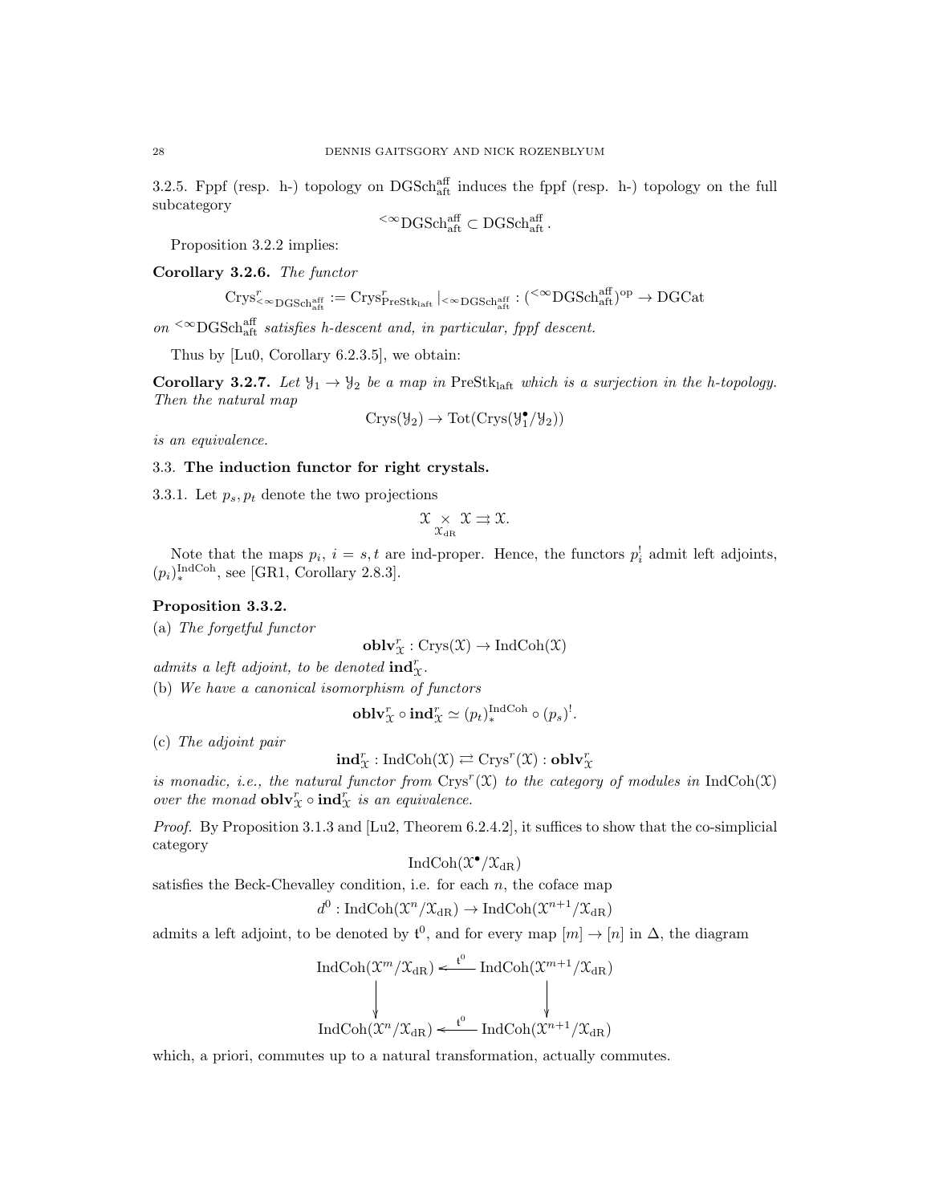3.2.5. Fppf (resp. h-) topology on $\mathrm{DGSch}^{\mathrm{aff}}_{\mathrm{aft}}$ induces the fppf (resp. h-) topology on the full subcategory

$$^{<\infty}\mathrm{DGSch}^{\mathrm{aff}}_{\mathrm{aft}} \subset \mathrm{DGSch}^{\mathrm{aff}}_{\mathrm{aft}}.$$

Proposition 3.2.2 implies:

**Corollary 3.2.6.** *The functor*

$$\mathrm{Crys}^r_{^{<\infty}\mathrm{DGSch}^{\mathrm{aff}}_{\mathrm{aft}}} := \mathrm{Crys}^r_{\mathrm{PreStk}_{\mathrm{laft}}}|_{^{<\infty}\mathrm{DGSch}^{\mathrm{aff}}_{\mathrm{aft}}} : (^{<\infty}\mathrm{DGSch}^{\mathrm{aff}}_{\mathrm{aft}})^{\mathrm{op}} \to \mathrm{DGCat}$$

*on* $^{<\infty}\mathrm{DGSch}^{\mathrm{aff}}_{\mathrm{aft}}$ *satisfies h-descent and, in particular, fppf descent.*

Thus by [Lu0, Corollary 6.2.3.5], we obtain:

**Corollary 3.2.7.** *Let* $\mathcal{Y}_1 \to \mathcal{Y}_2$ *be a map in* $\mathrm{PreStk}_{\mathrm{laft}}$ *which is a surjection in the h-topology. Then the natural map*

$$\mathrm{Crys}(\mathcal{Y}_2) \to \mathrm{Tot}(\mathrm{Crys}(\mathcal{Y}_1^\bullet/\mathcal{Y}_2))$$

*is an equivalence.*

### 3.3. The induction functor for right crystals.

3.3.1. Let $p_s, p_t$ denote the two projections

$$\mathcal{X} \underset{\mathcal{X}_{\mathrm{dR}}}{\times} \mathcal{X} \rightrightarrows \mathcal{X}.$$

Note that the maps $p_i$, $i = s,t$ are ind-proper. Hence, the functors $p_i^!$ admit left adjoints, $(p_i)_*^{\mathrm{IndCoh}}$, see [GR1, Corollary 2.8.3].

**Proposition 3.3.2.**
(a) *The forgetful functor*

$$\mathbf{oblv}^r_{\mathcal{X}} : \mathrm{Crys}(\mathcal{X}) \to \mathrm{IndCoh}(\mathcal{X})$$

*admits a left adjoint, to be denoted* $\mathbf{ind}^r_{\mathcal{X}}$.
(b) *We have a canonical isomorphism of functors*

$$\mathbf{oblv}^r_{\mathcal{X}} \circ \mathbf{ind}^r_{\mathcal{X}} \simeq (p_t)_*^{\mathrm{IndCoh}} \circ (p_s)^!.$$

(c) *The adjoint pair*

$$\mathbf{ind}^r_{\mathcal{X}} : \mathrm{IndCoh}(\mathcal{X}) \rightleftarrows \mathrm{Crys}^r(\mathcal{X}) : \mathbf{oblv}^r_{\mathcal{X}}$$

*is monadic, i.e., the natural functor from* $\mathrm{Crys}^r(\mathcal{X})$ *to the category of modules in* $\mathrm{IndCoh}(\mathcal{X})$ *over the monad* $\mathbf{oblv}^r_{\mathcal{X}} \circ \mathbf{ind}^r_{\mathcal{X}}$ *is an equivalence.*

*Proof.* By Proposition 3.1.3 and [Lu2, Theorem 6.2.4.2], it suffices to show that the co-simplicial category

$$\mathrm{IndCoh}(\mathcal{X}^\bullet/\mathcal{X}_{\mathrm{dR}})$$

satisfies the Beck-Chevalley condition, i.e. for each $n$, the coface map

$$d^0 : \mathrm{IndCoh}(\mathcal{X}^n/\mathcal{X}_{\mathrm{dR}}) \to \mathrm{IndCoh}(\mathcal{X}^{n+1}/\mathcal{X}_{\mathrm{dR}})$$

admits a left adjoint, to be denoted by $\mathfrak{t}^0$, and for every map $[m] \to [n]$ in $\Delta$, the diagram

$$\begin{array}{ccc}
\mathrm{IndCoh}(\mathcal{X}^m/\mathcal{X}_{\mathrm{dR}}) & \xleftarrow{\mathfrak{t}^0} & \mathrm{IndCoh}(\mathcal{X}^{m+1}/\mathcal{X}_{\mathrm{dR}}) \\
\downarrow & & \downarrow \\
\mathrm{IndCoh}(\mathcal{X}^n/\mathcal{X}_{\mathrm{dR}}) & \xleftarrow{\mathfrak{t}^0} & \mathrm{IndCoh}(\mathcal{X}^{n+1}/\mathcal{X}_{\mathrm{dR}})
\end{array}$$

which, a priori, commutes up to a natural transformation, actually commutes.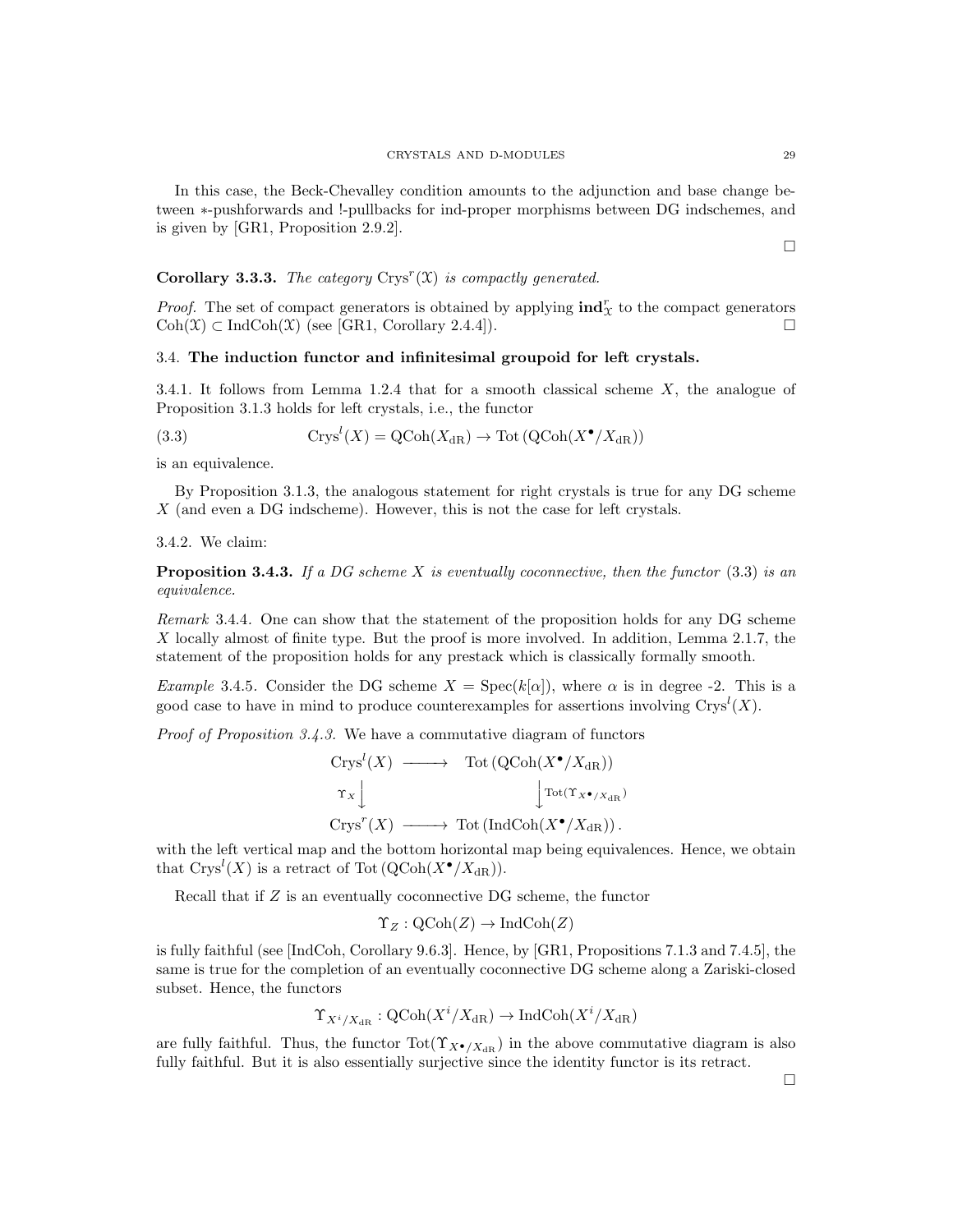In this case, the Beck-Chevalley condition amounts to the adjunction and base change between $*$-pushforwards and !-pullbacks for ind-proper morphisms between DG indschemes, and is given by [GR1, Proposition 2.9.2].

$\square$

**Corollary 3.3.3.** *The category* $\mathrm{Crys}^r(\mathcal{X})$ *is compactly generated.*

*Proof.* The set of compact generators is obtained by applying $\mathbf{ind}^r_{\mathcal{X}}$ to the compact generators $\mathrm{Coh}(\mathcal{X}) \subset \mathrm{IndCoh}(\mathcal{X})$ (see [GR1, Corollary 2.4.4]). $\square$

### 3.4. The induction functor and infinitesimal groupoid for left crystals.

3.4.1. It follows from Lemma 1.2.4 that for a smooth classical scheme $X$, the analogue of Proposition 3.1.3 holds for left crystals, i.e., the functor

$$\mathrm{Crys}^l(X) = \mathrm{QCoh}(X_{\mathrm{dR}}) \to \mathrm{Tot}\left(\mathrm{QCoh}(X^\bullet/X_{\mathrm{dR}})\right) \tag{3.3}$$

is an equivalence.

By Proposition 3.1.3, the analogous statement for right crystals is true for any DG scheme $X$ (and even a DG indscheme). However, this is not the case for left crystals.

3.4.2. We claim:

**Proposition 3.4.3.** *If a DG scheme $X$ is eventually coconnective, then the functor* (3.3) *is an equivalence.*

*Remark* 3.4.4. One can show that the statement of the proposition holds for any DG scheme $X$ locally almost of finite type. But the proof is more involved. In addition, Lemma 2.1.7, the statement of the proposition holds for any prestack which is classically formally smooth.

*Example* 3.4.5. Consider the DG scheme $X = \mathrm{Spec}(k[\alpha])$, where $\alpha$ is in degree -2. This is a good case to have in mind to produce counterexamples for assertions involving $\mathrm{Crys}^l(X)$.

*Proof of Proposition 3.4.3.* We have a commutative diagram of functors

$$\begin{array}{ccc}
\mathrm{Crys}^l(X) & \longrightarrow & \mathrm{Tot}\left(\mathrm{QCoh}(X^\bullet/X_{\mathrm{dR}})\right) \\
\Upsilon_X \big\downarrow & & \big\downarrow \mathrm{Tot}(\Upsilon_{X^\bullet/X_{\mathrm{dR}}}) \\
\mathrm{Crys}^r(X) & \longrightarrow & \mathrm{Tot}\left(\mathrm{IndCoh}(X^\bullet/X_{\mathrm{dR}})\right).
\end{array}$$

with the left vertical map and the bottom horizontal map being equivalences. Hence, we obtain that $\mathrm{Crys}^l(X)$ is a retract of $\mathrm{Tot}\left(\mathrm{QCoh}(X^\bullet/X_{\mathrm{dR}})\right)$.

Recall that if $Z$ is an eventually coconnective DG scheme, the functor

$$\Upsilon_Z : \mathrm{QCoh}(Z) \to \mathrm{IndCoh}(Z)$$

is fully faithful (see [IndCoh, Corollary 9.6.3]. Hence, by [GR1, Propositions 7.1.3 and 7.4.5], the same is true for the completion of an eventually coconnective DG scheme along a Zariski-closed subset. Hence, the functors

$$\Upsilon_{X^i/X_{\mathrm{dR}}} : \mathrm{QCoh}(X^i/X_{\mathrm{dR}}) \to \mathrm{IndCoh}(X^i/X_{\mathrm{dR}})$$

are fully faithful. Thus, the functor $\mathrm{Tot}(\Upsilon_{X^\bullet/X_{\mathrm{dR}}})$ in the above commutative diagram is also fully faithful. But it is also essentially surjective since the identity functor is its retract.

$\square$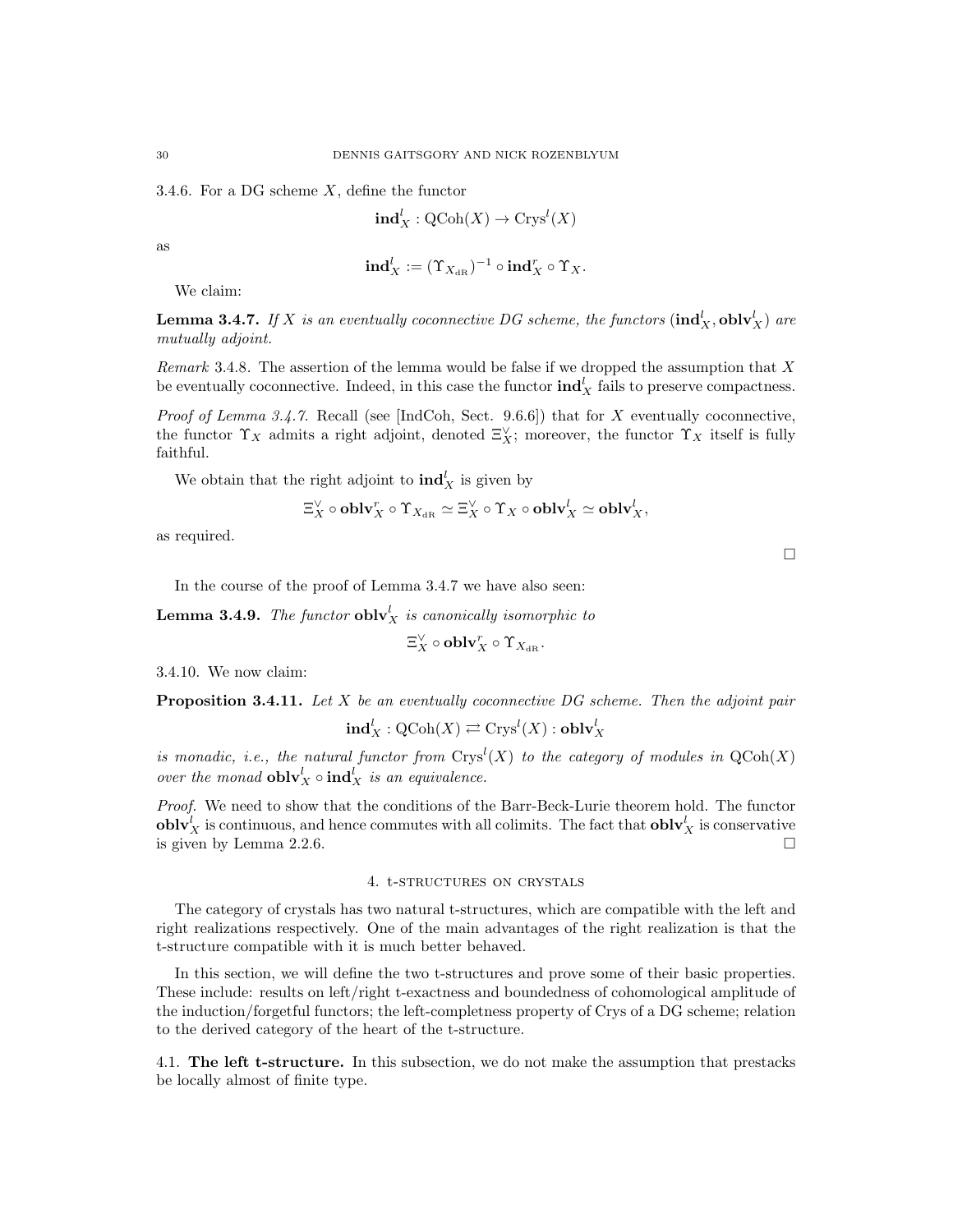3.4.6. For a DG scheme $X$, define the functor

$$\mathbf{ind}^l_X : \mathrm{QCoh}(X) \to \mathrm{Crys}^l(X)$$

as

$$\mathbf{ind}^l_X := (\Upsilon_{X_{\mathrm{dR}}})^{-1} \circ \mathbf{ind}^r_X \circ \Upsilon_X.$$

We claim:

**Lemma 3.4.7.** *If $X$ is an eventually coconnective DG scheme, the functors $(\mathbf{ind}^l_X, \mathbf{oblv}^l_X)$ are mutually adjoint.*

*Remark* 3.4.8. The assertion of the lemma would be false if we dropped the assumption that $X$ be eventually coconnective. Indeed, in this case the functor $\mathbf{ind}^l_X$ fails to preserve compactness.

*Proof of Lemma 3.4.7.* Recall (see [IndCoh, Sect. 9.6.6]) that for $X$ eventually coconnective, the functor $\Upsilon_X$ admits a right adjoint, denoted $\Xi^\vee_X$; moreover, the functor $\Upsilon_X$ itself is fully faithful.

We obtain that the right adjoint to $\mathbf{ind}^l_X$ is given by

$$\Xi^\vee_X \circ \mathbf{oblv}^r_X \circ \Upsilon_{X_{\mathrm{dR}}} \simeq \Xi^\vee_X \circ \Upsilon_X \circ \mathbf{oblv}^l_X \simeq \mathbf{oblv}^l_X,$$

as required.

□

In the course of the proof of Lemma 3.4.7 we have also seen:

**Lemma 3.4.9.** *The functor $\mathbf{oblv}^l_X$ is canonically isomorphic to*

$$\Xi^\vee_X \circ \mathbf{oblv}^r_X \circ \Upsilon_{X_{\mathrm{dR}}}.$$

3.4.10. We now claim:

**Proposition 3.4.11.** *Let $X$ be an eventually coconnective DG scheme. Then the adjoint pair*

$$\mathbf{ind}^l_X : \mathrm{QCoh}(X) \rightleftarrows \mathrm{Crys}^l(X) : \mathbf{oblv}^l_X$$

*is monadic, i.e., the natural functor from $\mathrm{Crys}^l(X)$ to the category of modules in $\mathrm{QCoh}(X)$ over the monad $\mathbf{oblv}^l_X \circ \mathbf{ind}^l_X$ is an equivalence.*

*Proof.* We need to show that the conditions of the Barr-Beck-Lurie theorem hold. The functor $\mathbf{oblv}^l_X$ is continuous, and hence commutes with all colimits. The fact that $\mathbf{oblv}^l_X$ is conservative is given by Lemma 2.2.6. □

## 4. t-structures on crystals

The category of crystals has two natural t-structures, which are compatible with the left and right realizations respectively. One of the main advantages of the right realization is that the t-structure compatible with it is much better behaved.

In this section, we will define the two t-structures and prove some of their basic properties. These include: results on left/right t-exactness and boundedness of cohomological amplitude of the induction/forgetful functors; the left-completness property of Crys of a DG scheme; relation to the derived category of the heart of the t-structure.

4.1. **The left t-structure.** In this subsection, we do not make the assumption that prestacks be locally almost of finite type.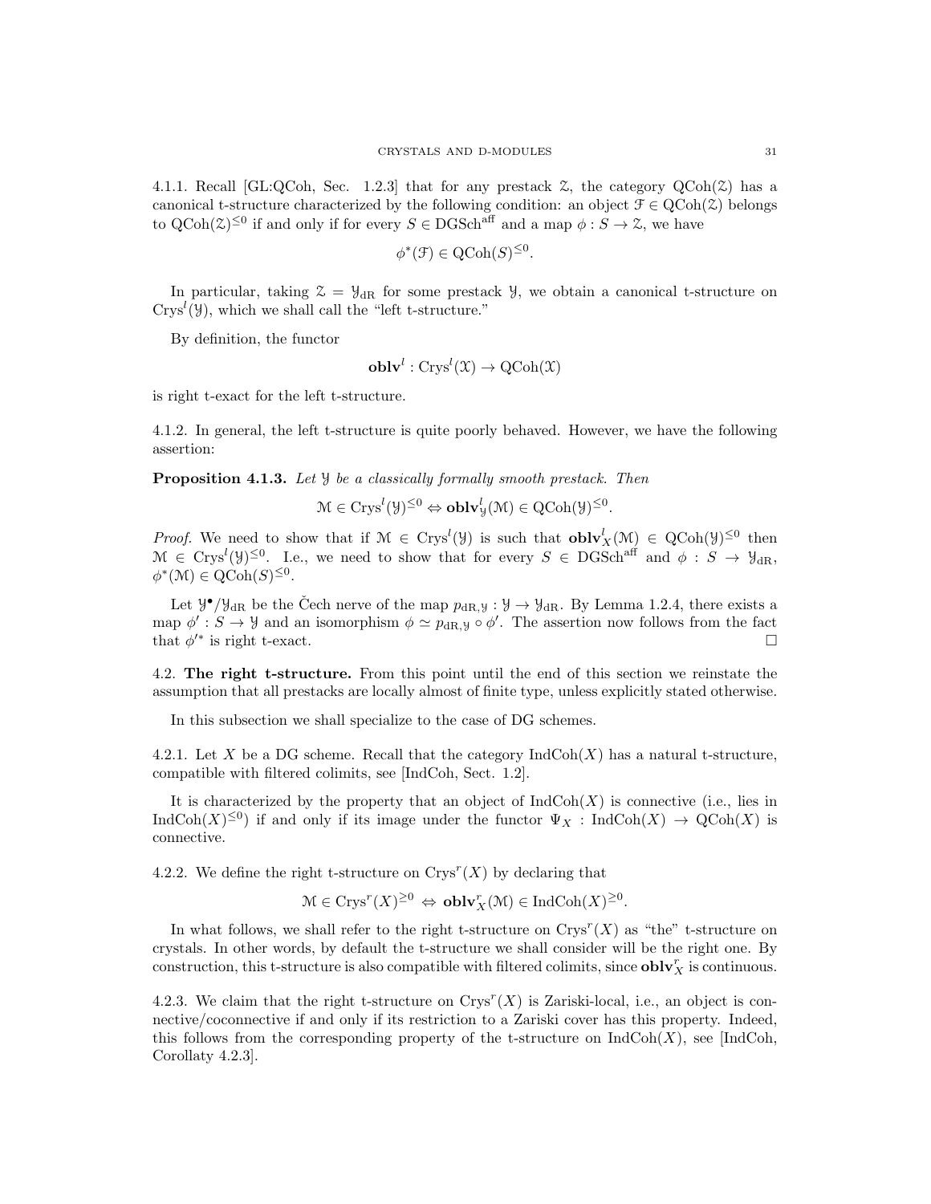4.1.1. Recall [GL:QCoh, Sec. 1.2.3] that for any prestack $\mathcal{Z}$, the category $\mathrm{QCoh}(\mathcal{Z})$ has a canonical t-structure characterized by the following condition: an object $\mathcal{F} \in \mathrm{QCoh}(\mathcal{Z})$ belongs to $\mathrm{QCoh}(\mathcal{Z})^{\leq 0}$ if and only if for every $S \in \mathrm{DGSch}^{\mathrm{aff}}$ and a map $\phi : S \to \mathcal{Z}$, we have

$$\phi^*(\mathcal{F}) \in \mathrm{QCoh}(S)^{\leq 0}.$$

In particular, taking $\mathcal{Z} = \mathcal{Y}_{\mathrm{dR}}$ for some prestack $\mathcal{Y}$, we obtain a canonical t-structure on $\mathrm{Crys}^l(\mathcal{Y})$, which we shall call the "left t-structure."

By definition, the functor

$$\mathbf{oblv}^l : \mathrm{Crys}^l(\mathcal{X}) \to \mathrm{QCoh}(\mathcal{X})$$

is right t-exact for the left t-structure.

4.1.2. In general, the left t-structure is quite poorly behaved. However, we have the following assertion:

**Proposition 4.1.3.** *Let $\mathcal{Y}$ be a classically formally smooth prestack. Then*

$$\mathcal{M} \in \mathrm{Crys}^l(\mathcal{Y})^{\leq 0} \Leftrightarrow \mathbf{oblv}^l_{\mathcal{Y}}(\mathcal{M}) \in \mathrm{QCoh}(\mathcal{Y})^{\leq 0}.$$

*Proof.* We need to show that if $\mathcal{M} \in \mathrm{Crys}^l(\mathcal{Y})$ is such that $\mathbf{oblv}^l_X(\mathcal{M}) \in \mathrm{QCoh}(\mathcal{Y})^{\leq 0}$ then $\mathcal{M} \in \mathrm{Crys}^l(\mathcal{Y})^{\leq 0}$. I.e., we need to show that for every $S \in \mathrm{DGSch}^{\mathrm{aff}}$ and $\phi : S \to \mathcal{Y}_{\mathrm{dR}}$, $\phi^*(\mathcal{M}) \in \mathrm{QCoh}(S)^{\leq 0}$.

Let $\mathcal{Y}^\bullet/\mathcal{Y}_{\mathrm{dR}}$ be the Čech nerve of the map $p_{\mathrm{dR},\mathcal{Y}} : \mathcal{Y} \to \mathcal{Y}_{\mathrm{dR}}$. By Lemma 1.2.4, there exists a map $\phi' : S \to \mathcal{Y}$ and an isomorphism $\phi \simeq p_{\mathrm{dR},\mathcal{Y}} \circ \phi'$. The assertion now follows from the fact that $\phi'^*$ is right t-exact. $\square$

## 4.2. The right t-structure.

From this point until the end of this section we reinstate the assumption that all prestacks are locally almost of finite type, unless explicitly stated otherwise.

In this subsection we shall specialize to the case of DG schemes.

4.2.1. Let $X$ be a DG scheme. Recall that the category $\mathrm{IndCoh}(X)$ has a natural t-structure, compatible with filtered colimits, see [IndCoh, Sect. 1.2].

It is characterized by the property that an object of $\mathrm{IndCoh}(X)$ is connective (i.e., lies in $\mathrm{IndCoh}(X)^{\leq 0}$) if and only if its image under the functor $\Psi_X : \mathrm{IndCoh}(X) \to \mathrm{QCoh}(X)$ is connective.

4.2.2. We define the right t-structure on $\mathrm{Crys}^r(X)$ by declaring that

$$\mathcal{M} \in \mathrm{Crys}^r(X)^{\geq 0} \Leftrightarrow \mathbf{oblv}^r_X(\mathcal{M}) \in \mathrm{IndCoh}(X)^{\geq 0}.$$

In what follows, we shall refer to the right t-structure on $\mathrm{Crys}^r(X)$ as "the" t-structure on crystals. In other words, by default the t-structure we shall consider will be the right one. By construction, this t-structure is also compatible with filtered colimits, since $\mathbf{oblv}^r_X$ is continuous.

4.2.3. We claim that the right t-structure on $\mathrm{Crys}^r(X)$ is Zariski-local, i.e., an object is connective/coconnective if and only if its restriction to a Zariski cover has this property. Indeed, this follows from the corresponding property of the t-structure on $\mathrm{IndCoh}(X)$, see [IndCoh, Corollaty 4.2.3].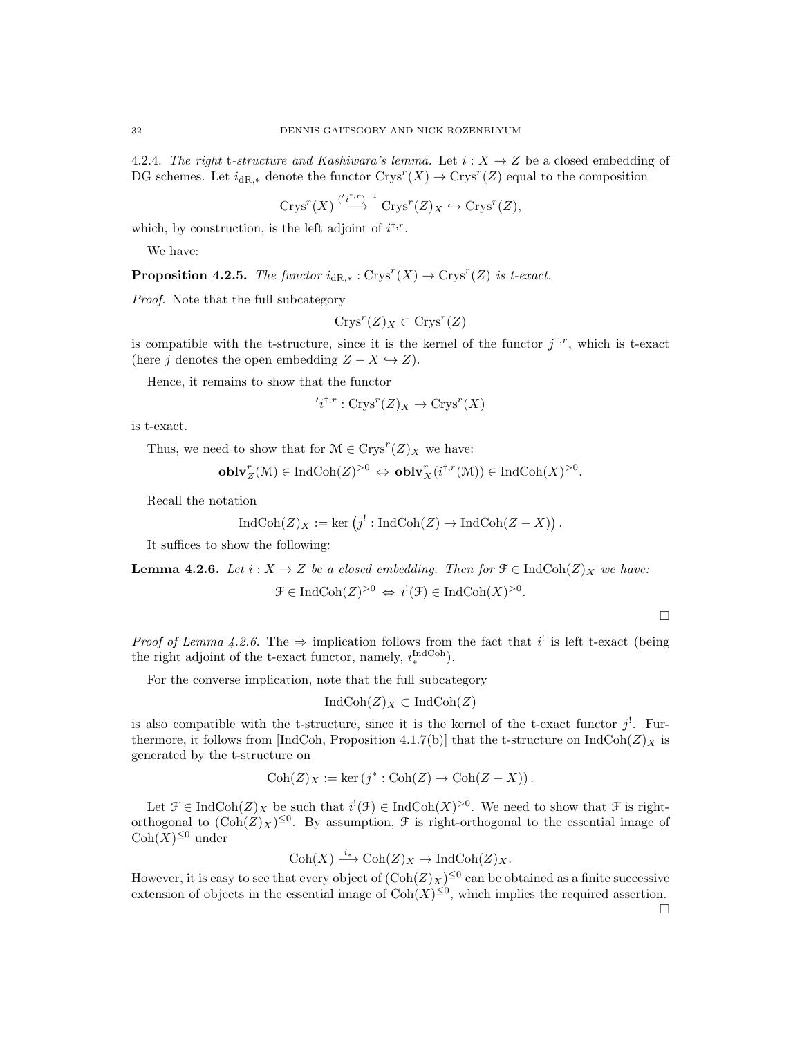4.2.4. *The right* t*-structure and Kashiwara's lemma.* Let $i : X \to Z$ be a closed embedding of DG schemes. Let $i_{\mathrm{dR},*}$ denote the functor $\mathrm{Crys}^r(X) \to \mathrm{Crys}^r(Z)$ equal to the composition

$$\mathrm{Crys}^r(X) \overset{('i^{\dagger,r})^{-1}}{\longrightarrow} \mathrm{Crys}^r(Z)_X \hookrightarrow \mathrm{Crys}^r(Z),$$

which, by construction, is the left adjoint of $i^{\dagger,r}$.

We have:

**Proposition 4.2.5.** *The functor $i_{\mathrm{dR},*} : \mathrm{Crys}^r(X) \to \mathrm{Crys}^r(Z)$ is t-exact.*

*Proof.* Note that the full subcategory

$$\mathrm{Crys}^r(Z)_X \subset \mathrm{Crys}^r(Z)$$

is compatible with the t-structure, since it is the kernel of the functor $j^{\dagger,r}$, which is t-exact (here $j$ denotes the open embedding $Z - X \hookrightarrow Z$).

Hence, it remains to show that the functor

$$'i^{\dagger,r} : \mathrm{Crys}^r(Z)_X \to \mathrm{Crys}^r(X)$$

is t-exact.

Thus, we need to show that for $\mathcal{M} \in \mathrm{Crys}^r(Z)_X$ we have:

$$\mathbf{oblv}^r_Z(\mathcal{M}) \in \mathrm{IndCoh}(Z)^{>0} \Leftrightarrow \mathbf{oblv}^r_X(i^{\dagger,r}(\mathcal{M})) \in \mathrm{IndCoh}(X)^{>0}.$$

Recall the notation

$$\mathrm{IndCoh}(Z)_X := \ker\left(j^! : \mathrm{IndCoh}(Z) \to \mathrm{IndCoh}(Z - X)\right).$$

It suffices to show the following:

**Lemma 4.2.6.** *Let $i : X \to Z$ be a closed embedding. Then for $\mathcal{F} \in \mathrm{IndCoh}(Z)_X$ we have:*

$$\mathcal{F} \in \mathrm{IndCoh}(Z)^{>0} \Leftrightarrow i^!(\mathcal{F}) \in \mathrm{IndCoh}(X)^{>0}.$$

□

*Proof of Lemma 4.2.6.* The $\Rightarrow$ implication follows from the fact that $i^!$ is left t-exact (being the right adjoint of the t-exact functor, namely, $i_*^{\mathrm{IndCoh}}$).

For the converse implication, note that the full subcategory

$$\mathrm{IndCoh}(Z)_X \subset \mathrm{IndCoh}(Z)$$

is also compatible with the t-structure, since it is the kernel of the t-exact functor $j^!$. Furthermore, it follows from [IndCoh, Proposition 4.1.7(b)] that the t-structure on $\mathrm{IndCoh}(Z)_X$ is generated by the t-structure on

$$\mathrm{Coh}(Z)_X := \ker\left(j^* : \mathrm{Coh}(Z) \to \mathrm{Coh}(Z - X)\right).$$

Let $\mathcal{F} \in \mathrm{IndCoh}(Z)_X$ be such that $i^!(\mathcal{F}) \in \mathrm{IndCoh}(X)^{>0}$. We need to show that $\mathcal{F}$ is right-orthogonal to $(\mathrm{Coh}(Z)_X)^{\leq 0}$. By assumption, $\mathcal{F}$ is right-orthogonal to the essential image of $\mathrm{Coh}(X)^{\leq 0}$ under

$$\mathrm{Coh}(X) \xrightarrow{i_*} \mathrm{Coh}(Z)_X \to \mathrm{IndCoh}(Z)_X.$$

However, it is easy to see that every object of $(\mathrm{Coh}(Z)_X)^{\leq 0}$ can be obtained as a finite successive extension of objects in the essential image of $\mathrm{Coh}(X)^{\leq 0}$, which implies the required assertion.

□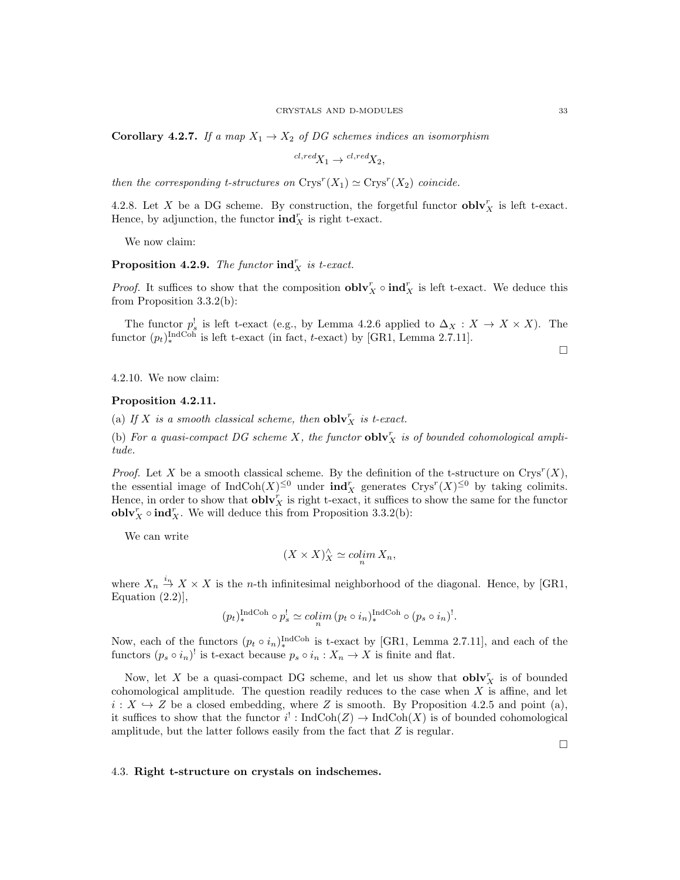**Corollary 4.2.7.** *If a map $X_1 \to X_2$ of DG schemes indices an isomorphism*

$$^{cl,red}X_1 \to {}^{cl,red}X_2,$$

*then the corresponding t-structures on $\text{Crys}^r(X_1) \simeq \text{Crys}^r(X_2)$ coincide.*

4.2.8. Let $X$ be a DG scheme. By construction, the forgetful functor $\mathbf{oblv}^r_X$ is left t-exact. Hence, by adjunction, the functor $\mathbf{ind}^r_X$ is right t-exact.

We now claim:

**Proposition 4.2.9.** *The functor $\mathbf{ind}^r_X$ is t-exact.*

*Proof.* It suffices to show that the composition $\mathbf{oblv}^r_X \circ \mathbf{ind}^r_X$ is left t-exact. We deduce this from Proposition 3.3.2(b):

The functor $p_s^!$ is left t-exact (e.g., by Lemma 4.2.6 applied to $\Delta_X : X \to X \times X$). The functor $(p_t)_*^{\text{IndCoh}}$ is left t-exact (in fact, $t$-exact) by [GR1, Lemma 2.7.11]. □

4.2.10. We now claim:

**Proposition 4.2.11.**

(a) *If $X$ is a smooth classical scheme, then $\mathbf{oblv}^r_X$ is t-exact.*

(b) *For a quasi-compact DG scheme $X$, the functor $\mathbf{oblv}^r_X$ is of bounded cohomological amplitude.*

*Proof.* Let $X$ be a smooth classical scheme. By the definition of the t-structure on $\text{Crys}^r(X)$, the essential image of $\text{IndCoh}(X)^{\leq 0}$ under $\mathbf{ind}^r_X$ generates $\text{Crys}^r(X)^{\leq 0}$ by taking colimits. Hence, in order to show that $\mathbf{oblv}^r_X$ is right t-exact, it suffices to show the same for the functor $\mathbf{oblv}^r_X \circ \mathbf{ind}^r_X$. We will deduce this from Proposition 3.3.2(b):

We can write

$$(X \times X)^\wedge_X \simeq \underset{n}{colim}\, X_n,$$

where $X_n \overset{i_n}{\to} X \times X$ is the $n$-th infinitesimal neighborhood of the diagonal. Hence, by [GR1, Equation (2.2)],

$$(p_t)_*^{\text{IndCoh}} \circ p_s^! \simeq \underset{n}{colim}\, (p_t \circ i_n)_*^{\text{IndCoh}} \circ (p_s \circ i_n)^!.$$

Now, each of the functors $(p_t \circ i_n)_*^{\text{IndCoh}}$ is t-exact by [GR1, Lemma 2.7.11], and each of the functors $(p_s \circ i_n)^!$ is t-exact because $p_s \circ i_n : X_n \to X$ is finite and flat.

Now, let $X$ be a quasi-compact DG scheme, and let us show that $\mathbf{oblv}^r_X$ is of bounded cohomological amplitude. The question readily reduces to the case when $X$ is affine, and let $i : X \hookrightarrow Z$ be a closed embedding, where $Z$ is smooth. By Proposition 4.2.5 and point (a), it suffices to show that the functor $i^! : \text{IndCoh}(Z) \to \text{IndCoh}(X)$ is of bounded cohomological amplitude, but the latter follows easily from the fact that $Z$ is regular. □

## 4.3. **Right t-structure on crystals on indschemes.**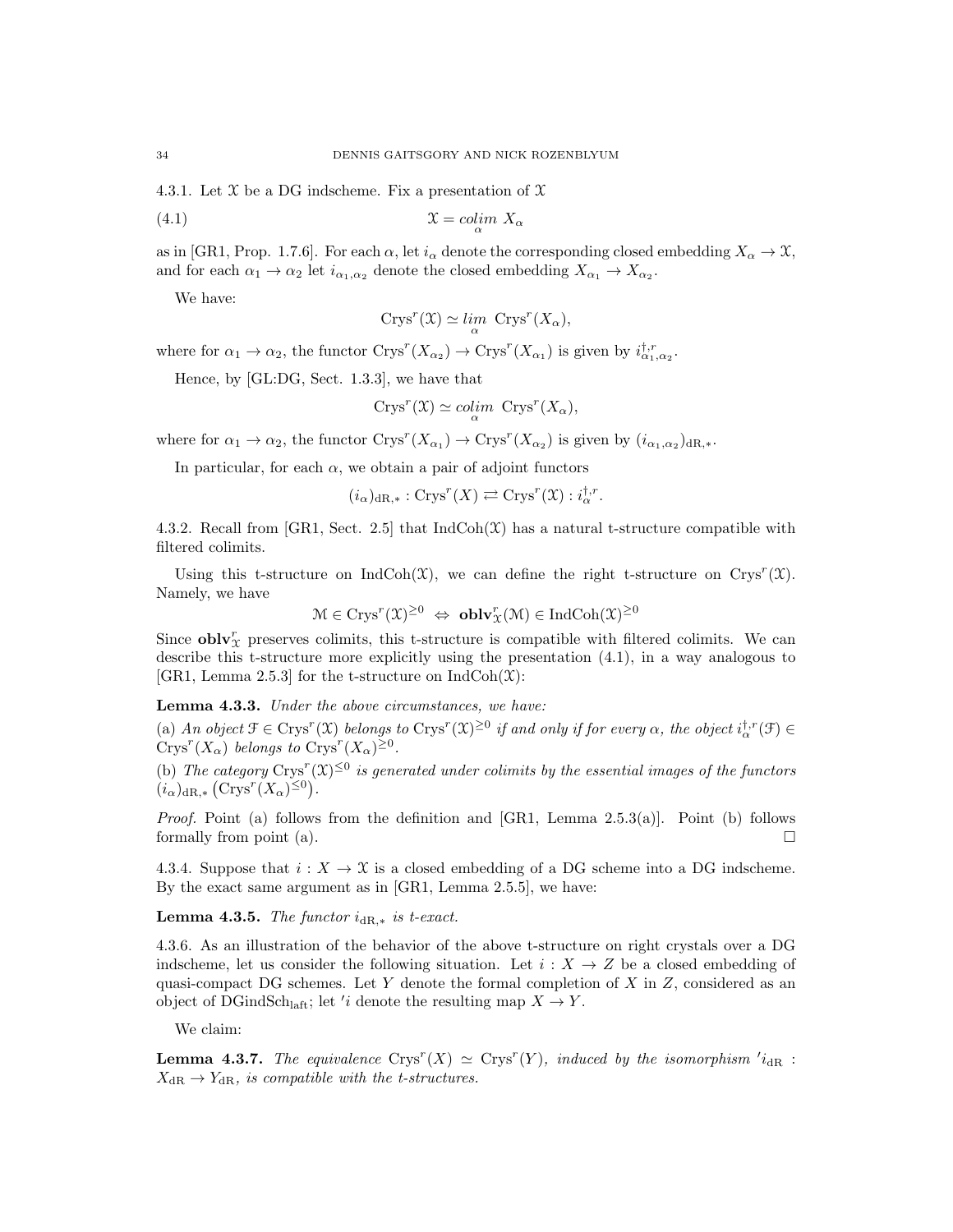4.3.1. Let $\mathcal{X}$ be a DG indscheme. Fix a presentation of $\mathcal{X}$

$$\mathcal{X} = \underset{\alpha}{colim}\ X_\alpha \tag{4.1}$$

as in [GR1, Prop. 1.7.6]. For each $\alpha$, let $i_\alpha$ denote the corresponding closed embedding $X_\alpha \to \mathcal{X}$, and for each $\alpha_1 \to \alpha_2$ let $i_{\alpha_1,\alpha_2}$ denote the closed embedding $X_{\alpha_1} \to X_{\alpha_2}$.

We have:

$$\mathrm{Crys}^r(\mathcal{X}) \simeq \underset{\alpha}{lim}\ \mathrm{Crys}^r(X_\alpha),$$

where for $\alpha_1 \to \alpha_2$, the functor $\mathrm{Crys}^r(X_{\alpha_2}) \to \mathrm{Crys}^r(X_{\alpha_1})$ is given by $i^{\dagger,r}_{\alpha_1,\alpha_2}$.

Hence, by [GL:DG, Sect. 1.3.3], we have that

$$\mathrm{Crys}^r(\mathcal{X}) \simeq \underset{\alpha}{colim}\ \mathrm{Crys}^r(X_\alpha),$$

where for $\alpha_1 \to \alpha_2$, the functor $\mathrm{Crys}^r(X_{\alpha_1}) \to \mathrm{Crys}^r(X_{\alpha_2})$ is given by $(i_{\alpha_1,\alpha_2})_{\mathrm{dR},*}$.

In particular, for each $\alpha$, we obtain a pair of adjoint functors

$$(i_\alpha)_{\mathrm{dR},*} : \mathrm{Crys}^r(X) \rightleftarrows \mathrm{Crys}^r(\mathcal{X}) : i^{\dagger,r}_\alpha.$$

4.3.2. Recall from [GR1, Sect. 2.5] that $\mathrm{IndCoh}(\mathcal{X})$ has a natural t-structure compatible with filtered colimits.

Using this t-structure on $\mathrm{IndCoh}(\mathcal{X})$, we can define the right t-structure on $\mathrm{Crys}^r(\mathcal{X})$. Namely, we have

$$\mathcal{M} \in \mathrm{Crys}^r(\mathcal{X})^{\geq 0} \ \Leftrightarrow\ \mathbf{oblv}^r_{\mathcal{X}}(\mathcal{M}) \in \mathrm{IndCoh}(\mathcal{X})^{\geq 0}$$

Since $\mathbf{oblv}^r_{\mathcal{X}}$ preserves colimits, this t-structure is compatible with filtered colimits. We can describe this t-structure more explicitly using the presentation (4.1), in a way analogous to [GR1, Lemma 2.5.3] for the t-structure on $\mathrm{IndCoh}(\mathcal{X})$:

**Lemma 4.3.3.** *Under the above circumstances, we have:*

(a) *An object $\mathcal{F} \in \mathrm{Crys}^r(\mathcal{X})$ belongs to $\mathrm{Crys}^r(\mathcal{X})^{\geq 0}$ if and only if for every $\alpha$, the object $i^{\dagger,r}_\alpha(\mathcal{F}) \in \mathrm{Crys}^r(X_\alpha)$ belongs to $\mathrm{Crys}^r(X_\alpha)^{\geq 0}$.*

(b) *The category $\mathrm{Crys}^r(\mathcal{X})^{\leq 0}$ is generated under colimits by the essential images of the functors $(i_\alpha)_{\mathrm{dR},*}\left(\mathrm{Crys}^r(X_\alpha)^{\leq 0}\right)$.*

*Proof.* Point (a) follows from the definition and [GR1, Lemma 2.5.3(a)]. Point (b) follows formally from point (a). □

4.3.4. Suppose that $i : X \to \mathcal{X}$ is a closed embedding of a DG scheme into a DG indscheme. By the exact same argument as in [GR1, Lemma 2.5.5], we have:

**Lemma 4.3.5.** *The functor $i_{\mathrm{dR},*}$ is t-exact.*

4.3.6. As an illustration of the behavior of the above t-structure on right crystals over a DG indscheme, let us consider the following situation. Let $i : X \to Z$ be a closed embedding of quasi-compact DG schemes. Let $Y$ denote the formal completion of $X$ in $Z$, considered as an object of $\mathrm{DGindSch}_{\mathrm{laft}}$; let $'i$ denote the resulting map $X \to Y$.

We claim:

**Lemma 4.3.7.** *The equivalence $\mathrm{Crys}^r(X) \simeq \mathrm{Crys}^r(Y)$, induced by the isomorphism $'i_{\mathrm{dR}} : X_{\mathrm{dR}} \to Y_{\mathrm{dR}}$, is compatible with the t-structures.*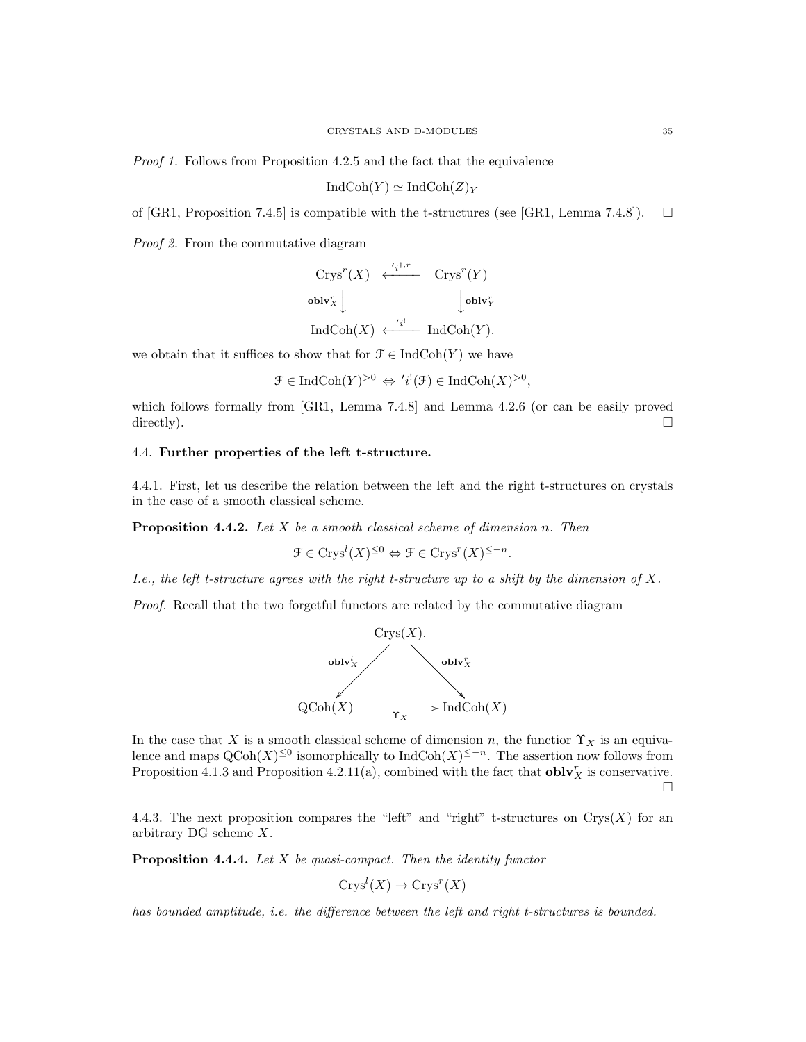*Proof 1.* Follows from Proposition 4.2.5 and the fact that the equivalence

$$\mathrm{IndCoh}(Y) \simeq \mathrm{IndCoh}(Z)_Y$$

of [GR1, Proposition 7.4.5] is compatible with the t-structures (see [GR1, Lemma 7.4.8]). $\square$

*Proof 2.* From the commutative diagram

$$\begin{array}{ccc} \mathrm{Crys}^r(X) & \xleftarrow{\ 'i^{\dagger,r}\ } & \mathrm{Crys}^r(Y) \\ {\scriptstyle \mathbf{oblv}^r_X}\downarrow & & \downarrow{\scriptstyle \mathbf{oblv}^r_Y} \\ \mathrm{IndCoh}(X) & \xleftarrow{\ 'i^!\ } & \mathrm{IndCoh}(Y). \end{array}$$

we obtain that it suffices to show that for $\mathcal{F} \in \mathrm{IndCoh}(Y)$ we have

$$\mathcal{F} \in \mathrm{IndCoh}(Y)^{>0} \Leftrightarrow {'i^!}(\mathcal{F}) \in \mathrm{IndCoh}(X)^{>0},$$

which follows formally from [GR1, Lemma 7.4.8] and Lemma 4.2.6 (or can be easily proved directly). $\square$

### 4.4. Further properties of the left t-structure.

4.4.1. First, let us describe the relation between the left and the right t-structures on crystals in the case of a smooth classical scheme.

**Proposition 4.4.2.** *Let $X$ be a smooth classical scheme of dimension $n$. Then*

$$\mathcal{F} \in \mathrm{Crys}^l(X)^{\leq 0} \Leftrightarrow \mathcal{F} \in \mathrm{Crys}^r(X)^{\leq -n}.$$

*I.e., the left t-structure agrees with the right t-structure up to a shift by the dimension of $X$.*

*Proof.* Recall that the two forgetful functors are related by the commutative diagram

$$\begin{array}{ccccc} & & \mathrm{Crys}(X). & & \\ & {\scriptstyle \mathbf{oblv}^l_X}\swarrow & & \searrow{\scriptstyle \mathbf{oblv}^r_X} & \\ \mathrm{QCoh}(X) & & \xrightarrow{\ \Upsilon_X\ } & & \mathrm{IndCoh}(X) \end{array}$$

In the case that $X$ is a smooth classical scheme of dimension $n$, the functior $\Upsilon_X$ is an equivalence and maps $\mathrm{QCoh}(X)^{\leq 0}$ isomorphically to $\mathrm{IndCoh}(X)^{\leq -n}$. The assertion now follows from Proposition 4.1.3 and Proposition 4.2.11(a), combined with the fact that $\mathbf{oblv}^r_X$ is conservative. $\square$

4.4.3. The next proposition compares the "left" and "right" t-structures on $\mathrm{Crys}(X)$ for an arbitrary DG scheme $X$.

**Proposition 4.4.4.** *Let $X$ be quasi-compact. Then the identity functor*

$$\mathrm{Crys}^l(X) \to \mathrm{Crys}^r(X)$$

*has bounded amplitude, i.e. the difference between the left and right t-structures is bounded.*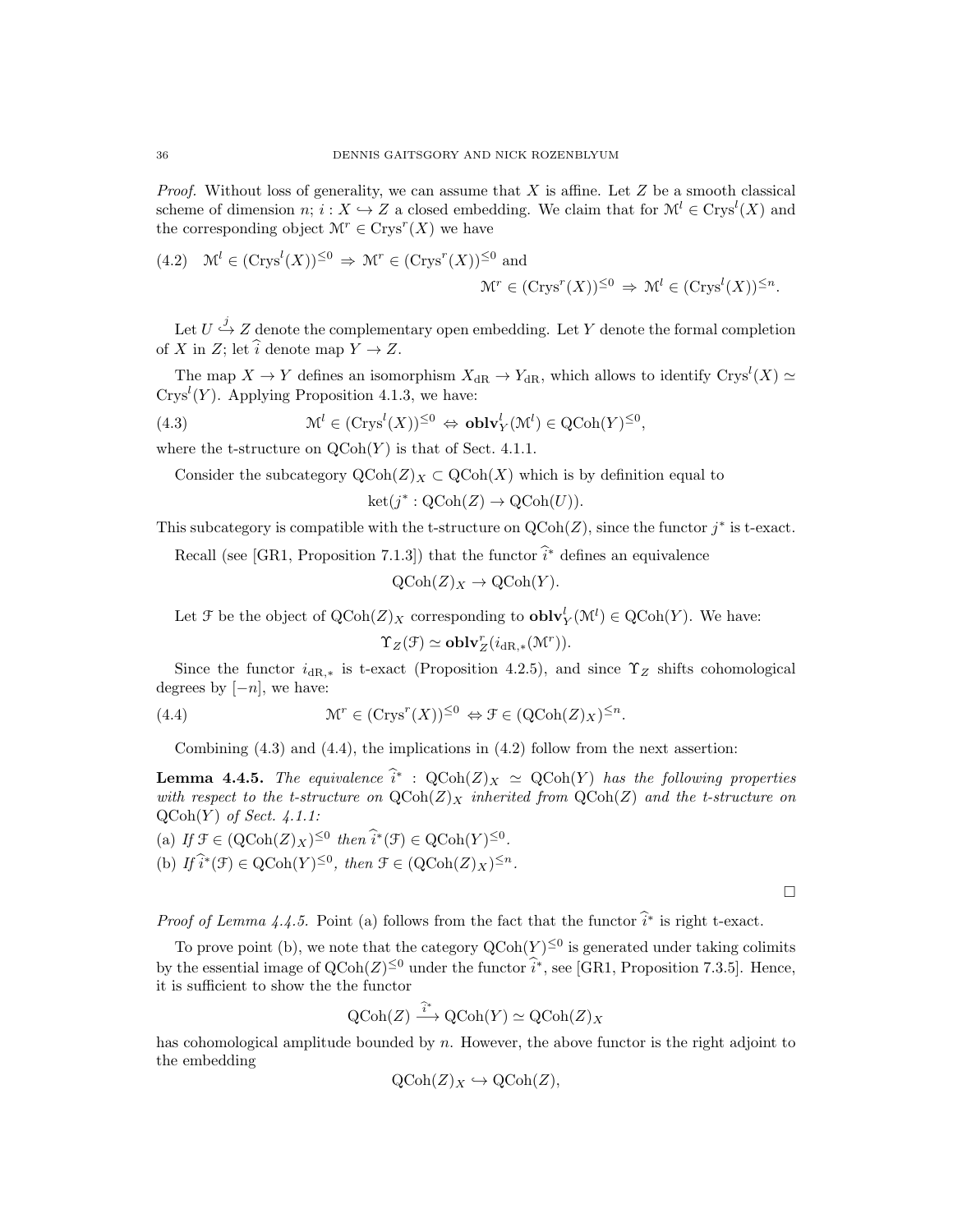*Proof.* Without loss of generality, we can assume that $X$ is affine. Let $Z$ be a smooth classical scheme of dimension $n$; $i : X \hookrightarrow Z$ a closed embedding. We claim that for $\mathcal{M}^l \in \mathrm{Crys}^l(X)$ and the corresponding object $\mathcal{M}^r \in \mathrm{Crys}^r(X)$ we have

$$
\text{(4.2)} \quad \mathcal{M}^l \in (\mathrm{Crys}^l(X))^{\leq 0} \Rightarrow \mathcal{M}^r \in (\mathrm{Crys}^r(X))^{\leq 0} \text{ and } \mathcal{M}^r \in (\mathrm{Crys}^r(X))^{\leq 0} \Rightarrow \mathcal{M}^l \in (\mathrm{Crys}^l(X))^{\leq n}.
$$

Let $U \overset{j}{\hookrightarrow} Z$ denote the complementary open embedding. Let $Y$ denote the formal completion of $X$ in $Z$; let $\widehat{i}$ denote map $Y \to Z$.

The map $X \to Y$ defines an isomorphism $X_{\mathrm{dR}} \to Y_{\mathrm{dR}}$, which allows to identify $\mathrm{Crys}^l(X) \simeq \mathrm{Crys}^l(Y)$. Applying Proposition 4.1.3, we have:

$$
\text{(4.3)} \qquad \mathcal{M}^l \in (\mathrm{Crys}^l(X))^{\leq 0} \Leftrightarrow \mathbf{oblv}^l_Y(\mathcal{M}^l) \in \mathrm{QCoh}(Y)^{\leq 0},
$$

where the t-structure on $\mathrm{QCoh}(Y)$ is that of Sect. 4.1.1.

Consider the subcategory $\mathrm{QCoh}(Z)_X \subset \mathrm{QCoh}(X)$ which is by definition equal to

$$
\mathrm{ket}(j^* : \mathrm{QCoh}(Z) \to \mathrm{QCoh}(U)).
$$

This subcategory is compatible with the t-structure on $\mathrm{QCoh}(Z)$, since the functor $j^*$ is t-exact.

Recall (see [GR1, Proposition 7.1.3]) that the functor $\widehat{i}^*$ defines an equivalence

$$
\mathrm{QCoh}(Z)_X \to \mathrm{QCoh}(Y).
$$

Let $\mathcal{F}$ be the object of $\mathrm{QCoh}(Z)_X$ corresponding to $\mathbf{oblv}^l_Y(\mathcal{M}^l) \in \mathrm{QCoh}(Y)$. We have:

$$
\Upsilon_Z(\mathcal{F}) \simeq \mathbf{oblv}^r_Z(i_{\mathrm{dR},*}(\mathcal{M}^r)).
$$

Since the functor $i_{\mathrm{dR},*}$ is t-exact (Proposition 4.2.5), and since $\Upsilon_Z$ shifts cohomological degrees by $[-n]$, we have:

$$
\text{(4.4)} \qquad \mathcal{M}^r \in (\mathrm{Crys}^r(X))^{\leq 0} \Leftrightarrow \mathcal{F} \in (\mathrm{QCoh}(Z)_X)^{\leq n}.
$$

Combining (4.3) and (4.4), the implications in (4.2) follow from the next assertion:

**Lemma 4.4.5.** *The equivalence $\widehat{i}^* : \mathrm{QCoh}(Z)_X \simeq \mathrm{QCoh}(Y)$ has the following properties with respect to the t-structure on $\mathrm{QCoh}(Z)_X$ inherited from $\mathrm{QCoh}(Z)$ and the t-structure on $\mathrm{QCoh}(Y)$ of Sect. 4.1.1:*

(a) *If $\mathcal{F} \in (\mathrm{QCoh}(Z)_X)^{\leq 0}$ then $\widehat{i}^*(\mathcal{F}) \in \mathrm{QCoh}(Y)^{\leq 0}$.*

(b) *If $\widehat{i}^*(\mathcal{F}) \in \mathrm{QCoh}(Y)^{\leq 0}$, then $\mathcal{F} \in (\mathrm{QCoh}(Z)_X)^{\leq n}$.*

□

*Proof of Lemma 4.4.5.* Point (a) follows from the fact that the functor $\widehat{i}^*$ is right t-exact.

To prove point (b), we note that the category $\mathrm{QCoh}(Y)^{\leq 0}$ is generated under taking colimits by the essential image of $\mathrm{QCoh}(Z)^{\leq 0}$ under the functor $\widehat{i}^*$, see [GR1, Proposition 7.3.5]. Hence, it is sufficient to show the the functor

$$
\mathrm{QCoh}(Z) \xrightarrow{\widehat{i}^*} \mathrm{QCoh}(Y) \simeq \mathrm{QCoh}(Z)_X
$$

has cohomological amplitude bounded by $n$. However, the above functor is the right adjoint to the embedding

$$
\mathrm{QCoh}(Z)_X \hookrightarrow \mathrm{QCoh}(Z),
$$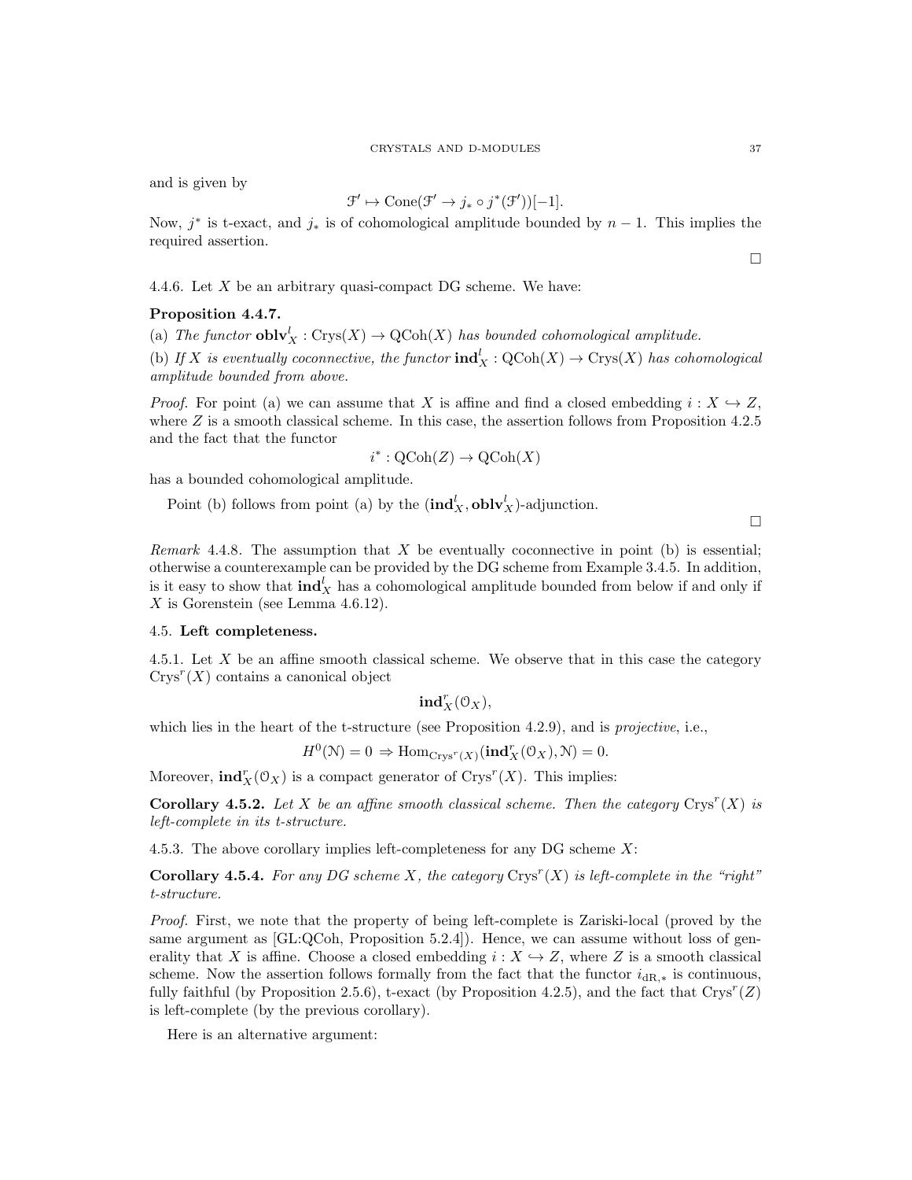and is given by

$$\mathcal{F}' \mapsto \text{Cone}(\mathcal{F}' \to j_* \circ j^*(\mathcal{F}'))[-1].$$

Now, $j^*$ is t-exact, and $j_*$ is of cohomological amplitude bounded by $n-1$. This implies the required assertion.

$\square$

4.4.6. Let $X$ be an arbitrary quasi-compact DG scheme. We have:

**Proposition 4.4.7.**

(a) *The functor* $\mathbf{oblv}^l_X : \text{Crys}(X) \to \text{QCoh}(X)$ *has bounded cohomological amplitude.*

(b) *If $X$ is eventually coconnective, the functor* $\mathbf{ind}^l_X : \text{QCoh}(X) \to \text{Crys}(X)$ *has cohomological amplitude bounded from above.*

*Proof.* For point (a) we can assume that $X$ is affine and find a closed embedding $i : X \hookrightarrow Z$, where $Z$ is a smooth classical scheme. In this case, the assertion follows from Proposition 4.2.5 and the fact that the functor

$$i^* : \text{QCoh}(Z) \to \text{QCoh}(X)$$

has a bounded cohomological amplitude.

Point (b) follows from point (a) by the $(\mathbf{ind}^l_X, \mathbf{oblv}^l_X)$-adjunction.

$\square$

*Remark* 4.4.8. The assumption that $X$ be eventually coconnective in point (b) is essential; otherwise a counterexample can be provided by the DG scheme from Example 3.4.5. In addition, is it easy to show that $\mathbf{ind}^l_X$ has a cohomological amplitude bounded from below if and only if $X$ is Gorenstein (see Lemma 4.6.12).

## 4.5. Left completeness.

4.5.1. Let $X$ be an affine smooth classical scheme. We observe that in this case the category $\text{Crys}^r(X)$ contains a canonical object

$$\mathbf{ind}^r_X(\mathcal{O}_X),$$

which lies in the heart of the t-structure (see Proposition 4.2.9), and is *projective*, i.e.,

$$H^0(\mathcal{N}) = 0 \Rightarrow \text{Hom}_{\text{Crys}^r(X)}(\mathbf{ind}^r_X(\mathcal{O}_X), \mathcal{N}) = 0.$$

Moreover, $\mathbf{ind}^r_X(\mathcal{O}_X)$ is a compact generator of $\text{Crys}^r(X)$. This implies:

**Corollary 4.5.2.** *Let $X$ be an affine smooth classical scheme. Then the category $\text{Crys}^r(X)$ is left-complete in its t-structure.*

4.5.3. The above corollary implies left-completeness for any DG scheme $X$:

**Corollary 4.5.4.** *For any DG scheme $X$, the category $\text{Crys}^r(X)$ is left-complete in the "right" t-structure.*

*Proof.* First, we note that the property of being left-complete is Zariski-local (proved by the same argument as [GL:QCoh, Proposition 5.2.4]). Hence, we can assume without loss of generality that $X$ is affine. Choose a closed embedding $i : X \hookrightarrow Z$, where $Z$ is a smooth classical scheme. Now the assertion follows formally from the fact that the functor $i_{\text{dR},*}$ is continuous, fully faithful (by Proposition 2.5.6), t-exact (by Proposition 4.2.5), and the fact that $\text{Crys}^r(Z)$ is left-complete (by the previous corollary).

Here is an alternative argument: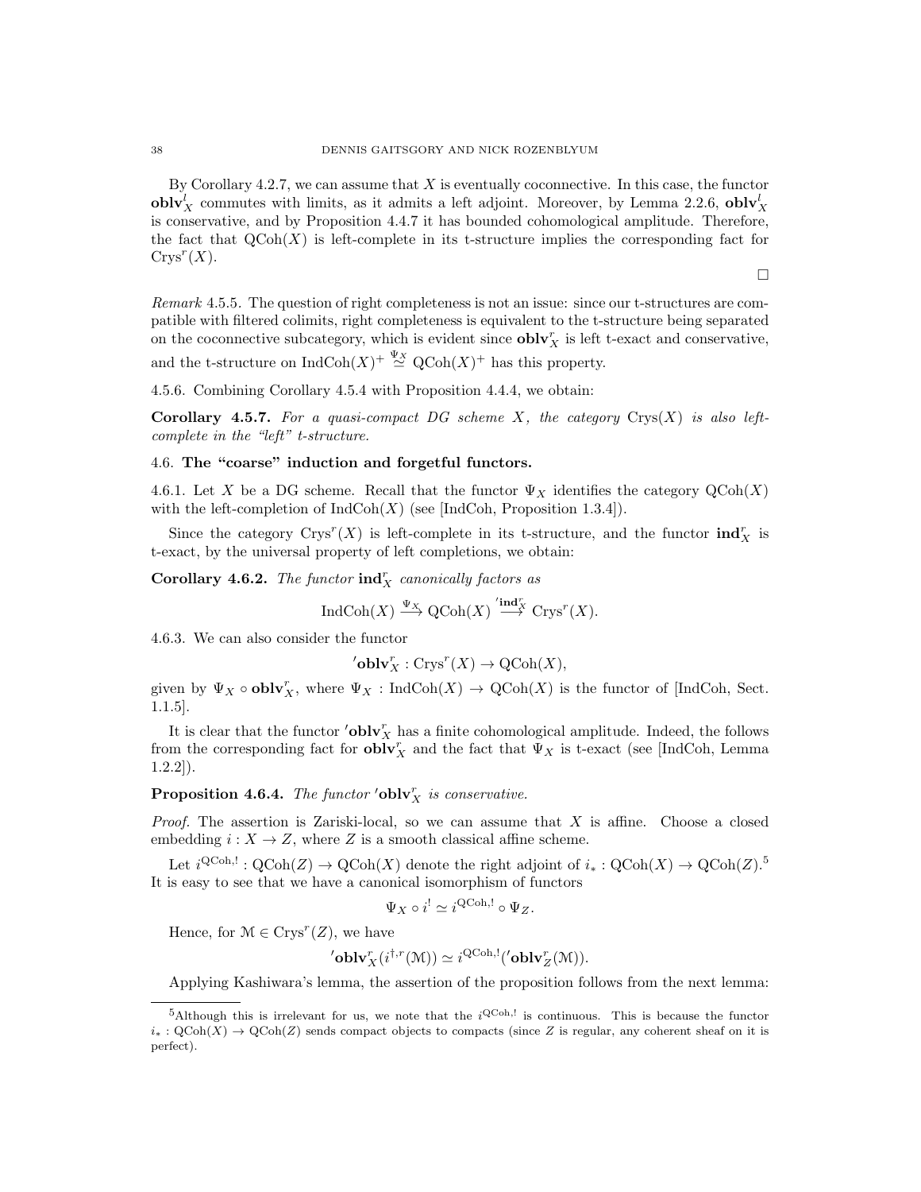By Corollary 4.2.7, we can assume that $X$ is eventually coconnective. In this case, the functor $\mathbf{oblv}^l_X$ commutes with limits, as it admits a left adjoint. Moreover, by Lemma 2.2.6, $\mathbf{oblv}^l_X$ is conservative, and by Proposition 4.4.7 it has bounded cohomological amplitude. Therefore, the fact that $\mathrm{QCoh}(X)$ is left-complete in its t-structure implies the corresponding fact for $\mathrm{Crys}^r(X)$.

□

*Remark* 4.5.5. The question of right completeness is not an issue: since our t-structures are compatible with filtered colimits, right completeness is equivalent to the t-structure being separated on the coconnective subcategory, which is evident since $\mathbf{oblv}^r_X$ is left t-exact and conservative, and the t-structure on $\mathrm{IndCoh}(X)^+ \overset{\Psi_X}{\simeq} \mathrm{QCoh}(X)^+$ has this property.

4.5.6. Combining Corollary 4.5.4 with Proposition 4.4.4, we obtain:

**Corollary 4.5.7.** *For a quasi-compact DG scheme $X$, the category $\mathrm{Crys}(X)$ is also left-complete in the "left" t-structure.*

## 4.6. The "coarse" induction and forgetful functors.

4.6.1. Let $X$ be a DG scheme. Recall that the functor $\Psi_X$ identifies the category $\mathrm{QCoh}(X)$ with the left-completion of $\mathrm{IndCoh}(X)$ (see [IndCoh, Proposition 1.3.4]).

Since the category $\mathrm{Crys}^r(X)$ is left-complete in its t-structure, and the functor $\mathbf{ind}^r_X$ is t-exact, by the universal property of left completions, we obtain:

**Corollary 4.6.2.** *The functor $\mathbf{ind}^r_X$ canonically factors as*

$$\mathrm{IndCoh}(X) \xrightarrow{\Psi_X} \mathrm{QCoh}(X) \xrightarrow{'\mathbf{ind}^r_X} \mathrm{Crys}^r(X).$$

4.6.3. We can also consider the functor

$$'\mathbf{oblv}^r_X : \mathrm{Crys}^r(X) \to \mathrm{QCoh}(X),$$

given by $\Psi_X \circ \mathbf{oblv}^r_X$, where $\Psi_X : \mathrm{IndCoh}(X) \to \mathrm{QCoh}(X)$ is the functor of [IndCoh, Sect. 1.1.5].

It is clear that the functor $'\mathbf{oblv}^r_X$ has a finite cohomological amplitude. Indeed, the follows from the corresponding fact for $\mathbf{oblv}^r_X$ and the fact that $\Psi_X$ is t-exact (see [IndCoh, Lemma 1.2.2]).

**Proposition 4.6.4.** *The functor $'\mathbf{oblv}^r_X$ is conservative.*

*Proof.* The assertion is Zariski-local, so we can assume that $X$ is affine. Choose a closed embedding $i : X \to Z$, where $Z$ is a smooth classical affine scheme.

Let $i^{\mathrm{QCoh},!} : \mathrm{QCoh}(Z) \to \mathrm{QCoh}(X)$ denote the right adjoint of $i_* : \mathrm{QCoh}(X) \to \mathrm{QCoh}(Z)$.[5] It is easy to see that we have a canonical isomorphism of functors

$$\Psi_X \circ i^! \simeq i^{\mathrm{QCoh},!} \circ \Psi_Z.$$

Hence, for $\mathcal{M} \in \mathrm{Crys}^r(Z)$, we have

$$'\mathbf{oblv}^r_X(i^{\dagger,r}(\mathcal{M})) \simeq i^{\mathrm{QCoh},!}('\mathbf{oblv}^r_Z(\mathcal{M})).$$

Applying Kashiwara's lemma, the assertion of the proposition follows from the next lemma:

[5] Although this is irrelevant for us, we note that the $i^{\mathrm{QCoh},!}$ is continuous. This is because the functor $i_* : \mathrm{QCoh}(X) \to \mathrm{QCoh}(Z)$ sends compact objects to compacts (since $Z$ is regular, any coherent sheaf on it is perfect).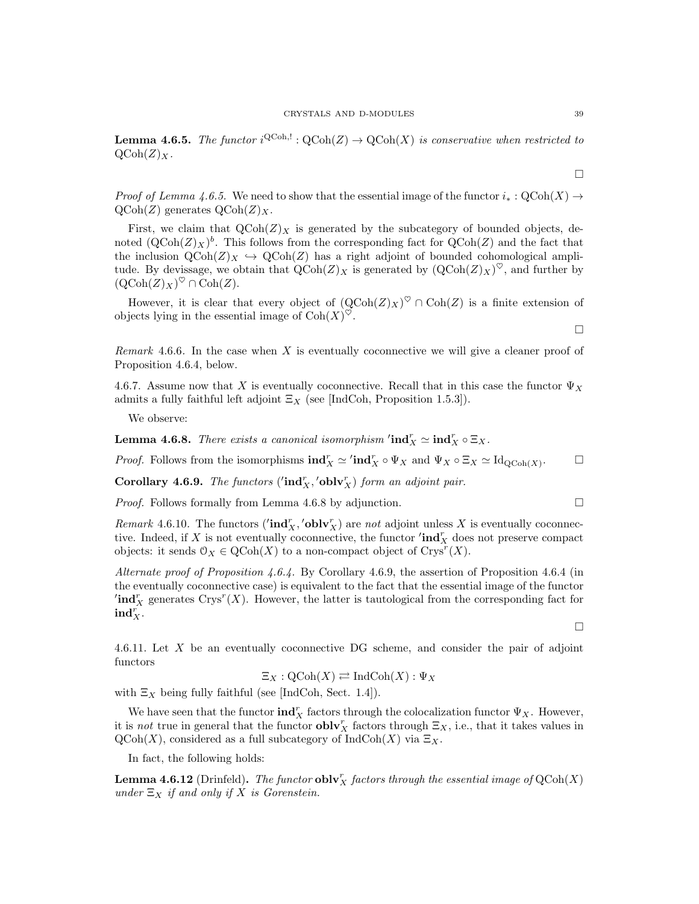**Lemma 4.6.5.** *The functor $i^{\mathrm{QCoh},!} : \mathrm{QCoh}(Z) \to \mathrm{QCoh}(X)$ is conservative when restricted to $\mathrm{QCoh}(Z)_X$.*

$\square$

*Proof of Lemma 4.6.5.* We need to show that the essential image of the functor $i_* : \mathrm{QCoh}(X) \to \mathrm{QCoh}(Z)$ generates $\mathrm{QCoh}(Z)_X$.

First, we claim that $\mathrm{QCoh}(Z)_X$ is generated by the subcategory of bounded objects, denoted $(\mathrm{QCoh}(Z)_X)^b$. This follows from the corresponding fact for $\mathrm{QCoh}(Z)$ and the fact that the inclusion $\mathrm{QCoh}(Z)_X \hookrightarrow \mathrm{QCoh}(Z)$ has a right adjoint of bounded cohomological amplitude. By devissage, we obtain that $\mathrm{QCoh}(Z)_X$ is generated by $(\mathrm{QCoh}(Z)_X)^\heartsuit$, and further by $(\mathrm{QCoh}(Z)_X)^\heartsuit \cap \mathrm{Coh}(Z)$.

However, it is clear that every object of $(\mathrm{QCoh}(Z)_X)^\heartsuit \cap \mathrm{Coh}(Z)$ is a finite extension of objects lying in the essential image of $\mathrm{Coh}(X)^\heartsuit$.

$\square$

*Remark* 4.6.6. In the case when $X$ is eventually coconnective we will give a cleaner proof of Proposition 4.6.4, below.

4.6.7. Assume now that $X$ is eventually coconnective. Recall that in this case the functor $\Psi_X$ admits a fully faithful left adjoint $\Xi_X$ (see [IndCoh, Proposition 1.5.3]).

We observe:

**Lemma 4.6.8.** *There exists a canonical isomorphism $'\mathbf{ind}^r_X \simeq \mathbf{ind}^r_X \circ \Xi_X$.*

*Proof.* Follows from the isomorphisms $\mathbf{ind}^r_X \simeq {}'\mathbf{ind}^r_X \circ \Psi_X$ and $\Psi_X \circ \Xi_X \simeq \mathrm{Id}_{\mathrm{QCoh}(X)}$. $\square$

**Corollary 4.6.9.** *The functors $('\mathbf{ind}^r_X, '\mathbf{oblv}^r_X)$ form an adjoint pair.*

*Proof.* Follows formally from Lemma 4.6.8 by adjunction. $\square$

*Remark* 4.6.10. The functors $('\mathbf{ind}^r_X, '\mathbf{oblv}^r_X)$ are *not* adjoint unless $X$ is eventually coconnective. Indeed, if $X$ is not eventually coconnective, the functor $'\mathbf{ind}^r_X$ does not preserve compact objects: it sends $\mathcal{O}_X \in \mathrm{QCoh}(X)$ to a non-compact object of $\mathrm{Crys}^r(X)$.

*Alternate proof of Proposition 4.6.4.* By Corollary 4.6.9, the assertion of Proposition 4.6.4 (in the eventually coconnective case) is equivalent to the fact that the essential image of the functor $'\mathbf{ind}^r_X$ generates $\mathrm{Crys}^r(X)$. However, the latter is tautological from the corresponding fact for $\mathbf{ind}^r_X$.

$\square$

4.6.11. Let $X$ be an eventually coconnective DG scheme, and consider the pair of adjoint functors

$$\Xi_X : \mathrm{QCoh}(X) \rightleftarrows \mathrm{IndCoh}(X) : \Psi_X$$

with $\Xi_X$ being fully faithful (see [IndCoh, Sect. 1.4]).

We have seen that the functor $\mathbf{ind}^r_X$ factors through the colocalization functor $\Psi_X$. However, it is *not* true in general that the functor $\mathbf{oblv}^r_X$ factors through $\Xi_X$, i.e., that it takes values in $\mathrm{QCoh}(X)$, considered as a full subcategory of $\mathrm{IndCoh}(X)$ via $\Xi_X$.

In fact, the following holds:

**Lemma 4.6.12** (Drinfeld)**.** *The functor $\mathbf{oblv}^r_X$ factors through the essential image of $\mathrm{QCoh}(X)$ under $\Xi_X$ if and only if $X$ is Gorenstein.*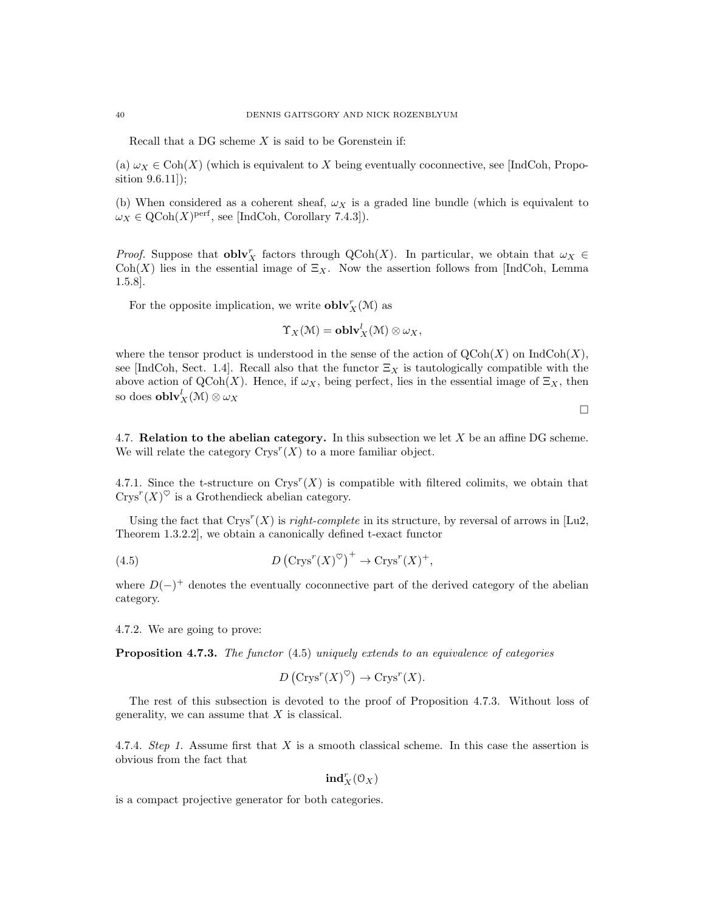Recall that a DG scheme $X$ is said to be Gorenstein if:

(a) $\omega_X \in \mathrm{Coh}(X)$ (which is equivalent to $X$ being eventually coconnective, see [IndCoh, Proposition 9.6.11]);

(b) When considered as a coherent sheaf, $\omega_X$ is a graded line bundle (which is equivalent to $\omega_X \in \mathrm{QCoh}(X)^{\mathrm{perf}}$, see [IndCoh, Corollary 7.4.3]).

*Proof.* Suppose that $\mathbf{oblv}^r_X$ factors through $\mathrm{QCoh}(X)$. In particular, we obtain that $\omega_X \in \mathrm{Coh}(X)$ lies in the essential image of $\Xi_X$. Now the assertion follows from [IndCoh, Lemma 1.5.8].

For the opposite implication, we write $\mathbf{oblv}^r_X(\mathcal{M})$ as

$$\Upsilon_X(\mathcal{M}) = \mathbf{oblv}^l_X(\mathcal{M}) \otimes \omega_X,$$

where the tensor product is understood in the sense of the action of $\mathrm{QCoh}(X)$ on $\mathrm{IndCoh}(X)$, see [IndCoh, Sect. 1.4]. Recall also that the functor $\Xi_X$ is tautologically compatible with the above action of $\mathrm{QCoh}(X)$. Hence, if $\omega_X$, being perfect, lies in the essential image of $\Xi_X$, then so does $\mathbf{oblv}^l_X(\mathcal{M}) \otimes \omega_X$

□

## 4.7. Relation to the abelian category.

In this subsection we let $X$ be an affine DG scheme. We will relate the category $\mathrm{Crys}^r(X)$ to a more familiar object.

4.7.1. Since the t-structure on $\mathrm{Crys}^r(X)$ is compatible with filtered colimits, we obtain that $\mathrm{Crys}^r(X)^\heartsuit$ is a Grothendieck abelian category.

Using the fact that $\mathrm{Crys}^r(X)$ is *right-complete* in its structure, by reversal of arrows in [Lu2, Theorem 1.3.2.2], we obtain a canonically defined t-exact functor

$$D\left(\mathrm{Crys}^r(X)^\heartsuit\right)^+ \to \mathrm{Crys}^r(X)^+, \tag{4.5}$$

where $D(-)^+$ denotes the eventually coconnective part of the derived category of the abelian category.

4.7.2. We are going to prove:

**Proposition 4.7.3.** *The functor* (4.5) *uniquely extends to an equivalence of categories*

$$D\left(\mathrm{Crys}^r(X)^\heartsuit\right) \to \mathrm{Crys}^r(X).$$

The rest of this subsection is devoted to the proof of Proposition 4.7.3. Without loss of generality, we can assume that $X$ is classical.

4.7.4. *Step 1.* Assume first that $X$ is a smooth classical scheme. In this case the assertion is obvious from the fact that

$$\mathbf{ind}^r_X(\mathcal{O}_X)$$

is a compact projective generator for both categories.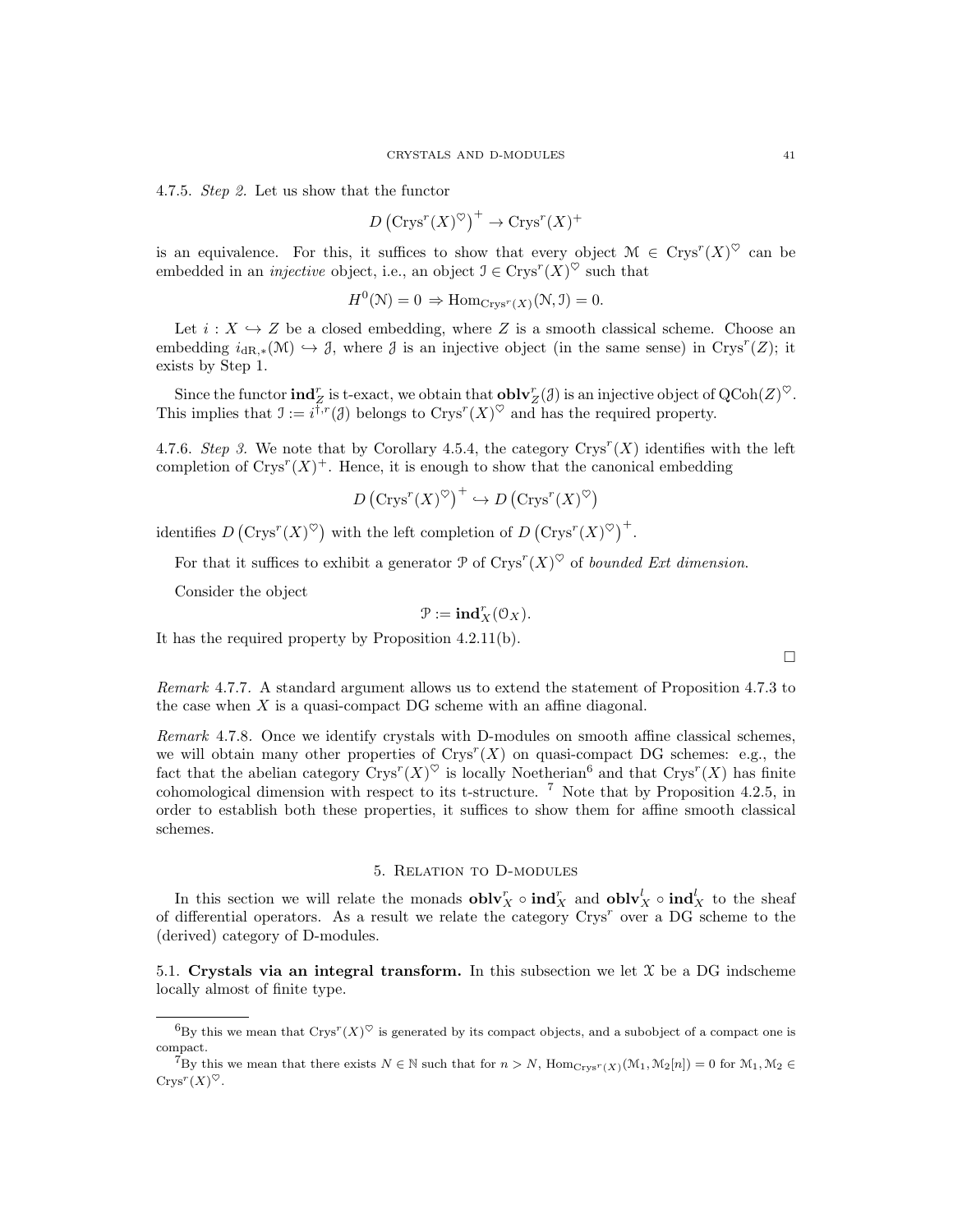4.7.5. *Step 2.* Let us show that the functor

$$D\left(\mathrm{Crys}^r(X)^\heartsuit\right)^+ \to \mathrm{Crys}^r(X)^+$$

is an equivalence. For this, it suffices to show that every object $\mathcal{M} \in \mathrm{Crys}^r(X)^\heartsuit$ can be embedded in an *injective* object, i.e., an object $\mathcal{I} \in \mathrm{Crys}^r(X)^\heartsuit$ such that

$$H^0(\mathcal{N}) = 0 \Rightarrow \mathrm{Hom}_{\mathrm{Crys}^r(X)}(\mathcal{N}, \mathcal{I}) = 0.$$

Let $i : X \hookrightarrow Z$ be a closed embedding, where $Z$ is a smooth classical scheme. Choose an embedding $i_{\mathrm{dR},*}(\mathcal{M}) \hookrightarrow \mathcal{J}$, where $\mathcal{J}$ is an injective object (in the same sense) in $\mathrm{Crys}^r(Z)$; it exists by Step 1.

Since the functor $\mathbf{ind}^r_Z$ is t-exact, we obtain that $\mathbf{oblv}^r_Z(\mathcal{J})$ is an injective object of $\mathrm{QCoh}(Z)^\heartsuit$. This implies that $\mathcal{I} := i^{\dagger,r}(\mathcal{J})$ belongs to $\mathrm{Crys}^r(X)^\heartsuit$ and has the required property.

4.7.6. *Step 3.* We note that by Corollary 4.5.4, the category $\mathrm{Crys}^r(X)$ identifies with the left completion of $\mathrm{Crys}^r(X)^+$. Hence, it is enough to show that the canonical embedding

$$D\left(\mathrm{Crys}^r(X)^\heartsuit\right)^+ \hookrightarrow D\left(\mathrm{Crys}^r(X)^\heartsuit\right)$$

identifies $D\left(\mathrm{Crys}^r(X)^\heartsuit\right)$ with the left completion of $D\left(\mathrm{Crys}^r(X)^\heartsuit\right)^+$.

For that it suffices to exhibit a generator $\mathcal{P}$ of $\mathrm{Crys}^r(X)^\heartsuit$ of *bounded Ext dimension*.

Consider the object

$$\mathcal{P} := \mathbf{ind}^r_X(\mathcal{O}_X).$$

It has the required property by Proposition 4.2.11(b).

□

*Remark* 4.7.7. A standard argument allows us to extend the statement of Proposition 4.7.3 to the case when $X$ is a quasi-compact DG scheme with an affine diagonal.

*Remark* 4.7.8. Once we identify crystals with D-modules on smooth affine classical schemes, we will obtain many other properties of $\mathrm{Crys}^r(X)$ on quasi-compact DG schemes: e.g., the fact that the abelian category $\mathrm{Crys}^r(X)^\heartsuit$ is locally Noetherian[6] and that $\mathrm{Crys}^r(X)$ has finite cohomological dimension with respect to its t-structure. [7] Note that by Proposition 4.2.5, in order to establish both these properties, it suffices to show them for affine smooth classical schemes.

## 5. Relation to D-modules

In this section we will relate the monads $\mathbf{oblv}^r_X \circ \mathbf{ind}^r_X$ and $\mathbf{oblv}^l_X \circ \mathbf{ind}^l_X$ to the sheaf of differential operators. As a result we relate the category $\mathrm{Crys}^r$ over a DG scheme to the (derived) category of D-modules.

5.1. **Crystals via an integral transform.** In this subsection we let $\mathcal{X}$ be a DG indscheme locally almost of finite type.

---

[6] By this we mean that $\mathrm{Crys}^r(X)^\heartsuit$ is generated by its compact objects, and a subobject of a compact one is compact.

[7] By this we mean that there exists $N \in \mathbb{N}$ such that for $n > N$, $\mathrm{Hom}_{\mathrm{Crys}^r(X)}(\mathcal{M}_1, \mathcal{M}_2[n]) = 0$ for $\mathcal{M}_1, \mathcal{M}_2 \in \mathrm{Crys}^r(X)^\heartsuit$.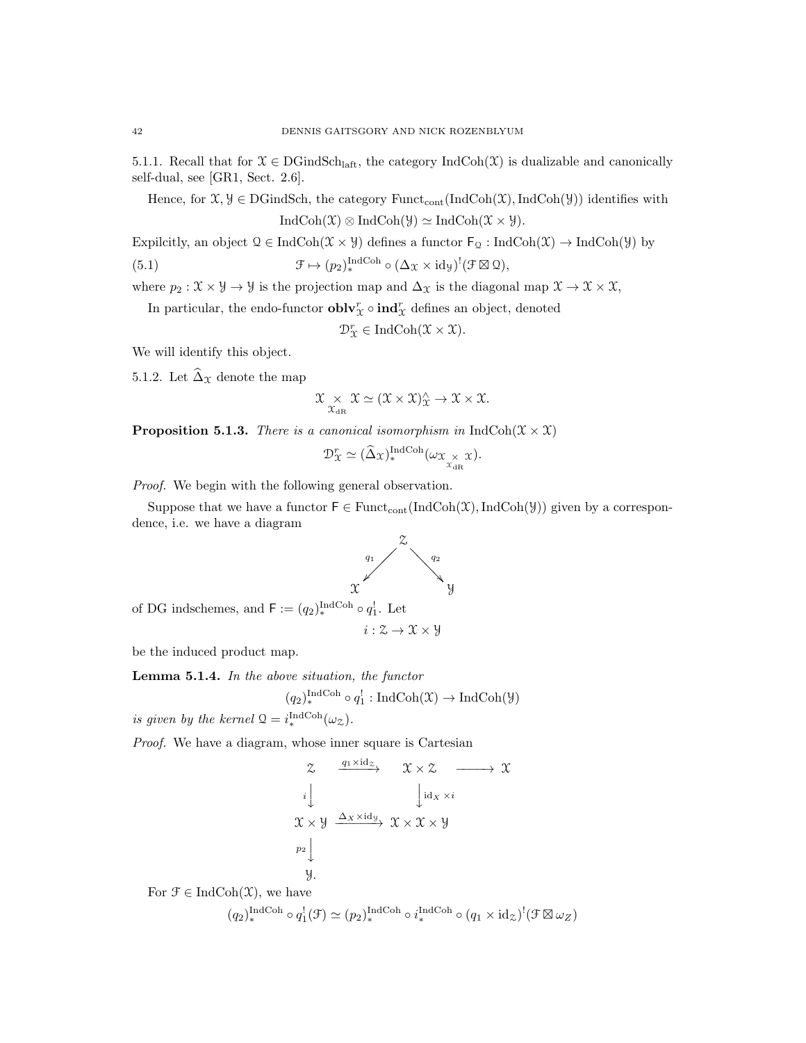5.1.1. Recall that for $\mathcal{X} \in \mathrm{DGindSch}_{\mathrm{laft}}$, the category $\mathrm{IndCoh}(\mathcal{X})$ is dualizable and canonically self-dual, see [GR1, Sect. 2.6].

Hence, for $\mathcal{X}, \mathcal{Y} \in \mathrm{DGindSch}$, the category $\mathrm{Funct}_{\mathrm{cont}}(\mathrm{IndCoh}(\mathcal{X}), \mathrm{IndCoh}(\mathcal{Y}))$ identifies with

$$\mathrm{IndCoh}(\mathcal{X}) \otimes \mathrm{IndCoh}(\mathcal{Y}) \simeq \mathrm{IndCoh}(\mathcal{X} \times \mathcal{Y}).$$

Expilcitly, an object $\mathcal{Q} \in \mathrm{IndCoh}(\mathcal{X} \times \mathcal{Y})$ defines a functor $\mathsf{F}_{\mathcal{Q}} : \mathrm{IndCoh}(\mathcal{X}) \to \mathrm{IndCoh}(\mathcal{Y})$ by

$$\mathcal{F} \mapsto (p_2)_*^{\mathrm{IndCoh}} \circ (\Delta_{\mathcal{X}} \times \mathrm{id}_{\mathcal{Y}})^!(\mathcal{F} \boxtimes \mathcal{Q}), \tag{5.1}$$

where $p_2 : \mathcal{X} \times \mathcal{Y} \to \mathcal{Y}$ is the projection map and $\Delta_{\mathcal{X}}$ is the diagonal map $\mathcal{X} \to \mathcal{X} \times \mathcal{X}$,

In particular, the endo-functor $\mathbf{oblv}^r_{\mathcal{X}} \circ \mathbf{ind}^r_{\mathcal{X}}$ defines an object, denoted

$$\mathcal{D}^r_{\mathcal{X}} \in \mathrm{IndCoh}(\mathcal{X} \times \mathcal{X}).$$

We will identify this object.

5.1.2. Let $\widehat{\Delta}_{\mathcal{X}}$ denote the map

$$\mathcal{X} \underset{\mathcal{X}_{\mathrm{dR}}}{\times} \mathcal{X} \simeq (\mathcal{X} \times \mathcal{X})^\wedge_{\mathcal{X}} \to \mathcal{X} \times \mathcal{X}.$$

**Proposition 5.1.3.** *There is a canonical isomorphism in* $\mathrm{IndCoh}(\mathcal{X} \times \mathcal{X})$

$$\mathcal{D}^r_{\mathcal{X}} \simeq (\widehat{\Delta}_{\mathcal{X}})_*^{\mathrm{IndCoh}}(\omega_{\mathcal{X} \underset{\mathcal{X}_{\mathrm{dR}}}{\times} \mathcal{X}}).$$

*Proof.* We begin with the following general observation.

Suppose that we have a functor $\mathsf{F} \in \mathrm{Funct}_{\mathrm{cont}}(\mathrm{IndCoh}(\mathcal{X}), \mathrm{IndCoh}(\mathcal{Y}))$ given by a correspondence, i.e. we have a diagram

$$\begin{array}{ccc} & \mathcal{Z} & \\ {\scriptstyle q_1}\swarrow & & \searrow{\scriptstyle q_2} \\ \mathcal{X} & & \mathcal{Y} \end{array}$$

of DG indschemes, and $\mathsf{F} := (q_2)_*^{\mathrm{IndCoh}} \circ q_1^!$. Let

$$i : \mathcal{Z} \to \mathcal{X} \times \mathcal{Y}$$

be the induced product map.

**Lemma 5.1.4.** *In the above situation, the functor*

$$(q_2)_*^{\mathrm{IndCoh}} \circ q_1^! : \mathrm{IndCoh}(\mathcal{X}) \to \mathrm{IndCoh}(\mathcal{Y})$$

*is given by the kernel* $\mathcal{Q} = i_*^{\mathrm{IndCoh}}(\omega_{\mathcal{Z}})$.

*Proof.* We have a diagram, whose inner square is Cartesian

$$\begin{array}{ccccc} \mathcal{Z} & \xrightarrow{q_1 \times \mathrm{id}_{\mathcal{Z}}} & \mathcal{X} \times \mathcal{Z} & \longrightarrow & \mathcal{X} \\ {\scriptstyle i}\downarrow & & \downarrow{\scriptstyle \mathrm{id}_X \times i} & & \\ \mathcal{X} \times \mathcal{Y} & \xrightarrow{\Delta_X \times \mathrm{id}_{\mathcal{Y}}} & \mathcal{X} \times \mathcal{X} \times \mathcal{Y} & & \\ {\scriptstyle p_2}\downarrow & & & & \\ \mathcal{Y}. & & & & \end{array}$$

For $\mathcal{F} \in \mathrm{IndCoh}(\mathcal{X})$, we have

$$(q_2)_*^{\mathrm{IndCoh}} \circ q_1^!(\mathcal{F}) \simeq (p_2)_*^{\mathrm{IndCoh}} \circ i_*^{\mathrm{IndCoh}} \circ (q_1 \times \mathrm{id}_{\mathcal{Z}})^!(\mathcal{F} \boxtimes \omega_Z)$$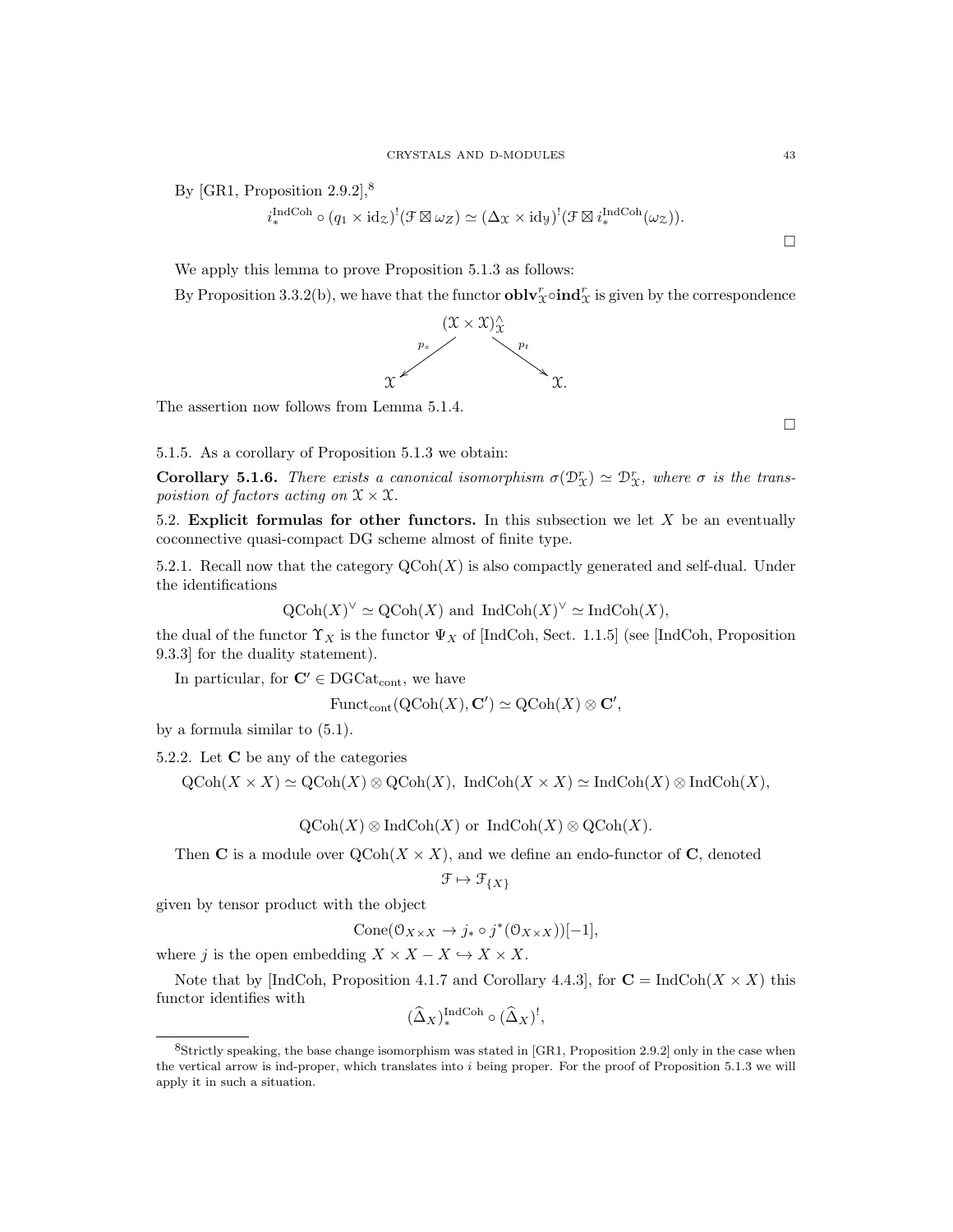By [GR1, Proposition 2.9.2],[8]

$$i_*^{\mathrm{IndCoh}} \circ (q_1 \times \mathrm{id}_{\mathcal{Z}})^!(\mathcal{F} \boxtimes \omega_Z) \simeq (\Delta_{\mathcal{X}} \times \mathrm{id}_{\mathcal{Y}})^!(\mathcal{F} \boxtimes i_*^{\mathrm{IndCoh}}(\omega_{\mathcal{Z}})).$$

□

We apply this lemma to prove Proposition 5.1.3 as follows:

By Proposition 3.3.2(b), we have that the functor $\mathbf{oblv}^r_{\mathcal{X}} \circ \mathbf{ind}^r_{\mathcal{X}}$ is given by the correspondence

$$\begin{array}{ccc} & (\mathcal{X} \times \mathcal{X})^\wedge_{\mathcal{X}} & \\ {}^{p_s}\swarrow & & \searrow^{p_t} \\ \mathcal{X} & & \mathcal{X}. \end{array}$$

The assertion now follows from Lemma 5.1.4.

□

5.1.5. As a corollary of Proposition 5.1.3 we obtain:

**Corollary 5.1.6.** *There exists a canonical isomorphism $\sigma(\mathcal{D}^r_{\mathcal{X}}) \simeq \mathcal{D}^r_{\mathcal{X}}$, where $\sigma$ is the transpoistion of factors acting on $\mathcal{X} \times \mathcal{X}$.*

## 5.2. Explicit formulas for other functors.

In this subsection we let $X$ be an eventually coconnective quasi-compact DG scheme almost of finite type.

5.2.1. Recall now that the category $\mathrm{QCoh}(X)$ is also compactly generated and self-dual. Under the identifications

$$\mathrm{QCoh}(X)^\vee \simeq \mathrm{QCoh}(X) \text{ and } \mathrm{IndCoh}(X)^\vee \simeq \mathrm{IndCoh}(X),$$

the dual of the functor $\Upsilon_X$ is the functor $\Psi_X$ of [IndCoh, Sect. 1.1.5] (see [IndCoh, Proposition 9.3.3] for the duality statement).

In particular, for $\mathbf{C}' \in \mathrm{DGCat}_{\mathrm{cont}}$, we have

$$\mathrm{Funct}_{\mathrm{cont}}(\mathrm{QCoh}(X), \mathbf{C}') \simeq \mathrm{QCoh}(X) \otimes \mathbf{C}',$$

by a formula similar to (5.1).

5.2.2. Let $\mathbf{C}$ be any of the categories

$$\mathrm{QCoh}(X \times X) \simeq \mathrm{QCoh}(X) \otimes \mathrm{QCoh}(X),\ \mathrm{IndCoh}(X \times X) \simeq \mathrm{IndCoh}(X) \otimes \mathrm{IndCoh}(X),$$

$$\mathrm{QCoh}(X) \otimes \mathrm{IndCoh}(X) \text{ or } \mathrm{IndCoh}(X) \otimes \mathrm{QCoh}(X).$$

Then $\mathbf{C}$ is a module over $\mathrm{QCoh}(X \times X)$, and we define an endo-functor of $\mathbf{C}$, denoted

$$\mathcal{F} \mapsto \mathcal{F}_{\{X\}}$$

given by tensor product with the object

$$\mathrm{Cone}(\mathcal{O}_{X \times X} \to j_* \circ j^*(\mathcal{O}_{X \times X}))[-1],$$

where $j$ is the open embedding $X \times X - X \hookrightarrow X \times X$.

Note that by [IndCoh, Proposition 4.1.7 and Corollary 4.4.3], for $\mathbf{C} = \mathrm{IndCoh}(X \times X)$ this functor identifies with

$$(\widehat{\Delta}_X)_*^{\mathrm{IndCoh}} \circ (\widehat{\Delta}_X)^!,$$

[8] Strictly speaking, the base change isomorphism was stated in [GR1, Proposition 2.9.2] only in the case when the vertical arrow is ind-proper, which translates into $i$ being proper. For the proof of Proposition 5.1.3 we will apply it in such a situation.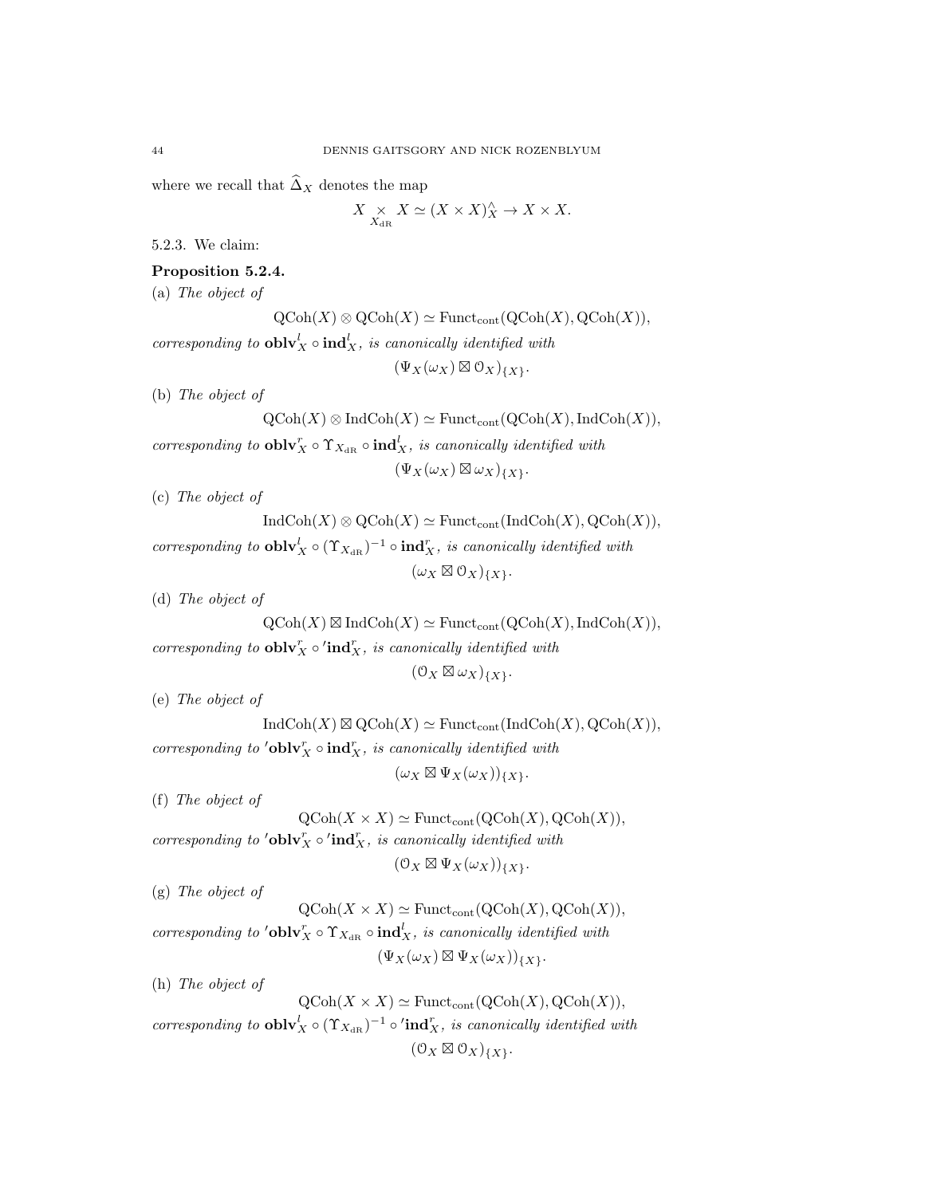where we recall that $\widehat{\Delta}_X$ denotes the map

$$X \underset{X_{\mathrm{dR}}}{\times} X \simeq (X \times X)^{\wedge}_X \to X \times X.$$

5.2.3. We claim:

**Proposition 5.2.4.**

(a) *The object of*

$$\mathrm{QCoh}(X) \otimes \mathrm{QCoh}(X) \simeq \mathrm{Funct}_{\mathrm{cont}}(\mathrm{QCoh}(X), \mathrm{QCoh}(X)),$$

*corresponding to* $\mathbf{oblv}^l_X \circ \mathbf{ind}^l_X$, *is canonically identified with*

$$(\Psi_X(\omega_X) \boxtimes \mathcal{O}_X)_{\{X\}}.$$

(b) *The object of*

$$\mathrm{QCoh}(X) \otimes \mathrm{IndCoh}(X) \simeq \mathrm{Funct}_{\mathrm{cont}}(\mathrm{QCoh}(X), \mathrm{IndCoh}(X)),$$

*corresponding to* $\mathbf{oblv}^r_X \circ \Upsilon_{X_{\mathrm{dR}}} \circ \mathbf{ind}^l_X$, *is canonically identified with*

$$(\Psi_X(\omega_X) \boxtimes \omega_X)_{\{X\}}.$$

(c) *The object of*

$$\mathrm{IndCoh}(X) \otimes \mathrm{QCoh}(X) \simeq \mathrm{Funct}_{\mathrm{cont}}(\mathrm{IndCoh}(X), \mathrm{QCoh}(X)),$$

*corresponding to* $\mathbf{oblv}^l_X \circ (\Upsilon_{X_{\mathrm{dR}}})^{-1} \circ \mathbf{ind}^r_X$, *is canonically identified with*

$$(\omega_X \boxtimes \mathcal{O}_X)_{\{X\}}.$$

(d) *The object of*

$$\mathrm{QCoh}(X) \boxtimes \mathrm{IndCoh}(X) \simeq \mathrm{Funct}_{\mathrm{cont}}(\mathrm{QCoh}(X), \mathrm{IndCoh}(X)),$$

*corresponding to* $\mathbf{oblv}^r_X \circ {}'\mathbf{ind}^r_X$, *is canonically identified with*

$$(\mathcal{O}_X \boxtimes \omega_X)_{\{X\}}.$$

(e) *The object of*

$$\mathrm{IndCoh}(X) \boxtimes \mathrm{QCoh}(X) \simeq \mathrm{Funct}_{\mathrm{cont}}(\mathrm{IndCoh}(X), \mathrm{QCoh}(X)),$$

*corresponding to* ${}'\mathbf{oblv}^r_X \circ \mathbf{ind}^r_X$, *is canonically identified with*

$$(\omega_X \boxtimes \Psi_X(\omega_X))_{\{X\}}.$$

(f) *The object of*

$$\mathrm{QCoh}(X \times X) \simeq \mathrm{Funct}_{\mathrm{cont}}(\mathrm{QCoh}(X), \mathrm{QCoh}(X)),$$

*corresponding to* ${}'\mathbf{oblv}^r_X \circ {}'\mathbf{ind}^r_X$, *is canonically identified with*

$$(\mathcal{O}_X \boxtimes \Psi_X(\omega_X))_{\{X\}}.$$

(g) *The object of*

$$\mathrm{QCoh}(X \times X) \simeq \mathrm{Funct}_{\mathrm{cont}}(\mathrm{QCoh}(X), \mathrm{QCoh}(X)),$$

*corresponding to* ${}'\mathbf{oblv}^r_X \circ \Upsilon_{X_{\mathrm{dR}}} \circ \mathbf{ind}^l_X$, *is canonically identified with*

$$(\Psi_X(\omega_X) \boxtimes \Psi_X(\omega_X))_{\{X\}}.$$

(h) *The object of*

$$\mathrm{QCoh}(X \times X) \simeq \mathrm{Funct}_{\mathrm{cont}}(\mathrm{QCoh}(X), \mathrm{QCoh}(X)),$$

*corresponding to* $\mathbf{oblv}^l_X \circ (\Upsilon_{X_{\mathrm{dR}}})^{-1} \circ {}'\mathbf{ind}^r_X$, *is canonically identified with*

$$(\mathcal{O}_X \boxtimes \mathcal{O}_X)_{\{X\}}.$$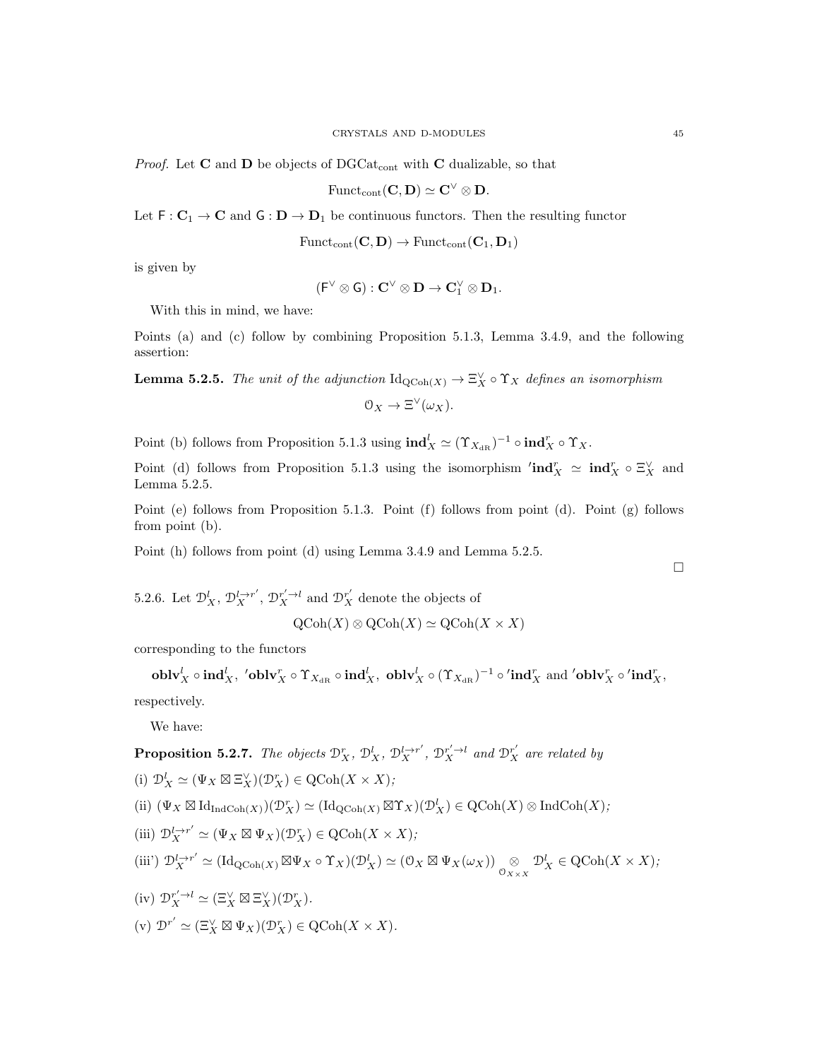*Proof.* Let $\mathbf{C}$ and $\mathbf{D}$ be objects of $\mathrm{DGCat}_{\mathrm{cont}}$ with $\mathbf{C}$ dualizable, so that

$$\mathrm{Funct}_{\mathrm{cont}}(\mathbf{C}, \mathbf{D}) \simeq \mathbf{C}^\vee \otimes \mathbf{D}.$$

Let $\mathsf{F} : \mathbf{C}_1 \to \mathbf{C}$ and $\mathsf{G} : \mathbf{D} \to \mathbf{D}_1$ be continuous functors. Then the resulting functor

$$\mathrm{Funct}_{\mathrm{cont}}(\mathbf{C}, \mathbf{D}) \to \mathrm{Funct}_{\mathrm{cont}}(\mathbf{C}_1, \mathbf{D}_1)$$

is given by

$$(\mathsf{F}^\vee \otimes \mathsf{G}) : \mathbf{C}^\vee \otimes \mathbf{D} \to \mathbf{C}_1^\vee \otimes \mathbf{D}_1.$$

With this in mind, we have:

Points (a) and (c) follow by combining Proposition 5.1.3, Lemma 3.4.9, and the following assertion:

**Lemma 5.2.5.** *The unit of the adjunction $\mathrm{Id}_{\mathrm{QCoh}(X)} \to \Xi_X^\vee \circ \Upsilon_X$ defines an isomorphism*

$$\mathcal{O}_X \to \Xi^\vee(\omega_X).$$

Point (b) follows from Proposition 5.1.3 using $\mathbf{ind}_X^l \simeq (\Upsilon_{X_{\mathrm{dR}}})^{-1} \circ \mathbf{ind}_X^r \circ \Upsilon_X$.

Point (d) follows from Proposition 5.1.3 using the isomorphism $'\mathbf{ind}_X^r \simeq \mathbf{ind}_X^r \circ \Xi_X^\vee$ and Lemma 5.2.5.

Point (e) follows from Proposition 5.1.3. Point (f) follows from point (d). Point (g) follows from point (b).

Point (h) follows from point (d) using Lemma 3.4.9 and Lemma 5.2.5.

□

5.2.6. Let $\mathcal{D}_X^l$, $\mathcal{D}_X^{l \to r'}$, $\mathcal{D}_X^{r' \to l}$ and $\mathcal{D}_X^{r'}$ denote the objects of

$$\mathrm{QCoh}(X) \otimes \mathrm{QCoh}(X) \simeq \mathrm{QCoh}(X \times X)$$

corresponding to the functors

$$\mathbf{oblv}_X^l \circ \mathbf{ind}_X^l,\ {'\mathbf{oblv}_X^r} \circ \Upsilon_{X_{\mathrm{dR}}} \circ \mathbf{ind}_X^l,\ \mathbf{oblv}_X^l \circ (\Upsilon_{X_{\mathrm{dR}}})^{-1} \circ {'\mathbf{ind}_X^r} \text{ and } {'\mathbf{oblv}_X^r} \circ {'\mathbf{ind}_X^r},$$

respectively.

We have:

**Proposition 5.2.7.** *The objects $\mathcal{D}_X^r$, $\mathcal{D}_X^l$, $\mathcal{D}_X^{l \to r'}$, $\mathcal{D}_X^{r' \to l}$ and $\mathcal{D}_X^{r'}$ are related by*

(i) $\mathcal{D}_X^l \simeq (\Psi_X \boxtimes \Xi_X^\vee)(\mathcal{D}_X^r) \in \mathrm{QCoh}(X \times X)$;

(ii) $(\Psi_X \boxtimes \mathrm{Id}_{\mathrm{IndCoh}(X)})(\mathcal{D}_X^r) \simeq (\mathrm{Id}_{\mathrm{QCoh}(X)} \boxtimes \Upsilon_X)(\mathcal{D}_X^l) \in \mathrm{QCoh}(X) \otimes \mathrm{IndCoh}(X)$;

(iii) $\mathcal{D}_X^{l \to r'} \simeq (\Psi_X \boxtimes \Psi_X)(\mathcal{D}_X^r) \in \mathrm{QCoh}(X \times X)$;

(iii') $\mathcal{D}_X^{l \to r'} \simeq (\mathrm{Id}_{\mathrm{QCoh}(X)} \boxtimes \Psi_X \circ \Upsilon_X)(\mathcal{D}_X^l) \simeq (\mathcal{O}_X \boxtimes \Psi_X(\omega_X)) \underset{\mathcal{O}_{X \times X}}{\otimes} \mathcal{D}_X^l \in \mathrm{QCoh}(X \times X)$;

(iv) $\mathcal{D}_X^{r' \to l} \simeq (\Xi_X^\vee \boxtimes \Xi_X^\vee)(\mathcal{D}_X^r)$.

(v) $\mathcal{D}^{r'} \simeq (\Xi_X^\vee \boxtimes \Psi_X)(\mathcal{D}_X^r) \in \mathrm{QCoh}(X \times X)$.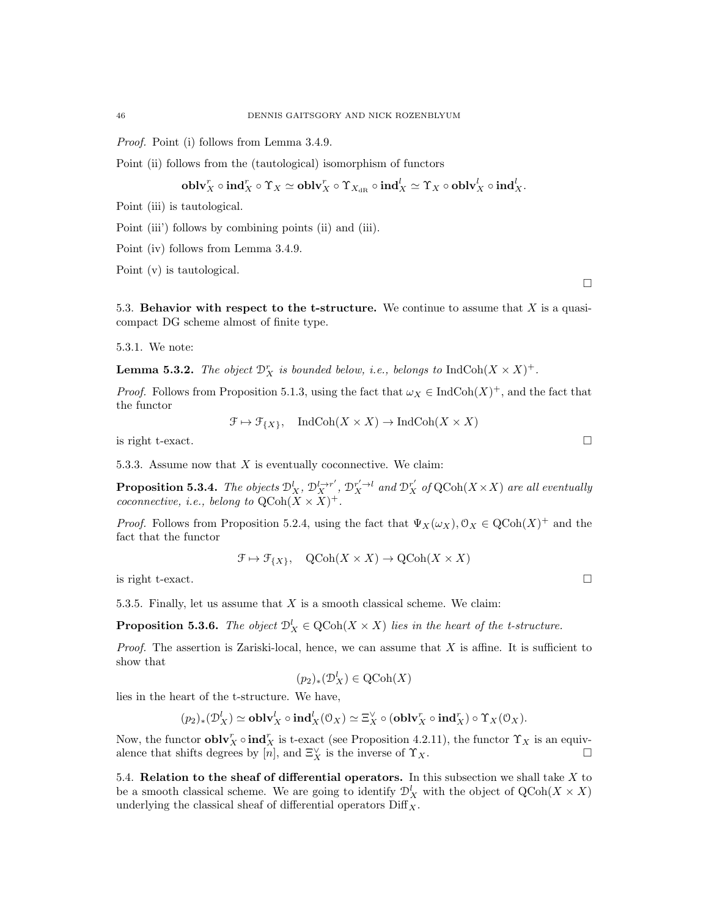*Proof.* Point (i) follows from Lemma 3.4.9.

Point (ii) follows from the (tautological) isomorphism of functors

$$\mathbf{oblv}^r_X \circ \mathbf{ind}^r_X \circ \Upsilon_X \simeq \mathbf{oblv}^r_X \circ \Upsilon_{X_{\mathrm{dR}}} \circ \mathbf{ind}^l_X \simeq \Upsilon_X \circ \mathbf{oblv}^l_X \circ \mathbf{ind}^l_X.$$

Point (iii) is tautological.

Point (iii') follows by combining points (ii) and (iii).

Point (iv) follows from Lemma 3.4.9.

Point (v) is tautological. □

5.3. **Behavior with respect to the t-structure.** We continue to assume that $X$ is a quasi-compact DG scheme almost of finite type.

5.3.1. We note:

**Lemma 5.3.2.** *The object $\mathcal{D}^r_X$ is bounded below, i.e., belongs to $\mathrm{IndCoh}(X \times X)^+$.*

*Proof.* Follows from Proposition 5.1.3, using the fact that $\omega_X \in \mathrm{IndCoh}(X)^+$, and the fact that the functor

$$\mathcal{F} \mapsto \mathcal{F}_{\{X\}}, \quad \mathrm{IndCoh}(X \times X) \to \mathrm{IndCoh}(X \times X)$$

is right t-exact. □

5.3.3. Assume now that $X$ is eventually coconnective. We claim:

**Proposition 5.3.4.** *The objects $\mathcal{D}^l_X$, $\mathcal{D}^{l\to r'}_X$, $\mathcal{D}^{r'\to l}_X$ and $\mathcal{D}^{r'}_X$ of $\mathrm{QCoh}(X\times X)$ are all eventually coconnective, i.e., belong to $\mathrm{QCoh}(X \times X)^+$.*

*Proof.* Follows from Proposition 5.2.4, using the fact that $\Psi_X(\omega_X), \mathcal{O}_X \in \mathrm{QCoh}(X)^+$ and the fact that the functor

$$\mathcal{F} \mapsto \mathcal{F}_{\{X\}}, \quad \mathrm{QCoh}(X \times X) \to \mathrm{QCoh}(X \times X)$$

is right t-exact. □

5.3.5. Finally, let us assume that $X$ is a smooth classical scheme. We claim:

**Proposition 5.3.6.** *The object $\mathcal{D}^l_X \in \mathrm{QCoh}(X \times X)$ lies in the heart of the t-structure.*

*Proof.* The assertion is Zariski-local, hence, we can assume that $X$ is affine. It is sufficient to show that

$$(p_2)_*(\mathcal{D}^l_X) \in \mathrm{QCoh}(X)$$

lies in the heart of the t-structure. We have,

$$(p_2)_*(\mathcal{D}^l_X) \simeq \mathbf{oblv}^l_X \circ \mathbf{ind}^l_X(\mathcal{O}_X) \simeq \Xi^\vee_X \circ (\mathbf{oblv}^r_X \circ \mathbf{ind}^r_X) \circ \Upsilon_X(\mathcal{O}_X).$$

Now, the functor $\mathbf{oblv}^r_X \circ \mathbf{ind}^r_X$ is t-exact (see Proposition 4.2.11), the functor $\Upsilon_X$ is an equivalence that shifts degrees by $[n]$, and $\Xi^\vee_X$ is the inverse of $\Upsilon_X$. □

5.4. **Relation to the sheaf of differential operators.** In this subsection we shall take $X$ to be a smooth classical scheme. We are going to identify $\mathcal{D}^l_X$ with the object of $\mathrm{QCoh}(X \times X)$ underlying the classical sheaf of differential operators $\mathrm{Diff}_X$.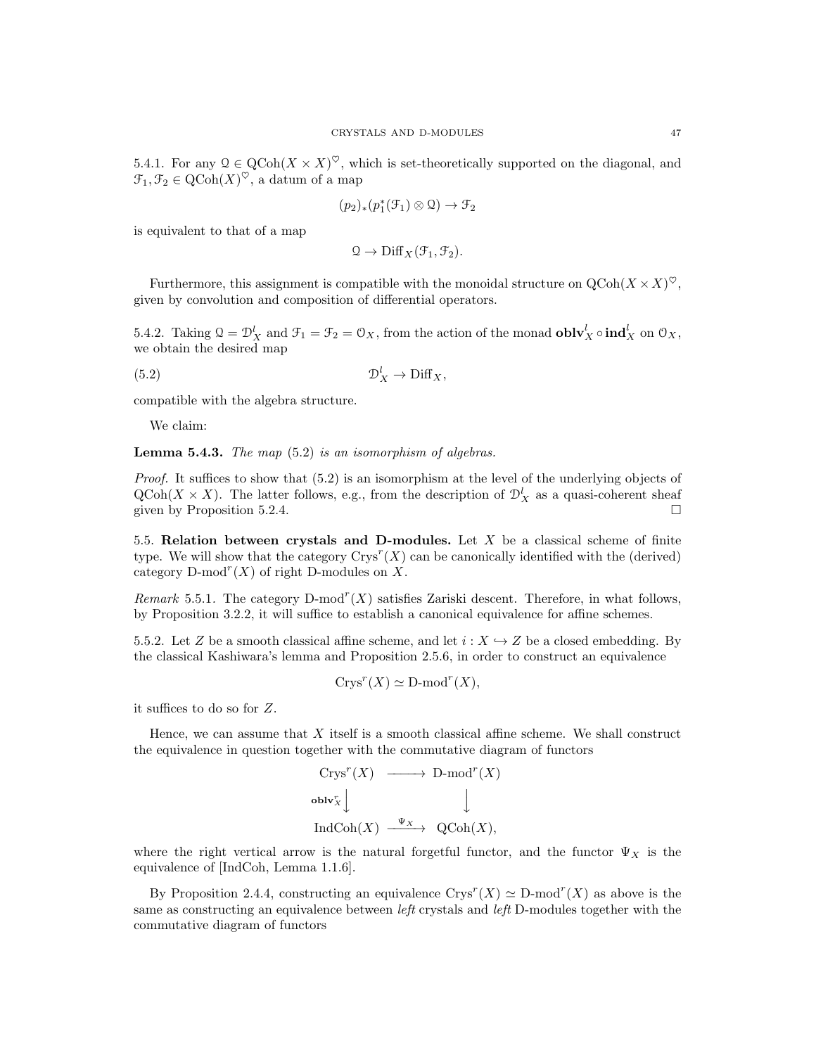5.4.1. For any $\mathcal{Q} \in \mathrm{QCoh}(X \times X)^{\heartsuit}$, which is set-theoretically supported on the diagonal, and $\mathcal{F}_1, \mathcal{F}_2 \in \mathrm{QCoh}(X)^{\heartsuit}$, a datum of a map

$$(p_2)_*(p_1^*(\mathcal{F}_1) \otimes \mathcal{Q}) \to \mathcal{F}_2$$

is equivalent to that of a map

$$\mathcal{Q} \to \mathrm{Diff}_X(\mathcal{F}_1, \mathcal{F}_2).$$

Furthermore, this assignment is compatible with the monoidal structure on $\mathrm{QCoh}(X \times X)^{\heartsuit}$, given by convolution and composition of differential operators.

5.4.2. Taking $\mathcal{Q} = \mathcal{D}_X^l$ and $\mathcal{F}_1 = \mathcal{F}_2 = \mathcal{O}_X$, from the action of the monad $\mathbf{oblv}_X^l \circ \mathbf{ind}_X^l$ on $\mathcal{O}_X$, we obtain the desired map

$$\mathcal{D}_X^l \to \mathrm{Diff}_X, \tag{5.2}$$

compatible with the algebra structure.

We claim:

**Lemma 5.4.3.** *The map* (5.2) *is an isomorphism of algebras.*

*Proof.* It suffices to show that (5.2) is an isomorphism at the level of the underlying objects of $\mathrm{QCoh}(X \times X)$. The latter follows, e.g., from the description of $\mathcal{D}_X^l$ as a quasi-coherent sheaf given by Proposition 5.2.4. $\square$

5.5. **Relation between crystals and D-modules.** Let $X$ be a classical scheme of finite type. We will show that the category $\mathrm{Crys}^r(X)$ can be canonically identified with the (derived) category $\text{D-mod}^r(X)$ of right D-modules on $X$.

*Remark* 5.5.1. The category $\text{D-mod}^r(X)$ satisfies Zariski descent. Therefore, in what follows, by Proposition 3.2.2, it will suffice to establish a canonical equivalence for affine schemes.

5.5.2. Let $Z$ be a smooth classical affine scheme, and let $i : X \hookrightarrow Z$ be a closed embedding. By the classical Kashiwara's lemma and Proposition 2.5.6, in order to construct an equivalence

$$\mathrm{Crys}^r(X) \simeq \text{D-mod}^r(X),$$

it suffices to do so for $Z$.

Hence, we can assume that $X$ itself is a smooth classical affine scheme. We shall construct the equivalence in question together with the commutative diagram of functors

$$\begin{array}{ccc} \mathrm{Crys}^r(X) & \longrightarrow & \text{D-mod}^r(X) \\ {\scriptstyle \mathbf{oblv}_X^r}\downarrow & & \downarrow \\ \mathrm{IndCoh}(X) & \xrightarrow{\Psi_X} & \mathrm{QCoh}(X), \end{array}$$

where the right vertical arrow is the natural forgetful functor, and the functor $\Psi_X$ is the equivalence of [IndCoh, Lemma 1.1.6].

By Proposition 2.4.4, constructing an equivalence $\mathrm{Crys}^r(X) \simeq \text{D-mod}^r(X)$ as above is the same as constructing an equivalence between *left* crystals and *left* D-modules together with the commutative diagram of functors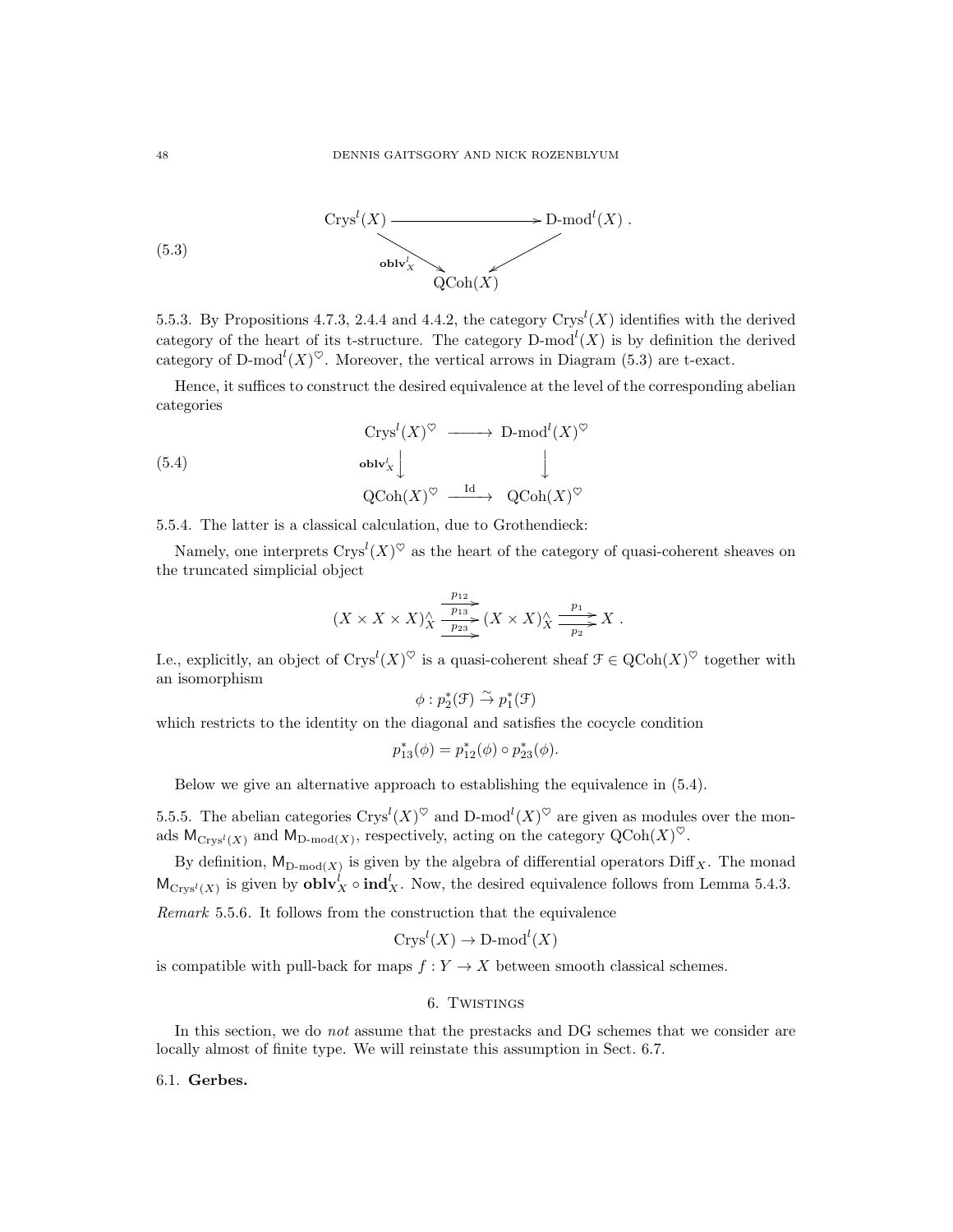$$
\begin{array}{ccc}
\mathrm{Crys}^l(X) & \longrightarrow & \text{D-mod}^l(X) \\
& {\scriptstyle \mathbf{oblv}^l_X} \searrow \quad \swarrow & \\
& \mathrm{QCoh}(X) &
\end{array}
\tag{5.3}
$$

5.5.3. By Propositions 4.7.3, 2.4.4 and 4.4.2, the category $\mathrm{Crys}^l(X)$ identifies with the derived category of the heart of its t-structure. The category $\text{D-mod}^l(X)$ is by definition the derived category of $\text{D-mod}^l(X)^\heartsuit$. Moreover, the vertical arrows in Diagram (5.3) are t-exact.

Hence, it suffices to construct the desired equivalence at the level of the corresponding abelian categories

$$
\begin{array}{ccc}
\mathrm{Crys}^l(X)^\heartsuit & \longrightarrow & \text{D-mod}^l(X)^\heartsuit \\
{\scriptstyle \mathbf{oblv}^l_X} \Big\downarrow & & \Big\downarrow \\
\mathrm{QCoh}(X)^\heartsuit & \xrightarrow{\mathrm{Id}} & \mathrm{QCoh}(X)^\heartsuit
\end{array}
\tag{5.4}
$$

5.5.4. The latter is a classical calculation, due to Grothendieck:

Namely, one interprets $\mathrm{Crys}^l(X)^\heartsuit$ as the heart of the category of quasi-coherent sheaves on the truncated simplicial object

$$
(X \times X \times X)^\wedge_X \underset{p_{23}}{\overset{p_{12}}{\underset{\longrightarrow}{\overset{\longrightarrow}{\xrightarrow{p_{13}}}}}} (X \times X)^\wedge_X \underset{p_2}{\overset{p_1}{\rightrightarrows}} X\ .
$$

I.e., explicitly, an object of $\mathrm{Crys}^l(X)^\heartsuit$ is a quasi-coherent sheaf $\mathcal{F} \in \mathrm{QCoh}(X)^\heartsuit$ together with an isomorphism

$$
\phi : p_2^*(\mathcal{F}) \xrightarrow{\sim} p_1^*(\mathcal{F})
$$

which restricts to the identity on the diagonal and satisfies the cocycle condition

$$
p_{13}^*(\phi) = p_{12}^*(\phi) \circ p_{23}^*(\phi).
$$

Below we give an alternative approach to establishing the equivalence in (5.4).

5.5.5. The abelian categories $\mathrm{Crys}^l(X)^\heartsuit$ and $\text{D-mod}^l(X)^\heartsuit$ are given as modules over the monads $\mathsf{M}_{\mathrm{Crys}^l(X)}$ and $\mathsf{M}_{\text{D-mod}(X)}$, respectively, acting on the category $\mathrm{QCoh}(X)^\heartsuit$.

By definition, $\mathsf{M}_{\text{D-mod}(X)}$ is given by the algebra of differential operators $\mathrm{Diff}_X$. The monad $\mathsf{M}_{\mathrm{Crys}^l(X)}$ is given by $\mathbf{oblv}^l_X \circ \mathbf{ind}^l_X$. Now, the desired equivalence follows from Lemma 5.4.3.

*Remark* 5.5.6. It follows from the construction that the equivalence

$$
\mathrm{Crys}^l(X) \to \text{D-mod}^l(X)
$$

is compatible with pull-back for maps $f : Y \to X$ between smooth classical schemes.

## 6. Twistings

In this section, we do *not* assume that the prestacks and DG schemes that we consider are locally almost of finite type. We will reinstate this assumption in Sect. 6.7.

### 6.1. **Gerbes.**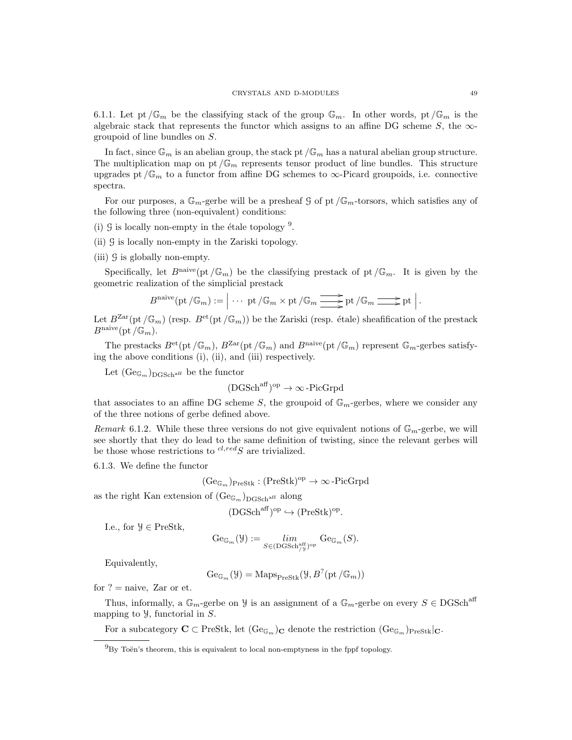6.1.1. Let $\mathrm{pt}/\mathbb{G}_m$ be the classifying stack of the group $\mathbb{G}_m$. In other words, $\mathrm{pt}/\mathbb{G}_m$ is the algebraic stack that represents the functor which assigns to an affine DG scheme $S$, the $\infty$-groupoid of line bundles on $S$.

In fact, since $\mathbb{G}_m$ is an abelian group, the stack $\mathrm{pt}/\mathbb{G}_m$ has a natural abelian group structure. The multiplication map on $\mathrm{pt}/\mathbb{G}_m$ represents tensor product of line bundles. This structure upgrades $\mathrm{pt}/\mathbb{G}_m$ to a functor from affine DG schemes to $\infty$-Picard groupoids, i.e. connective spectra.

For our purposes, a $\mathbb{G}_m$-gerbe will be a presheaf $\mathcal{G}$ of $\mathrm{pt}/\mathbb{G}_m$-torsors, which satisfies any of the following three (non-equivalent) conditions:

(i) $\mathcal{G}$ is locally non-empty in the étale topology [9].

(ii) $\mathcal{G}$ is locally non-empty in the Zariski topology.

(iii) $\mathcal{G}$ is globally non-empty.

Specifically, let $B^{\mathrm{naive}}(\mathrm{pt}/\mathbb{G}_m)$ be the classifying prestack of $\mathrm{pt}/\mathbb{G}_m$. It is given by the geometric realization of the simplicial prestack

$$B^{\mathrm{naive}}(\mathrm{pt}/\mathbb{G}_m) := \Big| \cdots \ \mathrm{pt}/\mathbb{G}_m \times \mathrm{pt}/\mathbb{G}_m \ \substack{\longrightarrow\\[-0.3em]\longrightarrow\\[-0.3em]\longrightarrow} \ \mathrm{pt}/\mathbb{G}_m \ \substack{\longrightarrow\\[-0.3em]\longrightarrow} \ \mathrm{pt} \Big|.$$

Let $B^{\mathrm{Zar}}(\mathrm{pt}/\mathbb{G}_m)$ (resp. $B^{\mathrm{et}}(\mathrm{pt}/\mathbb{G}_m)$) be the Zariski (resp. étale) sheafification of the prestack $B^{\mathrm{naive}}(\mathrm{pt}/\mathbb{G}_m)$.

The prestacks $B^{\mathrm{et}}(\mathrm{pt}/\mathbb{G}_m)$, $B^{\mathrm{Zar}}(\mathrm{pt}/\mathbb{G}_m)$ and $B^{\mathrm{naive}}(\mathrm{pt}/\mathbb{G}_m)$ represent $\mathbb{G}_m$-gerbes satisfying the above conditions (i), (ii), and (iii) respectively.

Let $(\mathrm{Ge}_{\mathbb{G}_m})_{\mathrm{DGSch}^{\mathrm{aff}}}$ be the functor

$$(\mathrm{DGSch}^{\mathrm{aff}})^{\mathrm{op}} \to \infty\text{-PicGrpd}$$

that associates to an affine DG scheme $S$, the groupoid of $\mathbb{G}_m$-gerbes, where we consider any of the three notions of gerbe defined above.

*Remark* 6.1.2. While these three versions do not give equivalent notions of $\mathbb{G}_m$-gerbe, we will see shortly that they do lead to the same definition of twisting, since the relevant gerbes will be those whose restrictions to ${}^{cl,red}S$ are trivialized.

6.1.3. We define the functor

$$(\mathrm{Ge}_{\mathbb{G}_m})_{\mathrm{PreStk}} : (\mathrm{PreStk})^{\mathrm{op}} \to \infty\text{-PicGrpd}$$

as the right Kan extension of $(\mathrm{Ge}_{\mathbb{G}_m})_{\mathrm{DGSch}^{\mathrm{aff}}}$ along

$$(\mathrm{DGSch}^{\mathrm{aff}})^{\mathrm{op}} \hookrightarrow (\mathrm{PreStk})^{\mathrm{op}}.$$

I.e., for $\mathcal{Y} \in \mathrm{PreStk}$,

$$\mathrm{Ge}_{\mathbb{G}_m}(\mathcal{Y}) := \underset{S \in (\mathrm{DGSch}^{\mathrm{aff}}_{/\mathcal{Y}})^{\mathrm{op}}}{\lim} \mathrm{Ge}_{\mathbb{G}_m}(S).$$

Equivalently,

$$\mathrm{Ge}_{\mathbb{G}_m}(\mathcal{Y}) = \mathrm{Maps}_{\mathrm{PreStk}}(\mathcal{Y}, B^{?}(\mathrm{pt}/\mathbb{G}_m))$$

for $? = \mathrm{naive},\ \mathrm{Zar}$ or $\mathrm{et}$.

Thus, informally, a $\mathbb{G}_m$-gerbe on $\mathcal{Y}$ is an assignment of a $\mathbb{G}_m$-gerbe on every $S \in \mathrm{DGSch}^{\mathrm{aff}}$ mapping to $\mathcal{Y}$, functorial in $S$.

For a subcategory $\mathbf{C} \subset \mathrm{PreStk}$, let $(\mathrm{Ge}_{\mathbb{G}_m})_{\mathbf{C}}$ denote the restriction $(\mathrm{Ge}_{\mathbb{G}_m})_{\mathrm{PreStk}}|_{\mathbf{C}}$.

---

[9] By Toën's theorem, this is equivalent to local non-emptyness in the fppf topology.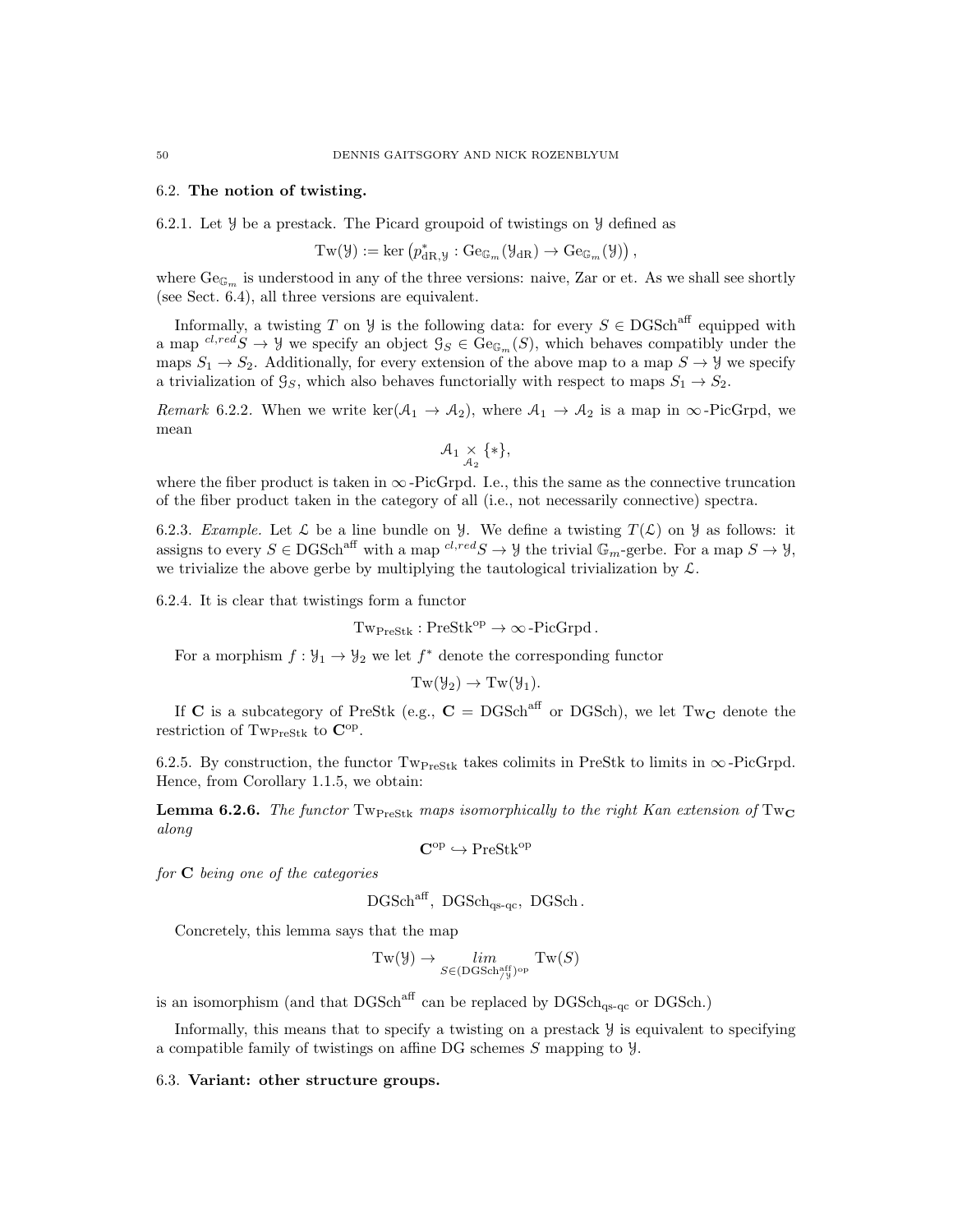### 6.2. The notion of twisting.

6.2.1. Let $\mathcal{Y}$ be a prestack. The Picard groupoid of twistings on $\mathcal{Y}$ defined as

$$\mathrm{Tw}(\mathcal{Y}) := \ker\left(p^*_{\mathrm{dR},\mathcal{Y}} : \mathrm{Ge}_{\mathbb{G}_m}(\mathcal{Y}_{\mathrm{dR}}) \to \mathrm{Ge}_{\mathbb{G}_m}(\mathcal{Y})\right),$$

where $\mathrm{Ge}_{\mathbb{G}_m}$ is understood in any of the three versions: naive, Zar or et. As we shall see shortly (see Sect. 6.4), all three versions are equivalent.

Informally, a twisting $T$ on $\mathcal{Y}$ is the following data: for every $S \in \mathrm{DGSch}^{\mathrm{aff}}$ equipped with a map ${}^{cl,red}S \to \mathcal{Y}$ we specify an object $\mathcal{G}_S \in \mathrm{Ge}_{\mathbb{G}_m}(S)$, which behaves compatibly under the maps $S_1 \to S_2$. Additionally, for every extension of the above map to a map $S \to \mathcal{Y}$ we specify a trivialization of $\mathcal{G}_S$, which also behaves functorially with respect to maps $S_1 \to S_2$.

*Remark* 6.2.2. When we write $\ker(\mathcal{A}_1 \to \mathcal{A}_2)$, where $\mathcal{A}_1 \to \mathcal{A}_2$ is a map in $\infty$-PicGrpd, we mean

$$\mathcal{A}_1 \underset{\mathcal{A}_2}{\times} \{*\},$$

where the fiber product is taken in $\infty$-PicGrpd. I.e., this the same as the connective truncation of the fiber product taken in the category of all (i.e., not necessarily connective) spectra.

6.2.3. *Example.* Let $\mathcal{L}$ be a line bundle on $\mathcal{Y}$. We define a twisting $T(\mathcal{L})$ on $\mathcal{Y}$ as follows: it assigns to every $S \in \mathrm{DGSch}^{\mathrm{aff}}$ with a map ${}^{cl,red}S \to \mathcal{Y}$ the trivial $\mathbb{G}_m$-gerbe. For a map $S \to \mathcal{Y}$, we trivialize the above gerbe by multiplying the tautological trivialization by $\mathcal{L}$.

6.2.4. It is clear that twistings form a functor

$$\mathrm{Tw}_{\mathrm{PreStk}} : \mathrm{PreStk}^{\mathrm{op}} \to \infty\text{-}\mathrm{PicGrpd}.$$

For a morphism $f : \mathcal{Y}_1 \to \mathcal{Y}_2$ we let $f^*$ denote the corresponding functor

$$\mathrm{Tw}(\mathcal{Y}_2) \to \mathrm{Tw}(\mathcal{Y}_1).$$

If $\mathbf{C}$ is a subcategory of PreStk (e.g., $\mathbf{C} = \mathrm{DGSch}^{\mathrm{aff}}$ or DGSch), we let $\mathrm{Tw}_{\mathbf{C}}$ denote the restriction of $\mathrm{Tw}_{\mathrm{PreStk}}$ to $\mathbf{C}^{\mathrm{op}}$.

6.2.5. By construction, the functor $\mathrm{Tw}_{\mathrm{PreStk}}$ takes colimits in PreStk to limits in $\infty$-PicGrpd. Hence, from Corollary 1.1.5, we obtain:

**Lemma 6.2.6.** *The functor* $\mathrm{Tw}_{\mathrm{PreStk}}$ *maps isomorphically to the right Kan extension of* $\mathrm{Tw}_{\mathbf{C}}$ *along*

$$\mathbf{C}^{\mathrm{op}} \hookrightarrow \mathrm{PreStk}^{\mathrm{op}}$$

*for* $\mathbf{C}$ *being one of the categories*

$$\mathrm{DGSch}^{\mathrm{aff}},\ \mathrm{DGSch}_{\text{qs-qc}},\ \mathrm{DGSch}.$$

Concretely, this lemma says that the map

$$\mathrm{Tw}(\mathcal{Y}) \to \underset{S \in (\mathrm{DGSch}^{\mathrm{aff}}_{/\mathcal{Y}})^{\mathrm{op}}}{lim} \mathrm{Tw}(S)$$

is an isomorphism (and that $\mathrm{DGSch}^{\mathrm{aff}}$ can be replaced by $\mathrm{DGSch}_{\text{qs-qc}}$ or DGSch.)

Informally, this means that to specify a twisting on a prestack $\mathcal{Y}$ is equivalent to specifying a compatible family of twistings on affine DG schemes $S$ mapping to $\mathcal{Y}$.

### 6.3. Variant: other structure groups.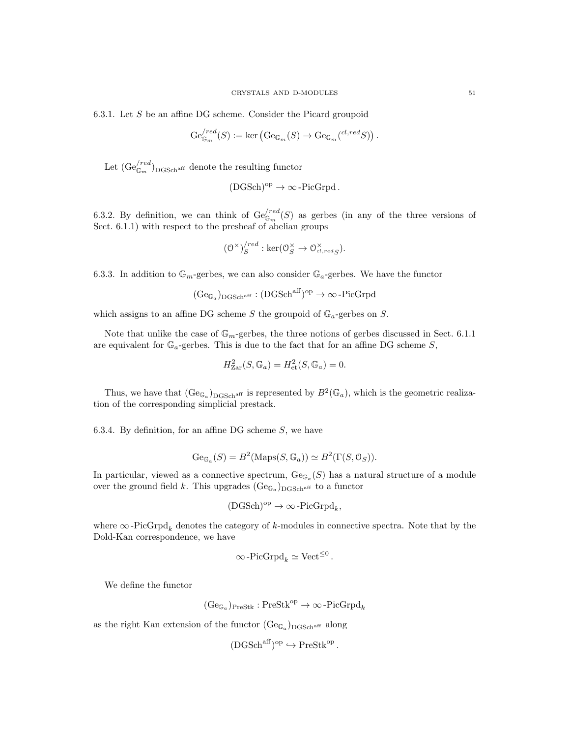6.3.1. Let $S$ be an affine DG scheme. Consider the Picard groupoid

$$\mathrm{Ge}^{/red}_{\mathbb{G}_m}(S) := \ker\left(\mathrm{Ge}_{\mathbb{G}_m}(S) \to \mathrm{Ge}_{\mathbb{G}_m}({}^{cl,red}S)\right).$$

Let $(\mathrm{Ge}^{/red}_{\mathbb{G}_m})_{\mathrm{DGSch}^{\mathrm{aff}}}$ denote the resulting functor

$$(\mathrm{DGSch})^{\mathrm{op}} \to \infty\text{-}\mathrm{PicGrpd}.$$

6.3.2. By definition, we can think of $\mathrm{Ge}^{/red}_{\mathbb{G}_m}(S)$ as gerbes (in any of the three versions of Sect. 6.1.1) with respect to the presheaf of abelian groups

$$(\mathcal{O}^\times)^{/red}_S : \ker(\mathcal{O}^\times_S \to \mathcal{O}^\times_{{}^{cl,red}S}).$$

6.3.3. In addition to $\mathbb{G}_m$-gerbes, we can also consider $\mathbb{G}_a$-gerbes. We have the functor

$$(\mathrm{Ge}_{\mathbb{G}_a})_{\mathrm{DGSch}^{\mathrm{aff}}} : (\mathrm{DGSch}^{\mathrm{aff}})^{\mathrm{op}} \to \infty\text{-}\mathrm{PicGrpd}$$

which assigns to an affine DG scheme $S$ the groupoid of $\mathbb{G}_a$-gerbes on $S$.

Note that unlike the case of $\mathbb{G}_m$-gerbes, the three notions of gerbes discussed in Sect. 6.1.1 are equivalent for $\mathbb{G}_a$-gerbes. This is due to the fact that for an affine DG scheme $S$,

$$H^2_{\mathrm{Zar}}(S, \mathbb{G}_a) = H^2_{\mathrm{et}}(S, \mathbb{G}_a) = 0.$$

Thus, we have that $(\mathrm{Ge}_{\mathbb{G}_a})_{\mathrm{DGSch}^{\mathrm{aff}}}$ is represented by $B^2(\mathbb{G}_a)$, which is the geometric realization of the corresponding simplicial prestack.

6.3.4. By definition, for an affine DG scheme $S$, we have

$$\mathrm{Ge}_{\mathbb{G}_a}(S) = B^2(\mathrm{Maps}(S, \mathbb{G}_a)) \simeq B^2(\Gamma(S, \mathcal{O}_S)).$$

In particular, viewed as a connective spectrum, $\mathrm{Ge}_{\mathbb{G}_a}(S)$ has a natural structure of a module over the ground field $k$. This upgrades $(\mathrm{Ge}_{\mathbb{G}_a})_{\mathrm{DGSch}^{\mathrm{aff}}}$ to a functor

$$(\mathrm{DGSch})^{\mathrm{op}} \to \infty\text{-}\mathrm{PicGrpd}_k,$$

where $\infty\text{-}\mathrm{PicGrpd}_k$ denotes the category of $k$-modules in connective spectra. Note that by the Dold-Kan correspondence, we have

$$\infty\text{-}\mathrm{PicGrpd}_k \simeq \mathrm{Vect}^{\leq 0}.$$

We define the functor

$$(\mathrm{Ge}_{\mathbb{G}_a})_{\mathrm{PreStk}} : \mathrm{PreStk}^{\mathrm{op}} \to \infty\text{-}\mathrm{PicGrpd}_k$$

as the right Kan extension of the functor $(\mathrm{Ge}_{\mathbb{G}_a})_{\mathrm{DGSch}^{\mathrm{aff}}}$ along

$$(\mathrm{DGSch}^{\mathrm{aff}})^{\mathrm{op}} \hookrightarrow \mathrm{PreStk}^{\mathrm{op}}.$$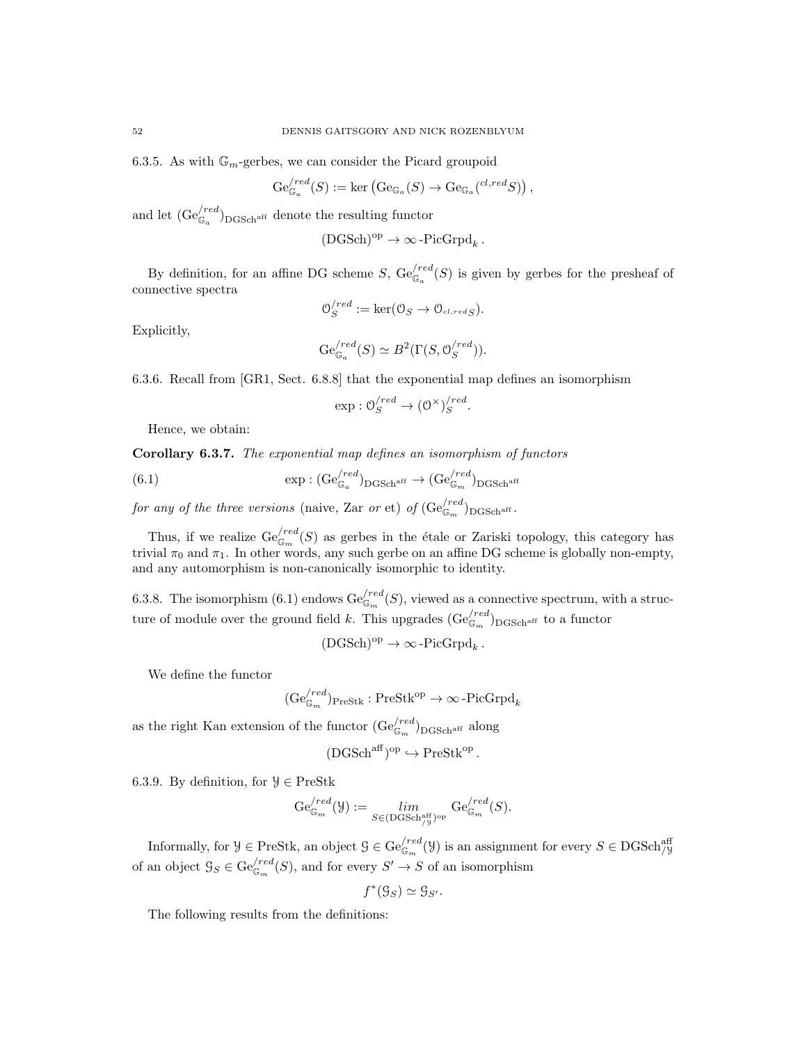6.3.5. As with $\mathbb{G}_m$-gerbes, we can consider the Picard groupoid

$$\mathrm{Ge}^{/red}_{\mathbb{G}_a}(S) := \ker\left(\mathrm{Ge}_{\mathbb{G}_a}(S) \to \mathrm{Ge}_{\mathbb{G}_a}({}^{cl,red}S)\right),$$

and let $(\mathrm{Ge}^{/red}_{\mathbb{G}_a})_{\mathrm{DGSch}^{\mathrm{aff}}}$ denote the resulting functor

$$(\mathrm{DGSch})^{\mathrm{op}} \to \infty\text{-}\mathrm{PicGrpd}_k.$$

By definition, for an affine DG scheme $S$, $\mathrm{Ge}^{/red}_{\mathbb{G}_a}(S)$ is given by gerbes for the presheaf of connective spectra

$$\mathcal{O}^{/red}_S := \ker(\mathcal{O}_S \to \mathcal{O}_{^{cl,red}S}).$$

Explicitly,

$$\mathrm{Ge}^{/red}_{\mathbb{G}_a}(S) \simeq B^2(\Gamma(S, \mathcal{O}^{/red}_S)).$$

6.3.6. Recall from [GR1, Sect. 6.8.8] that the exponential map defines an isomorphism

$$\exp : \mathcal{O}^{/red}_S \to (\mathcal{O}^\times)^{/red}_S.$$

Hence, we obtain:

**Corollary 6.3.7.** *The exponential map defines an isomorphism of functors*

$$\exp : (\mathrm{Ge}^{/red}_{\mathbb{G}_a})_{\mathrm{DGSch}^{\mathrm{aff}}} \to (\mathrm{Ge}^{/red}_{\mathbb{G}_m})_{\mathrm{DGSch}^{\mathrm{aff}}} \tag{6.1}$$

*for any of the three versions* (naive, Zar *or* et) *of* $(\mathrm{Ge}^{/red}_{\mathbb{G}_m})_{\mathrm{DGSch}^{\mathrm{aff}}}$.

Thus, if we realize $\mathrm{Ge}^{/red}_{\mathbb{G}_m}(S)$ as gerbes in the étale or Zariski topology, this category has trivial $\pi_0$ and $\pi_1$. In other words, any such gerbe on an affine DG scheme is globally non-empty, and any automorphism is non-canonically isomorphic to identity.

6.3.8. The isomorphism (6.1) endows $\mathrm{Ge}^{/red}_{\mathbb{G}_m}(S)$, viewed as a connective spectrum, with a structure of module over the ground field $k$. This upgrades $(\mathrm{Ge}^{/red}_{\mathbb{G}_m})_{\mathrm{DGSch}^{\mathrm{aff}}}$ to a functor

$$(\mathrm{DGSch})^{\mathrm{op}} \to \infty\text{-}\mathrm{PicGrpd}_k.$$

We define the functor

$$(\mathrm{Ge}^{/red}_{\mathbb{G}_m})_{\mathrm{PreStk}} : \mathrm{PreStk}^{\mathrm{op}} \to \infty\text{-}\mathrm{PicGrpd}_k$$

as the right Kan extension of the functor $(\mathrm{Ge}^{/red}_{\mathbb{G}_m})_{\mathrm{DGSch}^{\mathrm{aff}}}$ along

$$(\mathrm{DGSch}^{\mathrm{aff}})^{\mathrm{op}} \hookrightarrow \mathrm{PreStk}^{\mathrm{op}}.$$

6.3.9. By definition, for $\mathcal{Y} \in \mathrm{PreStk}$

$$\mathrm{Ge}^{/red}_{\mathbb{G}_m}(\mathcal{Y}) := \underset{S \in (\mathrm{DGSch}^{\mathrm{aff}}_{/\mathcal{Y}})^{\mathrm{op}}}{lim} \mathrm{Ge}^{/red}_{\mathbb{G}_m}(S).$$

Informally, for $\mathcal{Y} \in \mathrm{PreStk}$, an object $\mathcal{G} \in \mathrm{Ge}^{/red}_{\mathbb{G}_m}(\mathcal{Y})$ is an assignment for every $S \in \mathrm{DGSch}^{\mathrm{aff}}_{/\mathcal{Y}}$ of an object $\mathcal{G}_S \in \mathrm{Ge}^{/red}_{\mathbb{G}_m}(S)$, and for every $S' \to S$ of an isomorphism

$$f^*(\mathcal{G}_S) \simeq \mathcal{G}_{S'}.$$

The following results from the definitions: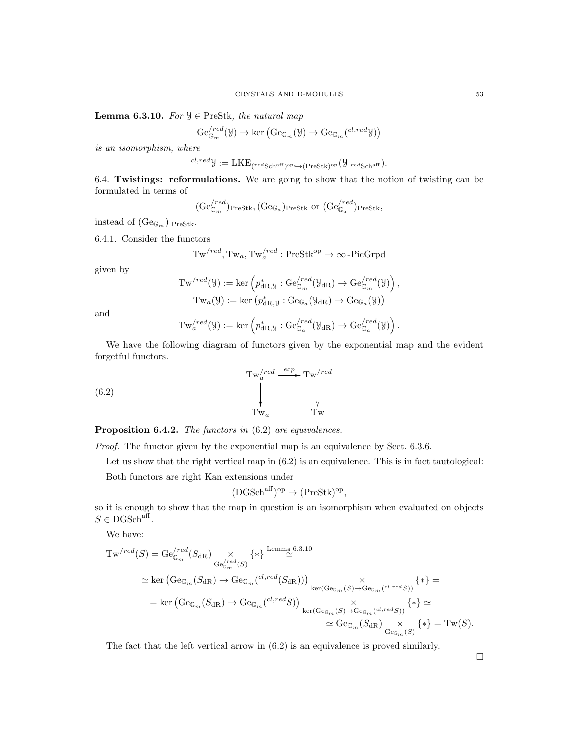**Lemma 6.3.10.** *For $\mathcal{Y} \in \text{PreStk}$, the natural map*

$$\text{Ge}^{/red}_{\mathbb{G}_m}(\mathcal{Y}) \to \ker\left(\text{Ge}_{\mathbb{G}_m}(\mathcal{Y}) \to \text{Ge}_{\mathbb{G}_m}({}^{cl,red}\mathcal{Y})\right)$$

*is an isomorphism, where*

$${}^{cl,red}\mathcal{Y} := \text{LKE}_{({}^{red}\text{Sch}^{\text{aff}})^{\text{op}} \hookrightarrow (\text{PreStk})^{\text{op}}}(\mathcal{Y}|_{{}^{red}\text{Sch}^{\text{aff}}}).$$

6.4. **Twistings: reformulations.** We are going to show that the notion of twisting can be formulated in terms of

$$(\text{Ge}^{/red}_{\mathbb{G}_m})_{\text{PreStk}}, (\text{Ge}_{\mathbb{G}_a})_{\text{PreStk}} \text{ or } (\text{Ge}^{/red}_{\mathbb{G}_a})_{\text{PreStk}},$$

instead of $(\text{Ge}_{\mathbb{G}_m})|_{\text{PreStk}}$.

6.4.1. Consider the functors

$$\text{Tw}^{/red}, \text{Tw}_a, \text{Tw}_a^{/red} : \text{PreStk}^{\text{op}} \to \infty\text{-PicGrpd}$$

given by

$$\text{Tw}^{/red}(\mathcal{Y}) := \ker\left(p^*_{\text{dR},\mathcal{Y}} : \text{Ge}^{/red}_{\mathbb{G}_m}(\mathcal{Y}_{\text{dR}}) \to \text{Ge}^{/red}_{\mathbb{G}_m}(\mathcal{Y})\right),$$
$$\text{Tw}_a(\mathcal{Y}) := \ker\left(p^*_{\text{dR},\mathcal{Y}} : \text{Ge}_{\mathbb{G}_a}(\mathcal{Y}_{\text{dR}}) \to \text{Ge}_{\mathbb{G}_a}(\mathcal{Y})\right)$$

and

$$\text{Tw}_a^{/red}(\mathcal{Y}) := \ker\left(p^*_{\text{dR},\mathcal{Y}} : \text{Ge}^{/red}_{\mathbb{G}_a}(\mathcal{Y}_{\text{dR}}) \to \text{Ge}^{/red}_{\mathbb{G}_a}(\mathcal{Y})\right).$$

We have the following diagram of functors given by the exponential map and the evident forgetful functors.

$$\begin{array}{ccc} \text{Tw}_a^{/red} & \xrightarrow{exp} & \text{Tw}^{/red} \\ \downarrow & & \downarrow \\ \text{Tw}_a & & \text{Tw} \end{array} \tag{6.2}$$

**Proposition 6.4.2.** *The functors in* (6.2) *are equivalences.*

*Proof.* The functor given by the exponential map is an equivalence by Sect. 6.3.6.

Let us show that the right vertical map in (6.2) is an equivalence. This is in fact tautological:

Both functors are right Kan extensions under

$$(\text{DGSch}^{\text{aff}})^{\text{op}} \to (\text{PreStk})^{\text{op}},$$

so it is enough to show that the map in question is an isomorphism when evaluated on objects $S \in \text{DGSch}^{\text{aff}}$.

We have:

$$\text{Tw}^{/red}(S) = \text{Ge}^{/red}_{\mathbb{G}_m}(S_{\text{dR}}) \underset{\text{Ge}^{/red}_{\mathbb{G}_m}(S)}{\times} \{*\} \overset{\text{Lemma 6.3.10}}{\simeq}$$
$$\simeq \ker\left(\text{Ge}_{\mathbb{G}_m}(S_{\text{dR}}) \to \text{Ge}_{\mathbb{G}_m}({}^{cl,red}(S_{\text{dR}}))\right) \underset{\ker(\text{Ge}_{\mathbb{G}_m}(S) \to \text{Ge}_{\mathbb{G}_m}({}^{cl,red}S))}{\times} \{*\} =$$
$$= \ker\left(\text{Ge}_{\mathbb{G}_m}(S_{\text{dR}}) \to \text{Ge}_{\mathbb{G}_m}({}^{cl,red}S)\right) \underset{\ker(\text{Ge}_{\mathbb{G}_m}(S) \to \text{Ge}_{\mathbb{G}_m}({}^{cl,red}S))}{\times} \{*\} \simeq$$
$$\simeq \text{Ge}_{\mathbb{G}_m}(S_{\text{dR}}) \underset{\text{Ge}_{\mathbb{G}_m}(S)}{\times} \{*\} = \text{Tw}(S).$$

The fact that the left vertical arrow in (6.2) is an equivalence is proved similarly.

$\square$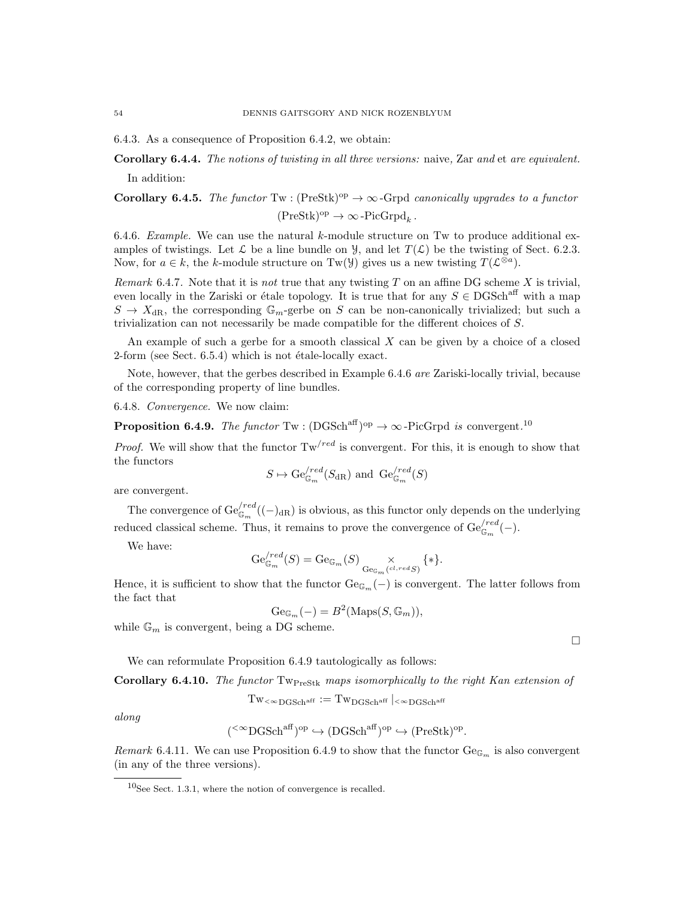6.4.3. As a consequence of Proposition 6.4.2, we obtain:

**Corollary 6.4.4.** *The notions of twisting in all three versions:* naive*,* Zar *and* et *are equivalent.*

In addition:

**Corollary 6.4.5.** *The functor* $\mathrm{Tw} : (\mathrm{PreStk})^{\mathrm{op}} \to \infty\text{-Grpd}$ *canonically upgrades to a functor*

$$(\mathrm{PreStk})^{\mathrm{op}} \to \infty\text{-PicGrpd}_k .$$

6.4.6. *Example.* We can use the natural $k$-module structure on Tw to produce additional examples of twistings. Let $\mathcal{L}$ be a line bundle on $\mathcal{Y}$, and let $T(\mathcal{L})$ be the twisting of Sect. 6.2.3. Now, for $a \in k$, the $k$-module structure on $\mathrm{Tw}(\mathcal{Y})$ gives us a new twisting $T(\mathcal{L}^{\otimes a})$.

*Remark* 6.4.7. Note that it is *not* true that any twisting $T$ on an affine DG scheme $X$ is trivial, even locally in the Zariski or étale topology. It is true that for any $S \in \mathrm{DGSch}^{\mathrm{aff}}$ with a map $S \to X_{\mathrm{dR}}$, the corresponding $\mathbb{G}_m$-gerbe on $S$ can be non-canonically trivialized; but such a trivialization can not necessarily be made compatible for the different choices of $S$.

An example of such a gerbe for a smooth classical $X$ can be given by a choice of a closed 2-form (see Sect. 6.5.4) which is not étale-locally exact.

Note, however, that the gerbes described in Example 6.4.6 *are* Zariski-locally trivial, because of the corresponding property of line bundles.

6.4.8. *Convergence.* We now claim:

**Proposition 6.4.9.** *The functor* $\mathrm{Tw} : (\mathrm{DGSch}^{\mathrm{aff}})^{\mathrm{op}} \to \infty\text{-PicGrpd}$ *is* convergent.[10]

*Proof.* We will show that the functor $\mathrm{Tw}^{/red}$ is convergent. For this, it is enough to show that the functors

$$S \mapsto \mathrm{Ge}^{/red}_{\mathbb{G}_m}(S_{\mathrm{dR}}) \text{ and } \mathrm{Ge}^{/red}_{\mathbb{G}_m}(S)$$

are convergent.

The convergence of $\mathrm{Ge}^{/red}_{\mathbb{G}_m}((-)_{\mathrm{dR}})$ is obvious, as this functor only depends on the underlying reduced classical scheme. Thus, it remains to prove the convergence of $\mathrm{Ge}^{/red}_{\mathbb{G}_m}(-)$.

We have:

$$\mathrm{Ge}^{/red}_{\mathbb{G}_m}(S) = \mathrm{Ge}_{\mathbb{G}_m}(S) \underset{\mathrm{Ge}_{\mathbb{G}_m}({}^{cl,red}S)}{\times} \{*\}.$$

Hence, it is sufficient to show that the functor $\mathrm{Ge}_{\mathbb{G}_m}(-)$ is convergent. The latter follows from the fact that

$$\mathrm{Ge}_{\mathbb{G}_m}(-) = B^2(\mathrm{Maps}(S, \mathbb{G}_m)),$$

while $\mathbb{G}_m$ is convergent, being a DG scheme.

□

We can reformulate Proposition 6.4.9 tautologically as follows:

**Corollary 6.4.10.** *The functor* $\mathrm{Tw}_{\mathrm{PreStk}}$ *maps isomorphically to the right Kan extension of*

$$\mathrm{Tw}_{<\infty\mathrm{DGSch}^{\mathrm{aff}}} := \mathrm{Tw}_{\mathrm{DGSch}^{\mathrm{aff}}}|_{<\infty\mathrm{DGSch}^{\mathrm{aff}}}$$

*along*

$$({}^{<\infty}\mathrm{DGSch}^{\mathrm{aff}})^{\mathrm{op}} \hookrightarrow (\mathrm{DGSch}^{\mathrm{aff}})^{\mathrm{op}} \hookrightarrow (\mathrm{PreStk})^{\mathrm{op}}.$$

*Remark* 6.4.11. We can use Proposition 6.4.9 to show that the functor $\mathrm{Ge}_{\mathbb{G}_m}$ is also convergent (in any of the three versions).

[10] See Sect. 1.3.1, where the notion of convergence is recalled.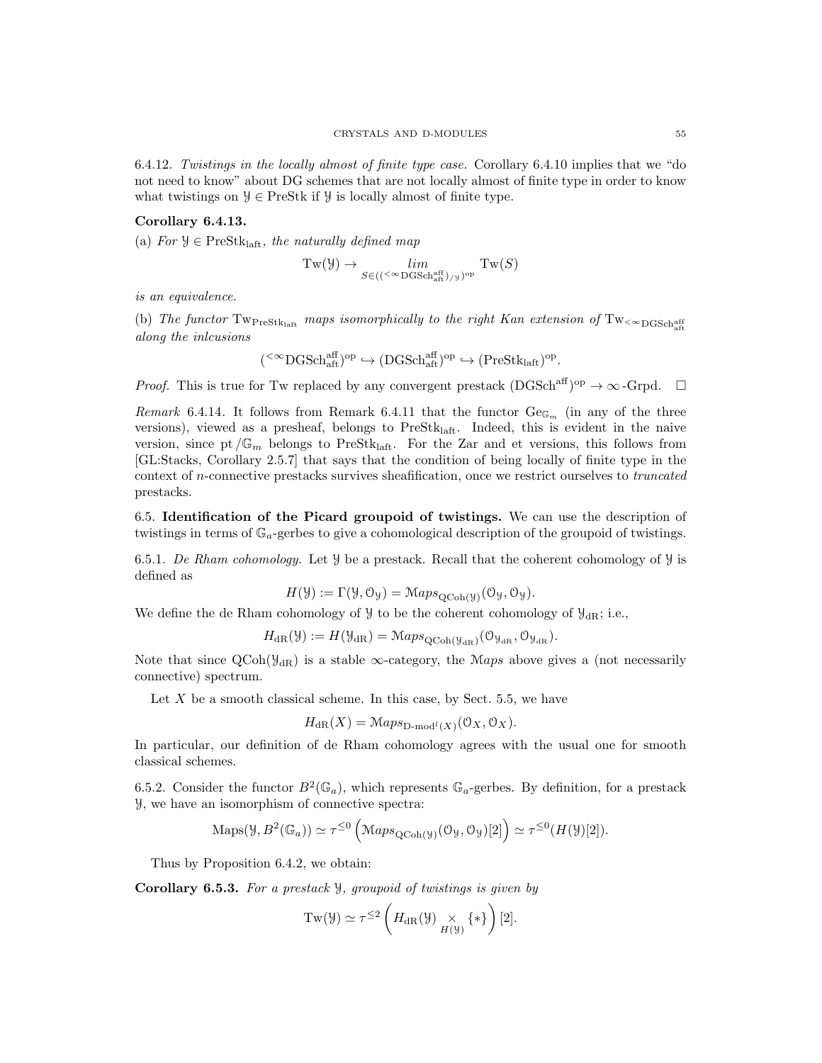6.4.12. *Twistings in the locally almost of finite type case.* Corollary 6.4.10 implies that we "do not need to know" about DG schemes that are not locally almost of finite type in order to know what twistings on $\mathcal{Y} \in \mathrm{PreStk}$ if $\mathcal{Y}$ is locally almost of finite type.

**Corollary 6.4.13.**

(a) *For $\mathcal{Y} \in \mathrm{PreStk}_{\mathrm{laft}}$, the naturally defined map*

$$\mathrm{Tw}(\mathcal{Y}) \to \underset{S \in ((^{<\infty}\mathrm{DGSch}^{\mathrm{aff}}_{\mathrm{aft}})_{/\mathcal{Y}})^{\mathrm{op}}}{lim} \mathrm{Tw}(S)$$

*is an equivalence.*

(b) *The functor $\mathrm{Tw}_{\mathrm{PreStk}_{\mathrm{laft}}}$ maps isomorphically to the right Kan extension of $\mathrm{Tw}_{^{<\infty}\mathrm{DGSch}^{\mathrm{aff}}_{\mathrm{aft}}}$ along the inlcusions*

$$(^{<\infty}\mathrm{DGSch}^{\mathrm{aff}}_{\mathrm{aft}})^{\mathrm{op}} \hookrightarrow (\mathrm{DGSch}^{\mathrm{aff}}_{\mathrm{aft}})^{\mathrm{op}} \hookrightarrow (\mathrm{PreStk}_{\mathrm{laft}})^{\mathrm{op}}.$$

*Proof.* This is true for Tw replaced by any convergent prestack $(\mathrm{DGSch}^{\mathrm{aff}})^{\mathrm{op}} \to \infty\text{-Grpd}$. $\square$

*Remark* 6.4.14. It follows from Remark 6.4.11 that the functor $\mathrm{Ge}_{\mathbb{G}_m}$ (in any of the three versions), viewed as a presheaf, belongs to $\mathrm{PreStk}_{\mathrm{laft}}$. Indeed, this is evident in the naive version, since $\mathrm{pt}/\mathbb{G}_m$ belongs to $\mathrm{PreStk}_{\mathrm{laft}}$. For the Zar and et versions, this follows from [GL:Stacks, Corollary 2.5.7] that says that the condition of being locally of finite type in the context of $n$-connective prestacks survives sheafification, once we restrict ourselves to *truncated* prestacks.

## 6.5. Identification of the Picard groupoid of twistings.

We can use the description of twistings in terms of $\mathbb{G}_a$-gerbes to give a cohomological description of the groupoid of twistings.

6.5.1. *De Rham cohomology.* Let $\mathcal{Y}$ be a prestack. Recall that the coherent cohomology of $\mathcal{Y}$ is defined as

$$H(\mathcal{Y}) := \Gamma(\mathcal{Y}, \mathcal{O}_{\mathcal{Y}}) = \mathcal{M}aps_{\mathrm{QCoh}(\mathcal{Y})}(\mathcal{O}_{\mathcal{Y}}, \mathcal{O}_{\mathcal{Y}}).$$

We define the de Rham cohomology of $\mathcal{Y}$ to be the coherent cohomology of $\mathcal{Y}_{\mathrm{dR}}$; i.e.,

$$H_{\mathrm{dR}}(\mathcal{Y}) := H(\mathcal{Y}_{\mathrm{dR}}) = \mathcal{M}aps_{\mathrm{QCoh}(\mathcal{Y}_{\mathrm{dR}})}(\mathcal{O}_{\mathcal{Y}_{\mathrm{dR}}}, \mathcal{O}_{\mathcal{Y}_{\mathrm{dR}}}).$$

Note that since $\mathrm{QCoh}(\mathcal{Y}_{\mathrm{dR}})$ is a stable $\infty$-category, the $\mathcal{M}aps$ above gives a (not necessarily connective) spectrum.

Let $X$ be a smooth classical scheme. In this case, by Sect. 5.5, we have

$$H_{\mathrm{dR}}(X) = \mathcal{M}aps_{\mathrm{D\text{-}mod}^l(X)}(\mathcal{O}_X, \mathcal{O}_X).$$

In particular, our definition of de Rham cohomology agrees with the usual one for smooth classical schemes.

6.5.2. Consider the functor $B^2(\mathbb{G}_a)$, which represents $\mathbb{G}_a$-gerbes. By definition, for a prestack $\mathcal{Y}$, we have an isomorphism of connective spectra:

$$\mathrm{Maps}(\mathcal{Y}, B^2(\mathbb{G}_a)) \simeq \tau^{\leq 0}\left(\mathcal{M}aps_{\mathrm{QCoh}(\mathcal{Y})}(\mathcal{O}_{\mathcal{Y}}, \mathcal{O}_{\mathcal{Y}})[2]\right) \simeq \tau^{\leq 0}(H(\mathcal{Y})[2]).$$

Thus by Proposition 6.4.2, we obtain:

**Corollary 6.5.3.** *For a prestack $\mathcal{Y}$, groupoid of twistings is given by*

$$\mathrm{Tw}(\mathcal{Y}) \simeq \tau^{\leq 2}\left(H_{\mathrm{dR}}(\mathcal{Y}) \underset{H(\mathcal{Y})}{\times} \{*\}\right)[2].$$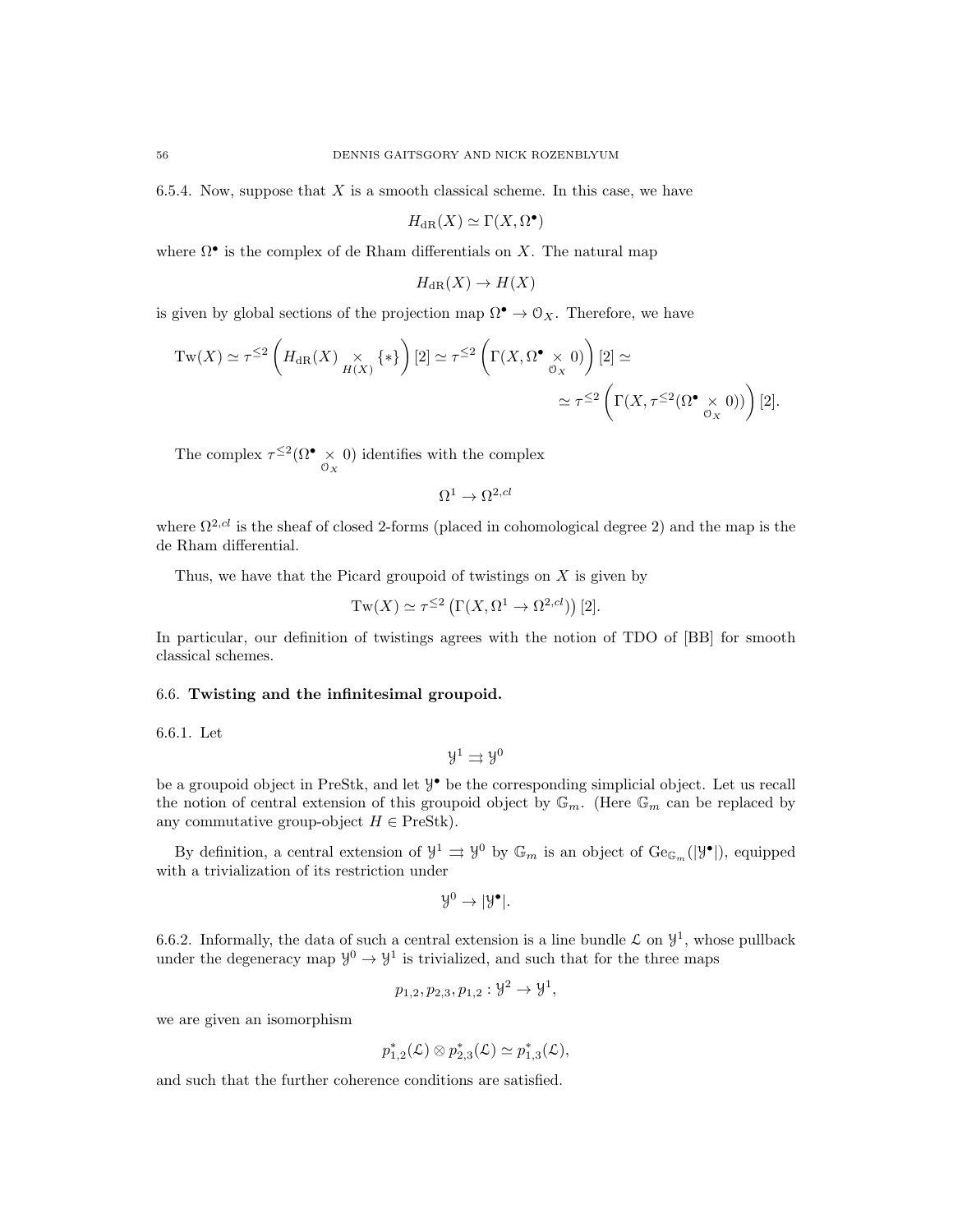6.5.4. Now, suppose that $X$ is a smooth classical scheme. In this case, we have

$$H_{\mathrm{dR}}(X) \simeq \Gamma(X, \Omega^\bullet)$$

where $\Omega^\bullet$ is the complex of de Rham differentials on $X$. The natural map

$$H_{\mathrm{dR}}(X) \to H(X)$$

is given by global sections of the projection map $\Omega^\bullet \to \mathcal{O}_X$. Therefore, we have

$$\mathrm{Tw}(X) \simeq \tau^{\leq 2}\left(H_{\mathrm{dR}}(X) \underset{H(X)}{\times} \{*\}\right)[2] \simeq \tau^{\leq 2}\left(\Gamma(X, \Omega^\bullet \underset{\mathcal{O}_X}{\times} 0)\right)[2] \simeq$$
$$\simeq \tau^{\leq 2}\left(\Gamma(X, \tau^{\leq 2}(\Omega^\bullet \underset{\mathcal{O}_X}{\times} 0))\right)[2].$$

The complex $\tau^{\leq 2}(\Omega^\bullet \underset{\mathcal{O}_X}{\times} 0)$ identifies with the complex

$$\Omega^1 \to \Omega^{2,cl}$$

where $\Omega^{2,cl}$ is the sheaf of closed 2-forms (placed in cohomological degree 2) and the map is the de Rham differential.

Thus, we have that the Picard groupoid of twistings on $X$ is given by

$$\mathrm{Tw}(X) \simeq \tau^{\leq 2}\left(\Gamma(X, \Omega^1 \to \Omega^{2,cl})\right)[2].$$

In particular, our definition of twistings agrees with the notion of TDO of [BB] for smooth classical schemes.

## 6.6. Twisting and the infinitesimal groupoid.

6.6.1. Let

$$\mathcal{Y}^1 \rightrightarrows \mathcal{Y}^0$$

be a groupoid object in PreStk, and let $\mathcal{Y}^\bullet$ be the corresponding simplicial object. Let us recall the notion of central extension of this groupoid object by $\mathbb{G}_m$. (Here $\mathbb{G}_m$ can be replaced by any commutative group-object $H \in \mathrm{PreStk}$).

By definition, a central extension of $\mathcal{Y}^1 \rightrightarrows \mathcal{Y}^0$ by $\mathbb{G}_m$ is an object of $\mathrm{Ge}_{\mathbb{G}_m}(|\mathcal{Y}^\bullet|)$, equipped with a trivialization of its restriction under

$$\mathcal{Y}^0 \to |\mathcal{Y}^\bullet|.$$

6.6.2. Informally, the data of such a central extension is a line bundle $\mathcal{L}$ on $\mathcal{Y}^1$, whose pullback under the degeneracy map $\mathcal{Y}^0 \to \mathcal{Y}^1$ is trivialized, and such that for the three maps

$$p_{1,2}, p_{2,3}, p_{1,2} : \mathcal{Y}^2 \to \mathcal{Y}^1,$$

we are given an isomorphism

$$p_{1,2}^*(\mathcal{L}) \otimes p_{2,3}^*(\mathcal{L}) \simeq p_{1,3}^*(\mathcal{L}),$$

and such that the further coherence conditions are satisfied.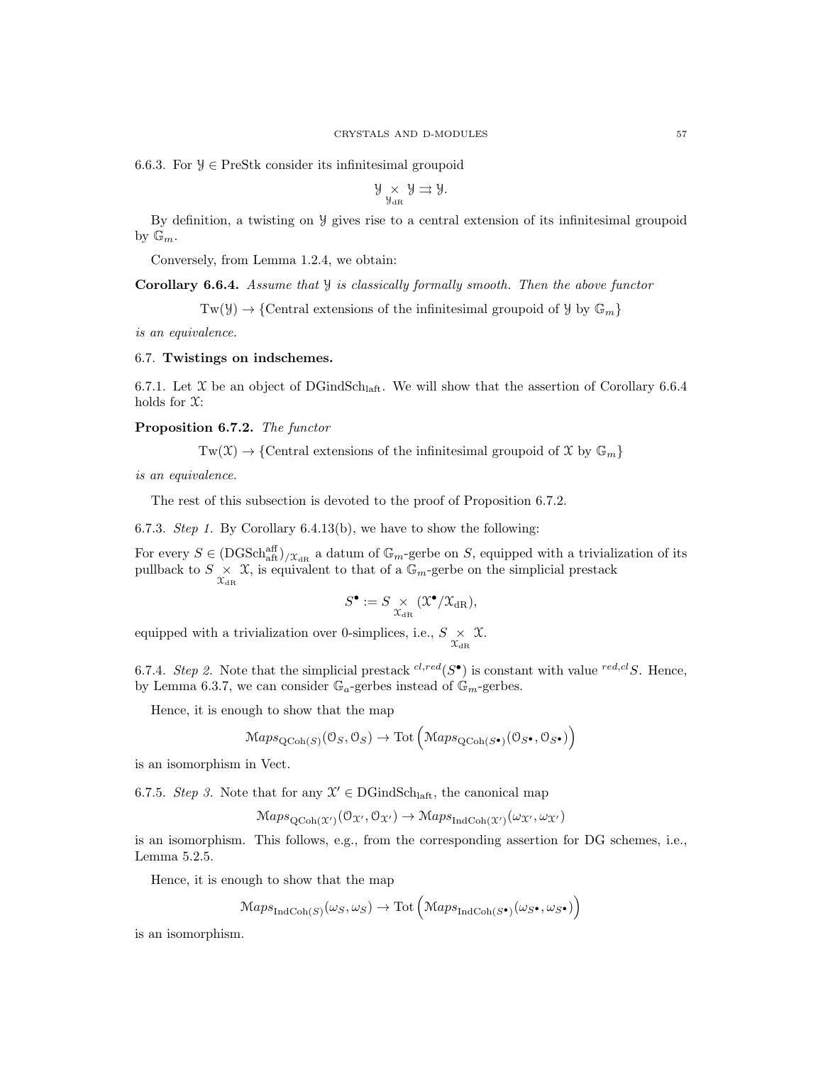6.6.3. For $\mathcal{Y} \in \text{PreStk}$ consider its infinitesimal groupoid

$$\mathcal{Y} \underset{\mathcal{Y}_{\text{dR}}}{\times} \mathcal{Y} \rightrightarrows \mathcal{Y}.$$

By definition, a twisting on $\mathcal{Y}$ gives rise to a central extension of its infinitesimal groupoid by $\mathbb{G}_m$.

Conversely, from Lemma 1.2.4, we obtain:

**Corollary 6.6.4.** *Assume that $\mathcal{Y}$ is classically formally smooth. Then the above functor*

$$\text{Tw}(\mathcal{Y}) \to \{\text{Central extensions of the infinitesimal groupoid of } \mathcal{Y} \text{ by } \mathbb{G}_m\}$$

*is an equivalence.*

### 6.7. Twistings on indschemes.

6.7.1. Let $\mathcal{X}$ be an object of $\text{DGindSch}_{\text{laft}}$. We will show that the assertion of Corollary 6.6.4 holds for $\mathcal{X}$:

**Proposition 6.7.2.** *The functor*

$$\text{Tw}(\mathcal{X}) \to \{\text{Central extensions of the infinitesimal groupoid of } \mathcal{X} \text{ by } \mathbb{G}_m\}$$

*is an equivalence.*

The rest of this subsection is devoted to the proof of Proposition 6.7.2.

6.7.3. *Step 1.* By Corollary 6.4.13(b), we have to show the following:

For every $S \in (\text{DGSch}^{\text{aff}}_{\text{aft}})_{/\mathcal{X}_{\text{dR}}}$ a datum of $\mathbb{G}_m$-gerbe on $S$, equipped with a trivialization of its pullback to $S \underset{\mathcal{X}_{\text{dR}}}{\times} \mathcal{X}$, is equivalent to that of a $\mathbb{G}_m$-gerbe on the simplicial prestack

$$S^\bullet := S \underset{\mathcal{X}_{\text{dR}}}{\times} (\mathcal{X}^\bullet/\mathcal{X}_{\text{dR}}),$$

equipped with a trivialization over 0-simplices, i.e., $S \underset{\mathcal{X}_{\text{dR}}}{\times} \mathcal{X}$.

6.7.4. *Step 2.* Note that the simplicial prestack ${}^{cl,red}(S^\bullet)$ is constant with value ${}^{red,cl}S$. Hence, by Lemma 6.3.7, we can consider $\mathbb{G}_a$-gerbes instead of $\mathbb{G}_m$-gerbes.

Hence, it is enough to show that the map

$$\mathcal{M}aps_{\text{QCoh}(S)}(\mathcal{O}_S, \mathcal{O}_S) \to \text{Tot}\left(\mathcal{M}aps_{\text{QCoh}(S^\bullet)}(\mathcal{O}_{S^\bullet}, \mathcal{O}_{S^\bullet})\right)$$

is an isomorphism in Vect.

6.7.5. *Step 3.* Note that for any $\mathcal{X}' \in \text{DGindSch}_{\text{laft}}$, the canonical map

$$\mathcal{M}aps_{\text{QCoh}(\mathcal{X}')}(\mathcal{O}_{\mathcal{X}'}, \mathcal{O}_{\mathcal{X}'}) \to \mathcal{M}aps_{\text{IndCoh}(\mathcal{X}')}(\omega_{\mathcal{X}'}, \omega_{\mathcal{X}'})$$

is an isomorphism. This follows, e.g., from the corresponding assertion for DG schemes, i.e., Lemma 5.2.5.

Hence, it is enough to show that the map

$$\mathcal{M}aps_{\text{IndCoh}(S)}(\omega_S, \omega_S) \to \text{Tot}\left(\mathcal{M}aps_{\text{IndCoh}(S^\bullet)}(\omega_{S^\bullet}, \omega_{S^\bullet})\right)$$

is an isomorphism.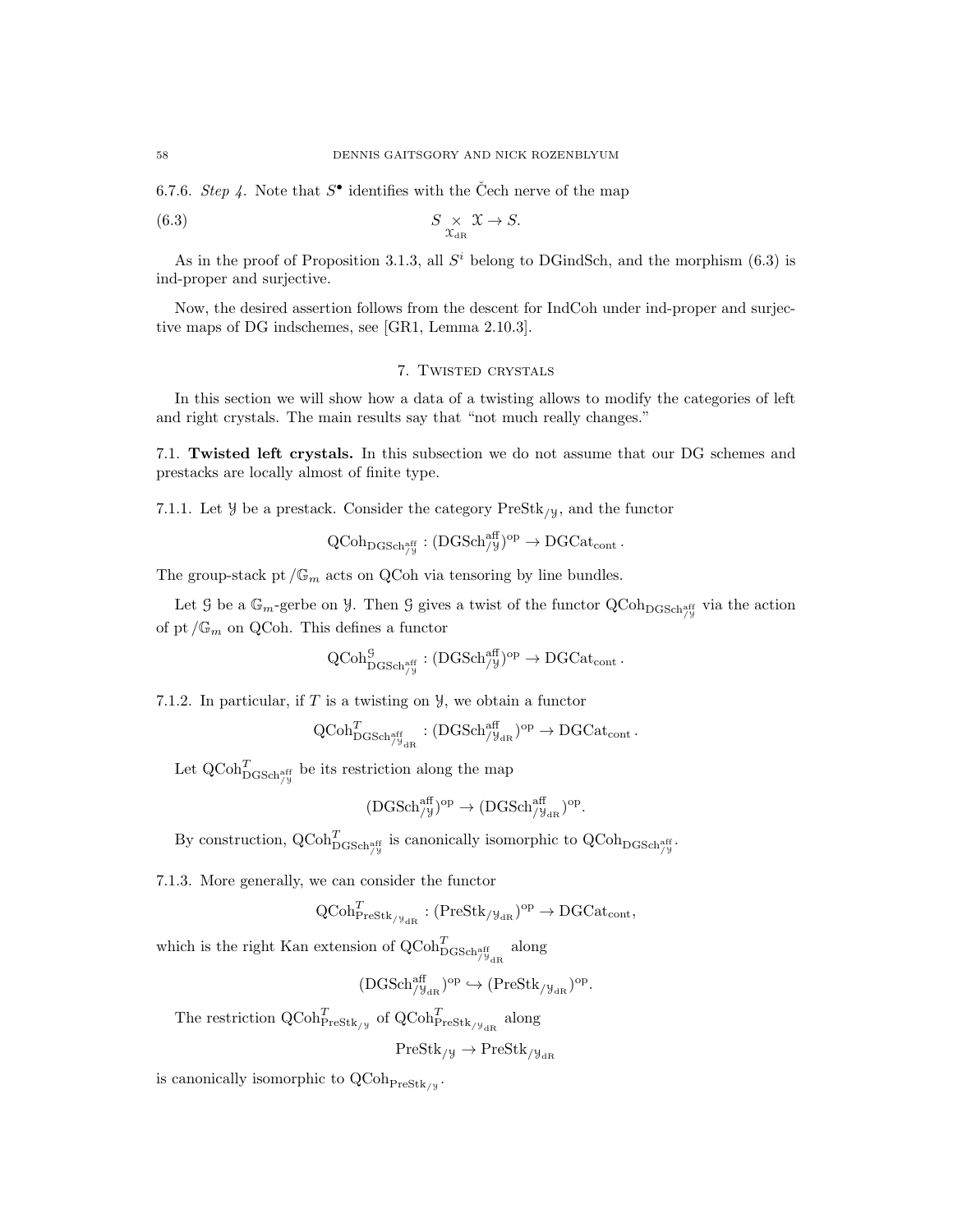6.7.6. *Step 4.* Note that $S^\bullet$ identifies with the Čech nerve of the map

$$S \underset{\mathcal{X}_{\mathrm{dR}}}{\times} \mathcal{X} \to S. \tag{6.3}$$

As in the proof of Proposition 3.1.3, all $S^i$ belong to DGindSch, and the morphism (6.3) is ind-proper and surjective.

Now, the desired assertion follows from the descent for IndCoh under ind-proper and surjective maps of DG indschemes, see [GR1, Lemma 2.10.3].

## 7. Twisted crystals

In this section we will show how a data of a twisting allows to modify the categories of left and right crystals. The main results say that "not much really changes."

### 7.1. Twisted left crystals.

In this subsection we do not assume that our DG schemes and prestacks are locally almost of finite type.

7.1.1. Let $\mathcal{Y}$ be a prestack. Consider the category $\mathrm{PreStk}_{/\mathcal{Y}}$, and the functor

$$\mathrm{QCoh}_{\mathrm{DGSch}^{\mathrm{aff}}_{/\mathcal{Y}}} : (\mathrm{DGSch}^{\mathrm{aff}}_{/\mathcal{Y}})^{\mathrm{op}} \to \mathrm{DGCat}_{\mathrm{cont}}.$$

The group-stack $\mathrm{pt}/\mathbb{G}_m$ acts on QCoh via tensoring by line bundles.

Let $\mathcal{G}$ be a $\mathbb{G}_m$-gerbe on $\mathcal{Y}$. Then $\mathcal{G}$ gives a twist of the functor $\mathrm{QCoh}_{\mathrm{DGSch}^{\mathrm{aff}}_{/\mathcal{Y}}}$ via the action of $\mathrm{pt}/\mathbb{G}_m$ on QCoh. This defines a functor

$$\mathrm{QCoh}^{\mathcal{G}}_{\mathrm{DGSch}^{\mathrm{aff}}_{/\mathcal{Y}}} : (\mathrm{DGSch}^{\mathrm{aff}}_{/\mathcal{Y}})^{\mathrm{op}} \to \mathrm{DGCat}_{\mathrm{cont}}.$$

7.1.2. In particular, if $T$ is a twisting on $\mathcal{Y}$, we obtain a functor

$$\mathrm{QCoh}^{T}_{\mathrm{DGSch}^{\mathrm{aff}}_{/\mathcal{Y}_{\mathrm{dR}}}} : (\mathrm{DGSch}^{\mathrm{aff}}_{/\mathcal{Y}_{\mathrm{dR}}})^{\mathrm{op}} \to \mathrm{DGCat}_{\mathrm{cont}}.$$

Let $\mathrm{QCoh}^{T}_{\mathrm{DGSch}^{\mathrm{aff}}_{/\mathcal{Y}}}$ be its restriction along the map

$$(\mathrm{DGSch}^{\mathrm{aff}}_{/\mathcal{Y}})^{\mathrm{op}} \to (\mathrm{DGSch}^{\mathrm{aff}}_{/\mathcal{Y}_{\mathrm{dR}}})^{\mathrm{op}}.$$

By construction, $\mathrm{QCoh}^{T}_{\mathrm{DGSch}^{\mathrm{aff}}_{/\mathcal{Y}}}$ is canonically isomorphic to $\mathrm{QCoh}_{\mathrm{DGSch}^{\mathrm{aff}}_{/\mathcal{Y}}}$.

7.1.3. More generally, we can consider the functor

$$\mathrm{QCoh}^{T}_{\mathrm{PreStk}_{/\mathcal{Y}_{\mathrm{dR}}}} : (\mathrm{PreStk}_{/\mathcal{Y}_{\mathrm{dR}}})^{\mathrm{op}} \to \mathrm{DGCat}_{\mathrm{cont}},$$

which is the right Kan extension of $\mathrm{QCoh}^{T}_{\mathrm{DGSch}^{\mathrm{aff}}_{/\mathcal{Y}_{\mathrm{dR}}}}$ along

$$(\mathrm{DGSch}^{\mathrm{aff}}_{/\mathcal{Y}_{\mathrm{dR}}})^{\mathrm{op}} \hookrightarrow (\mathrm{PreStk}_{/\mathcal{Y}_{\mathrm{dR}}})^{\mathrm{op}}.$$

The restriction $\mathrm{QCoh}^{T}_{\mathrm{PreStk}_{/\mathcal{Y}}}$ of $\mathrm{QCoh}^{T}_{\mathrm{PreStk}_{/\mathcal{Y}_{\mathrm{dR}}}}$ along

$$\mathrm{PreStk}_{/\mathcal{Y}} \to \mathrm{PreStk}_{/\mathcal{Y}_{\mathrm{dR}}}$$

is canonically isomorphic to $\mathrm{QCoh}_{\mathrm{PreStk}_{/\mathcal{Y}}}$.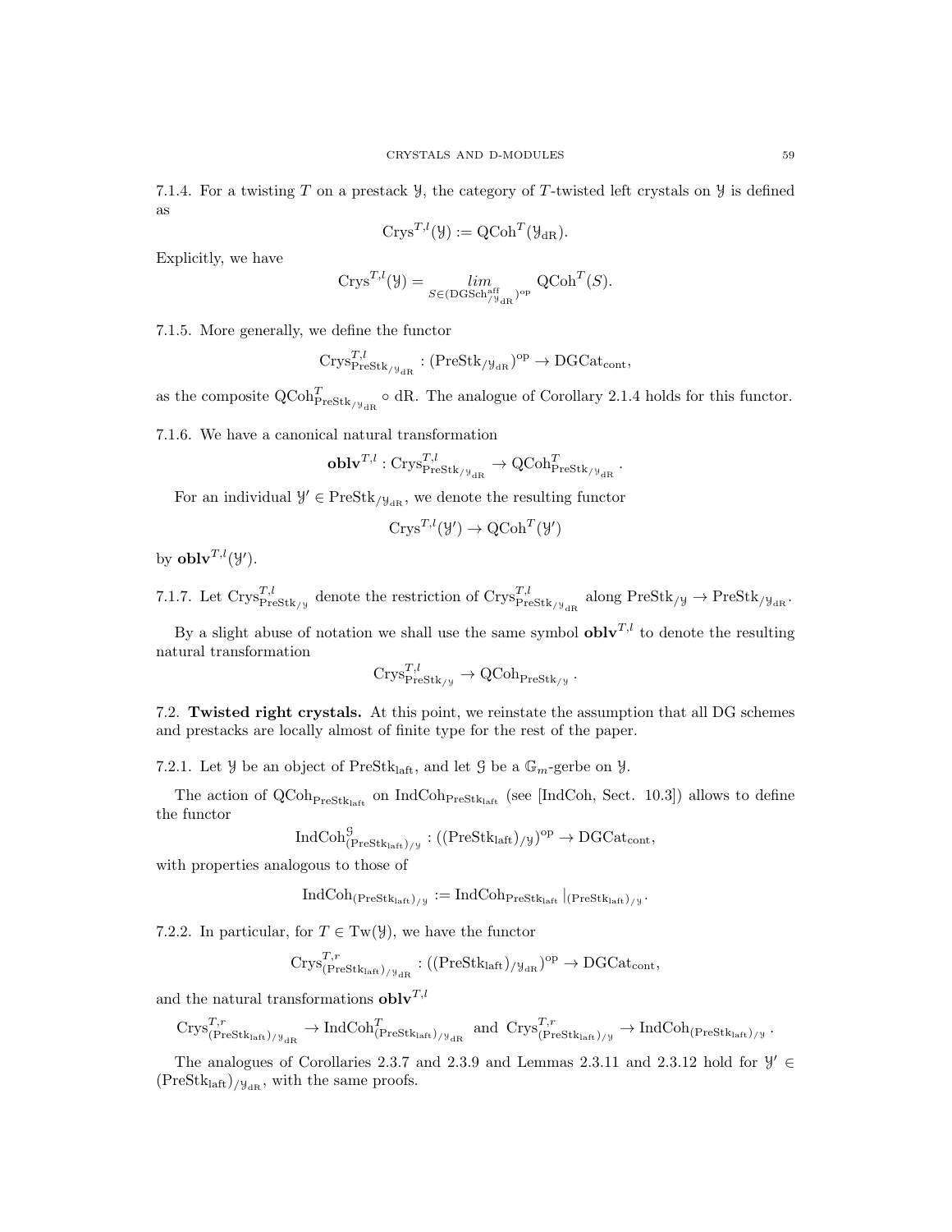7.1.4. For a twisting $T$ on a prestack $\mathcal{Y}$, the category of $T$-twisted left crystals on $\mathcal{Y}$ is defined as

$$\mathrm{Crys}^{T,l}(\mathcal{Y}) := \mathrm{QCoh}^T(\mathcal{Y}_{\mathrm{dR}}).$$

Explicitly, we have

$$\mathrm{Crys}^{T,l}(\mathcal{Y}) = \underset{S \in (\mathrm{DGSch}^{\mathrm{aff}}_{/\mathcal{Y}_{\mathrm{dR}}})^{\mathrm{op}}}{lim} \mathrm{QCoh}^T(S).$$

7.1.5. More generally, we define the functor

$$\mathrm{Crys}^{T,l}_{\mathrm{PreStk}_{/\mathcal{Y}_{\mathrm{dR}}}} : (\mathrm{PreStk}_{/\mathcal{Y}_{\mathrm{dR}}})^{\mathrm{op}} \to \mathrm{DGCat}_{\mathrm{cont}},$$

as the composite $\mathrm{QCoh}^T_{\mathrm{PreStk}_{/\mathcal{Y}_{\mathrm{dR}}}} \circ \mathrm{dR}$. The analogue of Corollary 2.1.4 holds for this functor.

7.1.6. We have a canonical natural transformation

$$\mathbf{oblv}^{T,l} : \mathrm{Crys}^{T,l}_{\mathrm{PreStk}_{/\mathcal{Y}_{\mathrm{dR}}}} \to \mathrm{QCoh}^T_{\mathrm{PreStk}_{/\mathcal{Y}_{\mathrm{dR}}}}.$$

For an individual $\mathcal{Y}' \in \mathrm{PreStk}_{/\mathcal{Y}_{\mathrm{dR}}}$, we denote the resulting functor

$$\mathrm{Crys}^{T,l}(\mathcal{Y}') \to \mathrm{QCoh}^T(\mathcal{Y}')$$

by $\mathbf{oblv}^{T,l}(\mathcal{Y}')$.

7.1.7. Let $\mathrm{Crys}^{T,l}_{\mathrm{PreStk}_{/\mathcal{Y}}}$ denote the restriction of $\mathrm{Crys}^{T,l}_{\mathrm{PreStk}_{/\mathcal{Y}_{\mathrm{dR}}}}$ along $\mathrm{PreStk}_{/\mathcal{Y}} \to \mathrm{PreStk}_{/\mathcal{Y}_{\mathrm{dR}}}$.

By a slight abuse of notation we shall use the same symbol $\mathbf{oblv}^{T,l}$ to denote the resulting natural transformation

$$\mathrm{Crys}^{T,l}_{\mathrm{PreStk}_{/\mathcal{Y}}} \to \mathrm{QCoh}_{\mathrm{PreStk}_{/\mathcal{Y}}}.$$

7.2. **Twisted right crystals.** At this point, we reinstate the assumption that all DG schemes and prestacks are locally almost of finite type for the rest of the paper.

7.2.1. Let $\mathcal{Y}$ be an object of $\mathrm{PreStk}_{\mathrm{laft}}$, and let $\mathcal{G}$ be a $\mathbb{G}_m$-gerbe on $\mathcal{Y}$.

The action of $\mathrm{QCoh}_{\mathrm{PreStk}_{\mathrm{laft}}}$ on $\mathrm{IndCoh}_{\mathrm{PreStk}_{\mathrm{laft}}}$ (see [IndCoh, Sect. 10.3]) allows to define the functor

$$\mathrm{IndCoh}^{\mathcal{G}}_{(\mathrm{PreStk}_{\mathrm{laft}})_{/\mathcal{Y}}} : ((\mathrm{PreStk}_{\mathrm{laft}})_{/\mathcal{Y}})^{\mathrm{op}} \to \mathrm{DGCat}_{\mathrm{cont}},$$

with properties analogous to those of

$$\mathrm{IndCoh}_{(\mathrm{PreStk}_{\mathrm{laft}})_{/\mathcal{Y}}} := \mathrm{IndCoh}_{\mathrm{PreStk}_{\mathrm{laft}}}|_{(\mathrm{PreStk}_{\mathrm{laft}})_{/\mathcal{Y}}}.$$

7.2.2. In particular, for $T \in \mathrm{Tw}(\mathcal{Y})$, we have the functor

$$\mathrm{Crys}^{T,r}_{(\mathrm{PreStk}_{\mathrm{laft}})_{/\mathcal{Y}_{\mathrm{dR}}}} : ((\mathrm{PreStk}_{\mathrm{laft}})_{/\mathcal{Y}_{\mathrm{dR}}})^{\mathrm{op}} \to \mathrm{DGCat}_{\mathrm{cont}},$$

and the natural transformations $\mathbf{oblv}^{T,l}$

$$\mathrm{Crys}^{T,r}_{(\mathrm{PreStk}_{\mathrm{laft}})_{/\mathcal{Y}_{\mathrm{dR}}}} \to \mathrm{IndCoh}^{T}_{(\mathrm{PreStk}_{\mathrm{laft}})_{/\mathcal{Y}_{\mathrm{dR}}}} \text{ and } \mathrm{Crys}^{T,r}_{(\mathrm{PreStk}_{\mathrm{laft}})_{/\mathcal{Y}}} \to \mathrm{IndCoh}_{(\mathrm{PreStk}_{\mathrm{laft}})_{/\mathcal{Y}}}.$$

The analogues of Corollaries 2.3.7 and 2.3.9 and Lemmas 2.3.11 and 2.3.12 hold for $\mathcal{Y}' \in (\mathrm{PreStk}_{\mathrm{laft}})_{/\mathcal{Y}_{\mathrm{dR}}}$, with the same proofs.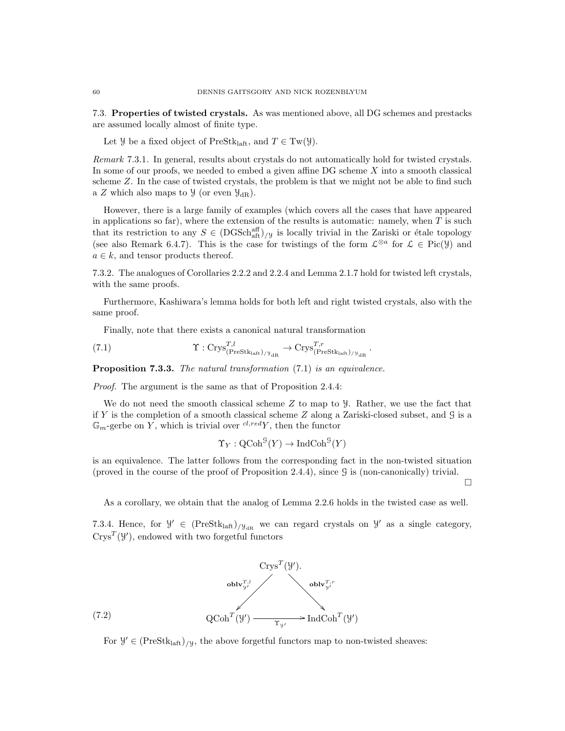7.3. **Properties of twisted crystals.** As was mentioned above, all DG schemes and prestacks are assumed locally almost of finite type.

Let $\mathcal{Y}$ be a fixed object of $\mathrm{PreStk}_{\mathrm{laft}}$, and $T \in \mathrm{Tw}(\mathcal{Y})$.

*Remark* 7.3.1. In general, results about crystals do not automatically hold for twisted crystals. In some of our proofs, we needed to embed a given affine DG scheme $X$ into a smooth classical scheme $Z$. In the case of twisted crystals, the problem is that we might not be able to find such a $Z$ which also maps to $\mathcal{Y}$ (or even $\mathcal{Y}_{\mathrm{dR}}$).

However, there is a large family of examples (which covers all the cases that have appeared in applications so far), where the extension of the results is automatic: namely, when $T$ is such that its restriction to any $S \in (\mathrm{DGSch}^{\mathrm{aff}}_{\mathrm{aft}})_{/\mathcal{Y}}$ is locally trivial in the Zariski or étale topology (see also Remark 6.4.7). This is the case for twistings of the form $\mathcal{L}^{\otimes a}$ for $\mathcal{L} \in \mathrm{Pic}(\mathcal{Y})$ and $a \in k$, and tensor products thereof.

7.3.2. The analogues of Corollaries 2.2.2 and 2.2.4 and Lemma 2.1.7 hold for twisted left crystals, with the same proofs.

Furthermore, Kashiwara's lemma holds for both left and right twisted crystals, also with the same proof.

Finally, note that there exists a canonical natural transformation

$$\Upsilon : \mathrm{Crys}^{T,l}_{(\mathrm{PreStk}_{\mathrm{laft}})_{/\mathcal{Y}_{\mathrm{dR}}}} \to \mathrm{Crys}^{T,r}_{(\mathrm{PreStk}_{\mathrm{laft}})_{/\mathcal{Y}_{\mathrm{dR}}}}. \tag{7.1}$$

**Proposition 7.3.3.** *The natural transformation* (7.1) *is an equivalence.*

*Proof.* The argument is the same as that of Proposition 2.4.4:

We do not need the smooth classical scheme $Z$ to map to $\mathcal{Y}$. Rather, we use the fact that if $Y$ is the completion of a smooth classical scheme $Z$ along a Zariski-closed subset, and $\mathcal{G}$ is a $\mathbb{G}_m$-gerbe on $Y$, which is trivial over ${}^{cl,red}Y$, then the functor

$$\Upsilon_Y : \mathrm{QCoh}^{\mathcal{G}}(Y) \to \mathrm{IndCoh}^{\mathcal{G}}(Y)$$

is an equivalence. The latter follows from the corresponding fact in the non-twisted situation (proved in the course of the proof of Proposition 2.4.4), since $\mathcal{G}$ is (non-canonically) trivial. ∎

As a corollary, we obtain that the analog of Lemma 2.2.6 holds in the twisted case as well.

7.3.4. Hence, for $\mathcal{Y}' \in (\mathrm{PreStk}_{\mathrm{laft}})_{/\mathcal{Y}_{\mathrm{dR}}}$ we can regard crystals on $\mathcal{Y}'$ as a single category, $\mathrm{Crys}^T(\mathcal{Y}')$, endowed with two forgetful functors

$$\begin{array}{ccc} & \mathrm{Crys}^T(\mathcal{Y}') & \\ {}^{\mathbf{oblv}^{T,l}_{\mathcal{Y}'}}\swarrow & & \searrow^{\mathbf{oblv}^{T,r}_{\mathcal{Y}'}} \\ \mathrm{QCoh}^T(\mathcal{Y}') & \xrightarrow{\Upsilon_{\mathcal{Y}'}} & \mathrm{IndCoh}^T(\mathcal{Y}') \end{array} \tag{7.2}$$

For $\mathcal{Y}' \in (\mathrm{PreStk}_{\mathrm{laft}})_{/\mathcal{Y}}$, the above forgetful functors map to non-twisted sheaves: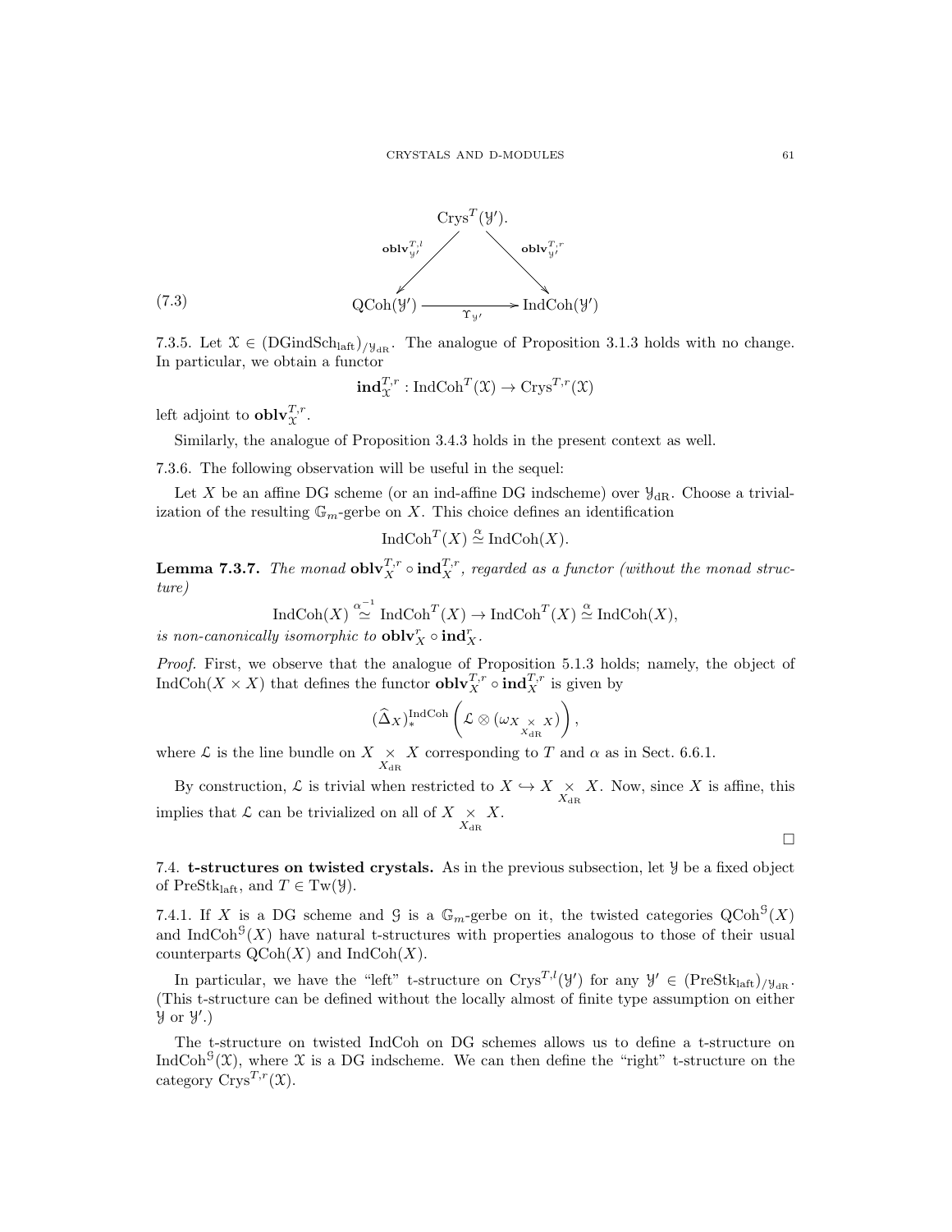$$
\begin{array}{ccc}
 & \mathrm{Crys}^T(\mathcal{Y}'). & \\
 {\scriptstyle \mathbf{oblv}^{T,l}_{\mathcal{Y}'}} \swarrow & & \searrow {\scriptstyle \mathbf{oblv}^{T,r}_{\mathcal{Y}'}} \\
\mathrm{QCoh}(\mathcal{Y}') & \xrightarrow[\Upsilon_{\mathcal{Y}'}]{} & \mathrm{IndCoh}(\mathcal{Y}')
\end{array}
\tag{7.3}
$$

7.3.5. Let $\mathcal{X} \in (\mathrm{DGindSch}_{\mathrm{laft}})_{/\mathcal{Y}_{\mathrm{dR}}}$. The analogue of Proposition 3.1.3 holds with no change. In particular, we obtain a functor

$$
\mathbf{ind}^{T,r}_{\mathcal{X}} : \mathrm{IndCoh}^T(\mathcal{X}) \to \mathrm{Crys}^{T,r}(\mathcal{X})
$$

left adjoint to $\mathbf{oblv}^{T,r}_{\mathcal{X}}$.

Similarly, the analogue of Proposition 3.4.3 holds in the present context as well.

7.3.6. The following observation will be useful in the sequel:

Let $X$ be an affine DG scheme (or an ind-affine DG indscheme) over $\mathcal{Y}_{\mathrm{dR}}$. Choose a trivialization of the resulting $\mathbb{G}_m$-gerbe on $X$. This choice defines an identification

$$
\mathrm{IndCoh}^T(X) \overset{\alpha}{\simeq} \mathrm{IndCoh}(X).
$$

**Lemma 7.3.7.** *The monad $\mathbf{oblv}^{T,r}_X \circ \mathbf{ind}^{T,r}_X$, regarded as a functor (without the monad structure)*

$$
\mathrm{IndCoh}(X) \overset{\alpha^{-1}}{\simeq} \mathrm{IndCoh}^T(X) \to \mathrm{IndCoh}^T(X) \overset{\alpha}{\simeq} \mathrm{IndCoh}(X),
$$

*is non-canonically isomorphic to $\mathbf{oblv}^r_X \circ \mathbf{ind}^r_X$.*

*Proof.* First, we observe that the analogue of Proposition 5.1.3 holds; namely, the object of $\mathrm{IndCoh}(X \times X)$ that defines the functor $\mathbf{oblv}^{T,r}_X \circ \mathbf{ind}^{T,r}_X$ is given by

$$
(\widehat{\Delta}_X)^{\mathrm{IndCoh}}_* \left( \mathcal{L} \otimes (\omega_{X \underset{X_{\mathrm{dR}}}{\times} X}) \right),
$$

where $\mathcal{L}$ is the line bundle on $X \underset{X_{\mathrm{dR}}}{\times} X$ corresponding to $T$ and $\alpha$ as in Sect. 6.6.1.

By construction, $\mathcal{L}$ is trivial when restricted to $X \hookrightarrow X \underset{X_{\mathrm{dR}}}{\times} X$. Now, since $X$ is affine, this implies that $\mathcal{L}$ can be trivialized on all of $X \underset{X_{\mathrm{dR}}}{\times} X$.

□

## 7.4. t-structures on twisted crystals.

As in the previous subsection, let $\mathcal{Y}$ be a fixed object of $\mathrm{PreStk}_{\mathrm{laft}}$, and $T \in \mathrm{Tw}(\mathcal{Y})$.

7.4.1. If $X$ is a DG scheme and $\mathcal{G}$ is a $\mathbb{G}_m$-gerbe on it, the twisted categories $\mathrm{QCoh}^{\mathcal{G}}(X)$ and $\mathrm{IndCoh}^{\mathcal{G}}(X)$ have natural t-structures with properties analogous to those of their usual counterparts $\mathrm{QCoh}(X)$ and $\mathrm{IndCoh}(X)$.

In particular, we have the "left" t-structure on $\mathrm{Crys}^{T,l}(\mathcal{Y}')$ for any $\mathcal{Y}' \in (\mathrm{PreStk}_{\mathrm{laft}})_{/\mathcal{Y}_{\mathrm{dR}}}$. (This t-structure can be defined without the locally almost of finite type assumption on either $\mathcal{Y}$ or $\mathcal{Y}'$.)

The t-structure on twisted IndCoh on DG schemes allows us to define a t-structure on $\mathrm{IndCoh}^{\mathcal{G}}(\mathcal{X})$, where $\mathcal{X}$ is a DG indscheme. We can then define the "right" t-structure on the category $\mathrm{Crys}^{T,r}(\mathcal{X})$.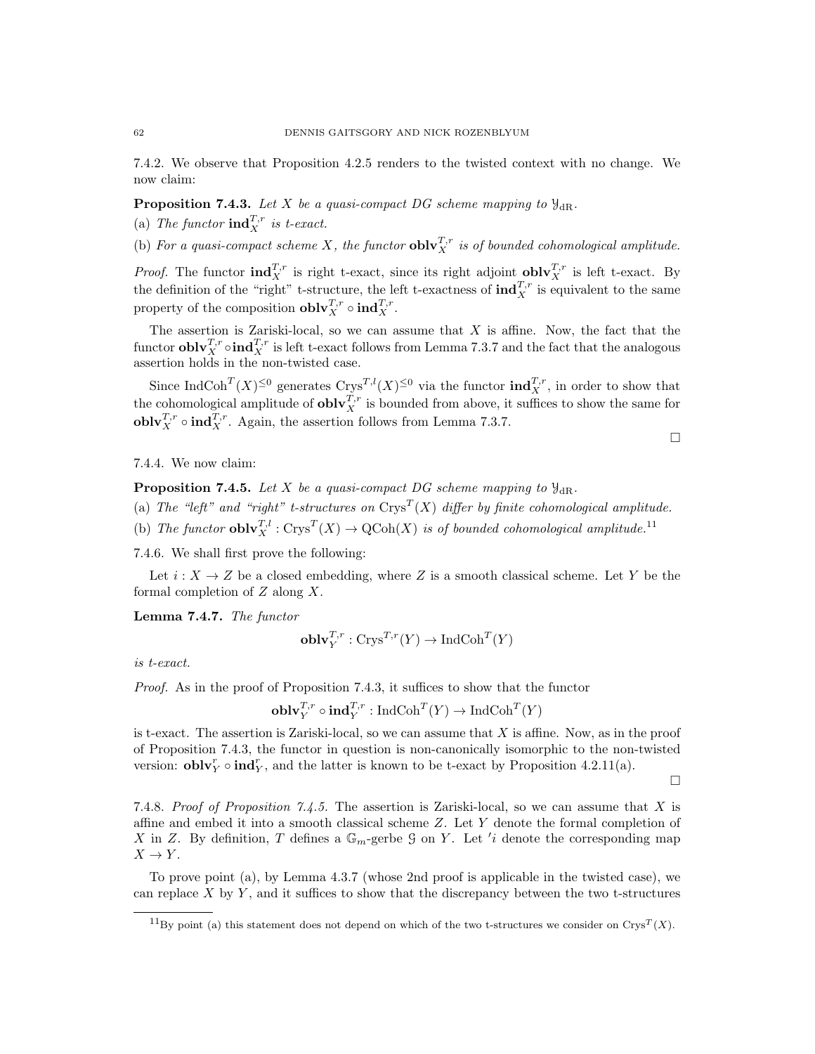7.4.2. We observe that Proposition 4.2.5 renders to the twisted context with no change. We now claim:

**Proposition 7.4.3.** *Let $X$ be a quasi-compact DG scheme mapping to $\mathcal{Y}_{\mathrm{dR}}$.*

(a) *The functor $\mathbf{ind}_X^{T,r}$ is t-exact.*

(b) *For a quasi-compact scheme $X$, the functor $\mathbf{oblv}_X^{T,r}$ is of bounded cohomological amplitude.*

*Proof.* The functor $\mathbf{ind}_X^{T,r}$ is right t-exact, since its right adjoint $\mathbf{oblv}_X^{T,r}$ is left t-exact. By the definition of the "right" t-structure, the left t-exactness of $\mathbf{ind}_X^{T,r}$ is equivalent to the same property of the composition $\mathbf{oblv}_X^{T,r} \circ \mathbf{ind}_X^{T,r}$.

The assertion is Zariski-local, so we can assume that $X$ is affine. Now, the fact that the functor $\mathbf{oblv}_X^{T,r} \circ \mathbf{ind}_X^{T,r}$ is left t-exact follows from Lemma 7.3.7 and the fact that the analogous assertion holds in the non-twisted case.

Since $\mathrm{IndCoh}^T(X)^{\leq 0}$ generates $\mathrm{Crys}^{T,l}(X)^{\leq 0}$ via the functor $\mathbf{ind}_X^{T,r}$, in order to show that the cohomological amplitude of $\mathbf{oblv}_X^{T,r}$ is bounded from above, it suffices to show the same for $\mathbf{oblv}_X^{T,r} \circ \mathbf{ind}_X^{T,r}$. Again, the assertion follows from Lemma 7.3.7. □

7.4.4. We now claim:

**Proposition 7.4.5.** *Let $X$ be a quasi-compact DG scheme mapping to $\mathcal{Y}_{\mathrm{dR}}$.*

(a) *The "left" and "right" t-structures on $\mathrm{Crys}^T(X)$ differ by finite cohomological amplitude.*

(b) *The functor $\mathbf{oblv}_X^{T,l} : \mathrm{Crys}^T(X) \to \mathrm{QCoh}(X)$ is of bounded cohomological amplitude.*[11]

7.4.6. We shall first prove the following:

Let $i : X \to Z$ be a closed embedding, where $Z$ is a smooth classical scheme. Let $Y$ be the formal completion of $Z$ along $X$.

**Lemma 7.4.7.** *The functor*

$$\mathbf{oblv}_Y^{T,r} : \mathrm{Crys}^{T,r}(Y) \to \mathrm{IndCoh}^T(Y)$$

*is t-exact.*

*Proof.* As in the proof of Proposition 7.4.3, it suffices to show that the functor

$$\mathbf{oblv}_Y^{T,r} \circ \mathbf{ind}_Y^{T,r} : \mathrm{IndCoh}^T(Y) \to \mathrm{IndCoh}^T(Y)$$

is t-exact. The assertion is Zariski-local, so we can assume that $X$ is affine. Now, as in the proof of Proposition 7.4.3, the functor in question is non-canonically isomorphic to the non-twisted version: $\mathbf{oblv}_Y^r \circ \mathbf{ind}_Y^r$, and the latter is known to be t-exact by Proposition 4.2.11(a). □

7.4.8. *Proof of Proposition 7.4.5.* The assertion is Zariski-local, so we can assume that $X$ is affine and embed it into a smooth classical scheme $Z$. Let $Y$ denote the formal completion of $X$ in $Z$. By definition, $T$ defines a $\mathbb{G}_m$-gerbe $\mathcal{G}$ on $Y$. Let $'i$ denote the corresponding map $X \to Y$.

To prove point (a), by Lemma 4.3.7 (whose 2nd proof is applicable in the twisted case), we can replace $X$ by $Y$, and it suffices to show that the discrepancy between the two t-structures

[11] By point (a) this statement does not depend on which of the two t-structures we consider on $\mathrm{Crys}^T(X)$.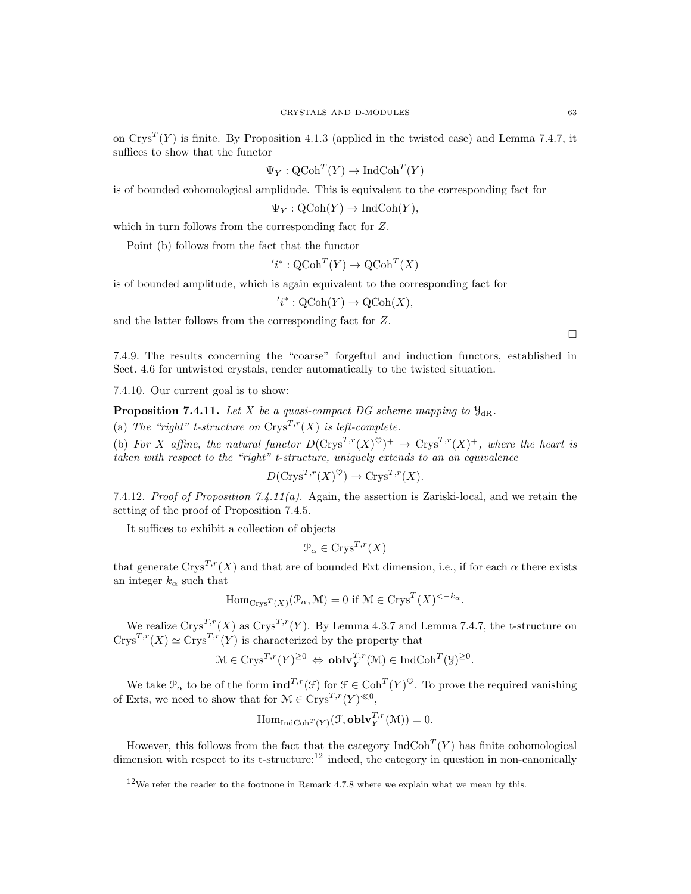on $\mathrm{Crys}^T(Y)$ is finite. By Proposition 4.1.3 (applied in the twisted case) and Lemma 7.4.7, it suffices to show that the functor

$$\Psi_Y : \mathrm{QCoh}^T(Y) \to \mathrm{IndCoh}^T(Y)$$

is of bounded cohomological amplidude. This is equivalent to the corresponding fact for

$$\Psi_Y : \mathrm{QCoh}(Y) \to \mathrm{IndCoh}(Y),$$

which in turn follows from the corresponding fact for $Z$.

Point (b) follows from the fact that the functor

$${}'i^* : \mathrm{QCoh}^T(Y) \to \mathrm{QCoh}^T(X)$$

is of bounded amplitude, which is again equivalent to the corresponding fact for

$${}'i^* : \mathrm{QCoh}(Y) \to \mathrm{QCoh}(X),$$

and the latter follows from the corresponding fact for $Z$.

□

7.4.9. The results concerning the "coarse" forgetful and induction functors, established in Sect. 4.6 for untwisted crystals, render automatically to the twisted situation.

7.4.10. Our current goal is to show:

**Proposition 7.4.11.** *Let $X$ be a quasi-compact DG scheme mapping to $\mathcal{Y}_{\mathrm{dR}}$.*

*(a) The "right" t-structure on $\mathrm{Crys}^{T,r}(X)$ is left-complete.*

*(b) For $X$ affine, the natural functor $D(\mathrm{Crys}^{T,r}(X)^{\heartsuit})^+ \to \mathrm{Crys}^{T,r}(X)^+$, where the heart is taken with respect to the "right" t-structure, uniquely extends to an an equivalence*

$$D(\mathrm{Crys}^{T,r}(X)^{\heartsuit}) \to \mathrm{Crys}^{T,r}(X).$$

7.4.12. *Proof of Proposition 7.4.11(a).* Again, the assertion is Zariski-local, and we retain the setting of the proof of Proposition 7.4.5.

It suffices to exhibit a collection of objects

$$\mathcal{P}_\alpha \in \mathrm{Crys}^{T,r}(X)$$

that generate $\mathrm{Crys}^{T,r}(X)$ and that are of bounded Ext dimension, i.e., if for each $\alpha$ there exists an integer $k_\alpha$ such that

$$\mathrm{Hom}_{\mathrm{Crys}^T(X)}(\mathcal{P}_\alpha, \mathcal{M}) = 0 \text{ if } \mathcal{M} \in \mathrm{Crys}^T(X)^{<-k_\alpha}.$$

We realize $\mathrm{Crys}^{T,r}(X)$ as $\mathrm{Crys}^{T,r}(Y)$. By Lemma 4.3.7 and Lemma 7.4.7, the t-structure on $\mathrm{Crys}^{T,r}(X) \simeq \mathrm{Crys}^{T,r}(Y)$ is characterized by the property that

$$\mathcal{M} \in \mathrm{Crys}^{T,r}(Y)^{\geq 0} \Leftrightarrow \mathbf{oblv}_Y^{T,r}(\mathcal{M}) \in \mathrm{IndCoh}^T(\mathcal{Y})^{\geq 0}.$$

We take $\mathcal{P}_\alpha$ to be of the form $\mathbf{ind}^{T,r}(\mathcal{F})$ for $\mathcal{F} \in \mathrm{Coh}^T(Y)^{\heartsuit}$. To prove the required vanishing of Exts, we need to show that for $\mathcal{M} \in \mathrm{Crys}^{T,r}(Y)^{\ll 0}$,

$$\mathrm{Hom}_{\mathrm{IndCoh}^T(Y)}(\mathcal{F}, \mathbf{oblv}_Y^{T,r}(\mathcal{M})) = 0.$$

However, this follows from the fact that the category $\mathrm{IndCoh}^T(Y)$ has finite cohomological dimension with respect to its t-structure:[12] indeed, the category in question in non-canonically

[12] We refer the reader to the footnone in Remark 4.7.8 where we explain what we mean by this.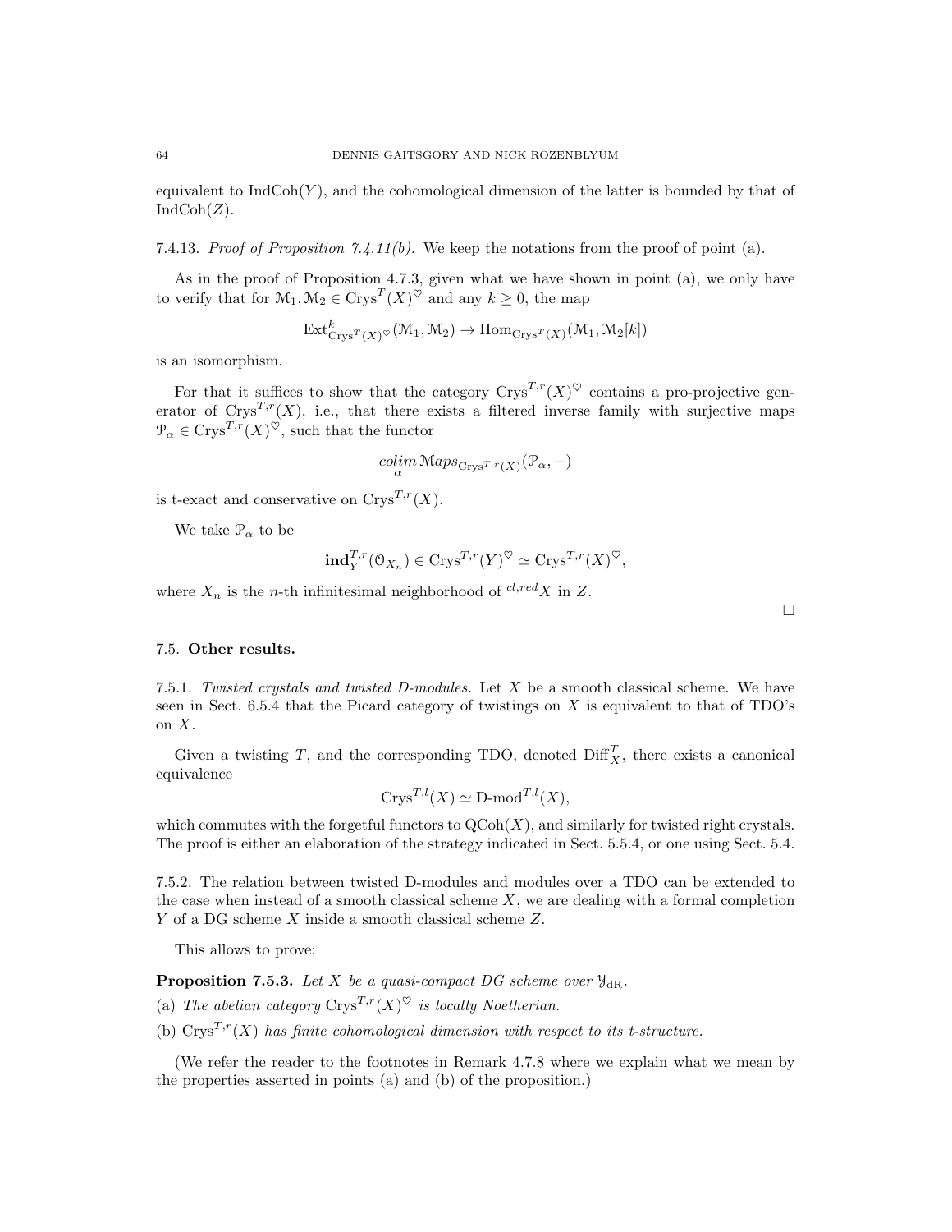equivalent to $\mathrm{IndCoh}(Y)$, and the cohomological dimension of the latter is bounded by that of $\mathrm{IndCoh}(Z)$.

7.4.13. *Proof of Proposition 7.4.11(b).* We keep the notations from the proof of point (a).

As in the proof of Proposition 4.7.3, given what we have shown in point (a), we only have to verify that for $\mathcal{M}_1, \mathcal{M}_2 \in \mathrm{Crys}^T(X)^\heartsuit$ and any $k \geq 0$, the map

$$\mathrm{Ext}^k_{\mathrm{Crys}^T(X)^\heartsuit}(\mathcal{M}_1, \mathcal{M}_2) \to \mathrm{Hom}_{\mathrm{Crys}^T(X)}(\mathcal{M}_1, \mathcal{M}_2[k])$$

is an isomorphism.

For that it suffices to show that the category $\mathrm{Crys}^{T,r}(X)^\heartsuit$ contains a pro-projective generator of $\mathrm{Crys}^{T,r}(X)$, i.e., that there exists a filtered inverse family with surjective maps $\mathcal{P}_\alpha \in \mathrm{Crys}^{T,r}(X)^\heartsuit$, such that the functor

$$\underset{\alpha}{colim}\, \mathcal{M}aps_{\mathrm{Crys}^{T,r}(X)}(\mathcal{P}_\alpha, -)$$

is t-exact and conservative on $\mathrm{Crys}^{T,r}(X)$.

We take $\mathcal{P}_\alpha$ to be

$$\mathbf{ind}^{T,r}_Y(\mathcal{O}_{X_n}) \in \mathrm{Crys}^{T,r}(Y)^\heartsuit \simeq \mathrm{Crys}^{T,r}(X)^\heartsuit,$$

where $X_n$ is the $n$-th infinitesimal neighborhood of ${}^{cl,red}X$ in $Z$.

□

## 7.5. Other results.

7.5.1. *Twisted crystals and twisted D-modules.* Let $X$ be a smooth classical scheme. We have seen in Sect. 6.5.4 that the Picard category of twistings on $X$ is equivalent to that of TDO's on $X$.

Given a twisting $T$, and the corresponding TDO, denoted $\mathrm{Diff}^T_X$, there exists a canonical equivalence

$$\mathrm{Crys}^{T,l}(X) \simeq \text{D-mod}^{T,l}(X),$$

which commutes with the forgetful functors to $\mathrm{QCoh}(X)$, and similarly for twisted right crystals. The proof is either an elaboration of the strategy indicated in Sect. 5.5.4, or one using Sect. 5.4.

7.5.2. The relation between twisted D-modules and modules over a TDO can be extended to the case when instead of a smooth classical scheme $X$, we are dealing with a formal completion $Y$ of a DG scheme $X$ inside a smooth classical scheme $Z$.

This allows to prove:

**Proposition 7.5.3.** *Let $X$ be a quasi-compact DG scheme over $\mathcal{Y}_{\mathrm{dR}}$.*

(a) *The abelian category $\mathrm{Crys}^{T,r}(X)^\heartsuit$ is locally Noetherian.*

(b) *$\mathrm{Crys}^{T,r}(X)$ has finite cohomological dimension with respect to its t-structure.*

(We refer the reader to the footnotes in Remark 4.7.8 where we explain what we mean by the properties asserted in points (a) and (b) of the proposition.)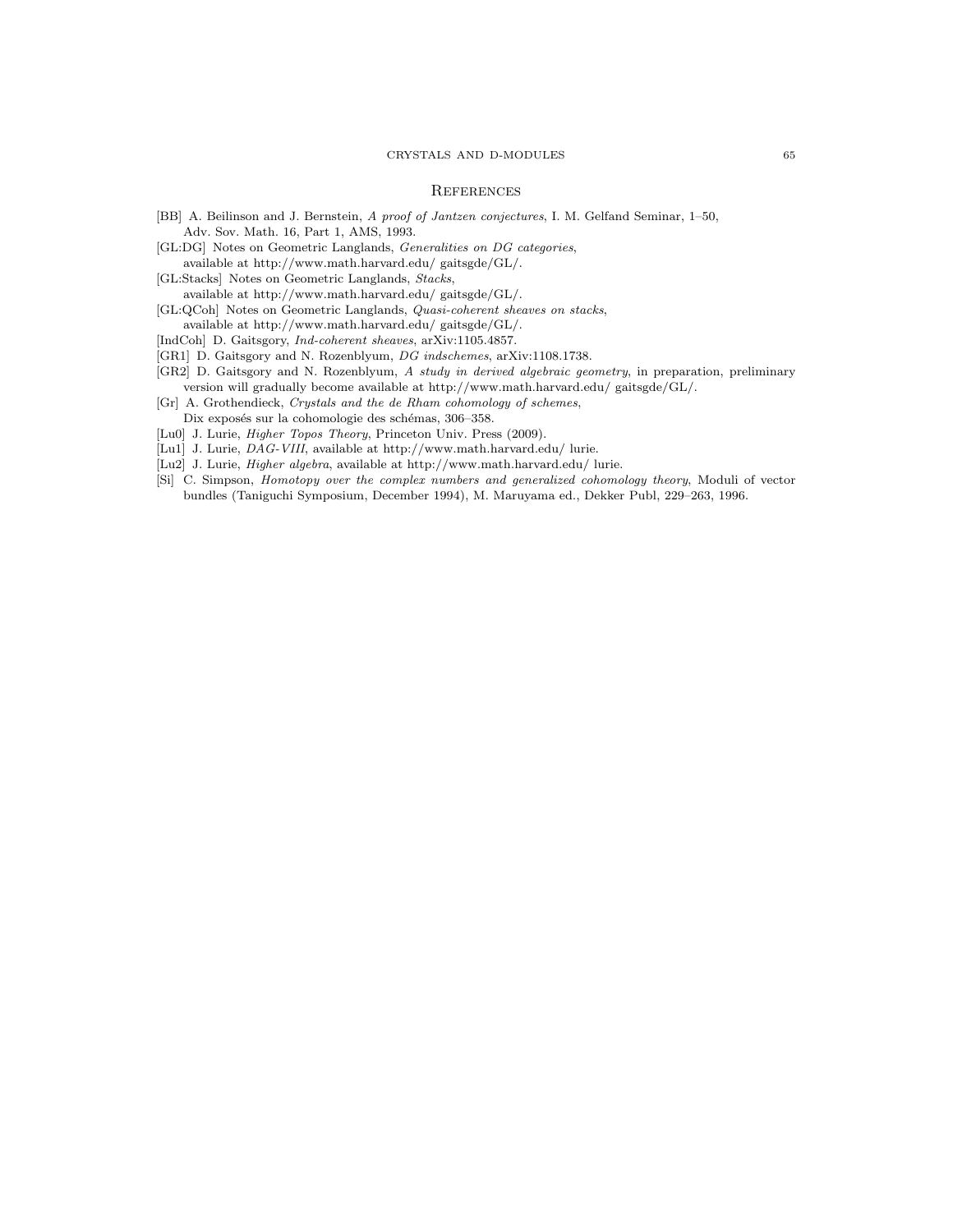## References

[BB] A. Beilinson and J. Bernstein, *A proof of Jantzen conjectures*, I. M. Gelfand Seminar, 1–50, Adv. Sov. Math. 16, Part 1, AMS, 1993.

[GL:DG] Notes on Geometric Langlands, *Generalities on DG categories*, available at http://www.math.harvard.edu/ gaitsgde/GL/.

[GL:Stacks] Notes on Geometric Langlands, *Stacks*, available at http://www.math.harvard.edu/ gaitsgde/GL/.

[GL:QCoh] Notes on Geometric Langlands, *Quasi-coherent sheaves on stacks*, available at http://www.math.harvard.edu/ gaitsgde/GL/.

[IndCoh] D. Gaitsgory, *Ind-coherent sheaves*, arXiv:1105.4857.

[GR1] D. Gaitsgory and N. Rozenblyum, *DG indschemes*, arXiv:1108.1738.

[GR2] D. Gaitsgory and N. Rozenblyum, *A study in derived algebraic geometry*, in preparation, preliminary version will gradually become available at http://www.math.harvard.edu/ gaitsgde/GL/.

[Gr] A. Grothendieck, *Crystals and the de Rham cohomology of schemes*, Dix exposés sur la cohomologie des schémas, 306–358.

[Lu0] J. Lurie, *Higher Topos Theory*, Princeton Univ. Press (2009).

[Lu1] J. Lurie, *DAG-VIII*, available at http://www.math.harvard.edu/ lurie.

[Lu2] J. Lurie, *Higher algebra*, available at http://www.math.harvard.edu/ lurie.

[Si] C. Simpson, *Homotopy over the complex numbers and generalized cohomology theory*, Moduli of vector bundles (Taniguchi Symposium, December 1994), M. Maruyama ed., Dekker Publ, 229–263, 1996.